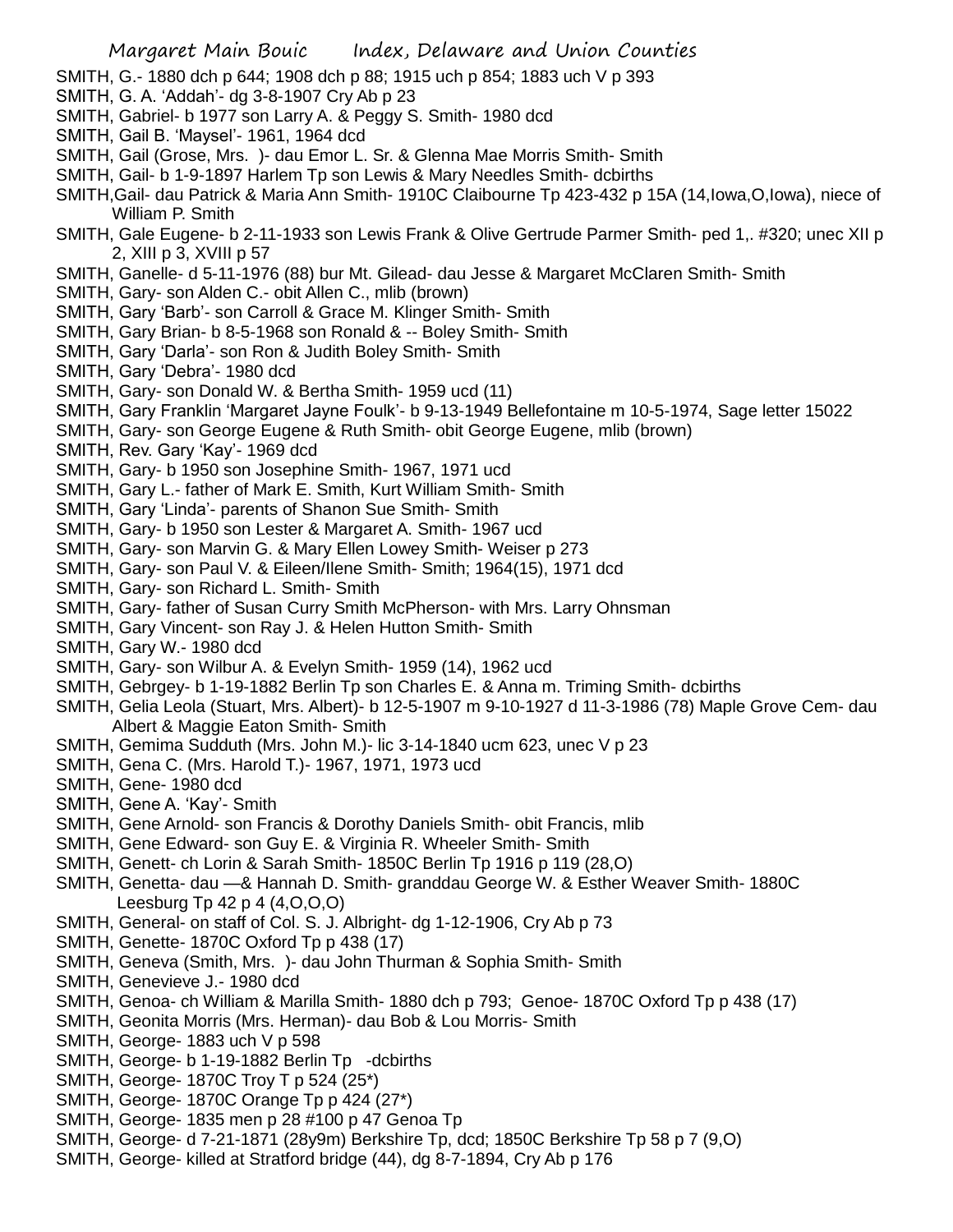SMITH, G.- 1880 dch p 644; 1908 dch p 88; 1915 uch p 854; 1883 uch V p 393

SMITH, G. A. 'Addah'- dg 3-8-1907 Cry Ab p 23

SMITH, Gabriel- b 1977 son Larry A. & Peggy S. Smith- 1980 dcd

SMITH, Gail B. 'Maysel'- 1961, 1964 dcd

SMITH, Gail (Grose, Mrs. )- dau Emor L. Sr. & Glenna Mae Morris Smith- Smith

SMITH, Gail- b 1-9-1897 Harlem Tp son Lewis & Mary Needles Smith- dcbirths

SMITH,Gail- dau Patrick & Maria Ann Smith- 1910C Claibourne Tp 423-432 p 15A (14,Iowa,O,Iowa), niece of William P. Smith

SMITH, Gale Eugene- b 2-11-1933 son Lewis Frank & Olive Gertrude Parmer Smith- ped 1,. #320; unec XII p 2, XIII p 3, XVIII p 57

SMITH, Ganelle- d 5-11-1976 (88) bur Mt. Gilead- dau Jesse & Margaret McClaren Smith- Smith

SMITH, Gary- son Alden C.- obit Allen C., mlib (brown)

SMITH, Gary 'Barb'- son Carroll & Grace M. Klinger Smith- Smith

SMITH, Gary Brian- b 8-5-1968 son Ronald & -- Boley Smith- Smith

SMITH, Gary 'Darla'- son Ron & Judith Boley Smith- Smith

SMITH, Gary 'Debra'- 1980 dcd

SMITH, Gary- son Donald W. & Bertha Smith- 1959 ucd (11)

SMITH, Gary Franklin 'Margaret Jayne Foulk'- b 9-13-1949 Bellefontaine m 10-5-1974, Sage letter 15022

SMITH, Gary- son George Eugene & Ruth Smith- obit George Eugene, mlib (brown)

SMITH, Rev. Gary 'Kay'- 1969 dcd

SMITH, Gary- b 1950 son Josephine Smith- 1967, 1971 ucd

SMITH, Gary L.- father of Mark E. Smith, Kurt William Smith- Smith

SMITH, Gary 'Linda'- parents of Shanon Sue Smith- Smith

SMITH, Gary- b 1950 son Lester & Margaret A. Smith- 1967 ucd

SMITH, Gary- son Marvin G. & Mary Ellen Lowey Smith- Weiser p 273

SMITH, Gary- son Paul V. & Eileen/Ilene Smith- Smith; 1964(15), 1971 dcd

SMITH, Gary- son Richard L. Smith- Smith

SMITH, Gary- father of Susan Curry Smith McPherson- with Mrs. Larry Ohnsman

SMITH, Gary Vincent- son Ray J. & Helen Hutton Smith- Smith

SMITH, Gary W.- 1980 dcd

SMITH, Gary- son Wilbur A. & Evelyn Smith- 1959 (14), 1962 ucd

SMITH, Gebrgey- b 1-19-1882 Berlin Tp son Charles E. & Anna m. Triming Smith- dcbirths

SMITH, Gelia Leola (Stuart, Mrs. Albert)- b 12-5-1907 m 9-10-1927 d 11-3-1986 (78) Maple Grove Cem- dau Albert & Maggie Eaton Smith- Smith

SMITH, Gemima Sudduth (Mrs. John M.)- lic 3-14-1840 ucm 623, unec V p 23

SMITH, Gena C. (Mrs. Harold T.)- 1967, 1971, 1973 ucd

SMITH, Gene- 1980 dcd

SMITH, Gene A. 'Kay'- Smith

SMITH, Gene Arnold- son Francis & Dorothy Daniels Smith- obit Francis, mlib

SMITH, Gene Edward- son Guy E. & Virginia R. Wheeler Smith- Smith

SMITH, Genett- ch Lorin & Sarah Smith- 1850C Berlin Tp 1916 p 119 (28,O)

SMITH, Genetta- dau —& Hannah D. Smith- granddau George W. & Esther Weaver Smith- 1880C Leesburg Tp 42 p 4 (4,O,O,O)

SMITH, General- on staff of Col. S. J. Albright- dg 1-12-1906, Cry Ab p 73

SMITH, Genette- 1870C Oxford Tp p 438 (17)

SMITH, Geneva (Smith, Mrs. )- dau John Thurman & Sophia Smith- Smith

SMITH, Genevieve J.- 1980 dcd

SMITH, Genoa- ch William & Marilla Smith- 1880 dch p 793; Genoe- 1870C Oxford Tp p 438 (17)

SMITH, Geonita Morris (Mrs. Herman)- dau Bob & Lou Morris- Smith

SMITH, George- 1883 uch V p 598

SMITH, George- b 1-19-1882 Berlin Tp -dcbirths

SMITH, George- 1870C Troy T p 524 (25*)

SMITH, George- 1870C Orange Tp p 424 (27*)

SMITH, George- 1835 men p 28 #100 p 47 Genoa Tp

SMITH, George- d 7-21-1871 (28y9m) Berkshire Tp, dcd; 1850C Berkshire Tp 58 p 7 (9,O)

SMITH, George- killed at Stratford bridge (44), dg 8-7-1894, Cry Ab p 176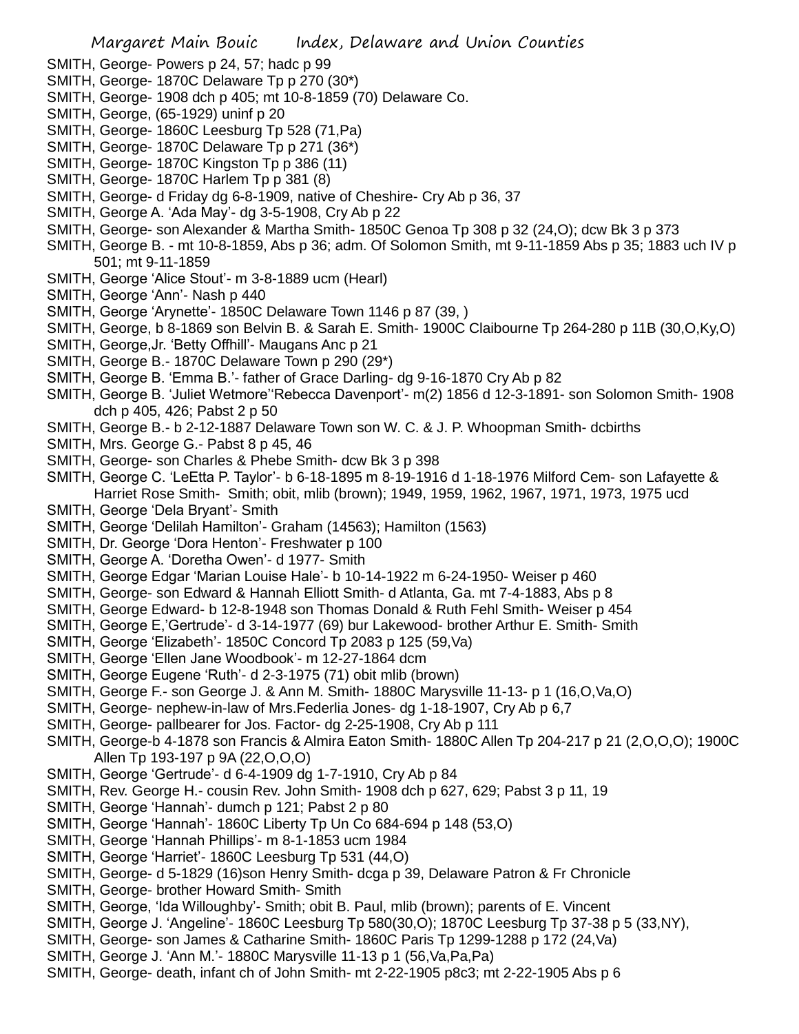SMITH, George- Powers p 24, 57; hadc p 99
SMITH, George- 1870C Delaware Tp p 270 (30*)
SMITH, George- 1908 dch p 405; mt 10-8-1859 (70) Delaware Co.
SMITH, George, (65-1929) uninf p 20
SMITH, George- 1860C Leesburg Tp 528 (71,Pa)
SMITH, George- 1870C Delaware Tp p 271 (36*)
SMITH, George- 1870C Kingston Tp p 386 (11)
SMITH, George- 1870C Harlem Tp p 381 (8)
SMITH, George- d Friday dg 6-8-1909, native of Cheshire- Cry Ab p 36, 37
SMITH, George A. 'Ada May'- dg 3-5-1908, Cry Ab p 22
SMITH, George- son Alexander & Martha Smith- 1850C Genoa Tp 308 p 32 (24,O); dcw Bk 3 p 373
SMITH, George B. - mt 10-8-1859, Abs p 36; adm. Of Solomon Smith, mt 9-11-1859 Abs p 35; 1883 uch IV p 501; mt 9-11-1859
SMITH, George 'Alice Stout'- m 3-8-1889 ucm (Hearl)
SMITH, George 'Ann'- Nash p 440
SMITH, George 'Arynette'- 1850C Delaware Town 1146 p 87 (39, )
SMITH, George, b 8-1869 son Belvin B. & Sarah E. Smith- 1900C Claibourne Tp 264-280 p 11B (30,O,Ky,O)
SMITH, George,Jr. 'Betty Offhill'- Maugans Anc p 21
SMITH, George B.- 1870C Delaware Town p 290 (29*)
SMITH, George B. 'Emma B.'- father of Grace Darling- dg 9-16-1870 Cry Ab p 82
SMITH, George B. 'Juliet Wetmore''Rebecca Davenport'- m(2) 1856 d 12-3-1891- son Solomon Smith- 1908 dch p 405, 426; Pabst 2 p 50
SMITH, George B.- b 2-12-1887 Delaware Town son W. C. & J. P. Whoopman Smith- dcbirths
SMITH, Mrs. George G.- Pabst 8 p 45, 46
SMITH, George- son Charles & Phebe Smith- dcw Bk 3 p 398
SMITH, George C. 'LeEtta P. Taylor'- b 6-18-1895 m 8-19-1916 d 1-18-1976 Milford Cem- son Lafayette & Harriet Rose Smith- Smith; obit, mlib (brown); 1949, 1959, 1962, 1967, 1971, 1973, 1975 ucd
SMITH, George 'Dela Bryant'- Smith
SMITH, George 'Delilah Hamilton'- Graham (14563); Hamilton (1563)
SMITH, Dr. George 'Dora Henton'- Freshwater p 100
SMITH, George A. 'Doretha Owen'- d 1977- Smith
SMITH, George Edgar 'Marian Louise Hale'- b 10-14-1922 m 6-24-1950- Weiser p 460
SMITH, George- son Edward & Hannah Elliott Smith- d Atlanta, Ga. mt 7-4-1883, Abs p 8
SMITH, George Edward- b 12-8-1948 son Thomas Donald & Ruth Fehl Smith- Weiser p 454
SMITH, George E,'Gertrude'- d 3-14-1977 (69) bur Lakewood- brother Arthur E. Smith- Smith
SMITH, George 'Elizabeth'- 1850C Concord Tp 2083 p 125 (59,Va)
SMITH, George 'Ellen Jane Woodbook'- m 12-27-1864 dcm
SMITH, George Eugene 'Ruth'- d 2-3-1975 (71) obit mlib (brown)
SMITH, George F.- son George J. & Ann M. Smith- 1880C Marysville 11-13- p 1 (16,O,Va,O)
SMITH, George- nephew-in-law of Mrs.Federlia Jones- dg 1-18-1907, Cry Ab p 6,7
SMITH, George- pallbearer for Jos. Factor- dg 2-25-1908, Cry Ab p 111
SMITH, George-b 4-1878 son Francis & Almira Eaton Smith- 1880C Allen Tp 204-217 p 21 (2,O,O,O); 1900C Allen Tp 193-197 p 9A (22,O,O,O)
SMITH, George 'Gertrude'- d 6-4-1909 dg 1-7-1910, Cry Ab p 84
SMITH, Rev. George H.- cousin Rev. John Smith- 1908 dch p 627, 629; Pabst 3 p 11, 19
SMITH, George 'Hannah'- dumch p 121; Pabst 2 p 80
SMITH, George 'Hannah'- 1860C Liberty Tp Un Co 684-694 p 148 (53,O)
SMITH, George 'Hannah Phillips'- m 8-1-1853 ucm 1984
SMITH, George 'Harriet'- 1860C Leesburg Tp 531 (44,O)
SMITH, George- d 5-1829 (16)son Henry Smith- dcga p 39, Delaware Patron & Fr Chronicle
SMITH, George- brother Howard Smith- Smith
SMITH, George, 'Ida Willoughby'- Smith; obit B. Paul, mlib (brown); parents of E. Vincent
SMITH, George J. 'Angeline'- 1860C Leesburg Tp 580(30,O); 1870C Leesburg Tp 37-38 p 5 (33,NY),
SMITH, George- son James & Catharine Smith- 1860C Paris Tp 1299-1288 p 172 (24,Va)
SMITH, George J. 'Ann M.'- 1880C Marysville 11-13 p 1 (56,Va,Pa,Pa)
SMITH, George- death, infant ch of John Smith- mt 2-22-1905 p8c3; mt 2-22-1905 Abs p 6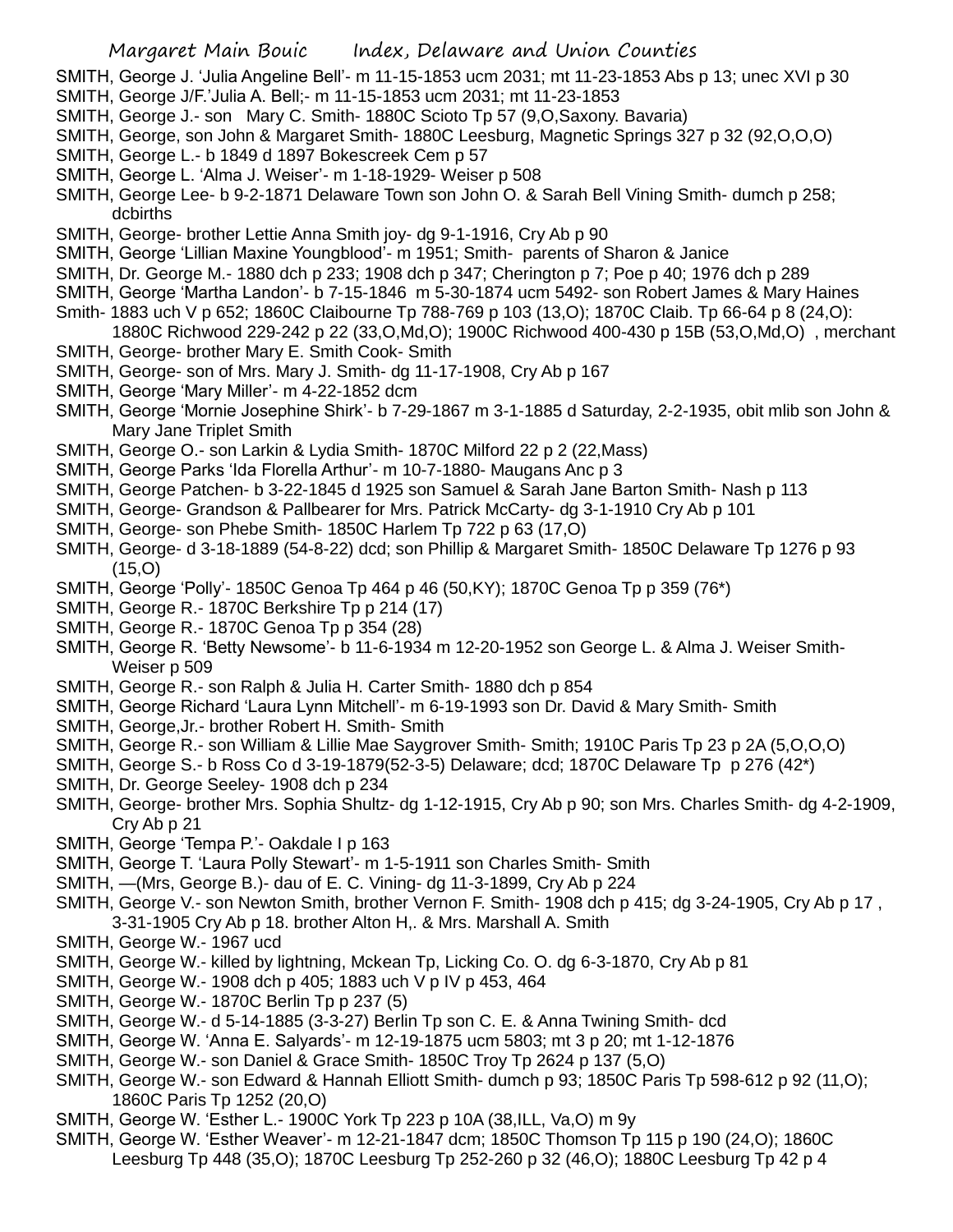SMITH, George J. 'Julia Angeline Bell'- m 11-15-1853 ucm 2031; mt 11-23-1853 Abs p 13; unec XVI p 30

SMITH, George J/F.'Julia A. Bell;- m 11-15-1853 ucm 2031; mt 11-23-1853

SMITH, George J.- son Mary C. Smith- 1880C Scioto Tp 57 (9,O,Saxony. Bavaria)

SMITH, George, son John & Margaret Smith- 1880C Leesburg, Magnetic Springs 327 p 32 (92,O,O,O)

SMITH, George L.- b 1849 d 1897 Bokescreek Cem p 57

SMITH, George L. 'Alma J. Weiser'- m 1-18-1929- Weiser p 508

SMITH, George Lee- b 9-2-1871 Delaware Town son John O. & Sarah Bell Vining Smith- dumch p 258; dcbirths

SMITH, George- brother Lettie Anna Smith joy- dg 9-1-1916, Cry Ab p 90

SMITH, George 'Lillian Maxine Youngblood'- m 1951; Smith- parents of Sharon & Janice

SMITH, Dr. George M.- 1880 dch p 233; 1908 dch p 347; Cherington p 7; Poe p 40; 1976 dch p 289

SMITH, George 'Martha Landon'- b 7-15-1846 m 5-30-1874 ucm 5492- son Robert James & Mary Haines Smith- 1883 uch V p 652; 1860C Claibourne Tp 788-769 p 103 (13,O); 1870C Claib. Tp 66-64 p 8 (24,O): 1880C Richwood 229-242 p 22 (33,O,Md,O); 1900C Richwood 400-430 p 15B (53,O,Md,O) , merchant

SMITH, George- brother Mary E. Smith Cook- Smith

SMITH, George- son of Mrs. Mary J. Smith- dg 11-17-1908, Cry Ab p 167

SMITH, George 'Mary Miller'- m 4-22-1852 dcm

SMITH, George 'Mornie Josephine Shirk'- b 7-29-1867 m 3-1-1885 d Saturday, 2-2-1935, obit mlib son John & Mary Jane Triplet Smith

SMITH, George O.- son Larkin & Lydia Smith- 1870C Milford 22 p 2 (22,Mass)

SMITH, George Parks 'Ida Florella Arthur'- m 10-7-1880- Maugans Anc p 3

SMITH, George Patchen- b 3-22-1845 d 1925 son Samuel & Sarah Jane Barton Smith- Nash p 113

SMITH, George- Grandson & Pallbearer for Mrs. Patrick McCarty- dg 3-1-1910 Cry Ab p 101

SMITH, George- son Phebe Smith- 1850C Harlem Tp 722 p 63 (17,O)

SMITH, George- d 3-18-1889 (54-8-22) dcd; son Phillip & Margaret Smith- 1850C Delaware Tp 1276 p 93 (15,O)

SMITH, George 'Polly'- 1850C Genoa Tp 464 p 46 (50,KY); 1870C Genoa Tp p 359 (76*)

SMITH, George R.- 1870C Berkshire Tp p 214 (17)

SMITH, George R.- 1870C Genoa Tp p 354 (28)

SMITH, George R. 'Betty Newsome'- b 11-6-1934 m 12-20-1952 son George L. & Alma J. Weiser Smith- Weiser p 509

SMITH, George R.- son Ralph & Julia H. Carter Smith- 1880 dch p 854

SMITH, George Richard 'Laura Lynn Mitchell'- m 6-19-1993 son Dr. David & Mary Smith- Smith

SMITH, George,Jr.- brother Robert H. Smith- Smith

SMITH, George R.- son William & Lillie Mae Saygrover Smith- Smith; 1910C Paris Tp 23 p 2A (5,O,O,O)

SMITH, George S.- b Ross Co d 3-19-1879(52-3-5) Delaware; dcd; 1870C Delaware Tp p 276 (42*)

SMITH, Dr. George Seeley- 1908 dch p 234

SMITH, George- brother Mrs. Sophia Shultz- dg 1-12-1915, Cry Ab p 90; son Mrs. Charles Smith- dg 4-2-1909, Cry Ab p 21

SMITH, George 'Tempa P.'- Oakdale I p 163

SMITH, George T. 'Laura Polly Stewart'- m 1-5-1911 son Charles Smith- Smith

SMITH, —(Mrs, George B.)- dau of E. C. Vining- dg 11-3-1899, Cry Ab p 224

SMITH, George V.- son Newton Smith, brother Vernon F. Smith- 1908 dch p 415; dg 3-24-1905, Cry Ab p 17 , 3-31-1905 Cry Ab p 18. brother Alton H,. & Mrs. Marshall A. Smith

SMITH, George W.- 1967 ucd

SMITH, George W.- killed by lightning, Mckean Tp, Licking Co. O. dg 6-3-1870, Cry Ab p 81

SMITH, George W.- 1908 dch p 405; 1883 uch V p IV p 453, 464

SMITH, George W.- 1870C Berlin Tp p 237 (5)

SMITH, George W.- d 5-14-1885 (3-3-27) Berlin Tp son C. E. & Anna Twining Smith- dcd

SMITH, George W. 'Anna E. Salyards'- m 12-19-1875 ucm 5803; mt 3 p 20; mt 1-12-1876

SMITH, George W.- son Daniel & Grace Smith- 1850C Troy Tp 2624 p 137 (5,O)

SMITH, George W.- son Edward & Hannah Elliott Smith- dumch p 93; 1850C Paris Tp 598-612 p 92 (11,O); 1860C Paris Tp 1252 (20,O)

SMITH, George W. 'Esther L.- 1900C York Tp 223 p 10A (38,ILL, Va,O) m 9y

SMITH, George W. 'Esther Weaver'- m 12-21-1847 dcm; 1850C Thomson Tp 115 p 190 (24,O); 1860C Leesburg Tp 448 (35,O); 1870C Leesburg Tp 252-260 p 32 (46,O); 1880C Leesburg Tp 42 p 4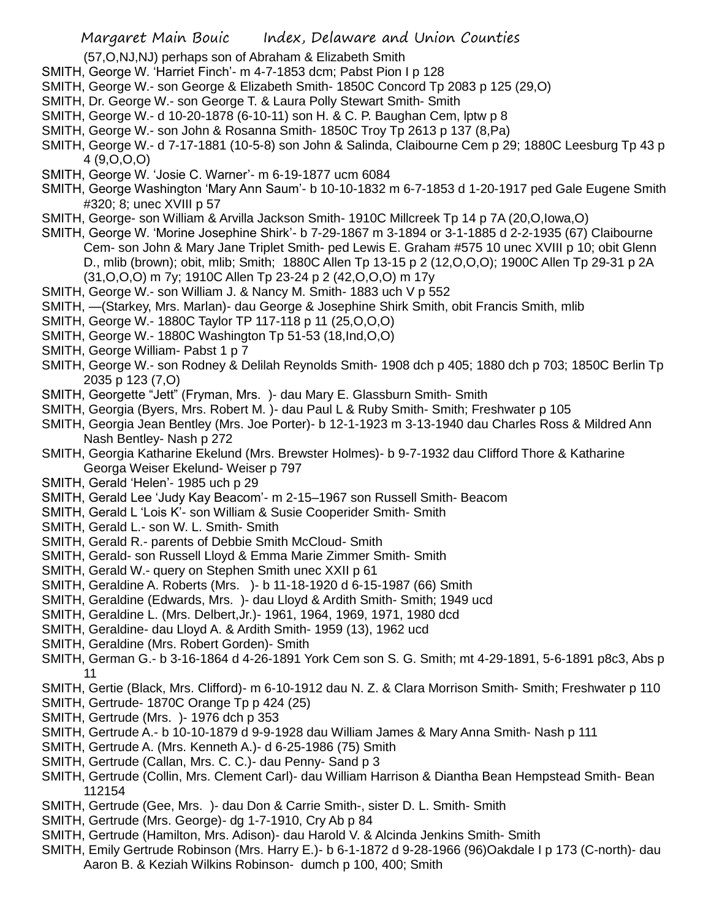(57,O,NJ,NJ) perhaps son of Abraham & Elizabeth Smith

SMITH, George W. 'Harriet Finch'- m 4-7-1853 dcm; Pabst Pion I p 128

SMITH, George W.- son George & Elizabeth Smith- 1850C Concord Tp 2083 p 125 (29,O)

SMITH, Dr. George W.- son George T. & Laura Polly Stewart Smith- Smith

SMITH, George W.- d 10-20-1878 (6-10-11) son H. & C. P. Baughan Cem, lptw p 8

SMITH, George W.- son John & Rosanna Smith- 1850C Troy Tp 2613 p 137 (8,Pa)

SMITH, George W.- d 7-17-1881 (10-5-8) son John & Salinda, Claibourne Cem p 29; 1880C Leesburg Tp 43 p 4 (9,O,O,O)

SMITH, George W. 'Josie C. Warner'- m 6-19-1877 ucm 6084

SMITH, George Washington 'Mary Ann Saum'- b 10-10-1832 m 6-7-1853 d 1-20-1917 ped Gale Eugene Smith #320; 8; unec XVIII p 57

SMITH, George- son William & Arvilla Jackson Smith- 1910C Millcreek Tp 14 p 7A (20,O,Iowa,O)

SMITH, George W. 'Morine Josephine Shirk'- b 7-29-1867 m 3-1894 or 3-1-1885 d 2-2-1935 (67) Claibourne Cem- son John & Mary Jane Triplet Smith- ped Lewis E. Graham #575 10 unec XVIII p 10; obit Glenn D., mlib (brown); obit, mlib; Smith; 1880C Allen Tp 13-15 p 2 (12,O,O,O); 1900C Allen Tp 29-31 p 2A (31,O,O,O) m 7y; 1910C Allen Tp 23-24 p 2 (42,O,O,O) m 17y

SMITH, George W.- son William J. & Nancy M. Smith- 1883 uch V p 552

SMITH, —(Starkey, Mrs. Marlan)- dau George & Josephine Shirk Smith, obit Francis Smith, mlib

SMITH, George W.- 1880C Taylor TP 117-118 p 11 (25,O,O,O)

SMITH, George W.- 1880C Washington Tp 51-53 (18,Ind,O,O)

SMITH, George William- Pabst 1 p 7

SMITH, George W.- son Rodney & Delilah Reynolds Smith- 1908 dch p 405; 1880 dch p 703; 1850C Berlin Tp 2035 p 123 (7,O)

SMITH, Georgette "Jett" (Fryman, Mrs. )- dau Mary E. Glassburn Smith- Smith

SMITH, Georgia (Byers, Mrs. Robert M. )- dau Paul L & Ruby Smith- Smith; Freshwater p 105

SMITH, Georgia Jean Bentley (Mrs. Joe Porter)- b 12-1-1923 m 3-13-1940 dau Charles Ross & Mildred Ann Nash Bentley- Nash p 272

SMITH, Georgia Katharine Ekelund (Mrs. Brewster Holmes)- b 9-7-1932 dau Clifford Thore & Katharine Georga Weiser Ekelund- Weiser p 797

SMITH, Gerald 'Helen'- 1985 uch p 29

SMITH, Gerald Lee 'Judy Kay Beacom'- m 2-15–1967 son Russell Smith- Beacom

SMITH, Gerald L 'Lois K'- son William & Susie Cooperider Smith- Smith

SMITH, Gerald L.- son W. L. Smith- Smith

SMITH, Gerald R.- parents of Debbie Smith McCloud- Smith

SMITH, Gerald- son Russell Lloyd & Emma Marie Zimmer Smith- Smith

SMITH, Gerald W.- query on Stephen Smith unec XXII p 61

SMITH, Geraldine A. Roberts (Mrs. )- b 11-18-1920 d 6-15-1987 (66) Smith

SMITH, Geraldine (Edwards, Mrs. )- dau Lloyd & Ardith Smith- Smith; 1949 ucd

SMITH, Geraldine L. (Mrs. Delbert,Jr.)- 1961, 1964, 1969, 1971, 1980 dcd

SMITH, Geraldine- dau Lloyd A. & Ardith Smith- 1959 (13), 1962 ucd

SMITH, Geraldine (Mrs. Robert Gorden)- Smith

SMITH, German G.- b 3-16-1864 d 4-26-1891 York Cem son S. G. Smith; mt 4-29-1891, 5-6-1891 p8c3, Abs p 11

SMITH, Gertie (Black, Mrs. Clifford)- m 6-10-1912 dau N. Z. & Clara Morrison Smith- Smith; Freshwater p 110

SMITH, Gertrude- 1870C Orange Tp p 424 (25)

SMITH, Gertrude (Mrs. )- 1976 dch p 353

SMITH, Gertrude A.- b 10-10-1879 d 9-9-1928 dau William James & Mary Anna Smith- Nash p 111

SMITH, Gertrude A. (Mrs. Kenneth A.)- d 6-25-1986 (75) Smith

SMITH, Gertrude (Callan, Mrs. C. C.)- dau Penny- Sand p 3

SMITH, Gertrude (Collin, Mrs. Clement Carl)- dau William Harrison & Diantha Bean Hempstead Smith- Bean 112154

SMITH, Gertrude (Gee, Mrs. )- dau Don & Carrie Smith-, sister D. L. Smith- Smith

SMITH, Gertrude (Mrs. George)- dg 1-7-1910, Cry Ab p 84

SMITH, Gertrude (Hamilton, Mrs. Adison)- dau Harold V. & Alcinda Jenkins Smith- Smith

SMITH, Emily Gertrude Robinson (Mrs. Harry E.)- b 6-1-1872 d 9-28-1966 (96)Oakdale I p 173 (C-north)- dau Aaron B. & Keziah Wilkins Robinson- dumch p 100, 400; Smith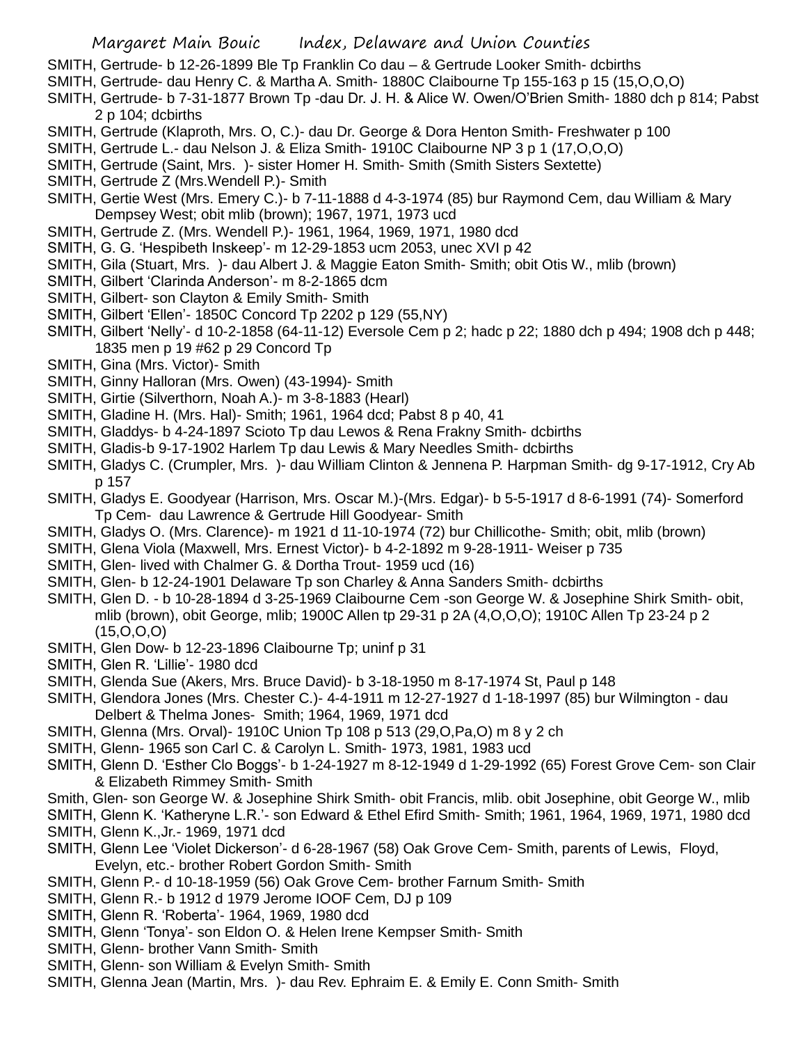SMITH, Gertrude- b 12-26-1899 Ble Tp Franklin Co dau – & Gertrude Looker Smith- dcbirths

SMITH, Gertrude- dau Henry C. & Martha A. Smith- 1880C Claibourne Tp 155-163 p 15 (15,O,O,O)

SMITH, Gertrude- b 7-31-1877 Brown Tp -dau Dr. J. H. & Alice W. Owen/O'Brien Smith- 1880 dch p 814; Pabst 2 p 104; dcbirths

SMITH, Gertrude (Klaproth, Mrs. O, C.)- dau Dr. George & Dora Henton Smith- Freshwater p 100

SMITH, Gertrude L.- dau Nelson J. & Eliza Smith- 1910C Claibourne NP 3 p 1 (17,O,O,O)

SMITH, Gertrude (Saint, Mrs. )- sister Homer H. Smith- Smith (Smith Sisters Sextette)

SMITH, Gertrude Z (Mrs.Wendell P.)- Smith

SMITH, Gertie West (Mrs. Emery C.)- b 7-11-1888 d 4-3-1974 (85) bur Raymond Cem, dau William & Mary Dempsey West; obit mlib (brown); 1967, 1971, 1973 ucd

SMITH, Gertrude Z. (Mrs. Wendell P.)- 1961, 1964, 1969, 1971, 1980 dcd

SMITH, G. G. 'Hespibeth Inskeep'- m 12-29-1853 ucm 2053, unec XVI p 42

SMITH, Gila (Stuart, Mrs. )- dau Albert J. & Maggie Eaton Smith- Smith; obit Otis W., mlib (brown)

SMITH, Gilbert 'Clarinda Anderson'- m 8-2-1865 dcm

SMITH, Gilbert- son Clayton & Emily Smith- Smith

SMITH, Gilbert 'Ellen'- 1850C Concord Tp 2202 p 129 (55,NY)

SMITH, Gilbert 'Nelly'- d 10-2-1858 (64-11-12) Eversole Cem p 2; hadc p 22; 1880 dch p 494; 1908 dch p 448; 1835 men p 19 #62 p 29 Concord Tp

SMITH, Gina (Mrs. Victor)- Smith

SMITH, Ginny Halloran (Mrs. Owen) (43-1994)- Smith

SMITH, Girtie (Silverthorn, Noah A.)- m 3-8-1883 (Hearl)

SMITH, Gladine H. (Mrs. Hal)- Smith; 1961, 1964 dcd; Pabst 8 p 40, 41

SMITH, Gladdys- b 4-24-1897 Scioto Tp dau Lewos & Rena Frakny Smith- dcbirths

SMITH, Gladis-b 9-17-1902 Harlem Tp dau Lewis & Mary Needles Smith- dcbirths

SMITH, Gladys C. (Crumpler, Mrs. )- dau William Clinton & Jennena P. Harpman Smith- dg 9-17-1912, Cry Ab p 157

SMITH, Gladys E. Goodyear (Harrison, Mrs. Oscar M.)-(Mrs. Edgar)- b 5-5-1917 d 8-6-1991 (74)- Somerford Tp Cem- dau Lawrence & Gertrude Hill Goodyear- Smith

SMITH, Gladys O. (Mrs. Clarence)- m 1921 d 11-10-1974 (72) bur Chillicothe- Smith; obit, mlib (brown)

SMITH, Glena Viola (Maxwell, Mrs. Ernest Victor)- b 4-2-1892 m 9-28-1911- Weiser p 735

SMITH, Glen- lived with Chalmer G. & Dortha Trout- 1959 ucd (16)

SMITH, Glen- b 12-24-1901 Delaware Tp son Charley & Anna Sanders Smith- dcbirths

SMITH, Glen D. - b 10-28-1894 d 3-25-1969 Claibourne Cem -son George W. & Josephine Shirk Smith- obit, mlib (brown), obit George, mlib; 1900C Allen tp 29-31 p 2A (4,O,O,O); 1910C Allen Tp 23-24 p 2 (15,O,O,O)

SMITH, Glen Dow- b 12-23-1896 Claibourne Tp; uninf p 31

SMITH, Glen R. 'Lillie'- 1980 dcd

SMITH, Glenda Sue (Akers, Mrs. Bruce David)- b 3-18-1950 m 8-17-1974 St, Paul p 148

SMITH, Glendora Jones (Mrs. Chester C.)- 4-4-1911 m 12-27-1927 d 1-18-1997 (85) bur Wilmington - dau Delbert & Thelma Jones- Smith; 1964, 1969, 1971 dcd

SMITH, Glenna (Mrs. Orval)- 1910C Union Tp 108 p 513 (29,O,Pa,O) m 8 y 2 ch

SMITH, Glenn- 1965 son Carl C. & Carolyn L. Smith- 1973, 1981, 1983 ucd

SMITH, Glenn D. 'Esther Clo Boggs'- b 1-24-1927 m 8-12-1949 d 1-29-1992 (65) Forest Grove Cem- son Clair & Elizabeth Rimmey Smith- Smith

Smith, Glen- son George W. & Josephine Shirk Smith- obit Francis, mlib. obit Josephine, obit George W., mlib

SMITH, Glenn K. 'Katheryne L.R.'- son Edward & Ethel Efird Smith- Smith; 1961, 1964, 1969, 1971, 1980 dcd

SMITH, Glenn K.,Jr.- 1969, 1971 dcd

SMITH, Glenn Lee 'Violet Dickerson'- d 6-28-1967 (58) Oak Grove Cem- Smith, parents of Lewis, Floyd, Evelyn, etc.- brother Robert Gordon Smith- Smith

SMITH, Glenn P.- d 10-18-1959 (56) Oak Grove Cem- brother Farnum Smith- Smith

SMITH, Glenn R.- b 1912 d 1979 Jerome IOOF Cem, DJ p 109

SMITH, Glenn R. 'Roberta'- 1964, 1969, 1980 dcd

SMITH, Glenn 'Tonya'- son Eldon O. & Helen Irene Kempser Smith- Smith

SMITH, Glenn- brother Vann Smith- Smith

SMITH, Glenn- son William & Evelyn Smith- Smith

SMITH, Glenna Jean (Martin, Mrs. )- dau Rev. Ephraim E. & Emily E. Conn Smith- Smith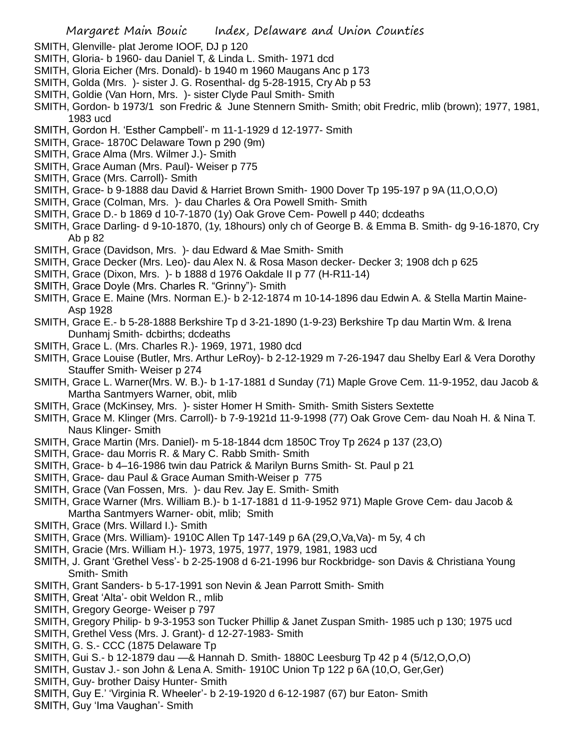SMITH, Glenville- plat Jerome IOOF, DJ p 120

SMITH, Gloria- b 1960- dau Daniel T, & Linda L. Smith- 1971 dcd

SMITH, Gloria Eicher (Mrs. Donald)- b 1940 m 1960 Maugans Anc p 173

SMITH, Golda (Mrs. )- sister J. G. Rosenthal- dg 5-28-1915, Cry Ab p 53

SMITH, Goldie (Van Horn, Mrs. )- sister Clyde Paul Smith- Smith

SMITH, Gordon- b 1973/1 son Fredric & June Stennern Smith- Smith; obit Fredric, mlib (brown); 1977, 1981, 1983 ucd

SMITH, Gordon H. 'Esther Campbell'- m 11-1-1929 d 12-1977- Smith

SMITH, Grace- 1870C Delaware Town p 290 (9m)

SMITH, Grace Alma (Mrs. Wilmer J.)- Smith

SMITH, Grace Auman (Mrs. Paul)- Weiser p 775

SMITH, Grace (Mrs. Carroll)- Smith

SMITH, Grace- b 9-1888 dau David & Harriet Brown Smith- 1900 Dover Tp 195-197 p 9A (11,O,O,O)

SMITH, Grace (Colman, Mrs. )- dau Charles & Ora Powell Smith- Smith

SMITH, Grace D.- b 1869 d 10-7-1870 (1y) Oak Grove Cem- Powell p 440; dcdeaths

SMITH, Grace Darling- d 9-10-1870, (1y, 18hours) only ch of George B. & Emma B. Smith- dg 9-16-1870, Cry Ab p 82

SMITH, Grace (Davidson, Mrs. )- dau Edward & Mae Smith- Smith

SMITH, Grace Decker (Mrs. Leo)- dau Alex N. & Rosa Mason decker- Decker 3; 1908 dch p 625

SMITH, Grace (Dixon, Mrs. )- b 1888 d 1976 Oakdale II p 77 (H-R11-14)

SMITH, Grace Doyle (Mrs. Charles R. "Grinny")- Smith

SMITH, Grace E. Maine (Mrs. Norman E.)- b 2-12-1874 m 10-14-1896 dau Edwin A. & Stella Martin Maine- Asp 1928

SMITH, Grace E.- b 5-28-1888 Berkshire Tp d 3-21-1890 (1-9-23) Berkshire Tp dau Martin Wm. & Irena Dunhamj Smith- dcbirths; dcdeaths

SMITH, Grace L. (Mrs. Charles R.)- 1969, 1971, 1980 dcd

SMITH, Grace Louise (Butler, Mrs. Arthur LeRoy)- b 2-12-1929 m 7-26-1947 dau Shelby Earl & Vera Dorothy Stauffer Smith- Weiser p 274

SMITH, Grace L. Warner(Mrs. W. B.)- b 1-17-1881 d Sunday (71) Maple Grove Cem. 11-9-1952, dau Jacob & Martha Santmyers Warner, obit, mlib

SMITH, Grace (McKinsey, Mrs. )- sister Homer H Smith- Smith- Smith Sisters Sextette

SMITH, Grace M. Klinger (Mrs. Carroll)- b 7-9-1921d 11-9-1998 (77) Oak Grove Cem- dau Noah H. & Nina T. Naus Klinger- Smith

SMITH, Grace Martin (Mrs. Daniel)- m 5-18-1844 dcm 1850C Troy Tp 2624 p 137 (23,O)

SMITH, Grace- dau Morris R. & Mary C. Rabb Smith- Smith

SMITH, Grace- b 4–16-1986 twin dau Patrick & Marilyn Burns Smith- St. Paul p 21

SMITH, Grace- dau Paul & Grace Auman Smith-Weiser p 775

SMITH, Grace (Van Fossen, Mrs. )- dau Rev. Jay E. Smith- Smith

SMITH, Grace Warner (Mrs. William B.)- b 1-17-1881 d 11-9-1952 971) Maple Grove Cem- dau Jacob & Martha Santmyers Warner- obit, mlib; Smith

SMITH, Grace (Mrs. Willard I.)- Smith

SMITH, Grace (Mrs. William)- 1910C Allen Tp 147-149 p 6A (29,O,Va,Va)- m 5y, 4 ch

SMITH, Gracie (Mrs. William H.)- 1973, 1975, 1977, 1979, 1981, 1983 ucd

SMITH, J. Grant 'Grethel Vess'- b 2-25-1908 d 6-21-1996 bur Rockbridge- son Davis & Christiana Young Smith- Smith

SMITH, Grant Sanders- b 5-17-1991 son Nevin & Jean Parrott Smith- Smith

SMITH, Great 'Alta'- obit Weldon R., mlib

SMITH, Gregory George- Weiser p 797

SMITH, Gregory Philip- b 9-3-1953 son Tucker Phillip & Janet Zuspan Smith- 1985 uch p 130; 1975 ucd

SMITH, Grethel Vess (Mrs. J. Grant)- d 12-27-1983- Smith

SMITH, G. S.- CCC (1875 Delaware Tp

SMITH, Gui S.- b 12-1879 dau —& Hannah D. Smith- 1880C Leesburg Tp 42 p 4 (5/12,O,O,O)

SMITH, Gustav J.- son John & Lena A. Smith- 1910C Union Tp 122 p 6A (10,O, Ger,Ger)

SMITH, Guy- brother Daisy Hunter- Smith

SMITH, Guy E.' 'Virginia R. Wheeler'- b 2-19-1920 d 6-12-1987 (67) bur Eaton- Smith

SMITH, Guy 'Ima Vaughan'- Smith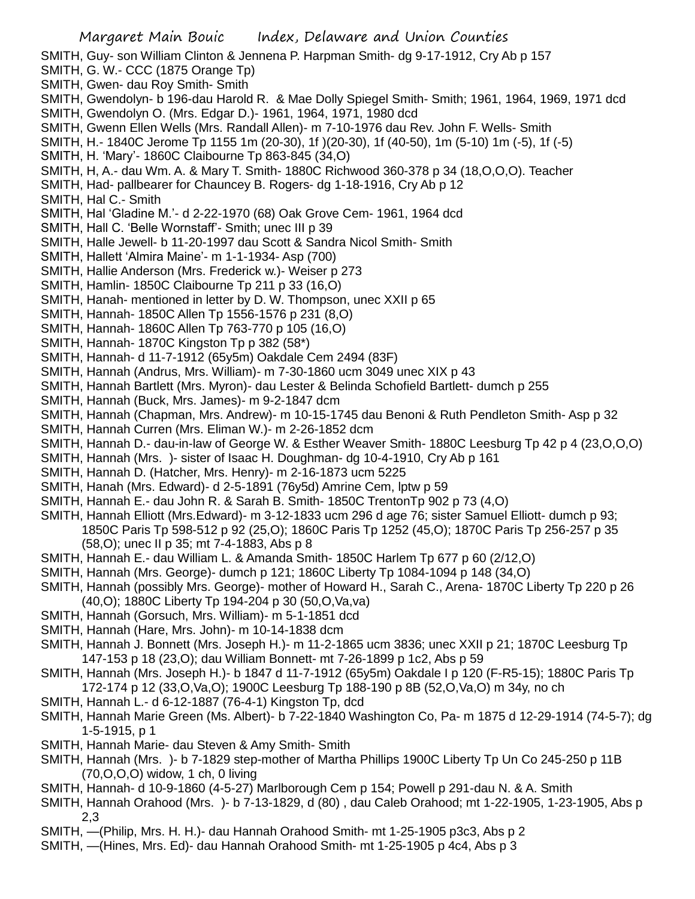SMITH, Guy- son William Clinton & Jennena P. Harpman Smith- dg 9-17-1912, Cry Ab p 157

SMITH, G. W.- CCC (1875 Orange Tp)

SMITH, Gwen- dau Roy Smith- Smith

SMITH, Gwendolyn- b 196-dau Harold R. & Mae Dolly Spiegel Smith- Smith; 1961, 1964, 1969, 1971 dcd

SMITH, Gwendolyn O. (Mrs. Edgar D.)- 1961, 1964, 1971, 1980 dcd

SMITH, Gwenn Ellen Wells (Mrs. Randall Allen)- m 7-10-1976 dau Rev. John F. Wells- Smith

SMITH, H.- 1840C Jerome Tp 1155 1m (20-30), 1f )(20-30), 1f (40-50), 1m (5-10) 1m (-5), 1f (-5)

SMITH, H. 'Mary'- 1860C Claibourne Tp 863-845 (34,O)

SMITH, H, A.- dau Wm. A. & Mary T. Smith- 1880C Richwood 360-378 p 34 (18,O,O,O). Teacher

SMITH, Had- pallbearer for Chauncey B. Rogers- dg 1-18-1916, Cry Ab p 12

SMITH, Hal C.- Smith

SMITH, Hal 'Gladine M.'- d 2-22-1970 (68) Oak Grove Cem- 1961, 1964 dcd

SMITH, Hall C. 'Belle Wornstaff'- Smith; unec III p 39

SMITH, Halle Jewell- b 11-20-1997 dau Scott & Sandra Nicol Smith- Smith

SMITH, Hallett 'Almira Maine'- m 1-1-1934- Asp (700)

SMITH, Hallie Anderson (Mrs. Frederick w.)- Weiser p 273

SMITH, Hamlin- 1850C Claibourne Tp 211 p 33 (16,O)

SMITH, Hanah- mentioned in letter by D. W. Thompson, unec XXII p 65

SMITH, Hannah- 1850C Allen Tp 1556-1576 p 231 (8,O)

SMITH, Hannah- 1860C Allen Tp 763-770 p 105 (16,O)

SMITH, Hannah- 1870C Kingston Tp p 382 (58*)

SMITH, Hannah- d 11-7-1912 (65y5m) Oakdale Cem 2494 (83F)

SMITH, Hannah (Andrus, Mrs. William)- m 7-30-1860 ucm 3049 unec XIX p 43

SMITH, Hannah Bartlett (Mrs. Myron)- dau Lester & Belinda Schofield Bartlett- dumch p 255

SMITH, Hannah (Buck, Mrs. James)- m 9-2-1847 dcm

SMITH, Hannah (Chapman, Mrs. Andrew)- m 10-15-1745 dau Benoni & Ruth Pendleton Smith- Asp p 32

SMITH, Hannah Curren (Mrs. Eliman W.)- m 2-26-1852 dcm

SMITH, Hannah D.- dau-in-law of George W. & Esther Weaver Smith- 1880C Leesburg Tp 42 p 4 (23,O,O,O)

SMITH, Hannah (Mrs. )- sister of Isaac H. Doughman- dg 10-4-1910, Cry Ab p 161

SMITH, Hannah D. (Hatcher, Mrs. Henry)- m 2-16-1873 ucm 5225

SMITH, Hanah (Mrs. Edward)- d 2-5-1891 (76y5d) Amrine Cem, lptw p 59

SMITH, Hannah E.- dau John R. & Sarah B. Smith- 1850C TrentonTp 902 p 73 (4,O)

SMITH, Hannah Elliott (Mrs.Edward)- m 3-12-1833 ucm 296 d age 76; sister Samuel Elliott- dumch p 93; 1850C Paris Tp 598-512 p 92 (25,O); 1860C Paris Tp 1252 (45,O); 1870C Paris Tp 256-257 p 35 (58,O); unec II p 35; mt 7-4-1883, Abs p 8

SMITH, Hannah E.- dau William L. & Amanda Smith- 1850C Harlem Tp 677 p 60 (2/12,O)

SMITH, Hannah (Mrs. George)- dumch p 121; 1860C Liberty Tp 1084-1094 p 148 (34,O)

SMITH, Hannah (possibly Mrs. George)- mother of Howard H., Sarah C., Arena- 1870C Liberty Tp 220 p 26 (40,O); 1880C Liberty Tp 194-204 p 30 (50,O,Va,va)

SMITH, Hannah (Gorsuch, Mrs. William)- m 5-1-1851 dcd

SMITH, Hannah (Hare, Mrs. John)- m 10-14-1838 dcm

SMITH, Hannah J. Bonnett (Mrs. Joseph H.)- m 11-2-1865 ucm 3836; unec XXII p 21; 1870C Leesburg Tp 147-153 p 18 (23,O); dau William Bonnett- mt 7-26-1899 p 1c2, Abs p 59

SMITH, Hannah (Mrs. Joseph H.)- b 1847 d 11-7-1912 (65y5m) Oakdale I p 120 (F-R5-15); 1880C Paris Tp 172-174 p 12 (33,O,Va,O); 1900C Leesburg Tp 188-190 p 8B (52,O,Va,O) m 34y, no ch

SMITH, Hannah L.- d 6-12-1887 (76-4-1) Kingston Tp, dcd

SMITH, Hannah Marie Green (Ms. Albert)- b 7-22-1840 Washington Co, Pa- m 1875 d 12-29-1914 (74-5-7); dg 1-5-1915, p 1

SMITH, Hannah Marie- dau Steven & Amy Smith- Smith

SMITH, Hannah (Mrs. )- b 7-1829 step-mother of Martha Phillips 1900C Liberty Tp Un Co 245-250 p 11B (70,O,O,O) widow, 1 ch, 0 living

SMITH, Hannah- d 10-9-1860 (4-5-27) Marlborough Cem p 154; Powell p 291-dau N. & A. Smith

SMITH, Hannah Orahood (Mrs. )- b 7-13-1829, d (80) , dau Caleb Orahood; mt 1-22-1905, 1-23-1905, Abs p 2,3

SMITH, —(Philip, Mrs. H. H.)- dau Hannah Orahood Smith- mt 1-25-1905 p3c3, Abs p 2

SMITH, —(Hines, Mrs. Ed)- dau Hannah Orahood Smith- mt 1-25-1905 p 4c4, Abs p 3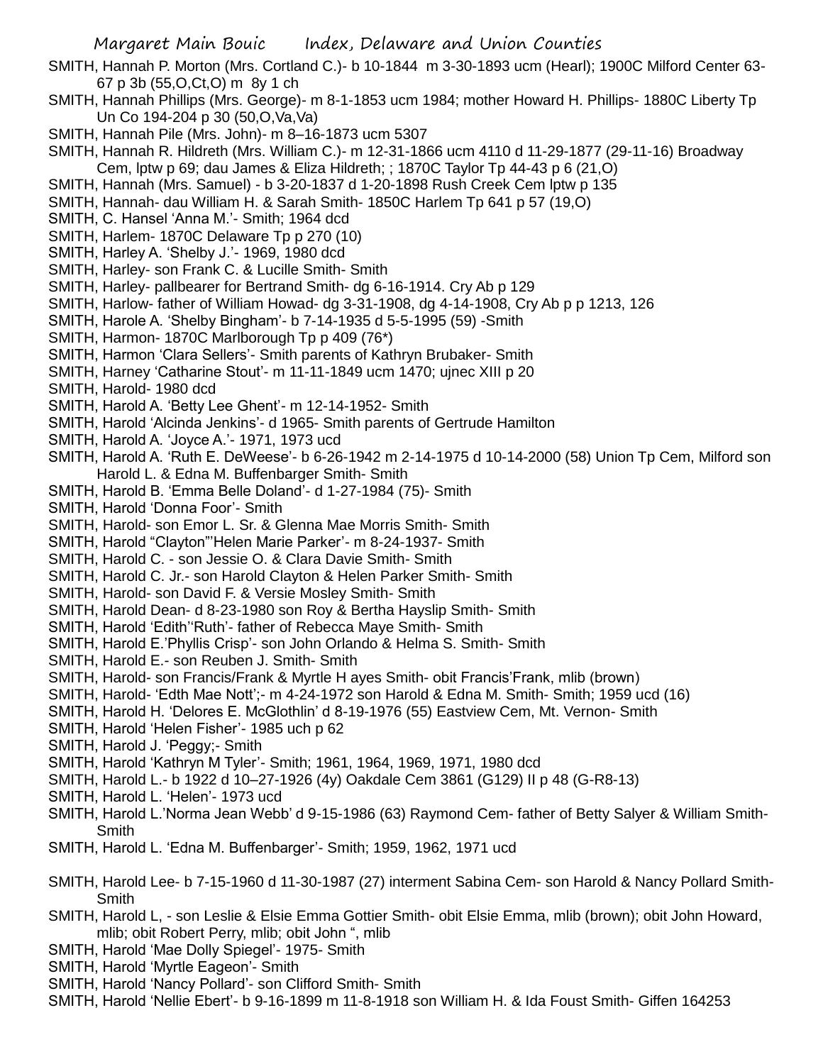SMITH, Hannah P. Morton (Mrs. Cortland C.)- b 10-1844 m 3-30-1893 ucm (Hearl); 1900C Milford Center 63-67 p 3b (55,O,Ct,O) m 8y 1 ch

SMITH, Hannah Phillips (Mrs. George)- m 8-1-1853 ucm 1984; mother Howard H. Phillips- 1880C Liberty Tp Un Co 194-204 p 30 (50,O,Va,Va)

SMITH, Hannah Pile (Mrs. John)- m 8–16-1873 ucm 5307

SMITH, Hannah R. Hildreth (Mrs. William C.)- m 12-31-1866 ucm 4110 d 11-29-1877 (29-11-16) Broadway Cem, lptw p 69; dau James & Eliza Hildreth; ; 1870C Taylor Tp 44-43 p 6 (21,O)

SMITH, Hannah (Mrs. Samuel) - b 3-20-1837 d 1-20-1898 Rush Creek Cem lptw p 135

SMITH, Hannah- dau William H. & Sarah Smith- 1850C Harlem Tp 641 p 57 (19,O)

SMITH, C. Hansel 'Anna M.'- Smith; 1964 dcd

SMITH, Harlem- 1870C Delaware Tp p 270 (10)

SMITH, Harley A. 'Shelby J.'- 1969, 1980 dcd

SMITH, Harley- son Frank C. & Lucille Smith- Smith

SMITH, Harley- pallbearer for Bertrand Smith- dg 6-16-1914. Cry Ab p 129

SMITH, Harlow- father of William Howad- dg 3-31-1908, dg 4-14-1908, Cry Ab p p 1213, 126

SMITH, Harole A. 'Shelby Bingham'- b 7-14-1935 d 5-5-1995 (59) -Smith

SMITH, Harmon- 1870C Marlborough Tp p 409 (76*)

SMITH, Harmon 'Clara Sellers'- Smith parents of Kathryn Brubaker- Smith

SMITH, Harney 'Catharine Stout'- m 11-11-1849 ucm 1470; ujnec XIII p 20

SMITH, Harold- 1980 dcd

SMITH, Harold A. 'Betty Lee Ghent'- m 12-14-1952- Smith

SMITH, Harold 'Alcinda Jenkins'- d 1965- Smith parents of Gertrude Hamilton

SMITH, Harold A. 'Joyce A.'- 1971, 1973 ucd

SMITH, Harold A. 'Ruth E. DeWeese'- b 6-26-1942 m 2-14-1975 d 10-14-2000 (58) Union Tp Cem, Milford son Harold L. & Edna M. Buffenbarger Smith- Smith

SMITH, Harold B. 'Emma Belle Doland'- d 1-27-1984 (75)- Smith

SMITH, Harold 'Donna Foor'- Smith

SMITH, Harold- son Emor L. Sr. & Glenna Mae Morris Smith- Smith

SMITH, Harold "Clayton"'Helen Marie Parker'- m 8-24-1937- Smith

SMITH, Harold C. - son Jessie O. & Clara Davie Smith- Smith

SMITH, Harold C. Jr.- son Harold Clayton & Helen Parker Smith- Smith

SMITH, Harold- son David F. & Versie Mosley Smith- Smith

SMITH, Harold Dean- d 8-23-1980 son Roy & Bertha Hayslip Smith- Smith

SMITH, Harold 'Edith''Ruth'- father of Rebecca Maye Smith- Smith

SMITH, Harold E.'Phyllis Crisp'- son John Orlando & Helma S. Smith- Smith

SMITH, Harold E.- son Reuben J. Smith- Smith

SMITH, Harold- son Francis/Frank & Myrtle H ayes Smith- obit Francis'Frank, mlib (brown)

SMITH, Harold- 'Edth Mae Nott';- m 4-24-1972 son Harold & Edna M. Smith- Smith; 1959 ucd (16)

SMITH, Harold H. 'Delores E. McGlothlin' d 8-19-1976 (55) Eastview Cem, Mt. Vernon- Smith

SMITH, Harold 'Helen Fisher'- 1985 uch p 62

SMITH, Harold J. 'Peggy;- Smith

SMITH, Harold 'Kathryn M Tyler'- Smith; 1961, 1964, 1969, 1971, 1980 dcd

SMITH, Harold L.- b 1922 d 10–27-1926 (4y) Oakdale Cem 3861 (G129) II p 48 (G-R8-13)

SMITH, Harold L. 'Helen'- 1973 ucd

SMITH, Harold L.'Norma Jean Webb' d 9-15-1986 (63) Raymond Cem- father of Betty Salyer & William Smith- Smith

SMITH, Harold L. 'Edna M. Buffenbarger'- Smith; 1959, 1962, 1971 ucd

SMITH, Harold Lee- b 7-15-1960 d 11-30-1987 (27) interment Sabina Cem- son Harold & Nancy Pollard Smith- Smith

SMITH, Harold L, - son Leslie & Elsie Emma Gottier Smith- obit Elsie Emma, mlib (brown); obit John Howard, mlib; obit Robert Perry, mlib; obit John ", mlib

SMITH, Harold 'Mae Dolly Spiegel'- 1975- Smith

SMITH, Harold 'Myrtle Eageon'- Smith

SMITH, Harold 'Nancy Pollard'- son Clifford Smith- Smith

SMITH, Harold 'Nellie Ebert'- b 9-16-1899 m 11-8-1918 son William H. & Ida Foust Smith- Giffen 164253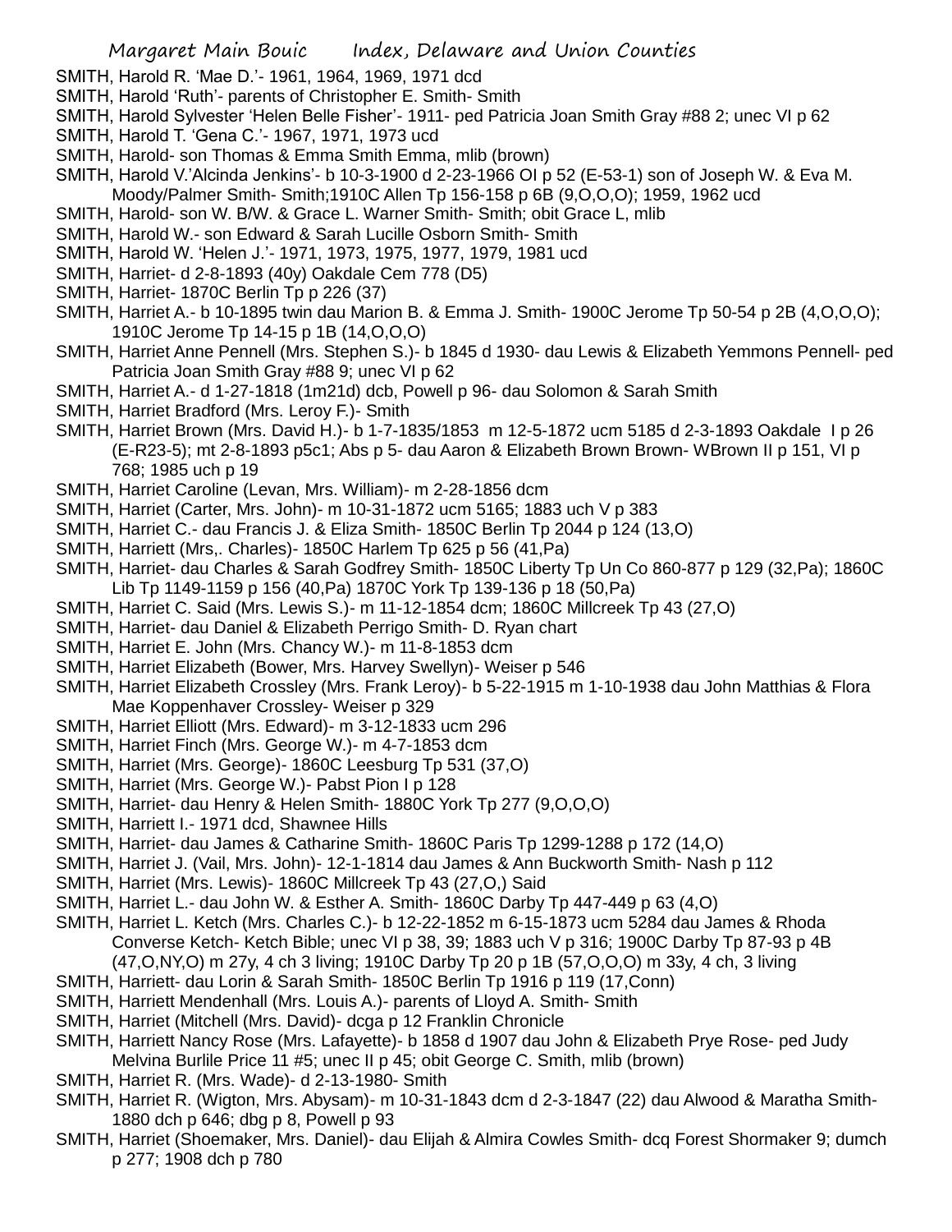SMITH, Harold R. 'Mae D.'- 1961, 1964, 1969, 1971 dcd

SMITH, Harold 'Ruth'- parents of Christopher E. Smith- Smith

SMITH, Harold Sylvester 'Helen Belle Fisher'- 1911- ped Patricia Joan Smith Gray #88 2; unec VI p 62

SMITH, Harold T. 'Gena C.'- 1967, 1971, 1973 ucd

SMITH, Harold- son Thomas & Emma Smith Emma, mlib (brown)

SMITH, Harold V.'Alcinda Jenkins'- b 10-3-1900 d 2-23-1966 OI p 52 (E-53-1) son of Joseph W. & Eva M. Moody/Palmer Smith- Smith;1910C Allen Tp 156-158 p 6B (9,O,O,O); 1959, 1962 ucd

SMITH, Harold- son W. B/W. & Grace L. Warner Smith- Smith; obit Grace L, mlib

SMITH, Harold W.- son Edward & Sarah Lucille Osborn Smith- Smith

SMITH, Harold W. 'Helen J.'- 1971, 1973, 1975, 1977, 1979, 1981 ucd

SMITH, Harriet- d 2-8-1893 (40y) Oakdale Cem 778 (D5)

SMITH, Harriet- 1870C Berlin Tp p 226 (37)

SMITH, Harriet A.- b 10-1895 twin dau Marion B. & Emma J. Smith- 1900C Jerome Tp 50-54 p 2B (4,O,O,O); 1910C Jerome Tp 14-15 p 1B (14,O,O,O)

SMITH, Harriet Anne Pennell (Mrs. Stephen S.)- b 1845 d 1930- dau Lewis & Elizabeth Yemmons Pennell- ped Patricia Joan Smith Gray #88 9; unec VI p 62

SMITH, Harriet A.- d 1-27-1818 (1m21d) dcb, Powell p 96- dau Solomon & Sarah Smith

SMITH, Harriet Bradford (Mrs. Leroy F.)- Smith

SMITH, Harriet Brown (Mrs. David H.)- b 1-7-1835/1853 m 12-5-1872 ucm 5185 d 2-3-1893 Oakdale I p 26 (E-R23-5); mt 2-8-1893 p5c1; Abs p 5- dau Aaron & Elizabeth Brown Brown- WBrown II p 151, VI p 768; 1985 uch p 19

SMITH, Harriet Caroline (Levan, Mrs. William)- m 2-28-1856 dcm

SMITH, Harriet (Carter, Mrs. John)- m 10-31-1872 ucm 5165; 1883 uch V p 383

SMITH, Harriet C.- dau Francis J. & Eliza Smith- 1850C Berlin Tp 2044 p 124 (13,O)

SMITH, Harriett (Mrs,. Charles)- 1850C Harlem Tp 625 p 56 (41,Pa)

SMITH, Harriet- dau Charles & Sarah Godfrey Smith- 1850C Liberty Tp Un Co 860-877 p 129 (32,Pa); 1860C Lib Tp 1149-1159 p 156 (40,Pa) 1870C York Tp 139-136 p 18 (50,Pa)

SMITH, Harriet C. Said (Mrs. Lewis S.)- m 11-12-1854 dcm; 1860C Millcreek Tp 43 (27,O)

SMITH, Harriet- dau Daniel & Elizabeth Perrigo Smith- D. Ryan chart

SMITH, Harriet E. John (Mrs. Chancy W.)- m 11-8-1853 dcm

SMITH, Harriet Elizabeth (Bower, Mrs. Harvey Swellyn)- Weiser p 546

SMITH, Harriet Elizabeth Crossley (Mrs. Frank Leroy)- b 5-22-1915 m 1-10-1938 dau John Matthias & Flora Mae Koppenhaver Crossley- Weiser p 329

SMITH, Harriet Elliott (Mrs. Edward)- m 3-12-1833 ucm 296

SMITH, Harriet Finch (Mrs. George W.)- m 4-7-1853 dcm

SMITH, Harriet (Mrs. George)- 1860C Leesburg Tp 531 (37,O)

SMITH, Harriet (Mrs. George W.)- Pabst Pion I p 128

SMITH, Harriet- dau Henry & Helen Smith- 1880C York Tp 277 (9,O,O,O)

SMITH, Harriett I.- 1971 dcd, Shawnee Hills

SMITH, Harriet- dau James & Catharine Smith- 1860C Paris Tp 1299-1288 p 172 (14,O)

SMITH, Harriet J. (Vail, Mrs. John)- 12-1-1814 dau James & Ann Buckworth Smith- Nash p 112

SMITH, Harriet (Mrs. Lewis)- 1860C Millcreek Tp 43 (27,O,) Said

SMITH, Harriet L.- dau John W. & Esther A. Smith- 1860C Darby Tp 447-449 p 63 (4,O)

SMITH, Harriet L. Ketch (Mrs. Charles C.)- b 12-22-1852 m 6-15-1873 ucm 5284 dau James & Rhoda Converse Ketch- Ketch Bible; unec VI p 38, 39; 1883 uch V p 316; 1900C Darby Tp 87-93 p 4B (47,O,NY,O) m 27y, 4 ch 3 living; 1910C Darby Tp 20 p 1B (57,O,O,O) m 33y, 4 ch, 3 living

SMITH, Harriett- dau Lorin & Sarah Smith- 1850C Berlin Tp 1916 p 119 (17,Conn)

SMITH, Harriett Mendenhall (Mrs. Louis A.)- parents of Lloyd A. Smith- Smith

SMITH, Harriet (Mitchell (Mrs. David)- dcga p 12 Franklin Chronicle

SMITH, Harriett Nancy Rose (Mrs. Lafayette)- b 1858 d 1907 dau John & Elizabeth Prye Rose- ped Judy Melvina Burlile Price 11 #5; unec II p 45; obit George C. Smith, mlib (brown)

SMITH, Harriet R. (Mrs. Wade)- d 2-13-1980- Smith

SMITH, Harriet R. (Wigton, Mrs. Abysam)- m 10-31-1843 dcm d 2-3-1847 (22) dau Alwood & Maratha Smith- 1880 dch p 646; dbg p 8, Powell p 93

SMITH, Harriet (Shoemaker, Mrs. Daniel)- dau Elijah & Almira Cowles Smith- dcq Forest Shormaker 9; dumch p 277; 1908 dch p 780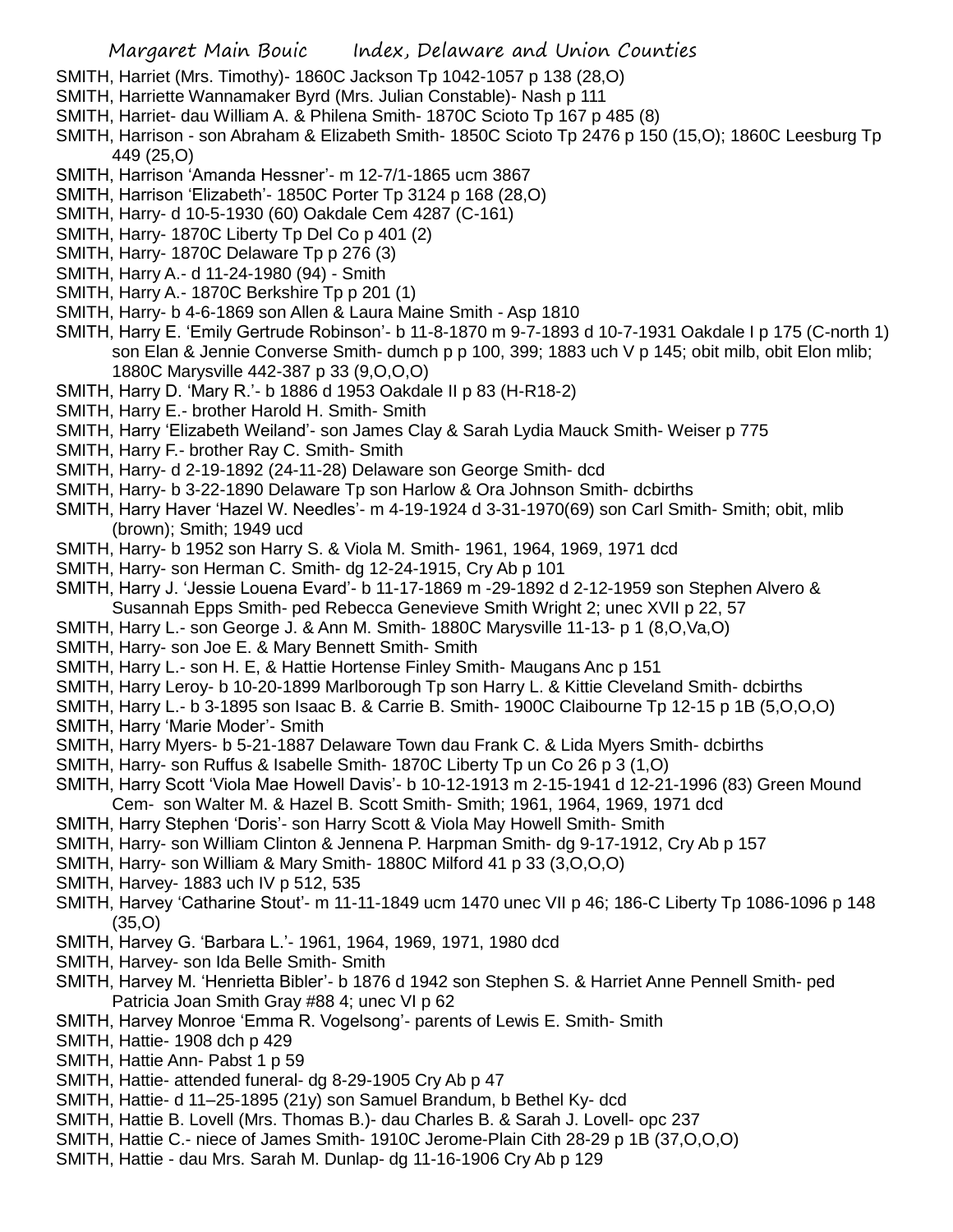SMITH, Harriet (Mrs. Timothy)- 1860C Jackson Tp 1042-1057 p 138 (28,O)

SMITH, Harriette Wannamaker Byrd (Mrs. Julian Constable)- Nash p 111

SMITH, Harriet- dau William A. & Philena Smith- 1870C Scioto Tp 167 p 485 (8)

SMITH, Harrison - son Abraham & Elizabeth Smith- 1850C Scioto Tp 2476 p 150 (15,O); 1860C Leesburg Tp 449 (25,O)

SMITH, Harrison 'Amanda Hessner'- m 12-7/1-1865 ucm 3867

SMITH, Harrison 'Elizabeth'- 1850C Porter Tp 3124 p 168 (28,O)

SMITH, Harry- d 10-5-1930 (60) Oakdale Cem 4287 (C-161)

SMITH, Harry- 1870C Liberty Tp Del Co p 401 (2)

SMITH, Harry- 1870C Delaware Tp p 276 (3)

SMITH, Harry A.- d 11-24-1980 (94) - Smith

SMITH, Harry A.- 1870C Berkshire Tp p 201 (1)

SMITH, Harry- b 4-6-1869 son Allen & Laura Maine Smith - Asp 1810

SMITH, Harry E. 'Emily Gertrude Robinson'- b 11-8-1870 m 9-7-1893 d 10-7-1931 Oakdale I p 175 (C-north 1) son Elan & Jennie Converse Smith- dumch p p 100, 399; 1883 uch V p 145; obit milb, obit Elon mlib; 1880C Marysville 442-387 p 33 (9,O,O,O)

SMITH, Harry D. 'Mary R.'- b 1886 d 1953 Oakdale II p 83 (H-R18-2)

SMITH, Harry E.- brother Harold H. Smith- Smith

SMITH, Harry 'Elizabeth Weiland'- son James Clay & Sarah Lydia Mauck Smith- Weiser p 775

SMITH, Harry F.- brother Ray C. Smith- Smith

SMITH, Harry- d 2-19-1892 (24-11-28) Delaware son George Smith- dcd

SMITH, Harry- b 3-22-1890 Delaware Tp son Harlow & Ora Johnson Smith- dcbirths

SMITH, Harry Haver 'Hazel W. Needles'- m 4-19-1924 d 3-31-1970(69) son Carl Smith- Smith; obit, mlib (brown); Smith; 1949 ucd

SMITH, Harry- b 1952 son Harry S. & Viola M. Smith- 1961, 1964, 1969, 1971 dcd

SMITH, Harry- son Herman C. Smith- dg 12-24-1915, Cry Ab p 101

SMITH, Harry J. 'Jessie Louena Evard'- b 11-17-1869 m -29-1892 d 2-12-1959 son Stephen Alvero & Susannah Epps Smith- ped Rebecca Genevieve Smith Wright 2; unec XVII p 22, 57

SMITH, Harry L.- son George J. & Ann M. Smith- 1880C Marysville 11-13- p 1 (8,O,Va,O)

SMITH, Harry- son Joe E. & Mary Bennett Smith- Smith

SMITH, Harry L.- son H. E, & Hattie Hortense Finley Smith- Maugans Anc p 151

SMITH, Harry Leroy- b 10-20-1899 Marlborough Tp son Harry L. & Kittie Cleveland Smith- dcbirths

SMITH, Harry L.- b 3-1895 son Isaac B. & Carrie B. Smith- 1900C Claibourne Tp 12-15 p 1B (5,O,O,O)

SMITH, Harry 'Marie Moder'- Smith

SMITH, Harry Myers- b 5-21-1887 Delaware Town dau Frank C. & Lida Myers Smith- dcbirths

SMITH, Harry- son Ruffus & Isabelle Smith- 1870C Liberty Tp un Co 26 p 3 (1,O)

SMITH, Harry Scott 'Viola Mae Howell Davis'- b 10-12-1913 m 2-15-1941 d 12-21-1996 (83) Green Mound Cem- son Walter M. & Hazel B. Scott Smith- Smith; 1961, 1964, 1969, 1971 dcd

SMITH, Harry Stephen 'Doris'- son Harry Scott & Viola May Howell Smith- Smith

SMITH, Harry- son William Clinton & Jennena P. Harpman Smith- dg 9-17-1912, Cry Ab p 157

SMITH, Harry- son William & Mary Smith- 1880C Milford 41 p 33 (3,O,O,O)

SMITH, Harvey- 1883 uch IV p 512, 535

SMITH, Harvey 'Catharine Stout'- m 11-11-1849 ucm 1470 unec VII p 46; 186-C Liberty Tp 1086-1096 p 148 (35,O)

SMITH, Harvey G. 'Barbara L.'- 1961, 1964, 1969, 1971, 1980 dcd

SMITH, Harvey- son Ida Belle Smith- Smith

SMITH, Harvey M. 'Henrietta Bibler'- b 1876 d 1942 son Stephen S. & Harriet Anne Pennell Smith- ped Patricia Joan Smith Gray #88 4; unec VI p 62

SMITH, Harvey Monroe 'Emma R. Vogelsong'- parents of Lewis E. Smith- Smith

SMITH, Hattie- 1908 dch p 429

SMITH, Hattie Ann- Pabst 1 p 59

SMITH, Hattie- attended funeral- dg 8-29-1905 Cry Ab p 47

SMITH, Hattie- d 11–25-1895 (21y) son Samuel Brandum, b Bethel Ky- dcd

SMITH, Hattie B. Lovell (Mrs. Thomas B.)- dau Charles B. & Sarah J. Lovell- opc 237

SMITH, Hattie C.- niece of James Smith- 1910C Jerome-Plain Cith 28-29 p 1B (37,O,O,O)

SMITH, Hattie - dau Mrs. Sarah M. Dunlap- dg 11-16-1906 Cry Ab p 129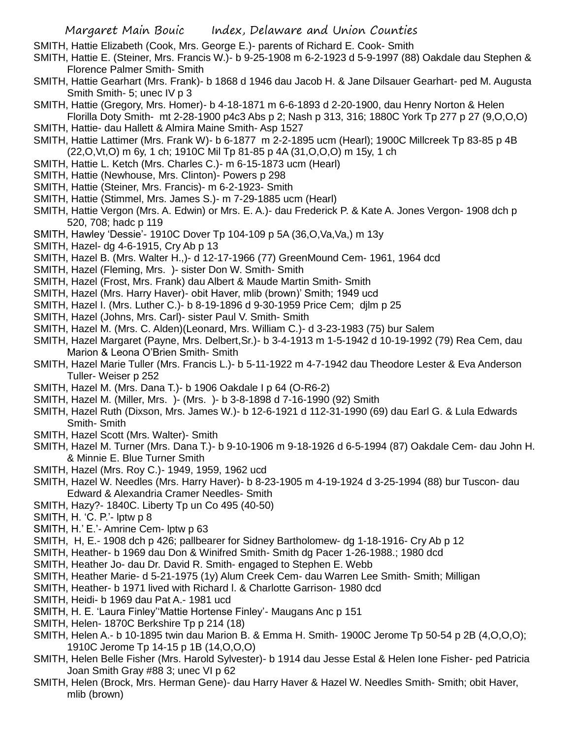SMITH, Hattie Elizabeth (Cook, Mrs. George E.)- parents of Richard E. Cook- Smith

SMITH, Hattie E. (Steiner, Mrs. Francis W.)- b 9-25-1908 m 6-2-1923 d 5-9-1997 (88) Oakdale dau Stephen & Florence Palmer Smith- Smith

SMITH, Hattie Gearhart (Mrs. Frank)- b 1868 d 1946 dau Jacob H. & Jane Dilsauer Gearhart- ped M. Augusta Smith Smith- 5; unec IV p 3

SMITH, Hattie (Gregory, Mrs. Homer)- b 4-18-1871 m 6-6-1893 d 2-20-1900, dau Henry Norton & Helen Florilla Doty Smith- mt 2-28-1900 p4c3 Abs p 2; Nash p 313, 316; 1880C York Tp 277 p 27 (9,O,O,O)

SMITH, Hattie- dau Hallett & Almira Maine Smith- Asp 1527

SMITH, Hattie Lattimer (Mrs. Frank W)- b 6-1877 m 2-2-1895 ucm (Hearl); 1900C Millcreek Tp 83-85 p 4B (22,O,Vt,O) m 6y, 1 ch; 1910C Mil Tp 81-85 p 4A (31,O,O,O) m 15y, 1 ch

SMITH, Hattie L. Ketch (Mrs. Charles C.)- m 6-15-1873 ucm (Hearl)

SMITH, Hattie (Newhouse, Mrs. Clinton)- Powers p 298

SMITH, Hattie (Steiner, Mrs. Francis)- m 6-2-1923- Smith

SMITH, Hattie (Stimmel, Mrs. James S.)- m 7-29-1885 ucm (Hearl)

SMITH, Hattie Vergon (Mrs. A. Edwin) or Mrs. E. A.)- dau Frederick P. & Kate A. Jones Vergon- 1908 dch p 520, 708; hadc p 119

SMITH, Hawley 'Dessie'- 1910C Dover Tp 104-109 p 5A (36,O,Va,Va,) m 13y

SMITH, Hazel- dg 4-6-1915, Cry Ab p 13

SMITH, Hazel B. (Mrs. Walter H.,)- d 12-17-1966 (77) GreenMound Cem- 1961, 1964 dcd

SMITH, Hazel (Fleming, Mrs. )- sister Don W. Smith- Smith

SMITH, Hazel (Frost, Mrs. Frank) dau Albert & Maude Martin Smith- Smith

SMITH, Hazel (Mrs. Harry Haver)- obit Haver, mlib (brown)' Smith; 1949 ucd

SMITH, Hazel I. (Mrs. Luther C.)- b 8-19-1896 d 9-30-1959 Price Cem; djlm p 25

SMITH, Hazel (Johns, Mrs. Carl)- sister Paul V. Smith- Smith

SMITH, Hazel M. (Mrs. C. Alden)(Leonard, Mrs. William C.)- d 3-23-1983 (75) bur Salem

SMITH, Hazel Margaret (Payne, Mrs. Delbert,Sr.)- b 3-4-1913 m 1-5-1942 d 10-19-1992 (79) Rea Cem, dau Marion & Leona O'Brien Smith- Smith

SMITH, Hazel Marie Tuller (Mrs. Francis L.)- b 5-11-1922 m 4-7-1942 dau Theodore Lester & Eva Anderson Tuller- Weiser p 252

SMITH, Hazel M. (Mrs. Dana T.)- b 1906 Oakdale I p 64 (O-R6-2)

SMITH, Hazel M. (Miller, Mrs. )- (Mrs. )- b 3-8-1898 d 7-16-1990 (92) Smith

SMITH, Hazel Ruth (Dixson, Mrs. James W.)- b 12-6-1921 d 112-31-1990 (69) dau Earl G. & Lula Edwards Smith- Smith

SMITH, Hazel Scott (Mrs. Walter)- Smith

SMITH, Hazel M. Turner (Mrs. Dana T.)- b 9-10-1906 m 9-18-1926 d 6-5-1994 (87) Oakdale Cem- dau John H. & Minnie E. Blue Turner Smith

SMITH, Hazel (Mrs. Roy C.)- 1949, 1959, 1962 ucd

SMITH, Hazel W. Needles (Mrs. Harry Haver)- b 8-23-1905 m 4-19-1924 d 3-25-1994 (88) bur Tuscon- dau Edward & Alexandria Cramer Needles- Smith

SMITH, Hazy?- 1840C. Liberty Tp un Co 495 (40-50)

SMITH, H. 'C. P.'- lptw p 8

SMITH, H.' E.'- Amrine Cem- lptw p 63

SMITH, H, E.- 1908 dch p 426; pallbearer for Sidney Bartholomew- dg 1-18-1916- Cry Ab p 12

SMITH, Heather- b 1969 dau Don & Winifred Smith- Smith dg Pacer 1-26-1988.; 1980 dcd

SMITH, Heather Jo- dau Dr. David R. Smith- engaged to Stephen E. Webb

SMITH, Heather Marie- d 5-21-1975 (1y) Alum Creek Cem- dau Warren Lee Smith- Smith; Milligan

SMITH, Heather- b 1971 lived with Richard l. & Charlotte Garrison- 1980 dcd

SMITH, Heidi- b 1969 dau Pat A.- 1981 ucd

SMITH, H. E. 'Laura Finley''Mattie Hortense Finley'- Maugans Anc p 151

SMITH, Helen- 1870C Berkshire Tp p 214 (18)

SMITH, Helen A.- b 10-1895 twin dau Marion B. & Emma H. Smith- 1900C Jerome Tp 50-54 p 2B (4,O,O,O); 1910C Jerome Tp 14-15 p 1B (14,O,O,O)

SMITH, Helen Belle Fisher (Mrs. Harold Sylvester)- b 1914 dau Jesse Estal & Helen Ione Fisher- ped Patricia Joan Smith Gray #88 3; unec VI p 62

SMITH, Helen (Brock, Mrs. Herman Gene)- dau Harry Haver & Hazel W. Needles Smith- Smith; obit Haver, mlib (brown)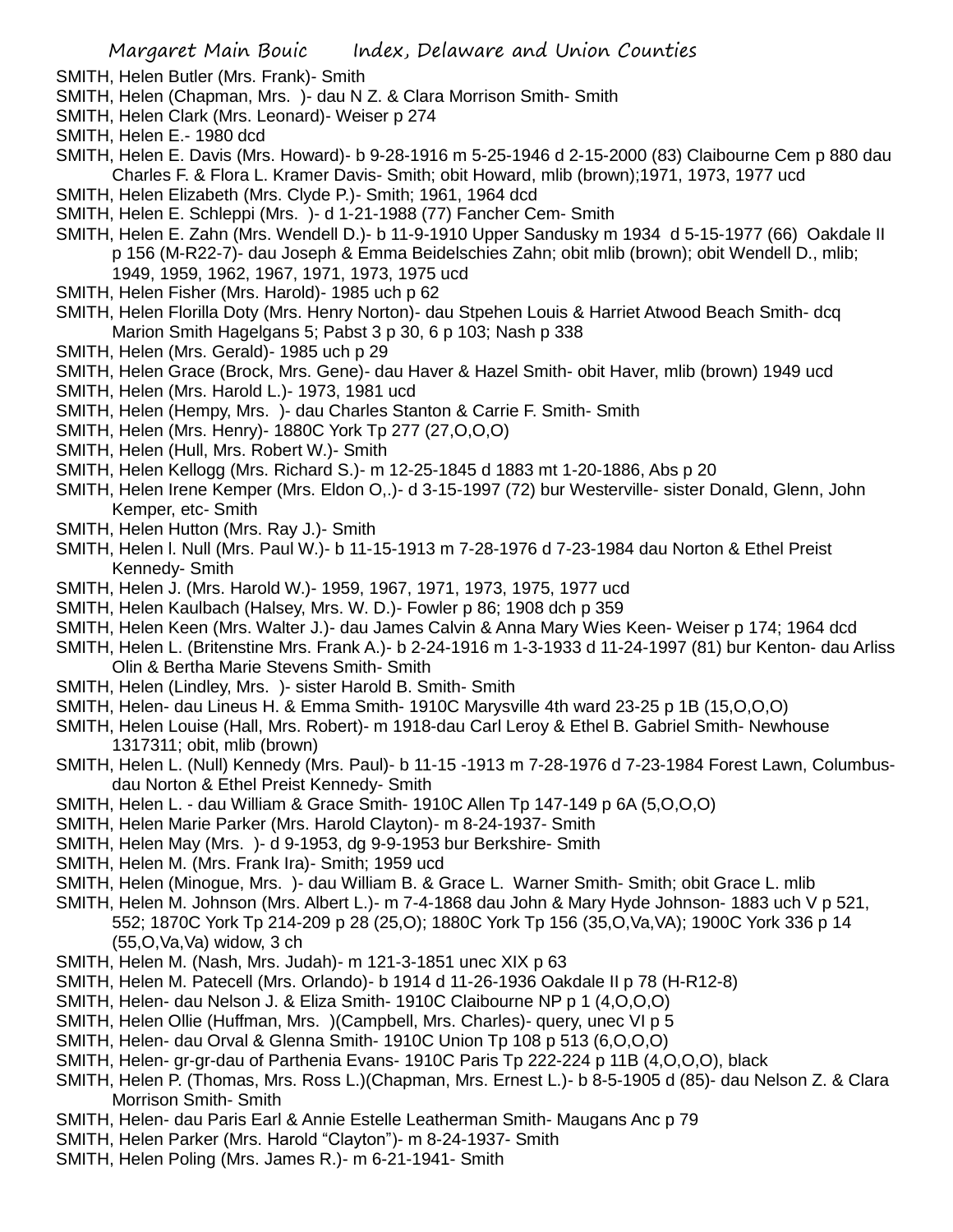SMITH, Helen Butler (Mrs. Frank)- Smith

SMITH, Helen (Chapman, Mrs. )- dau N Z. & Clara Morrison Smith- Smith

SMITH, Helen Clark (Mrs. Leonard)- Weiser p 274

SMITH, Helen E.- 1980 dcd

SMITH, Helen E. Davis (Mrs. Howard)- b 9-28-1916 m 5-25-1946 d 2-15-2000 (83) Claibourne Cem p 880 dau Charles F. & Flora L. Kramer Davis- Smith; obit Howard, mlib (brown);1971, 1973, 1977 ucd

SMITH, Helen Elizabeth (Mrs. Clyde P.)- Smith; 1961, 1964 dcd

SMITH, Helen E. Schleppi (Mrs. )- d 1-21-1988 (77) Fancher Cem- Smith

SMITH, Helen E. Zahn (Mrs. Wendell D.)- b 11-9-1910 Upper Sandusky m 1934 d 5-15-1977 (66) Oakdale II p 156 (M-R22-7)- dau Joseph & Emma Beidelschies Zahn; obit mlib (brown); obit Wendell D., mlib; 1949, 1959, 1962, 1967, 1971, 1973, 1975 ucd

SMITH, Helen Fisher (Mrs. Harold)- 1985 uch p 62

SMITH, Helen Florilla Doty (Mrs. Henry Norton)- dau Stpehen Louis & Harriet Atwood Beach Smith- dcq Marion Smith Hagelgans 5; Pabst 3 p 30, 6 p 103; Nash p 338

SMITH, Helen (Mrs. Gerald)- 1985 uch p 29

SMITH, Helen Grace (Brock, Mrs. Gene)- dau Haver & Hazel Smith- obit Haver, mlib (brown) 1949 ucd

SMITH, Helen (Mrs. Harold L.)- 1973, 1981 ucd

SMITH, Helen (Hempy, Mrs. )- dau Charles Stanton & Carrie F. Smith- Smith

SMITH, Helen (Mrs. Henry)- 1880C York Tp 277 (27,O,O,O)

SMITH, Helen (Hull, Mrs. Robert W.)- Smith

SMITH, Helen Kellogg (Mrs. Richard S.)- m 12-25-1845 d 1883 mt 1-20-1886, Abs p 20

SMITH, Helen Irene Kemper (Mrs. Eldon O,.)- d 3-15-1997 (72) bur Westerville- sister Donald, Glenn, John Kemper, etc- Smith

SMITH, Helen Hutton (Mrs. Ray J.)- Smith

SMITH, Helen l. Null (Mrs. Paul W.)- b 11-15-1913 m 7-28-1976 d 7-23-1984 dau Norton & Ethel Preist Kennedy- Smith

SMITH, Helen J. (Mrs. Harold W.)- 1959, 1967, 1971, 1973, 1975, 1977 ucd

SMITH, Helen Kaulbach (Halsey, Mrs. W. D.)- Fowler p 86; 1908 dch p 359

SMITH, Helen Keen (Mrs. Walter J.)- dau James Calvin & Anna Mary Wies Keen- Weiser p 174; 1964 dcd

SMITH, Helen L. (Britenstine Mrs. Frank A.)- b 2-24-1916 m 1-3-1933 d 11-24-1997 (81) bur Kenton- dau Arliss Olin & Bertha Marie Stevens Smith- Smith

SMITH, Helen (Lindley, Mrs. )- sister Harold B. Smith- Smith

SMITH, Helen- dau Lineus H. & Emma Smith- 1910C Marysville 4th ward 23-25 p 1B (15,O,O,O)

SMITH, Helen Louise (Hall, Mrs. Robert)- m 1918-dau Carl Leroy & Ethel B. Gabriel Smith- Newhouse 1317311; obit, mlib (brown)

SMITH, Helen L. (Null) Kennedy (Mrs. Paul)- b 11-15 -1913 m 7-28-1976 d 7-23-1984 Forest Lawn, Columbus- dau Norton & Ethel Preist Kennedy- Smith

SMITH, Helen L. - dau William & Grace Smith- 1910C Allen Tp 147-149 p 6A (5,O,O,O)

SMITH, Helen Marie Parker (Mrs. Harold Clayton)- m 8-24-1937- Smith

SMITH, Helen May (Mrs. )- d 9-1953, dg 9-9-1953 bur Berkshire- Smith

SMITH, Helen M. (Mrs. Frank Ira)- Smith; 1959 ucd

SMITH, Helen (Minogue, Mrs. )- dau William B. & Grace L. Warner Smith- Smith; obit Grace L. mlib

SMITH, Helen M. Johnson (Mrs. Albert L.)- m 7-4-1868 dau John & Mary Hyde Johnson- 1883 uch V p 521, 552; 1870C York Tp 214-209 p 28 (25,O); 1880C York Tp 156 (35,O,Va,VA); 1900C York 336 p 14 (55,O,Va,Va) widow, 3 ch

SMITH, Helen M. (Nash, Mrs. Judah)- m 121-3-1851 unec XIX p 63

SMITH, Helen M. Patecell (Mrs. Orlando)- b 1914 d 11-26-1936 Oakdale II p 78 (H-R12-8)

SMITH, Helen- dau Nelson J. & Eliza Smith- 1910C Claibourne NP p 1 (4,O,O,O)

SMITH, Helen Ollie (Huffman, Mrs. )(Campbell, Mrs. Charles)- query, unec VI p 5

SMITH, Helen- dau Orval & Glenna Smith- 1910C Union Tp 108 p 513 (6,O,O,O)

SMITH, Helen- gr-gr-dau of Parthenia Evans- 1910C Paris Tp 222-224 p 11B (4,O,O,O), black

SMITH, Helen P. (Thomas, Mrs. Ross L.)(Chapman, Mrs. Ernest L.)- b 8-5-1905 d (85)- dau Nelson Z. & Clara Morrison Smith- Smith

SMITH, Helen- dau Paris Earl & Annie Estelle Leatherman Smith- Maugans Anc p 79

SMITH, Helen Parker (Mrs. Harold "Clayton")- m 8-24-1937- Smith

SMITH, Helen Poling (Mrs. James R.)- m 6-21-1941- Smith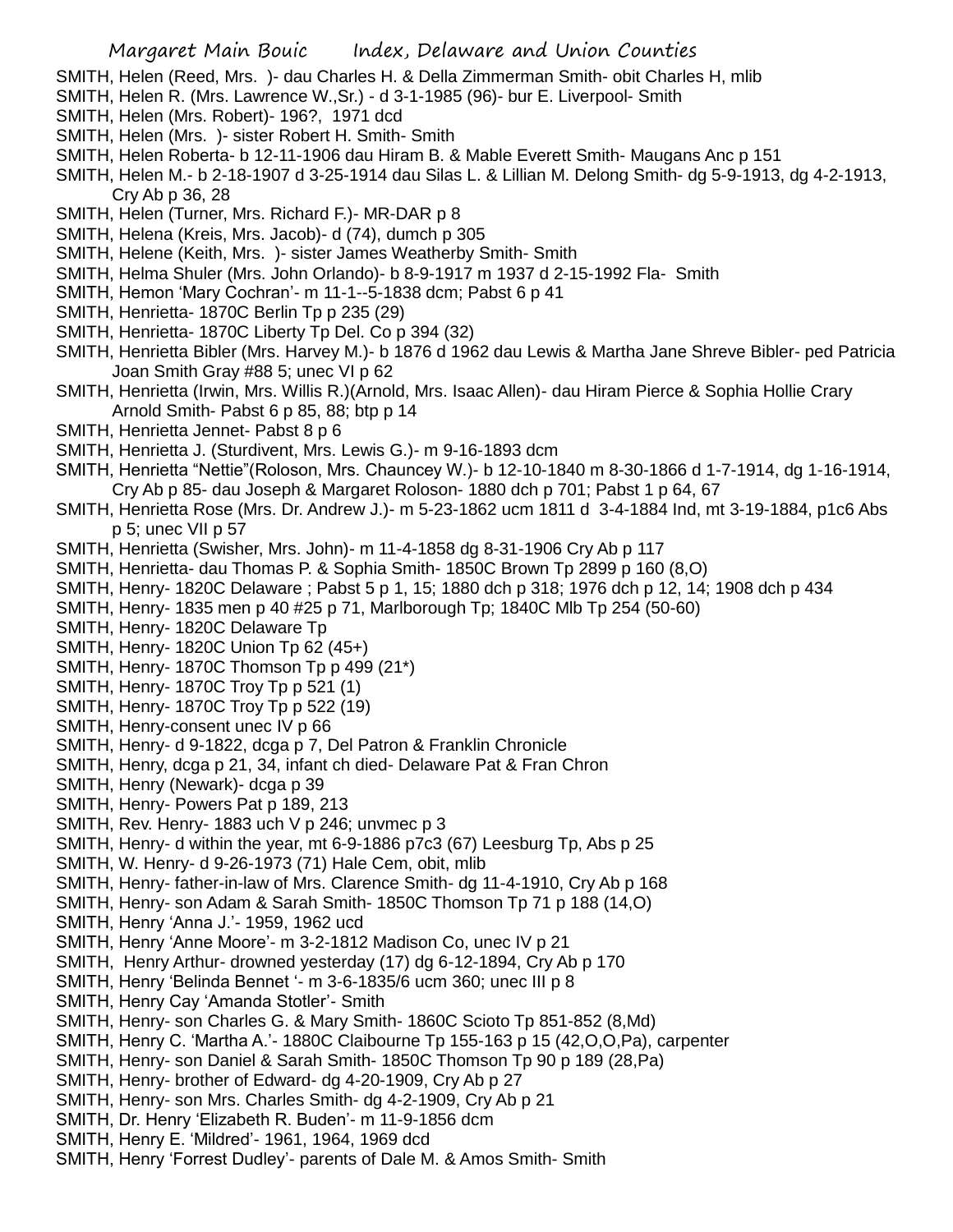SMITH, Helen (Reed, Mrs. )- dau Charles H. & Della Zimmerman Smith- obit Charles H, mlib
SMITH, Helen R. (Mrs. Lawrence W.,Sr.) - d 3-1-1985 (96)- bur E. Liverpool- Smith
SMITH, Helen (Mrs. Robert)- 196?, 1971 dcd
SMITH, Helen (Mrs. )- sister Robert H. Smith- Smith
SMITH, Helen Roberta- b 12-11-1906 dau Hiram B. & Mable Everett Smith- Maugans Anc p 151
SMITH, Helen M.- b 2-18-1907 d 3-25-1914 dau Silas L. & Lillian M. Delong Smith- dg 5-9-1913, dg 4-2-1913, Cry Ab p 36, 28
SMITH, Helen (Turner, Mrs. Richard F.)- MR-DAR p 8
SMITH, Helena (Kreis, Mrs. Jacob)- d (74), dumch p 305
SMITH, Helene (Keith, Mrs. )- sister James Weatherby Smith- Smith
SMITH, Helma Shuler (Mrs. John Orlando)- b 8-9-1917 m 1937 d 2-15-1992 Fla- Smith
SMITH, Hemon 'Mary Cochran'- m 11-1--5-1838 dcm; Pabst 6 p 41
SMITH, Henrietta- 1870C Berlin Tp p 235 (29)
SMITH, Henrietta- 1870C Liberty Tp Del. Co p 394 (32)
SMITH, Henrietta Bibler (Mrs. Harvey M.)- b 1876 d 1962 dau Lewis & Martha Jane Shreve Bibler- ped Patricia Joan Smith Gray #88 5; unec VI p 62
SMITH, Henrietta (Irwin, Mrs. Willis R.)(Arnold, Mrs. Isaac Allen)- dau Hiram Pierce & Sophia Hollie Crary Arnold Smith- Pabst 6 p 85, 88; btp p 14
SMITH, Henrietta Jennet- Pabst 8 p 6
SMITH, Henrietta J. (Sturdivent, Mrs. Lewis G.)- m 9-16-1893 dcm
SMITH, Henrietta "Nettie"(Roloson, Mrs. Chauncey W.)- b 12-10-1840 m 8-30-1866 d 1-7-1914, dg 1-16-1914, Cry Ab p 85- dau Joseph & Margaret Roloson- 1880 dch p 701; Pabst 1 p 64, 67
SMITH, Henrietta Rose (Mrs. Dr. Andrew J.)- m 5-23-1862 ucm 1811 d 3-4-1884 Ind, mt 3-19-1884, p1c6 Abs p 5; unec VII p 57
SMITH, Henrietta (Swisher, Mrs. John)- m 11-4-1858 dg 8-31-1906 Cry Ab p 117
SMITH, Henrietta- dau Thomas P. & Sophia Smith- 1850C Brown Tp 2899 p 160 (8,O)
SMITH, Henry- 1820C Delaware ; Pabst 5 p 1, 15; 1880 dch p 318; 1976 dch p 12, 14; 1908 dch p 434
SMITH, Henry- 1835 men p 40 #25 p 71, Marlborough Tp; 1840C Mlb Tp 254 (50-60)
SMITH, Henry- 1820C Delaware Tp
SMITH, Henry- 1820C Union Tp 62 (45+)
SMITH, Henry- 1870C Thomson Tp p 499 (21*)
SMITH, Henry- 1870C Troy Tp p 521 (1)
SMITH, Henry- 1870C Troy Tp p 522 (19)
SMITH, Henry-consent unec IV p 66
SMITH, Henry- d 9-1822, dcga p 7, Del Patron & Franklin Chronicle
SMITH, Henry, dcga p 21, 34, infant ch died- Delaware Pat & Fran Chron
SMITH, Henry (Newark)- dcga p 39
SMITH, Henry- Powers Pat p 189, 213
SMITH, Rev. Henry- 1883 uch V p 246; unvmec p 3
SMITH, Henry- d within the year, mt 6-9-1886 p7c3 (67) Leesburg Tp, Abs p 25
SMITH, W. Henry- d 9-26-1973 (71) Hale Cem, obit, mlib
SMITH, Henry- father-in-law of Mrs. Clarence Smith- dg 11-4-1910, Cry Ab p 168
SMITH, Henry- son Adam & Sarah Smith- 1850C Thomson Tp 71 p 188 (14,O)
SMITH, Henry 'Anna J.'- 1959, 1962 ucd
SMITH, Henry 'Anne Moore'- m 3-2-1812 Madison Co, unec IV p 21
SMITH, Henry Arthur- drowned yesterday (17) dg 6-12-1894, Cry Ab p 170
SMITH, Henry 'Belinda Bennet '- m 3-6-1835/6 ucm 360; unec III p 8
SMITH, Henry Cay 'Amanda Stotler'- Smith
SMITH, Henry- son Charles G. & Mary Smith- 1860C Scioto Tp 851-852 (8,Md)
SMITH, Henry C. 'Martha A.'- 1880C Claibourne Tp 155-163 p 15 (42,O,O,Pa), carpenter
SMITH, Henry- son Daniel & Sarah Smith- 1850C Thomson Tp 90 p 189 (28,Pa)
SMITH, Henry- brother of Edward- dg 4-20-1909, Cry Ab p 27
SMITH, Henry- son Mrs. Charles Smith- dg 4-2-1909, Cry Ab p 21
SMITH, Dr. Henry 'Elizabeth R. Buden'- m 11-9-1856 dcm
SMITH, Henry E. 'Mildred'- 1961, 1964, 1969 dcd
SMITH, Henry 'Forrest Dudley'- parents of Dale M. & Amos Smith- Smith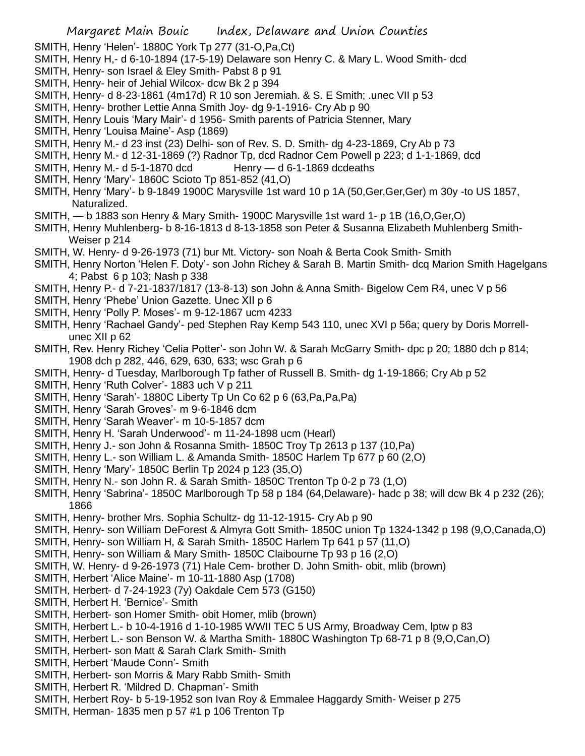SMITH, Henry 'Helen'- 1880C York Tp 277 (31-O,Pa,Ct)
SMITH, Henry H,- d 6-10-1894 (17-5-19) Delaware son Henry C. & Mary L. Wood Smith- dcd
SMITH, Henry- son Israel & Eley Smith- Pabst 8 p 91
SMITH, Henry- heir of Jehial Wilcox- dcw Bk 2 p 394
SMITH, Henry- d 8-23-1861 (4m17d) R 10 son Jeremiah. & S. E Smith; .unec VII p 53
SMITH, Henry- brother Lettie Anna Smith Joy- dg 9-1-1916- Cry Ab p 90
SMITH, Henry Louis 'Mary Mair'- d 1956- Smith parents of Patricia Stenner, Mary
SMITH, Henry 'Louisa Maine'- Asp (1869)
SMITH, Henry M.- d 23 inst (23) Delhi- son of Rev. S. D. Smith- dg 4-23-1869, Cry Ab p 73
SMITH, Henry M.- d 12-31-1869 (?) Radnor Tp, dcd Radnor Cem Powell p 223; d 1-1-1869, dcd
SMITH, Henry M.- d 5-1-1870 dcd Henry — d 6-1-1869 dcdeaths
SMITH, Henry 'Mary'- 1860C Scioto Tp 851-852 (41,O)
SMITH, Henry 'Mary'- b 9-1849 1900C Marysville 1st ward 10 p 1A (50,Ger,Ger,Ger) m 30y -to US 1857, Naturalized.
SMITH, — b 1883 son Henry & Mary Smith- 1900C Marysville 1st ward 1- p 1B (16,O,Ger,O)
SMITH, Henry Muhlenberg- b 8-16-1813 d 8-13-1858 son Peter & Susanna Elizabeth Muhlenberg Smith- Weiser p 214
SMITH, W. Henry- d 9-26-1973 (71) bur Mt. Victory- son Noah & Berta Cook Smith- Smith
SMITH, Henry Norton 'Helen F. Doty'- son John Richey & Sarah B. Martin Smith- dcq Marion Smith Hagelgans 4; Pabst 6 p 103; Nash p 338
SMITH, Henry P.- d 7-21-1837/1817 (13-8-13) son John & Anna Smith- Bigelow Cem R4, unec V p 56
SMITH, Henry 'Phebe' Union Gazette. Unec XII p 6
SMITH, Henry 'Polly P. Moses'- m 9-12-1867 ucm 4233
SMITH, Henry 'Rachael Gandy'- ped Stephen Ray Kemp 543 110, unec XVI p 56a; query by Doris Morrell- unec XII p 62
SMITH, Rev. Henry Richey 'Celia Potter'- son John W. & Sarah McGarry Smith- dpc p 20; 1880 dch p 814; 1908 dch p 282, 446, 629, 630, 633; wsc Grah p 6
SMITH, Henry- d Tuesday, Marlborough Tp father of Russell B. Smith- dg 1-19-1866; Cry Ab p 52
SMITH, Henry 'Ruth Colver'- 1883 uch V p 211
SMITH, Henry 'Sarah'- 1880C Liberty Tp Un Co 62 p 6 (63,Pa,Pa,Pa)
SMITH, Henry 'Sarah Groves'- m 9-6-1846 dcm
SMITH, Henry 'Sarah Weaver'- m 10-5-1857 dcm
SMITH, Henry H. 'Sarah Underwood'- m 11-24-1898 ucm (Hearl)
SMITH, Henry J.- son John & Rosanna Smith- 1850C Troy Tp 2613 p 137 (10,Pa)
SMITH, Henry L.- son William L. & Amanda Smith- 1850C Harlem Tp 677 p 60 (2,O)
SMITH, Henry 'Mary'- 1850C Berlin Tp 2024 p 123 (35,O)
SMITH, Henry N.- son John R. & Sarah Smith- 1850C Trenton Tp 0-2 p 73 (1,O)
SMITH, Henry 'Sabrina'- 1850C Marlborough Tp 58 p 184 (64,Delaware)- hadc p 38; will dcw Bk 4 p 232 (26); 1866
SMITH, Henry- brother Mrs. Sophia Schultz- dg 11-12-1915- Cry Ab p 90
SMITH, Henry- son William DeForest & Almyra Gott Smith- 1850C union Tp 1324-1342 p 198 (9,O,Canada,O)
SMITH, Henry- son William H, & Sarah Smith- 1850C Harlem Tp 641 p 57 (11,O)
SMITH, Henry- son William & Mary Smith- 1850C Claibourne Tp 93 p 16 (2,O)
SMITH, W. Henry- d 9-26-1973 (71) Hale Cem- brother D. John Smith- obit, mlib (brown)
SMITH, Herbert 'Alice Maine'- m 10-11-1880 Asp (1708)
SMITH, Herbert- d 7-24-1923 (7y) Oakdale Cem 573 (G150)
SMITH, Herbert H. 'Bernice'- Smith
SMITH, Herbert- son Homer Smith- obit Homer, mlib (brown)
SMITH, Herbert L.- b 10-4-1916 d 1-10-1985 WWII TEC 5 US Army, Broadway Cem, lptw p 83
SMITH, Herbert L.- son Benson W. & Martha Smith- 1880C Washington Tp 68-71 p 8 (9,O,Can,O)
SMITH, Herbert- son Matt & Sarah Clark Smith- Smith
SMITH, Herbert 'Maude Conn'- Smith
SMITH, Herbert- son Morris & Mary Rabb Smith- Smith
SMITH, Herbert R. 'Mildred D. Chapman'- Smith
SMITH, Herbert Roy- b 5-19-1952 son Ivan Roy & Emmalee Haggardy Smith- Weiser p 275
SMITH, Herman- 1835 men p 57 #1 p 106 Trenton Tp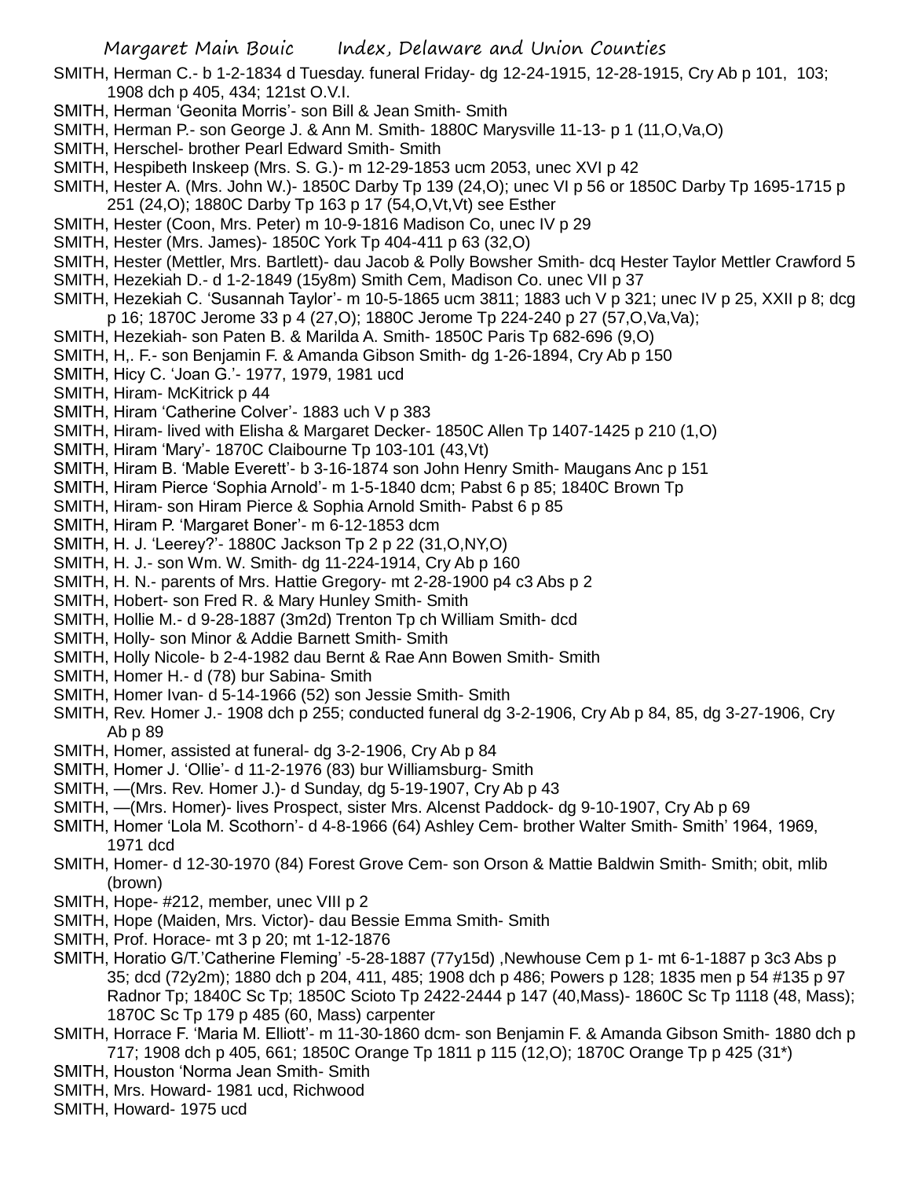SMITH, Herman C.- b 1-2-1834 d Tuesday. funeral Friday- dg 12-24-1915, 12-28-1915, Cry Ab p 101, 103; 1908 dch p 405, 434; 121st O.V.I.

SMITH, Herman 'Geonita Morris'- son Bill & Jean Smith- Smith

SMITH, Herman P.- son George J. & Ann M. Smith- 1880C Marysville 11-13- p 1 (11,O,Va,O)

SMITH, Herschel- brother Pearl Edward Smith- Smith

SMITH, Hespibeth Inskeep (Mrs. S. G.)- m 12-29-1853 ucm 2053, unec XVI p 42

SMITH, Hester A. (Mrs. John W.)- 1850C Darby Tp 139 (24,O); unec VI p 56 or 1850C Darby Tp 1695-1715 p 251 (24,O); 1880C Darby Tp 163 p 17 (54,O,Vt,Vt) see Esther

SMITH, Hester (Coon, Mrs. Peter) m 10-9-1816 Madison Co, unec IV p 29

SMITH, Hester (Mrs. James)- 1850C York Tp 404-411 p 63 (32,O)

SMITH, Hester (Mettler, Mrs. Bartlett)- dau Jacob & Polly Bowsher Smith- dcq Hester Taylor Mettler Crawford 5

SMITH, Hezekiah D.- d 1-2-1849 (15y8m) Smith Cem, Madison Co. unec VII p 37

SMITH, Hezekiah C. 'Susannah Taylor'- m 10-5-1865 ucm 3811; 1883 uch V p 321; unec IV p 25, XXII p 8; dcg p 16; 1870C Jerome 33 p 4 (27,O); 1880C Jerome Tp 224-240 p 27 (57,O,Va,Va);

SMITH, Hezekiah- son Paten B. & Marilda A. Smith- 1850C Paris Tp 682-696 (9,O)

SMITH, H,. F.- son Benjamin F. & Amanda Gibson Smith- dg 1-26-1894, Cry Ab p 150

SMITH, Hicy C. 'Joan G.'- 1977, 1979, 1981 ucd

SMITH, Hiram- McKitrick p 44

SMITH, Hiram 'Catherine Colver'- 1883 uch V p 383

SMITH, Hiram- lived with Elisha & Margaret Decker- 1850C Allen Tp 1407-1425 p 210 (1,O)

SMITH, Hiram 'Mary'- 1870C Claibourne Tp 103-101 (43,Vt)

SMITH, Hiram B. 'Mable Everett'- b 3-16-1874 son John Henry Smith- Maugans Anc p 151

SMITH, Hiram Pierce 'Sophia Arnold'- m 1-5-1840 dcm; Pabst 6 p 85; 1840C Brown Tp

SMITH, Hiram- son Hiram Pierce & Sophia Arnold Smith- Pabst 6 p 85

SMITH, Hiram P. 'Margaret Boner'- m 6-12-1853 dcm

SMITH, H. J. 'Leerey?'- 1880C Jackson Tp 2 p 22 (31,O,NY,O)

SMITH, H. J.- son Wm. W. Smith- dg 11-224-1914, Cry Ab p 160

SMITH, H. N.- parents of Mrs. Hattie Gregory- mt 2-28-1900 p4 c3 Abs p 2

SMITH, Hobert- son Fred R. & Mary Hunley Smith- Smith

SMITH, Hollie M.- d 9-28-1887 (3m2d) Trenton Tp ch William Smith- dcd

SMITH, Holly- son Minor & Addie Barnett Smith- Smith

SMITH, Holly Nicole- b 2-4-1982 dau Bernt & Rae Ann Bowen Smith- Smith

SMITH, Homer H.- d (78) bur Sabina- Smith

SMITH, Homer Ivan- d 5-14-1966 (52) son Jessie Smith- Smith

SMITH, Rev. Homer J.- 1908 dch p 255; conducted funeral dg 3-2-1906, Cry Ab p 84, 85, dg 3-27-1906, Cry Ab p 89

SMITH, Homer, assisted at funeral- dg 3-2-1906, Cry Ab p 84

SMITH, Homer J. 'Ollie'- d 11-2-1976 (83) bur Williamsburg- Smith

SMITH, —(Mrs. Rev. Homer J.)- d Sunday, dg 5-19-1907, Cry Ab p 43

SMITH, —(Mrs. Homer)- lives Prospect, sister Mrs. Alcenst Paddock- dg 9-10-1907, Cry Ab p 69

SMITH, Homer 'Lola M. Scothorn'- d 4-8-1966 (64) Ashley Cem- brother Walter Smith- Smith' 1964, 1969, 1971 dcd

SMITH, Homer- d 12-30-1970 (84) Forest Grove Cem- son Orson & Mattie Baldwin Smith- Smith; obit, mlib (brown)

SMITH, Hope- #212, member, unec VIII p 2

SMITH, Hope (Maiden, Mrs. Victor)- dau Bessie Emma Smith- Smith

SMITH, Prof. Horace- mt 3 p 20; mt 1-12-1876

SMITH, Horatio G/T.'Catherine Fleming' -5-28-1887 (77y15d) ,Newhouse Cem p 1- mt 6-1-1887 p 3c3 Abs p 35; dcd (72y2m); 1880 dch p 204, 411, 485; 1908 dch p 486; Powers p 128; 1835 men p 54 #135 p 97 Radnor Tp; 1840C Sc Tp; 1850C Scioto Tp 2422-2444 p 147 (40,Mass)- 1860C Sc Tp 1118 (48, Mass); 1870C Sc Tp 179 p 485 (60, Mass) carpenter

SMITH, Horrace F. 'Maria M. Elliott'- m 11-30-1860 dcm- son Benjamin F. & Amanda Gibson Smith- 1880 dch p 717; 1908 dch p 405, 661; 1850C Orange Tp 1811 p 115 (12,O); 1870C Orange Tp p 425 (31*)

SMITH, Houston 'Norma Jean Smith- Smith

SMITH, Mrs. Howard- 1981 ucd, Richwood

SMITH, Howard- 1975 ucd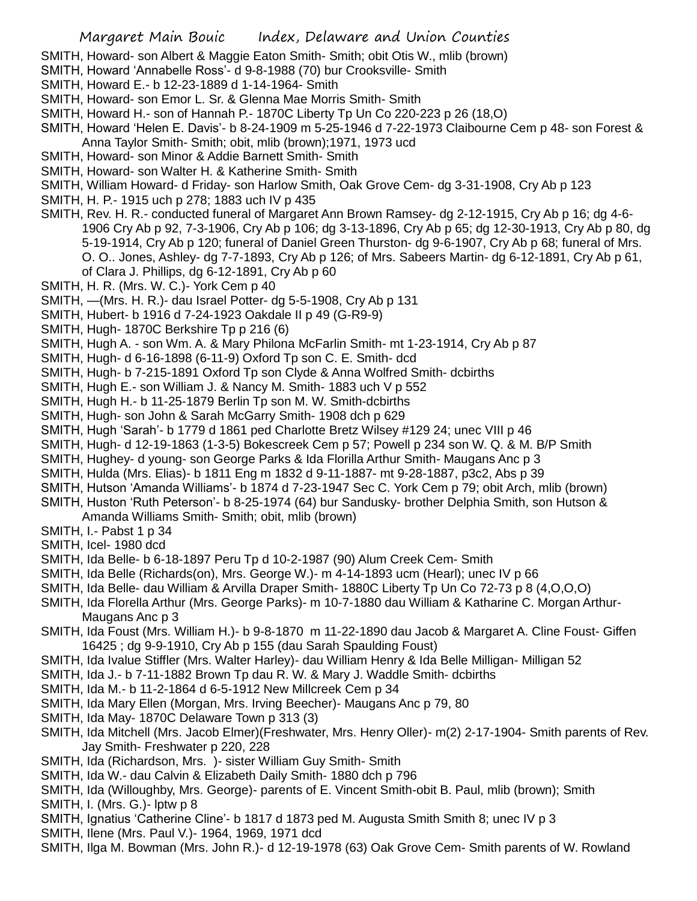SMITH, Howard- son Albert & Maggie Eaton Smith- Smith; obit Otis W., mlib (brown)
SMITH, Howard 'Annabelle Ross'- d 9-8-1988 (70) bur Crooksville- Smith
SMITH, Howard E.- b 12-23-1889 d 1-14-1964- Smith
SMITH, Howard- son Emor L. Sr. & Glenna Mae Morris Smith- Smith
SMITH, Howard H.- son of Hannah P.- 1870C Liberty Tp Un Co 220-223 p 26 (18,O)
SMITH, Howard 'Helen E. Davis'- b 8-24-1909 m 5-25-1946 d 7-22-1973 Claibourne Cem p 48- son Forest & Anna Taylor Smith- Smith; obit, mlib (brown);1971, 1973 ucd
SMITH, Howard- son Minor & Addie Barnett Smith- Smith
SMITH, Howard- son Walter H. & Katherine Smith- Smith
SMITH, William Howard- d Friday- son Harlow Smith, Oak Grove Cem- dg 3-31-1908, Cry Ab p 123
SMITH, H. P.- 1915 uch p 278; 1883 uch IV p 435
SMITH, Rev. H. R.- conducted funeral of Margaret Ann Brown Ramsey- dg 2-12-1915, Cry Ab p 16; dg 4-6-1906 Cry Ab p 92, 7-3-1906, Cry Ab p 106; dg 3-13-1896, Cry Ab p 65; dg 12-30-1913, Cry Ab p 80, dg 5-19-1914, Cry Ab p 120; funeral of Daniel Green Thurston- dg 9-6-1907, Cry Ab p 68; funeral of Mrs. O. O.. Jones, Ashley- dg 7-7-1893, Cry Ab p 126; of Mrs. Sabeers Martin- dg 6-12-1891, Cry Ab p 61, of Clara J. Phillips, dg 6-12-1891, Cry Ab p 60
SMITH, H. R. (Mrs. W. C.)- York Cem p 40
SMITH, —(Mrs. H. R.)- dau Israel Potter- dg 5-5-1908, Cry Ab p 131
SMITH, Hubert- b 1916 d 7-24-1923 Oakdale II p 49 (G-R9-9)
SMITH, Hugh- 1870C Berkshire Tp p 216 (6)
SMITH, Hugh A. - son Wm. A. & Mary Philona McFarlin Smith- mt 1-23-1914, Cry Ab p 87
SMITH, Hugh- d 6-16-1898 (6-11-9) Oxford Tp son C. E. Smith- dcd
SMITH, Hugh- b 7-215-1891 Oxford Tp son Clyde & Anna Wolfred Smith- dcbirths
SMITH, Hugh E.- son William J. & Nancy M. Smith- 1883 uch V p 552
SMITH, Hugh H.- b 11-25-1879 Berlin Tp son M. W. Smith-dcbirths
SMITH, Hugh- son John & Sarah McGarry Smith- 1908 dch p 629
SMITH, Hugh 'Sarah'- b 1779 d 1861 ped Charlotte Bretz Wilsey #129 24; unec VIII p 46
SMITH, Hugh- d 12-19-1863 (1-3-5) Bokescreek Cem p 57; Powell p 234 son W. Q. & M. B/P Smith
SMITH, Hughey- d young- son George Parks & Ida Florilla Arthur Smith- Maugans Anc p 3
SMITH, Hulda (Mrs. Elias)- b 1811 Eng m 1832 d 9-11-1887- mt 9-28-1887, p3c2, Abs p 39
SMITH, Hutson 'Amanda Williams'- b 1874 d 7-23-1947 Sec C. York Cem p 79; obit Arch, mlib (brown)
SMITH, Huston 'Ruth Peterson'- b 8-25-1974 (64) bur Sandusky- brother Delphia Smith, son Hutson & Amanda Williams Smith- Smith; obit, mlib (brown)
SMITH, I.- Pabst 1 p 34
SMITH, Icel- 1980 dcd
SMITH, Ida Belle- b 6-18-1897 Peru Tp d 10-2-1987 (90) Alum Creek Cem- Smith
SMITH, Ida Belle (Richards(on), Mrs. George W.)- m 4-14-1893 ucm (Hearl); unec IV p 66
SMITH, Ida Belle- dau William & Arvilla Draper Smith- 1880C Liberty Tp Un Co 72-73 p 8 (4,O,O,O)
SMITH, Ida Florella Arthur (Mrs. George Parks)- m 10-7-1880 dau William & Katharine C. Morgan Arthur- Maugans Anc p 3
SMITH, Ida Foust (Mrs. William H.)- b 9-8-1870 m 11-22-1890 dau Jacob & Margaret A. Cline Foust- Giffen 16425 ; dg 9-9-1910, Cry Ab p 155 (dau Sarah Spaulding Foust)
SMITH, Ida Ivalue Stiffler (Mrs. Walter Harley)- dau William Henry & Ida Belle Milligan- Milligan 52
SMITH, Ida J.- b 7-11-1882 Brown Tp dau R. W. & Mary J. Waddle Smith- dcbirths
SMITH, Ida M.- b 11-2-1864 d 6-5-1912 New Millcreek Cem p 34
SMITH, Ida Mary Ellen (Morgan, Mrs. Irving Beecher)- Maugans Anc p 79, 80
SMITH, Ida May- 1870C Delaware Town p 313 (3)
SMITH, Ida Mitchell (Mrs. Jacob Elmer)(Freshwater, Mrs. Henry Oller)- m(2) 2-17-1904- Smith parents of Rev. Jay Smith- Freshwater p 220, 228
SMITH, Ida (Richardson, Mrs. )- sister William Guy Smith- Smith
SMITH, Ida W.- dau Calvin & Elizabeth Daily Smith- 1880 dch p 796
SMITH, Ida (Willoughby, Mrs. George)- parents of E. Vincent Smith-obit B. Paul, mlib (brown); Smith
SMITH, I. (Mrs. G.)- lptw p 8
SMITH, Ignatius 'Catherine Cline'- b 1817 d 1873 ped M. Augusta Smith Smith 8; unec IV p 3
SMITH, Ilene (Mrs. Paul V.)- 1964, 1969, 1971 dcd
SMITH, Ilga M. Bowman (Mrs. John R.)- d 12-19-1978 (63) Oak Grove Cem- Smith parents of W. Rowland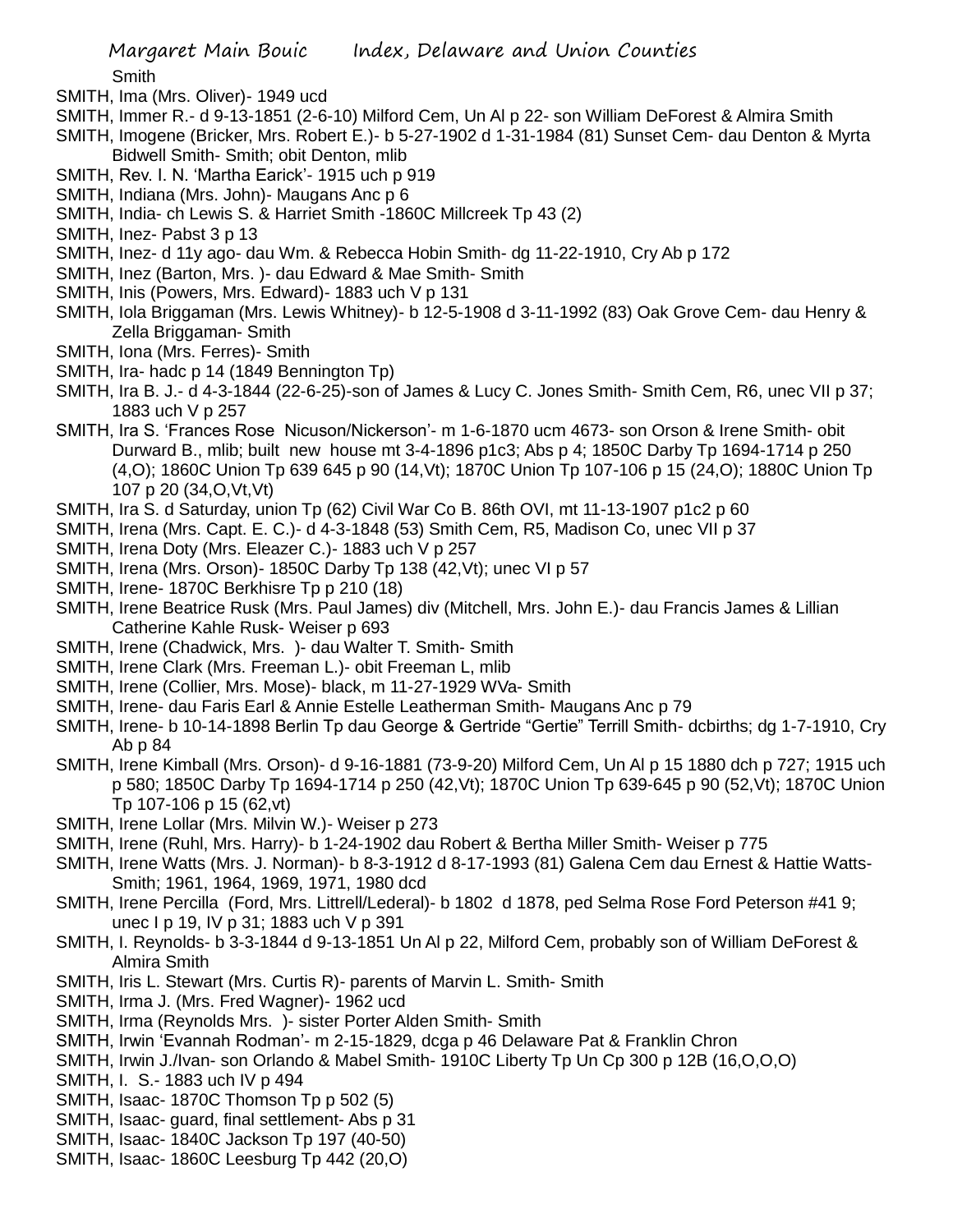Smith

SMITH, Ima (Mrs. Oliver)- 1949 ucd

SMITH, Immer R.- d 9-13-1851 (2-6-10) Milford Cem, Un Al p 22- son William DeForest & Almira Smith

SMITH, Imogene (Bricker, Mrs. Robert E.)- b 5-27-1902 d 1-31-1984 (81) Sunset Cem- dau Denton & Myrta Bidwell Smith- Smith; obit Denton, mlib

SMITH, Rev. I. N. 'Martha Earick'- 1915 uch p 919

SMITH, Indiana (Mrs. John)- Maugans Anc p 6

SMITH, India- ch Lewis S. & Harriet Smith -1860C Millcreek Tp 43 (2)

SMITH, Inez- Pabst 3 p 13

SMITH, Inez- d 11y ago- dau Wm. & Rebecca Hobin Smith- dg 11-22-1910, Cry Ab p 172

SMITH, Inez (Barton, Mrs. )- dau Edward & Mae Smith- Smith

SMITH, Inis (Powers, Mrs. Edward)- 1883 uch V p 131

SMITH, Iola Briggaman (Mrs. Lewis Whitney)- b 12-5-1908 d 3-11-1992 (83) Oak Grove Cem- dau Henry & Zella Briggaman- Smith

SMITH, Iona (Mrs. Ferres)- Smith

SMITH, Ira- hadc p 14 (1849 Bennington Tp)

SMITH, Ira B. J.- d 4-3-1844 (22-6-25)-son of James & Lucy C. Jones Smith- Smith Cem, R6, unec VII p 37; 1883 uch V p 257

SMITH, Ira S. 'Frances Rose Nicuson/Nickerson'- m 1-6-1870 ucm 4673- son Orson & Irene Smith- obit Durward B., mlib; built new house mt 3-4-1896 p1c3; Abs p 4; 1850C Darby Tp 1694-1714 p 250 (4,O); 1860C Union Tp 639 645 p 90 (14,Vt); 1870C Union Tp 107-106 p 15 (24,O); 1880C Union Tp 107 p 20 (34,O,Vt,Vt)

SMITH, Ira S. d Saturday, union Tp (62) Civil War Co B. 86th OVI, mt 11-13-1907 p1c2 p 60

SMITH, Irena (Mrs. Capt. E. C.)- d 4-3-1848 (53) Smith Cem, R5, Madison Co, unec VII p 37

SMITH, Irena Doty (Mrs. Eleazer C.)- 1883 uch V p 257

SMITH, Irena (Mrs. Orson)- 1850C Darby Tp 138 (42,Vt); unec VI p 57

SMITH, Irene- 1870C Berkhisre Tp p 210 (18)

SMITH, Irene Beatrice Rusk (Mrs. Paul James) div (Mitchell, Mrs. John E.)- dau Francis James & Lillian Catherine Kahle Rusk- Weiser p 693

SMITH, Irene (Chadwick, Mrs. )- dau Walter T. Smith- Smith

SMITH, Irene Clark (Mrs. Freeman L.)- obit Freeman L, mlib

SMITH, Irene (Collier, Mrs. Mose)- black, m 11-27-1929 WVa- Smith

SMITH, Irene- dau Faris Earl & Annie Estelle Leatherman Smith- Maugans Anc p 79

SMITH, Irene- b 10-14-1898 Berlin Tp dau George & Gertride "Gertie" Terrill Smith- dcbirths; dg 1-7-1910, Cry Ab p 84

SMITH, Irene Kimball (Mrs. Orson)- d 9-16-1881 (73-9-20) Milford Cem, Un Al p 15 1880 dch p 727; 1915 uch p 580; 1850C Darby Tp 1694-1714 p 250 (42,Vt); 1870C Union Tp 639-645 p 90 (52,Vt); 1870C Union Tp 107-106 p 15 (62,vt)

SMITH, Irene Lollar (Mrs. Milvin W.)- Weiser p 273

SMITH, Irene (Ruhl, Mrs. Harry)- b 1-24-1902 dau Robert & Bertha Miller Smith- Weiser p 775

SMITH, Irene Watts (Mrs. J. Norman)- b 8-3-1912 d 8-17-1993 (81) Galena Cem dau Ernest & Hattie Watts- Smith; 1961, 1964, 1969, 1971, 1980 dcd

SMITH, Irene Percilla (Ford, Mrs. Littrell/Lederal)- b 1802 d 1878, ped Selma Rose Ford Peterson #41 9; unec I p 19, IV p 31; 1883 uch V p 391

SMITH, I. Reynolds- b 3-3-1844 d 9-13-1851 Un Al p 22, Milford Cem, probably son of William DeForest & Almira Smith

SMITH, Iris L. Stewart (Mrs. Curtis R)- parents of Marvin L. Smith- Smith

SMITH, Irma J. (Mrs. Fred Wagner)- 1962 ucd

SMITH, Irma (Reynolds Mrs. )- sister Porter Alden Smith- Smith

SMITH, Irwin 'Evannah Rodman'- m 2-15-1829, dcga p 46 Delaware Pat & Franklin Chron

SMITH, Irwin J./Ivan- son Orlando & Mabel Smith- 1910C Liberty Tp Un Cp 300 p 12B (16,O,O,O)

SMITH, I. S.- 1883 uch IV p 494

SMITH, Isaac- 1870C Thomson Tp p 502 (5)

SMITH, Isaac- guard, final settlement- Abs p 31

SMITH, Isaac- 1840C Jackson Tp 197 (40-50)

SMITH, Isaac- 1860C Leesburg Tp 442 (20,O)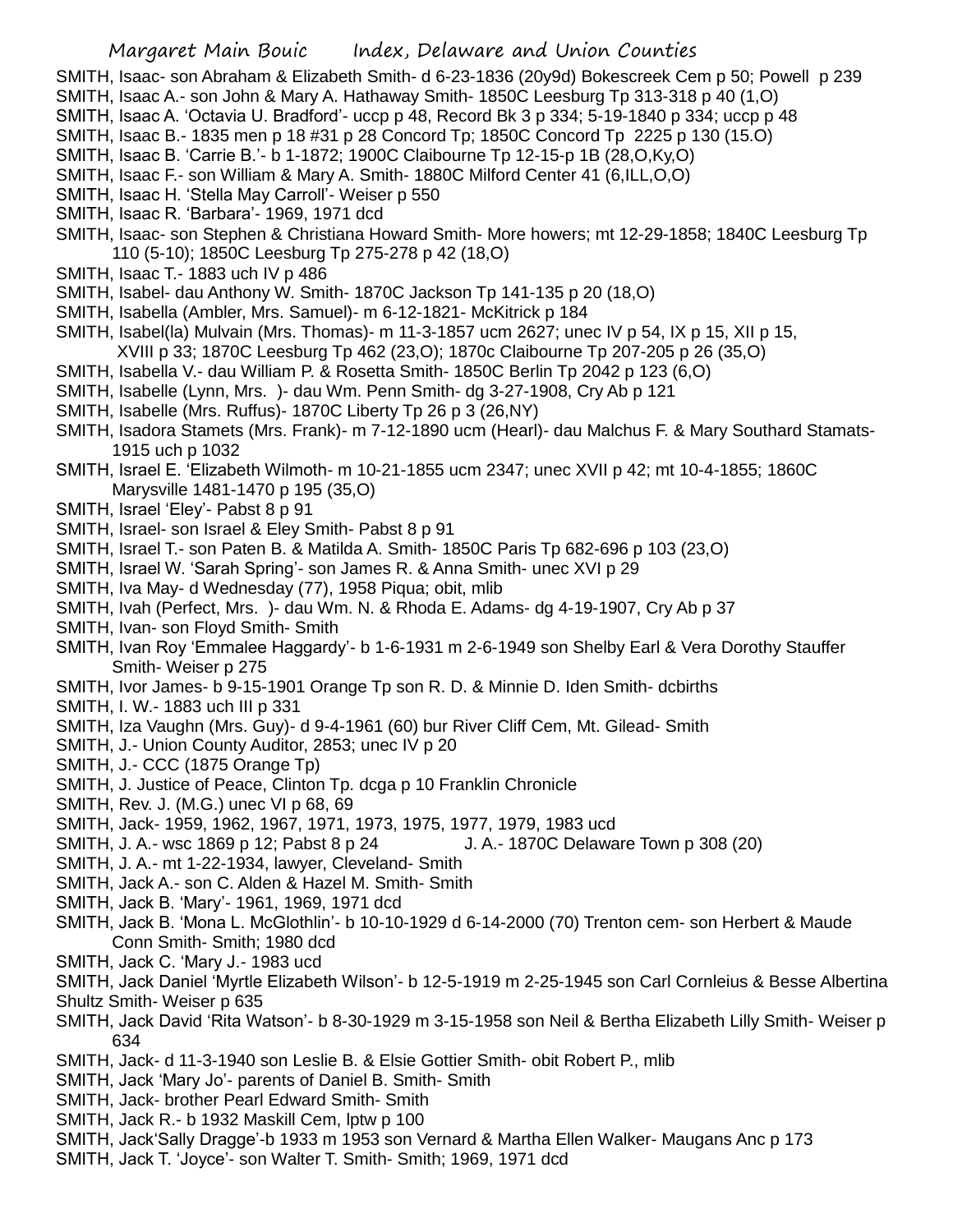SMITH, Isaac- son Abraham & Elizabeth Smith- d 6-23-1836 (20y9d) Bokescreek Cem p 50; Powell p 239

SMITH, Isaac A.- son John & Mary A. Hathaway Smith- 1850C Leesburg Tp 313-318 p 40 (1,O)

SMITH, Isaac A. 'Octavia U. Bradford'- uccp p 48, Record Bk 3 p 334; 5-19-1840 p 334; uccp p 48

SMITH, Isaac B.- 1835 men p 18 #31 p 28 Concord Tp; 1850C Concord Tp 2225 p 130 (15.O)

SMITH, Isaac B. 'Carrie B.'- b 1-1872; 1900C Claibourne Tp 12-15-p 1B (28,O,Ky,O)

SMITH, Isaac F.- son William & Mary A. Smith- 1880C Milford Center 41 (6,ILL,O,O)

SMITH, Isaac H. 'Stella May Carroll'- Weiser p 550

SMITH, Isaac R. 'Barbara'- 1969, 1971 dcd

SMITH, Isaac- son Stephen & Christiana Howard Smith- More howers; mt 12-29-1858; 1840C Leesburg Tp 110 (5-10); 1850C Leesburg Tp 275-278 p 42 (18,O)

SMITH, Isaac T.- 1883 uch IV p 486

SMITH, Isabel- dau Anthony W. Smith- 1870C Jackson Tp 141-135 p 20 (18,O)

SMITH, Isabella (Ambler, Mrs. Samuel)- m 6-12-1821- McKitrick p 184

SMITH, Isabel(la) Mulvain (Mrs. Thomas)- m 11-3-1857 ucm 2627; unec IV p 54, IX p 15, XII p 15, XVIII p 33; 1870C Leesburg Tp 462 (23,O); 1870c Claibourne Tp 207-205 p 26 (35,O)

SMITH, Isabella V.- dau William P. & Rosetta Smith- 1850C Berlin Tp 2042 p 123 (6,O)

SMITH, Isabelle (Lynn, Mrs. )- dau Wm. Penn Smith- dg 3-27-1908, Cry Ab p 121

SMITH, Isabelle (Mrs. Ruffus)- 1870C Liberty Tp 26 p 3 (26,NY)

SMITH, Isadora Stamets (Mrs. Frank)- m 7-12-1890 ucm (Hearl)- dau Malchus F. & Mary Southard Stamats- 1915 uch p 1032

SMITH, Israel E. 'Elizabeth Wilmoth- m 10-21-1855 ucm 2347; unec XVII p 42; mt 10-4-1855; 1860C Marysville 1481-1470 p 195 (35,O)

SMITH, Israel 'Eley'- Pabst 8 p 91

SMITH, Israel- son Israel & Eley Smith- Pabst 8 p 91

SMITH, Israel T.- son Paten B. & Matilda A. Smith- 1850C Paris Tp 682-696 p 103 (23,O)

SMITH, Israel W. 'Sarah Spring'- son James R. & Anna Smith- unec XVI p 29

SMITH, Iva May- d Wednesday (77), 1958 Piqua; obit, mlib

SMITH, Ivah (Perfect, Mrs. )- dau Wm. N. & Rhoda E. Adams- dg 4-19-1907, Cry Ab p 37

SMITH, Ivan- son Floyd Smith- Smith

SMITH, Ivan Roy 'Emmalee Haggardy'- b 1-6-1931 m 2-6-1949 son Shelby Earl & Vera Dorothy Stauffer Smith- Weiser p 275

SMITH, Ivor James- b 9-15-1901 Orange Tp son R. D. & Minnie D. Iden Smith- dcbirths

SMITH, I. W.- 1883 uch III p 331

SMITH, Iza Vaughn (Mrs. Guy)- d 9-4-1961 (60) bur River Cliff Cem, Mt. Gilead- Smith

SMITH, J.- Union County Auditor, 2853; unec IV p 20

SMITH, J.- CCC (1875 Orange Tp)

SMITH, J. Justice of Peace, Clinton Tp. dcga p 10 Franklin Chronicle

SMITH, Rev. J. (M.G.) unec VI p 68, 69

SMITH, Jack- 1959, 1962, 1967, 1971, 1973, 1975, 1977, 1979, 1983 ucd

SMITH, J. A.- wsc 1869 p 12; Pabst 8 p 24

SMITH, J. A.- 1870C Delaware Town p 308 (20)

SMITH, J. A.- mt 1-22-1934, lawyer, Cleveland- Smith

SMITH, Jack A.- son C. Alden & Hazel M. Smith- Smith

SMITH, Jack B. 'Mary'- 1961, 1969, 1971 dcd

SMITH, Jack B. 'Mona L. McGlothlin'- b 10-10-1929 d 6-14-2000 (70) Trenton cem- son Herbert & Maude Conn Smith- Smith; 1980 dcd

SMITH, Jack C. 'Mary J.- 1983 ucd

SMITH, Jack Daniel 'Myrtle Elizabeth Wilson'- b 12-5-1919 m 2-25-1945 son Carl Cornleius & Besse Albertina Shultz Smith- Weiser p 635

SMITH, Jack David 'Rita Watson'- b 8-30-1929 m 3-15-1958 son Neil & Bertha Elizabeth Lilly Smith- Weiser p 634

SMITH, Jack- d 11-3-1940 son Leslie B. & Elsie Gottier Smith- obit Robert P., mlib

SMITH, Jack 'Mary Jo'- parents of Daniel B. Smith- Smith

SMITH, Jack- brother Pearl Edward Smith- Smith

SMITH, Jack R.- b 1932 Maskill Cem, lptw p 100

SMITH, Jack'Sally Dragge'-b 1933 m 1953 son Vernard & Martha Ellen Walker- Maugans Anc p 173

SMITH, Jack T. 'Joyce'- son Walter T. Smith- Smith; 1969, 1971 dcd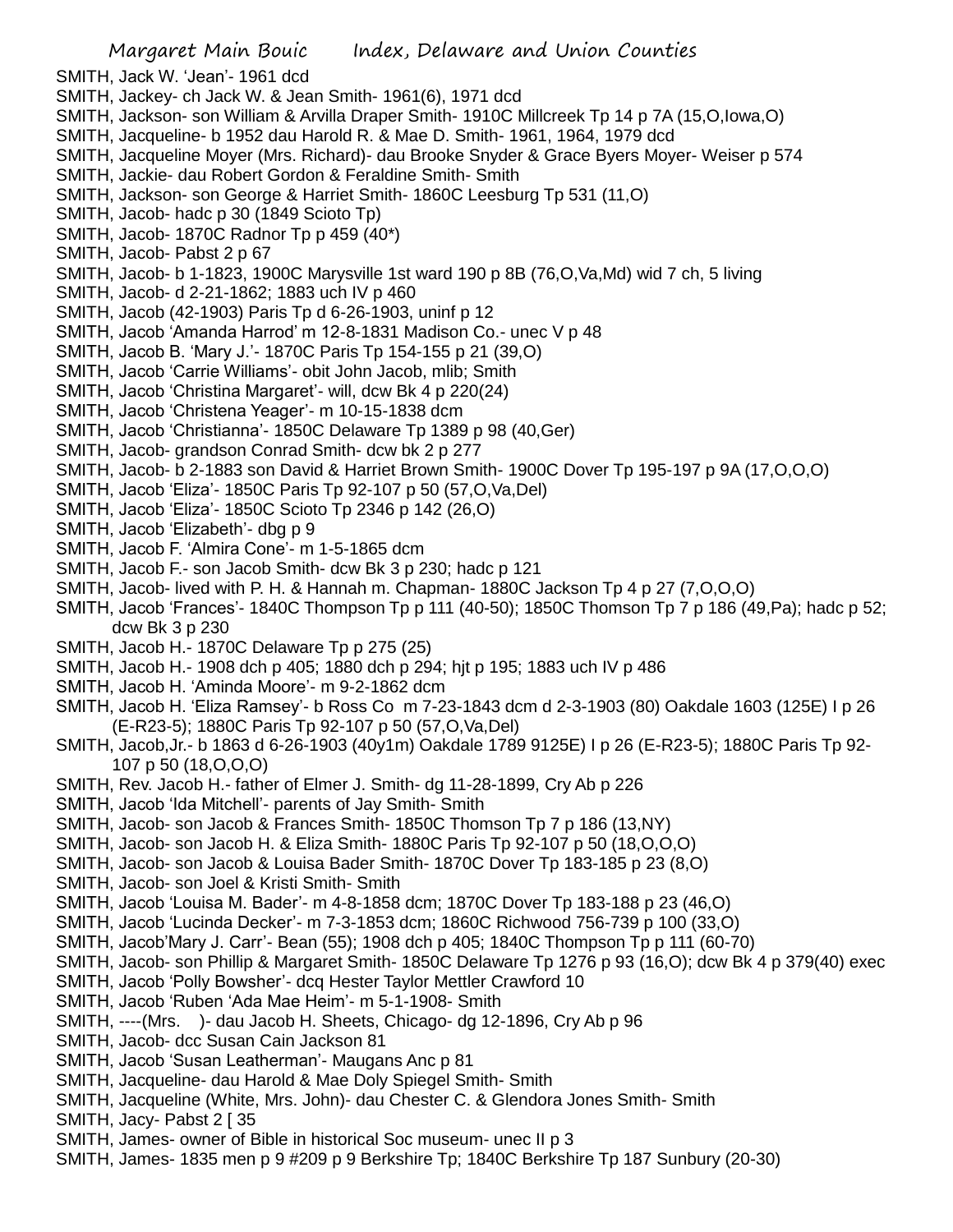SMITH, Jack W. 'Jean'- 1961 dcd
SMITH, Jackey- ch Jack W. & Jean Smith- 1961(6), 1971 dcd
SMITH, Jackson- son William & Arvilla Draper Smith- 1910C Millcreek Tp 14 p 7A (15,O,Iowa,O)
SMITH, Jacqueline- b 1952 dau Harold R. & Mae D. Smith- 1961, 1964, 1979 dcd
SMITH, Jacqueline Moyer (Mrs. Richard)- dau Brooke Snyder & Grace Byers Moyer- Weiser p 574
SMITH, Jackie- dau Robert Gordon & Feraldine Smith- Smith
SMITH, Jackson- son George & Harriet Smith- 1860C Leesburg Tp 531 (11,O)
SMITH, Jacob- hadc p 30 (1849 Scioto Tp)
SMITH, Jacob- 1870C Radnor Tp p 459 (40*)
SMITH, Jacob- Pabst 2 p 67
SMITH, Jacob- b 1-1823, 1900C Marysville 1st ward 190 p 8B (76,O,Va,Md) wid 7 ch, 5 living
SMITH, Jacob- d 2-21-1862; 1883 uch IV p 460
SMITH, Jacob (42-1903) Paris Tp d 6-26-1903, uninf p 12
SMITH, Jacob 'Amanda Harrod' m 12-8-1831 Madison Co.- unec V p 48
SMITH, Jacob B. 'Mary J.'- 1870C Paris Tp 154-155 p 21 (39,O)
SMITH, Jacob 'Carrie Williams'- obit John Jacob, mlib; Smith
SMITH, Jacob 'Christina Margaret'- will, dcw Bk 4 p 220(24)
SMITH, Jacob 'Christena Yeager'- m 10-15-1838 dcm
SMITH, Jacob 'Christianna'- 1850C Delaware Tp 1389 p 98 (40,Ger)
SMITH, Jacob- grandson Conrad Smith- dcw bk 2 p 277
SMITH, Jacob- b 2-1883 son David & Harriet Brown Smith- 1900C Dover Tp 195-197 p 9A (17,O,O,O)
SMITH, Jacob 'Eliza'- 1850C Paris Tp 92-107 p 50 (57,O,Va,Del)
SMITH, Jacob 'Eliza'- 1850C Scioto Tp 2346 p 142 (26,O)
SMITH, Jacob 'Elizabeth'- dbg p 9
SMITH, Jacob F. 'Almira Cone'- m 1-5-1865 dcm
SMITH, Jacob F.- son Jacob Smith- dcw Bk 3 p 230; hadc p 121
SMITH, Jacob- lived with P. H. & Hannah m. Chapman- 1880C Jackson Tp 4 p 27 (7,O,O,O)
SMITH, Jacob 'Frances'- 1840C Thompson Tp p 111 (40-50); 1850C Thomson Tp 7 p 186 (49,Pa); hadc p 52; dcw Bk 3 p 230
SMITH, Jacob H.- 1870C Delaware Tp p 275 (25)
SMITH, Jacob H.- 1908 dch p 405; 1880 dch p 294; hjt p 195; 1883 uch IV p 486
SMITH, Jacob H. 'Aminda Moore'- m 9-2-1862 dcm
SMITH, Jacob H. 'Eliza Ramsey'- b Ross Co m 7-23-1843 dcm d 2-3-1903 (80) Oakdale 1603 (125E) I p 26 (E-R23-5); 1880C Paris Tp 92-107 p 50 (57,O,Va,Del)
SMITH, Jacob,Jr.- b 1863 d 6-26-1903 (40y1m) Oakdale 1789 9125E) I p 26 (E-R23-5); 1880C Paris Tp 92-107 p 50 (18,O,O,O)
SMITH, Rev. Jacob H.- father of Elmer J. Smith- dg 11-28-1899, Cry Ab p 226
SMITH, Jacob 'Ida Mitchell'- parents of Jay Smith- Smith
SMITH, Jacob- son Jacob & Frances Smith- 1850C Thomson Tp 7 p 186 (13,NY)
SMITH, Jacob- son Jacob H. & Eliza Smith- 1880C Paris Tp 92-107 p 50 (18,O,O,O)
SMITH, Jacob- son Jacob & Louisa Bader Smith- 1870C Dover Tp 183-185 p 23 (8,O)
SMITH, Jacob- son Joel & Kristi Smith- Smith
SMITH, Jacob 'Louisa M. Bader'- m 4-8-1858 dcm; 1870C Dover Tp 183-188 p 23 (46,O)
SMITH, Jacob 'Lucinda Decker'- m 7-3-1853 dcm; 1860C Richwood 756-739 p 100 (33,O)
SMITH, Jacob'Mary J. Carr'- Bean (55); 1908 dch p 405; 1840C Thompson Tp p 111 (60-70)
SMITH, Jacob- son Phillip & Margaret Smith- 1850C Delaware Tp 1276 p 93 (16,O); dcw Bk 4 p 379(40) exec
SMITH, Jacob 'Polly Bowsher'- dcq Hester Taylor Mettler Crawford 10
SMITH, Jacob 'Ruben 'Ada Mae Heim'- m 5-1-1908- Smith
SMITH, ----(Mrs. )- dau Jacob H. Sheets, Chicago- dg 12-1896, Cry Ab p 96
SMITH, Jacob- dcc Susan Cain Jackson 81
SMITH, Jacob 'Susan Leatherman'- Maugans Anc p 81
SMITH, Jacqueline- dau Harold & Mae Doly Spiegel Smith- Smith
SMITH, Jacqueline (White, Mrs. John)- dau Chester C. & Glendora Jones Smith- Smith
SMITH, Jacy- Pabst 2 [ 35
SMITH, James- owner of Bible in historical Soc museum- unec II p 3
SMITH, James- 1835 men p 9 #209 p 9 Berkshire Tp; 1840C Berkshire Tp 187 Sunbury (20-30)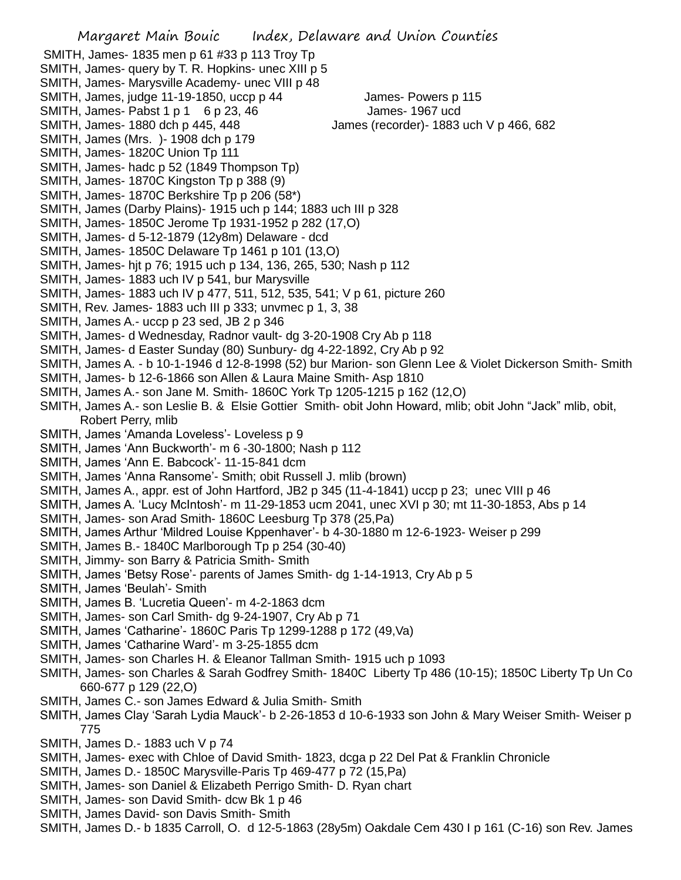SMITH, James- 1835 men p 61 #33 p 113 Troy Tp
SMITH, James- query by T. R. Hopkins- unec XIII p 5
SMITH, James- Marysville Academy- unec VIII p 48
SMITH, James, judge 11-19-1850, uccp p 44
James- Powers p 115
SMITH, James- Pabst 1 p 1 6 p 23, 46
James- 1967 ucd
SMITH, James- 1880 dch p 445, 448
James (recorder)- 1883 uch V p 466, 682
SMITH, James (Mrs. )- 1908 dch p 179
SMITH, James- 1820C Union Tp 111
SMITH, James- hadc p 52 (1849 Thompson Tp)
SMITH, James- 1870C Kingston Tp p 388 (9)
SMITH, James- 1870C Berkshire Tp p 206 (58*)
SMITH, James (Darby Plains)- 1915 uch p 144; 1883 uch III p 328
SMITH, James- 1850C Jerome Tp 1931-1952 p 282 (17,O)
SMITH, James- d 5-12-1879 (12y8m) Delaware - dcd
SMITH, James- 1850C Delaware Tp 1461 p 101 (13,O)
SMITH, James- hjt p 76; 1915 uch p 134, 136, 265, 530; Nash p 112
SMITH, James- 1883 uch IV p 541, bur Marysville
SMITH, James- 1883 uch IV p 477, 511, 512, 535, 541; V p 61, picture 260
SMITH, Rev. James- 1883 uch III p 333; unvmec p 1, 3, 38
SMITH, James A.- uccp p 23 sed, JB 2 p 346
SMITH, James- d Wednesday, Radnor vault- dg 3-20-1908 Cry Ab p 118
SMITH, James- d Easter Sunday (80) Sunbury- dg 4-22-1892, Cry Ab p 92
SMITH, James A. - b 10-1-1946 d 12-8-1998 (52) bur Marion- son Glenn Lee & Violet Dickerson Smith- Smith
SMITH, James- b 12-6-1866 son Allen & Laura Maine Smith- Asp 1810
SMITH, James A.- son Jane M. Smith- 1860C York Tp 1205-1215 p 162 (12,O)
SMITH, James A.- son Leslie B. & Elsie Gottier Smith- obit John Howard, mlib; obit John "Jack" mlib, obit, Robert Perry, mlib
SMITH, James 'Amanda Loveless'- Loveless p 9
SMITH, James 'Ann Buckworth'- m 6 -30-1800; Nash p 112
SMITH, James 'Ann E. Babcock'- 11-15-841 dcm
SMITH, James 'Anna Ransome'- Smith; obit Russell J. mlib (brown)
SMITH, James A., appr. est of John Hartford, JB2 p 345 (11-4-1841) uccp p 23; unec VIII p 46
SMITH, James A. 'Lucy McIntosh'- m 11-29-1853 ucm 2041, unec XVI p 30; mt 11-30-1853, Abs p 14
SMITH, James- son Arad Smith- 1860C Leesburg Tp 378 (25,Pa)
SMITH, James Arthur 'Mildred Louise Kppenhaver'- b 4-30-1880 m 12-6-1923- Weiser p 299
SMITH, James B.- 1840C Marlborough Tp p 254 (30-40)
SMITH, Jimmy- son Barry & Patricia Smith- Smith
SMITH, James 'Betsy Rose'- parents of James Smith- dg 1-14-1913, Cry Ab p 5
SMITH, James 'Beulah'- Smith
SMITH, James B. 'Lucretia Queen'- m 4-2-1863 dcm
SMITH, James- son Carl Smith- dg 9-24-1907, Cry Ab p 71
SMITH, James 'Catharine'- 1860C Paris Tp 1299-1288 p 172 (49,Va)
SMITH, James 'Catharine Ward'- m 3-25-1855 dcm
SMITH, James- son Charles H. & Eleanor Tallman Smith- 1915 uch p 1093
SMITH, James- son Charles & Sarah Godfrey Smith- 1840C Liberty Tp 486 (10-15); 1850C Liberty Tp Un Co 660-677 p 129 (22,O)
SMITH, James C.- son James Edward & Julia Smith- Smith
SMITH, James Clay 'Sarah Lydia Mauck'- b 2-26-1853 d 10-6-1933 son John & Mary Weiser Smith- Weiser p 775
SMITH, James D.- 1883 uch V p 74
SMITH, James- exec with Chloe of David Smith- 1823, dcga p 22 Del Pat & Franklin Chronicle
SMITH, James D.- 1850C Marysville-Paris Tp 469-477 p 72 (15,Pa)
SMITH, James- son Daniel & Elizabeth Perrigo Smith- D. Ryan chart
SMITH, James- son David Smith- dcw Bk 1 p 46
SMITH, James David- son Davis Smith- Smith
SMITH, James D.- b 1835 Carroll, O. d 12-5-1863 (28y5m) Oakdale Cem 430 I p 161 (C-16) son Rev. James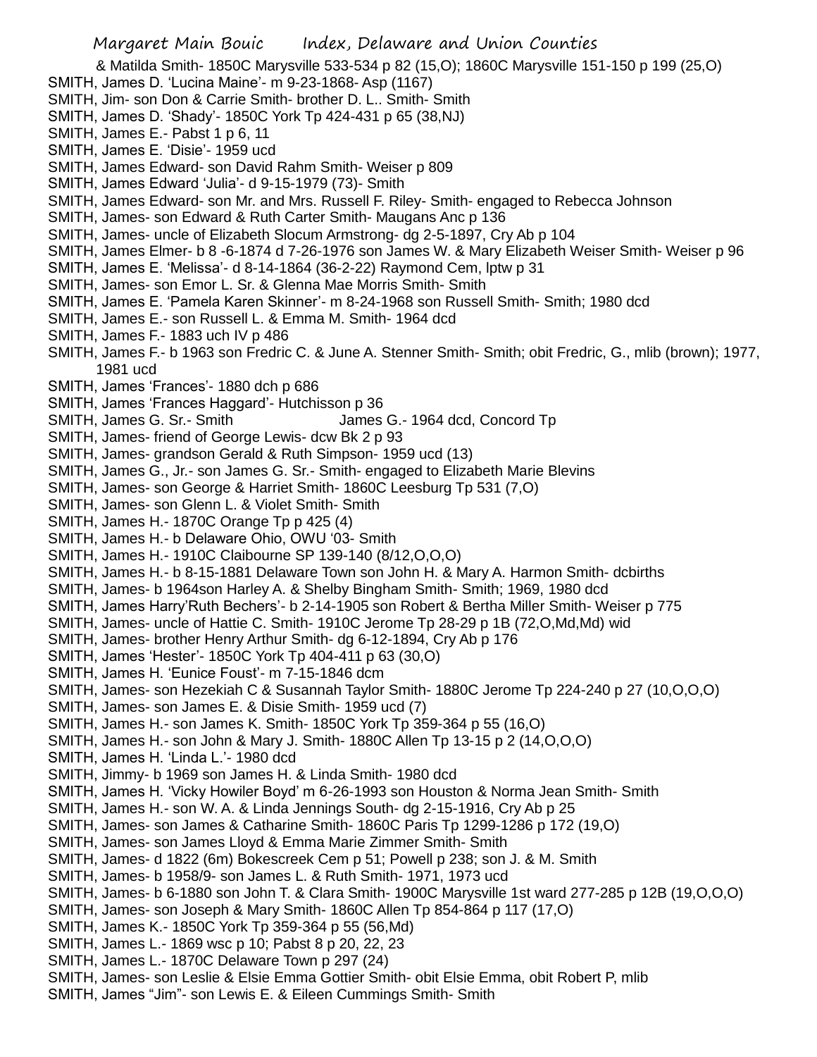& Matilda Smith- 1850C Marysville 533-534 p 82 (15,O); 1860C Marysville 151-150 p 199 (25,O)

SMITH, James D. 'Lucina Maine'- m 9-23-1868- Asp (1167)

SMITH, Jim- son Don & Carrie Smith- brother D. L.. Smith- Smith

SMITH, James D. 'Shady'- 1850C York Tp 424-431 p 65 (38,NJ)

SMITH, James E.- Pabst 1 p 6, 11

SMITH, James E. 'Disie'- 1959 ucd

SMITH, James Edward- son David Rahm Smith- Weiser p 809

SMITH, James Edward 'Julia'- d 9-15-1979 (73)- Smith

SMITH, James Edward- son Mr. and Mrs. Russell F. Riley- Smith- engaged to Rebecca Johnson

SMITH, James- son Edward & Ruth Carter Smith- Maugans Anc p 136

SMITH, James- uncle of Elizabeth Slocum Armstrong- dg 2-5-1897, Cry Ab p 104

SMITH, James Elmer- b 8 -6-1874 d 7-26-1976 son James W. & Mary Elizabeth Weiser Smith- Weiser p 96

SMITH, James E. 'Melissa'- d 8-14-1864 (36-2-22) Raymond Cem, lptw p 31

SMITH, James- son Emor L. Sr. & Glenna Mae Morris Smith- Smith

SMITH, James E. 'Pamela Karen Skinner'- m 8-24-1968 son Russell Smith- Smith; 1980 dcd

SMITH, James E.- son Russell L. & Emma M. Smith- 1964 dcd

SMITH, James F.- 1883 uch IV p 486

SMITH, James F.- b 1963 son Fredric C. & June A. Stenner Smith- Smith; obit Fredric, G., mlib (brown); 1977, 1981 ucd

SMITH, James 'Frances'- 1880 dch p 686

SMITH, James 'Frances Haggard'- Hutchisson p 36

SMITH, James G. Sr.- Smith James G.- 1964 dcd, Concord Tp

SMITH, James- friend of George Lewis- dcw Bk 2 p 93

SMITH, James- grandson Gerald & Ruth Simpson- 1959 ucd (13)

SMITH, James G., Jr.- son James G. Sr.- Smith- engaged to Elizabeth Marie Blevins

SMITH, James- son George & Harriet Smith- 1860C Leesburg Tp 531 (7,O)

SMITH, James- son Glenn L. & Violet Smith- Smith

SMITH, James H.- 1870C Orange Tp p 425 (4)

SMITH, James H.- b Delaware Ohio, OWU '03- Smith

SMITH, James H.- 1910C Claibourne SP 139-140 (8/12,O,O,O)

SMITH, James H.- b 8-15-1881 Delaware Town son John H. & Mary A. Harmon Smith- dcbirths

SMITH, James- b 1964son Harley A. & Shelby Bingham Smith- Smith; 1969, 1980 dcd

SMITH, James Harry'Ruth Bechers'- b 2-14-1905 son Robert & Bertha Miller Smith- Weiser p 775

SMITH, James- uncle of Hattie C. Smith- 1910C Jerome Tp 28-29 p 1B (72,O,Md,Md) wid

SMITH, James- brother Henry Arthur Smith- dg 6-12-1894, Cry Ab p 176

SMITH, James 'Hester'- 1850C York Tp 404-411 p 63 (30,O)

SMITH, James H. 'Eunice Foust'- m 7-15-1846 dcm

SMITH, James- son Hezekiah C & Susannah Taylor Smith- 1880C Jerome Tp 224-240 p 27 (10,O,O,O)

SMITH, James- son James E. & Disie Smith- 1959 ucd (7)

SMITH, James H.- son James K. Smith- 1850C York Tp 359-364 p 55 (16,O)

SMITH, James H.- son John & Mary J. Smith- 1880C Allen Tp 13-15 p 2 (14,O,O,O)

SMITH, James H. 'Linda L.'- 1980 dcd

SMITH, Jimmy- b 1969 son James H. & Linda Smith- 1980 dcd

SMITH, James H. 'Vicky Howiler Boyd' m 6-26-1993 son Houston & Norma Jean Smith- Smith

SMITH, James H.- son W. A. & Linda Jennings South- dg 2-15-1916, Cry Ab p 25

SMITH, James- son James & Catharine Smith- 1860C Paris Tp 1299-1286 p 172 (19,O)

SMITH, James- son James Lloyd & Emma Marie Zimmer Smith- Smith

SMITH, James- d 1822 (6m) Bokescreek Cem p 51; Powell p 238; son J. & M. Smith

SMITH, James- b 1958/9- son James L. & Ruth Smith- 1971, 1973 ucd

SMITH, James- b 6-1880 son John T. & Clara Smith- 1900C Marysville 1st ward 277-285 p 12B (19,O,O,O)

SMITH, James- son Joseph & Mary Smith- 1860C Allen Tp 854-864 p 117 (17,O)

SMITH, James K.- 1850C York Tp 359-364 p 55 (56,Md)

SMITH, James L.- 1869 wsc p 10; Pabst 8 p 20, 22, 23

SMITH, James L.- 1870C Delaware Town p 297 (24)

SMITH, James- son Leslie & Elsie Emma Gottier Smith- obit Elsie Emma, obit Robert P, mlib

SMITH, James "Jim"- son Lewis E. & Eileen Cummings Smith- Smith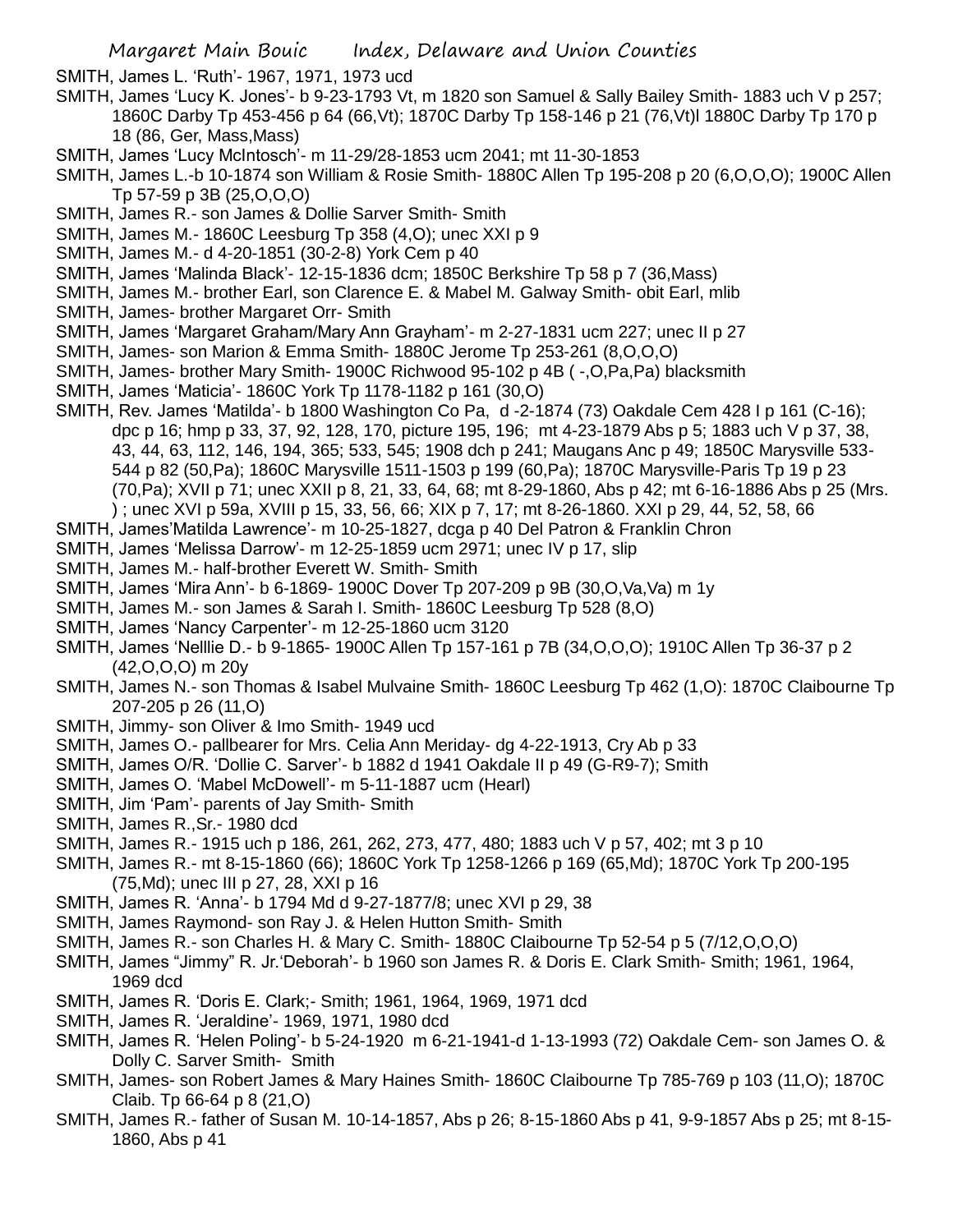SMITH, James L. 'Ruth'- 1967, 1971, 1973 ucd

SMITH, James 'Lucy K. Jones'- b 9-23-1793 Vt, m 1820 son Samuel & Sally Bailey Smith- 1883 uch V p 257; 1860C Darby Tp 453-456 p 64 (66,Vt); 1870C Darby Tp 158-146 p 21 (76,Vt)l 1880C Darby Tp 170 p 18 (86, Ger, Mass,Mass)

SMITH, James 'Lucy McIntosch'- m 11-29/28-1853 ucm 2041; mt 11-30-1853

SMITH, James L.-b 10-1874 son William & Rosie Smith- 1880C Allen Tp 195-208 p 20 (6,O,O,O); 1900C Allen Tp 57-59 p 3B (25,O,O,O)

SMITH, James R.- son James & Dollie Sarver Smith- Smith

SMITH, James M.- 1860C Leesburg Tp 358 (4,O); unec XXI p 9

SMITH, James M.- d 4-20-1851 (30-2-8) York Cem p 40

SMITH, James 'Malinda Black'- 12-15-1836 dcm; 1850C Berkshire Tp 58 p 7 (36,Mass)

SMITH, James M.- brother Earl, son Clarence E. & Mabel M. Galway Smith- obit Earl, mlib

SMITH, James- brother Margaret Orr- Smith

SMITH, James 'Margaret Graham/Mary Ann Grayham'- m 2-27-1831 ucm 227; unec II p 27

SMITH, James- son Marion & Emma Smith- 1880C Jerome Tp 253-261 (8,O,O,O)

SMITH, James- brother Mary Smith- 1900C Richwood 95-102 p 4B ( -,O,Pa,Pa) blacksmith

SMITH, James 'Maticia'- 1860C York Tp 1178-1182 p 161 (30,O)

SMITH, Rev. James 'Matilda'- b 1800 Washington Co Pa, d -2-1874 (73) Oakdale Cem 428 I p 161 (C-16); dpc p 16; hmp p 33, 37, 92, 128, 170, picture 195, 196; mt 4-23-1879 Abs p 5; 1883 uch V p 37, 38, 43, 44, 63, 112, 146, 194, 365; 533, 545; 1908 dch p 241; Maugans Anc p 49; 1850C Marysville 533-544 p 82 (50,Pa); 1860C Marysville 1511-1503 p 199 (60,Pa); 1870C Marysville-Paris Tp 19 p 23 (70,Pa); XVII p 71; unec XXII p 8, 21, 33, 64, 68; mt 8-29-1860, Abs p 42; mt 6-16-1886 Abs p 25 (Mrs. ) ; unec XVI p 59a, XVIII p 15, 33, 56, 66; XIX p 7, 17; mt 8-26-1860. XXI p 29, 44, 52, 58, 66

SMITH, James'Matilda Lawrence'- m 10-25-1827, dcga p 40 Del Patron & Franklin Chron

SMITH, James 'Melissa Darrow'- m 12-25-1859 ucm 2971; unec IV p 17, slip

SMITH, James M.- half-brother Everett W. Smith- Smith

SMITH, James 'Mira Ann'- b 6-1869- 1900C Dover Tp 207-209 p 9B (30,O,Va,Va) m 1y

SMITH, James M.- son James & Sarah I. Smith- 1860C Leesburg Tp 528 (8,O)

SMITH, James 'Nancy Carpenter'- m 12-25-1860 ucm 3120

SMITH, James 'Nelllie D.- b 9-1865- 1900C Allen Tp 157-161 p 7B (34,O,O,O); 1910C Allen Tp 36-37 p 2 (42,O,O,O) m 20y

SMITH, James N.- son Thomas & Isabel Mulvaine Smith- 1860C Leesburg Tp 462 (1,O): 1870C Claibourne Tp 207-205 p 26 (11,O)

SMITH, Jimmy- son Oliver & Imo Smith- 1949 ucd

SMITH, James O.- pallbearer for Mrs. Celia Ann Meriday- dg 4-22-1913, Cry Ab p 33

SMITH, James O/R. 'Dollie C. Sarver'- b 1882 d 1941 Oakdale II p 49 (G-R9-7); Smith

SMITH, James O. 'Mabel McDowell'- m 5-11-1887 ucm (Hearl)

SMITH, Jim 'Pam'- parents of Jay Smith- Smith

SMITH, James R.,Sr.- 1980 dcd

SMITH, James R.- 1915 uch p 186, 261, 262, 273, 477, 480; 1883 uch V p 57, 402; mt 3 p 10

SMITH, James R.- mt 8-15-1860 (66); 1860C York Tp 1258-1266 p 169 (65,Md); 1870C York Tp 200-195 (75,Md); unec III p 27, 28, XXI p 16

SMITH, James R. 'Anna'- b 1794 Md d 9-27-1877/8; unec XVI p 29, 38

SMITH, James Raymond- son Ray J. & Helen Hutton Smith- Smith

SMITH, James R.- son Charles H. & Mary C. Smith- 1880C Claibourne Tp 52-54 p 5 (7/12,O,O,O)

SMITH, James "Jimmy" R. Jr.'Deborah'- b 1960 son James R. & Doris E. Clark Smith- Smith; 1961, 1964, 1969 dcd

SMITH, James R. 'Doris E. Clark;- Smith; 1961, 1964, 1969, 1971 dcd

SMITH, James R. 'Jeraldine'- 1969, 1971, 1980 dcd

SMITH, James R. 'Helen Poling'- b 5-24-1920 m 6-21-1941-d 1-13-1993 (72) Oakdale Cem- son James O. & Dolly C. Sarver Smith- Smith

SMITH, James- son Robert James & Mary Haines Smith- 1860C Claibourne Tp 785-769 p 103 (11,O); 1870C Claib. Tp 66-64 p 8 (21,O)

SMITH, James R.- father of Susan M. 10-14-1857, Abs p 26; 8-15-1860 Abs p 41, 9-9-1857 Abs p 25; mt 8-15-1860, Abs p 41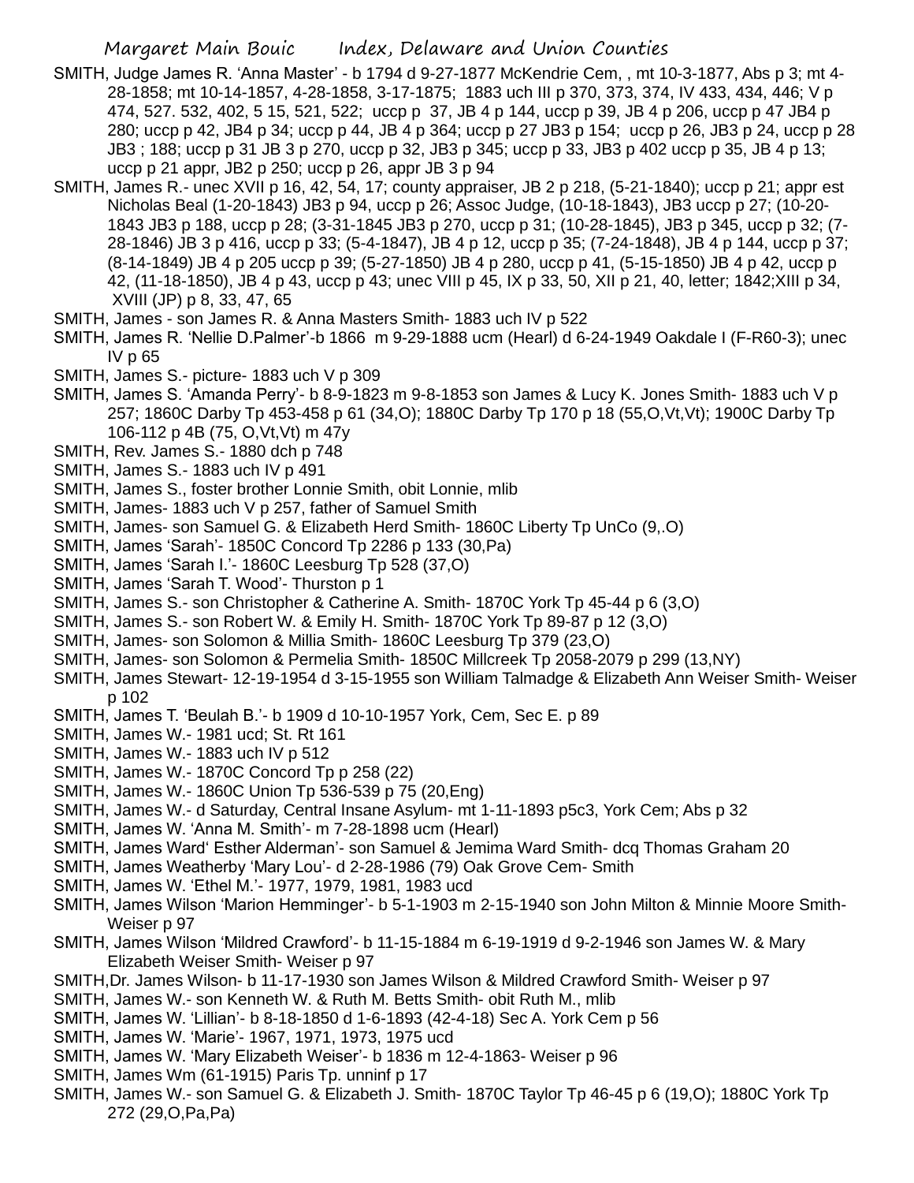SMITH, Judge James R. 'Anna Master' - b 1794 d 9-27-1877 McKendrie Cem, , mt 10-3-1877, Abs p 3; mt 4-28-1858; mt 10-14-1857, 4-28-1858, 3-17-1875; 1883 uch III p 370, 373, 374, IV 433, 434, 446; V p 474, 527. 532, 402, 5 15, 521, 522; uccp p 37, JB 4 p 144, uccp p 39, JB 4 p 206, uccp p 47 JB4 p 280; uccp p 42, JB4 p 34; uccp p 44, JB 4 p 364; uccp p 27 JB3 p 154; uccp p 26, JB3 p 24, uccp p 28 JB3 ; 188; uccp p 31 JB 3 p 270, uccp p 32, JB3 p 345; uccp p 33, JB3 p 402 uccp p 35, JB 4 p 13; uccp p 21 appr, JB2 p 250; uccp p 26, appr JB 3 p 94

SMITH, James R.- unec XVII p 16, 42, 54, 17; county appraiser, JB 2 p 218, (5-21-1840); uccp p 21; appr est Nicholas Beal (1-20-1843) JB3 p 94, uccp p 26; Assoc Judge, (10-18-1843), JB3 uccp p 27; (10-20-1843 JB3 p 188, uccp p 28; (3-31-1845 JB3 p 270, uccp p 31; (10-28-1845), JB3 p 345, uccp p 32; (7-28-1846) JB 3 p 416, uccp p 33; (5-4-1847), JB 4 p 12, uccp p 35; (7-24-1848), JB 4 p 144, uccp p 37; (8-14-1849) JB 4 p 205 uccp p 39; (5-27-1850) JB 4 p 280, uccp p 41, (5-15-1850) JB 4 p 42, uccp p 42, (11-18-1850), JB 4 p 43, uccp p 43; unec VIII p 45, IX p 33, 50, XII p 21, 40, letter; 1842;XIII p 34, XVIII (JP) p 8, 33, 47, 65

SMITH, James - son James R. & Anna Masters Smith- 1883 uch IV p 522

SMITH, James R. 'Nellie D.Palmer'-b 1866 m 9-29-1888 ucm (Hearl) d 6-24-1949 Oakdale I (F-R60-3); unec IV p 65

SMITH, James S.- picture- 1883 uch V p 309

SMITH, James S. 'Amanda Perry'- b 8-9-1823 m 9-8-1853 son James & Lucy K. Jones Smith- 1883 uch V p 257; 1860C Darby Tp 453-458 p 61 (34,O); 1880C Darby Tp 170 p 18 (55,O,Vt,Vt); 1900C Darby Tp 106-112 p 4B (75, O,Vt,Vt) m 47y

SMITH, Rev. James S.- 1880 dch p 748

SMITH, James S.- 1883 uch IV p 491

SMITH, James S., foster brother Lonnie Smith, obit Lonnie, mlib

SMITH, James- 1883 uch V p 257, father of Samuel Smith

SMITH, James- son Samuel G. & Elizabeth Herd Smith- 1860C Liberty Tp UnCo (9,.O)

SMITH, James 'Sarah'- 1850C Concord Tp 2286 p 133 (30,Pa)

SMITH, James 'Sarah I.'- 1860C Leesburg Tp 528 (37,O)

SMITH, James 'Sarah T. Wood'- Thurston p 1

SMITH, James S.- son Christopher & Catherine A. Smith- 1870C York Tp 45-44 p 6 (3,O)

SMITH, James S.- son Robert W. & Emily H. Smith- 1870C York Tp 89-87 p 12 (3,O)

SMITH, James- son Solomon & Millia Smith- 1860C Leesburg Tp 379 (23,O)

SMITH, James- son Solomon & Permelia Smith- 1850C Millcreek Tp 2058-2079 p 299 (13,NY)

SMITH, James Stewart- 12-19-1954 d 3-15-1955 son William Talmadge & Elizabeth Ann Weiser Smith- Weiser p 102

SMITH, James T. 'Beulah B.'- b 1909 d 10-10-1957 York, Cem, Sec E. p 89

SMITH, James W.- 1981 ucd; St. Rt 161

SMITH, James W.- 1883 uch IV p 512

SMITH, James W.- 1870C Concord Tp p 258 (22)

SMITH, James W.- 1860C Union Tp 536-539 p 75 (20,Eng)

SMITH, James W.- d Saturday, Central Insane Asylum- mt 1-11-1893 p5c3, York Cem; Abs p 32

SMITH, James W. 'Anna M. Smith'- m 7-28-1898 ucm (Hearl)

SMITH, James Ward' Esther Alderman'- son Samuel & Jemima Ward Smith- dcq Thomas Graham 20

SMITH, James Weatherby 'Mary Lou'- d 2-28-1986 (79) Oak Grove Cem- Smith

SMITH, James W. 'Ethel M.'- 1977, 1979, 1981, 1983 ucd

SMITH, James Wilson 'Marion Hemminger'- b 5-1-1903 m 2-15-1940 son John Milton & Minnie Moore Smith- Weiser p 97

SMITH, James Wilson 'Mildred Crawford'- b 11-15-1884 m 6-19-1919 d 9-2-1946 son James W. & Mary Elizabeth Weiser Smith- Weiser p 97

SMITH,Dr. James Wilson- b 11-17-1930 son James Wilson & Mildred Crawford Smith- Weiser p 97

SMITH, James W.- son Kenneth W. & Ruth M. Betts Smith- obit Ruth M., mlib

SMITH, James W. 'Lillian'- b 8-18-1850 d 1-6-1893 (42-4-18) Sec A. York Cem p 56

SMITH, James W. 'Marie'- 1967, 1971, 1973, 1975 ucd

SMITH, James W. 'Mary Elizabeth Weiser'- b 1836 m 12-4-1863- Weiser p 96

SMITH, James Wm (61-1915) Paris Tp. unninf p 17

SMITH, James W.- son Samuel G. & Elizabeth J. Smith- 1870C Taylor Tp 46-45 p 6 (19,O); 1880C York Tp 272 (29,O,Pa,Pa)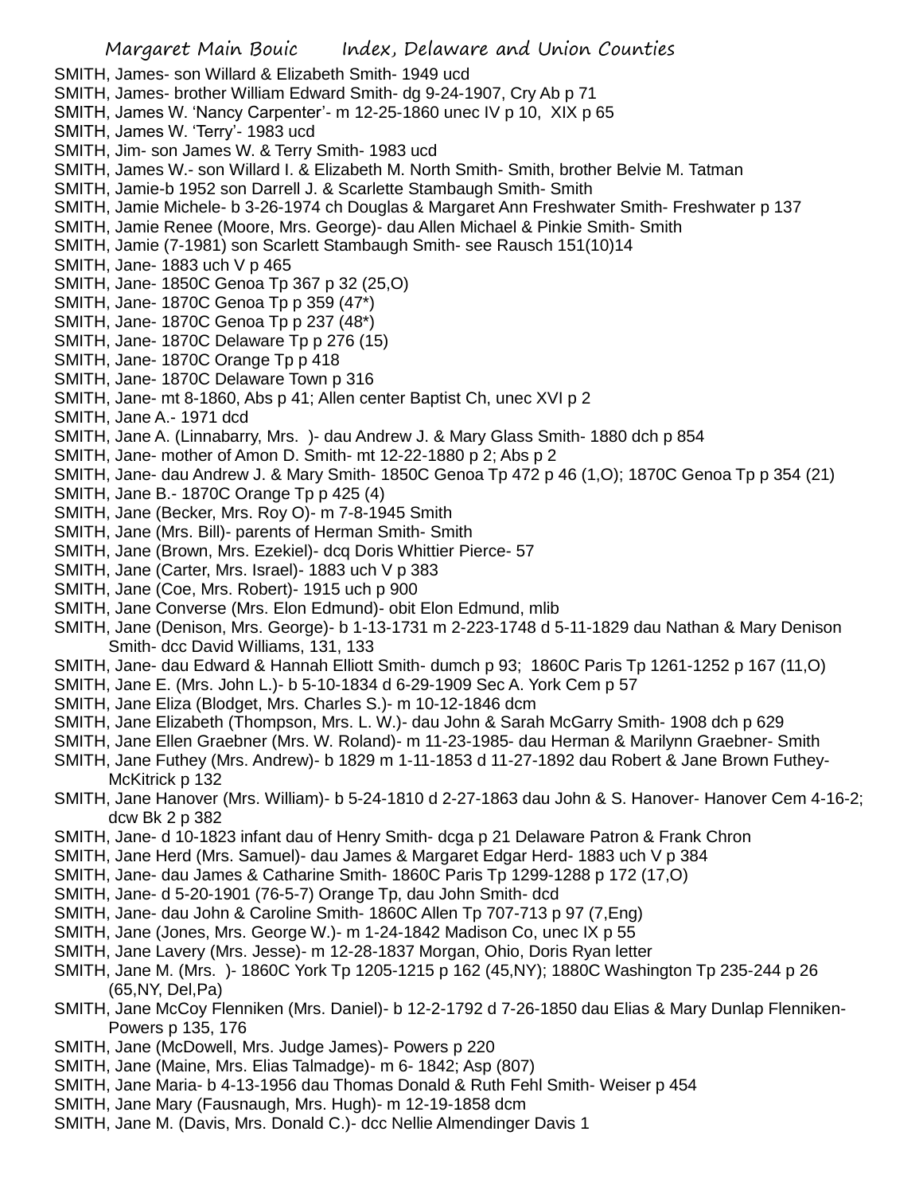SMITH, James- son Willard & Elizabeth Smith- 1949 ucd
SMITH, James- brother William Edward Smith- dg 9-24-1907, Cry Ab p 71
SMITH, James W. 'Nancy Carpenter'- m 12-25-1860 unec IV p 10, XIX p 65
SMITH, James W. 'Terry'- 1983 ucd
SMITH, Jim- son James W. & Terry Smith- 1983 ucd
SMITH, James W.- son Willard I. & Elizabeth M. North Smith- Smith, brother Belvie M. Tatman
SMITH, Jamie-b 1952 son Darrell J. & Scarlette Stambaugh Smith- Smith
SMITH, Jamie Michele- b 3-26-1974 ch Douglas & Margaret Ann Freshwater Smith- Freshwater p 137
SMITH, Jamie Renee (Moore, Mrs. George)- dau Allen Michael & Pinkie Smith- Smith
SMITH, Jamie (7-1981) son Scarlett Stambaugh Smith- see Rausch 151(10)14
SMITH, Jane- 1883 uch V p 465
SMITH, Jane- 1850C Genoa Tp 367 p 32 (25,O)
SMITH, Jane- 1870C Genoa Tp p 359 (47*)
SMITH, Jane- 1870C Genoa Tp p 237 (48*)
SMITH, Jane- 1870C Delaware Tp p 276 (15)
SMITH, Jane- 1870C Orange Tp p 418
SMITH, Jane- 1870C Delaware Town p 316
SMITH, Jane- mt 8-1860, Abs p 41; Allen center Baptist Ch, unec XVI p 2
SMITH, Jane A.- 1971 dcd
SMITH, Jane A. (Linnabarry, Mrs. )- dau Andrew J. & Mary Glass Smith- 1880 dch p 854
SMITH, Jane- mother of Amon D. Smith- mt 12-22-1880 p 2; Abs p 2
SMITH, Jane- dau Andrew J. & Mary Smith- 1850C Genoa Tp 472 p 46 (1,O); 1870C Genoa Tp p 354 (21)
SMITH, Jane B.- 1870C Orange Tp p 425 (4)
SMITH, Jane (Becker, Mrs. Roy O)- m 7-8-1945 Smith
SMITH, Jane (Mrs. Bill)- parents of Herman Smith- Smith
SMITH, Jane (Brown, Mrs. Ezekiel)- dcq Doris Whittier Pierce- 57
SMITH, Jane (Carter, Mrs. Israel)- 1883 uch V p 383
SMITH, Jane (Coe, Mrs. Robert)- 1915 uch p 900
SMITH, Jane Converse (Mrs. Elon Edmund)- obit Elon Edmund, mlib
SMITH, Jane (Denison, Mrs. George)- b 1-13-1731 m 2-223-1748 d 5-11-1829 dau Nathan & Mary Denison Smith- dcc David Williams, 131, 133
SMITH, Jane- dau Edward & Hannah Elliott Smith- dumch p 93; 1860C Paris Tp 1261-1252 p 167 (11,O)
SMITH, Jane E. (Mrs. John L.)- b 5-10-1834 d 6-29-1909 Sec A. York Cem p 57
SMITH, Jane Eliza (Blodget, Mrs. Charles S.)- m 10-12-1846 dcm
SMITH, Jane Elizabeth (Thompson, Mrs. L. W.)- dau John & Sarah McGarry Smith- 1908 dch p 629
SMITH, Jane Ellen Graebner (Mrs. W. Roland)- m 11-23-1985- dau Herman & Marilynn Graebner- Smith
SMITH, Jane Futhey (Mrs. Andrew)- b 1829 m 1-11-1853 d 11-27-1892 dau Robert & Jane Brown Futhey- McKitrick p 132
SMITH, Jane Hanover (Mrs. William)- b 5-24-1810 d 2-27-1863 dau John & S. Hanover- Hanover Cem 4-16-2; dcw Bk 2 p 382
SMITH, Jane- d 10-1823 infant dau of Henry Smith- dcga p 21 Delaware Patron & Frank Chron
SMITH, Jane Herd (Mrs. Samuel)- dau James & Margaret Edgar Herd- 1883 uch V p 384
SMITH, Jane- dau James & Catharine Smith- 1860C Paris Tp 1299-1288 p 172 (17,O)
SMITH, Jane- d 5-20-1901 (76-5-7) Orange Tp, dau John Smith- dcd
SMITH, Jane- dau John & Caroline Smith- 1860C Allen Tp 707-713 p 97 (7,Eng)
SMITH, Jane (Jones, Mrs. George W.)- m 1-24-1842 Madison Co, unec IX p 55
SMITH, Jane Lavery (Mrs. Jesse)- m 12-28-1837 Morgan, Ohio, Doris Ryan letter
SMITH, Jane M. (Mrs. )- 1860C York Tp 1205-1215 p 162 (45,NY); 1880C Washington Tp 235-244 p 26 (65,NY, Del,Pa)
SMITH, Jane McCoy Flenniken (Mrs. Daniel)- b 12-2-1792 d 7-26-1850 dau Elias & Mary Dunlap Flenniken- Powers p 135, 176
SMITH, Jane (McDowell, Mrs. Judge James)- Powers p 220
SMITH, Jane (Maine, Mrs. Elias Talmadge)- m 6- 1842; Asp (807)
SMITH, Jane Maria- b 4-13-1956 dau Thomas Donald & Ruth Fehl Smith- Weiser p 454
SMITH, Jane Mary (Fausnaugh, Mrs. Hugh)- m 12-19-1858 dcm
SMITH, Jane M. (Davis, Mrs. Donald C.)- dcc Nellie Almendinger Davis 1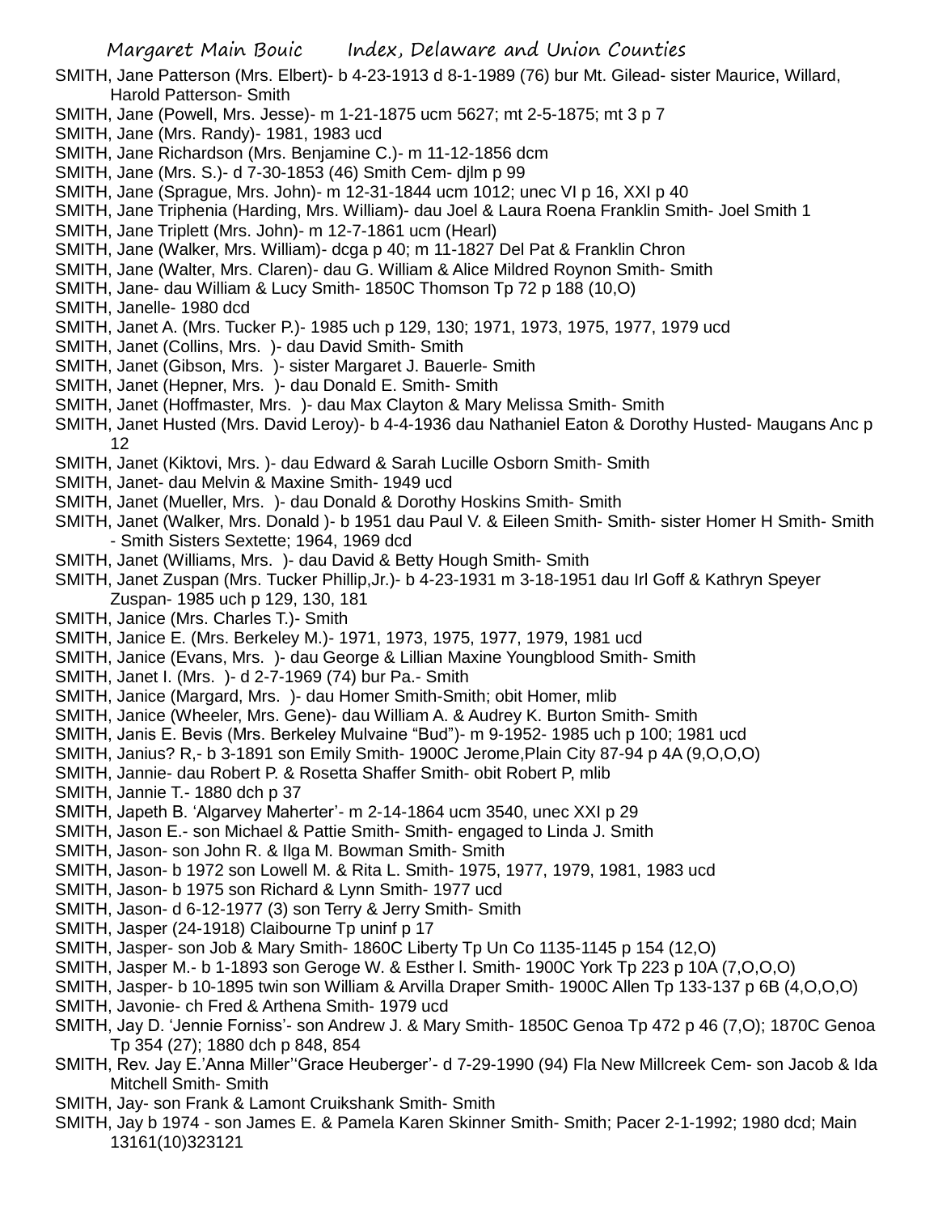SMITH, Jane Patterson (Mrs. Elbert)- b 4-23-1913 d 8-1-1989 (76) bur Mt. Gilead- sister Maurice, Willard, Harold Patterson- Smith

SMITH, Jane (Powell, Mrs. Jesse)- m 1-21-1875 ucm 5627; mt 2-5-1875; mt 3 p 7

SMITH, Jane (Mrs. Randy)- 1981, 1983 ucd

SMITH, Jane Richardson (Mrs. Benjamine C.)- m 11-12-1856 dcm

SMITH, Jane (Mrs. S.)- d 7-30-1853 (46) Smith Cem- djlm p 99

SMITH, Jane (Sprague, Mrs. John)- m 12-31-1844 ucm 1012; unec VI p 16, XXI p 40

SMITH, Jane Triphenia (Harding, Mrs. William)- dau Joel & Laura Roena Franklin Smith- Joel Smith 1

SMITH, Jane Triplett (Mrs. John)- m 12-7-1861 ucm (Hearl)

SMITH, Jane (Walker, Mrs. William)- dcga p 40; m 11-1827 Del Pat & Franklin Chron

SMITH, Jane (Walter, Mrs. Claren)- dau G. William & Alice Mildred Roynon Smith- Smith

SMITH, Jane- dau William & Lucy Smith- 1850C Thomson Tp 72 p 188 (10,O)

SMITH, Janelle- 1980 dcd

SMITH, Janet A. (Mrs. Tucker P.)- 1985 uch p 129, 130; 1971, 1973, 1975, 1977, 1979 ucd

SMITH, Janet (Collins, Mrs. )- dau David Smith- Smith

SMITH, Janet (Gibson, Mrs. )- sister Margaret J. Bauerle- Smith

SMITH, Janet (Hepner, Mrs. )- dau Donald E. Smith- Smith

SMITH, Janet (Hoffmaster, Mrs. )- dau Max Clayton & Mary Melissa Smith- Smith

SMITH, Janet Husted (Mrs. David Leroy)- b 4-4-1936 dau Nathaniel Eaton & Dorothy Husted- Maugans Anc p 12

SMITH, Janet (Kiktovi, Mrs. )- dau Edward & Sarah Lucille Osborn Smith- Smith

SMITH, Janet- dau Melvin & Maxine Smith- 1949 ucd

SMITH, Janet (Mueller, Mrs. )- dau Donald & Dorothy Hoskins Smith- Smith

SMITH, Janet (Walker, Mrs. Donald )- b 1951 dau Paul V. & Eileen Smith- Smith- sister Homer H Smith- Smith - Smith Sisters Sextette; 1964, 1969 dcd

SMITH, Janet (Williams, Mrs. )- dau David & Betty Hough Smith- Smith

SMITH, Janet Zuspan (Mrs. Tucker Phillip,Jr.)- b 4-23-1931 m 3-18-1951 dau Irl Goff & Kathryn Speyer Zuspan- 1985 uch p 129, 130, 181

SMITH, Janice (Mrs. Charles T.)- Smith

SMITH, Janice E. (Mrs. Berkeley M.)- 1971, 1973, 1975, 1977, 1979, 1981 ucd

SMITH, Janice (Evans, Mrs. )- dau George & Lillian Maxine Youngblood Smith- Smith

SMITH, Janet I. (Mrs. )- d 2-7-1969 (74) bur Pa.- Smith

SMITH, Janice (Margard, Mrs. )- dau Homer Smith-Smith; obit Homer, mlib

SMITH, Janice (Wheeler, Mrs. Gene)- dau William A. & Audrey K. Burton Smith- Smith

SMITH, Janis E. Bevis (Mrs. Berkeley Mulvaine "Bud")- m 9-1952- 1985 uch p 100; 1981 ucd

SMITH, Janius? R,- b 3-1891 son Emily Smith- 1900C Jerome,Plain City 87-94 p 4A (9,O,O,O)

SMITH, Jannie- dau Robert P. & Rosetta Shaffer Smith- obit Robert P, mlib

SMITH, Jannie T.- 1880 dch p 37

SMITH, Japeth B. 'Algarvey Maherter'- m 2-14-1864 ucm 3540, unec XXI p 29

SMITH, Jason E.- son Michael & Pattie Smith- Smith- engaged to Linda J. Smith

SMITH, Jason- son John R. & Ilga M. Bowman Smith- Smith

SMITH, Jason- b 1972 son Lowell M. & Rita L. Smith- 1975, 1977, 1979, 1981, 1983 ucd

SMITH, Jason- b 1975 son Richard & Lynn Smith- 1977 ucd

SMITH, Jason- d 6-12-1977 (3) son Terry & Jerry Smith- Smith

SMITH, Jasper (24-1918) Claibourne Tp uninf p 17

SMITH, Jasper- son Job & Mary Smith- 1860C Liberty Tp Un Co 1135-1145 p 154 (12,O)

SMITH, Jasper M.- b 1-1893 son Geroge W. & Esther l. Smith- 1900C York Tp 223 p 10A (7,O,O,O)

SMITH, Jasper- b 10-1895 twin son William & Arvilla Draper Smith- 1900C Allen Tp 133-137 p 6B (4,O,O,O)

SMITH, Javonie- ch Fred & Arthena Smith- 1979 ucd

SMITH, Jay D. 'Jennie Forniss'- son Andrew J. & Mary Smith- 1850C Genoa Tp 472 p 46 (7,O); 1870C Genoa Tp 354 (27); 1880 dch p 848, 854

SMITH, Rev. Jay E.'Anna Miller''Grace Heuberger'- d 7-29-1990 (94) Fla New Millcreek Cem- son Jacob & Ida Mitchell Smith- Smith

SMITH, Jay- son Frank & Lamont Cruikshank Smith- Smith

SMITH, Jay b 1974 - son James E. & Pamela Karen Skinner Smith- Smith; Pacer 2-1-1992; 1980 dcd; Main 13161(10)323121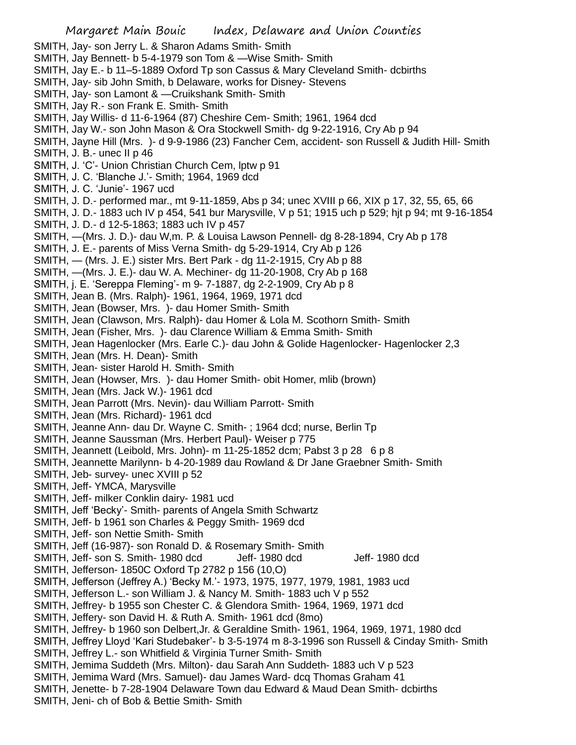SMITH, Jay- son Jerry L. & Sharon Adams Smith- Smith
SMITH, Jay Bennett- b 5-4-1979 son Tom & —Wise Smith- Smith
SMITH, Jay E.- b 11–5-1889 Oxford Tp son Cassus & Mary Cleveland Smith- dcbirths
SMITH, Jay- sib John Smith, b Delaware, works for Disney- Stevens
SMITH, Jay- son Lamont & —Cruikshank Smith- Smith
SMITH, Jay R.- son Frank E. Smith- Smith
SMITH, Jay Willis- d 11-6-1964 (87) Cheshire Cem- Smith; 1961, 1964 dcd
SMITH, Jay W.- son John Mason & Ora Stockwell Smith- dg 9-22-1916, Cry Ab p 94
SMITH, Jayne Hill (Mrs. )- d 9-9-1986 (23) Fancher Cem, accident- son Russell & Judith Hill- Smith
SMITH, J. B.- unec II p 46
SMITH, J. 'C'- Union Christian Church Cem, lptw p 91
SMITH, J. C. 'Blanche J.'- Smith; 1964, 1969 dcd
SMITH, J. C. 'Junie'- 1967 ucd
SMITH, J. D.- performed mar., mt 9-11-1859, Abs p 34; unec XVIII p 66, XIX p 17, 32, 55, 65, 66
SMITH, J. D.- 1883 uch IV p 454, 541 bur Marysville, V p 51; 1915 uch p 529; hjt p 94; mt 9-16-1854
SMITH, J. D.- d 12-5-1863; 1883 uch IV p 457
SMITH, —(Mrs. J. D.)- dau W,m. P. & Louisa Lawson Pennell- dg 8-28-1894, Cry Ab p 178
SMITH, J. E.- parents of Miss Verna Smith- dg 5-29-1914, Cry Ab p 126
SMITH, — (Mrs. J. E.) sister Mrs. Bert Park - dg 11-2-1915, Cry Ab p 88
SMITH, —(Mrs. J. E.)- dau W. A. Mechiner- dg 11-20-1908, Cry Ab p 168
SMITH, j. E. 'Sereppa Fleming'- m 9- 7-1887, dg 2-2-1909, Cry Ab p 8
SMITH, Jean B. (Mrs. Ralph)- 1961, 1964, 1969, 1971 dcd
SMITH, Jean (Bowser, Mrs. )- dau Homer Smith- Smith
SMITH, Jean (Clawson, Mrs. Ralph)- dau Homer & Lola M. Scothorn Smith- Smith
SMITH, Jean (Fisher, Mrs. )- dau Clarence William & Emma Smith- Smith
SMITH, Jean Hagenlocker (Mrs. Earle C.)- dau John & Golide Hagenlocker- Hagenlocker 2,3
SMITH, Jean (Mrs. H. Dean)- Smith
SMITH, Jean- sister Harold H. Smith- Smith
SMITH, Jean (Howser, Mrs. )- dau Homer Smith- obit Homer, mlib (brown)
SMITH, Jean (Mrs. Jack W.)- 1961 dcd
SMITH, Jean Parrott (Mrs. Nevin)- dau William Parrott- Smith
SMITH, Jean (Mrs. Richard)- 1961 dcd
SMITH, Jeanne Ann- dau Dr. Wayne C. Smith- ; 1964 dcd; nurse, Berlin Tp
SMITH, Jeanne Saussman (Mrs. Herbert Paul)- Weiser p 775
SMITH, Jeannett (Leibold, Mrs. John)- m 11-25-1852 dcm; Pabst 3 p 28 6 p 8
SMITH, Jeannette Marilynn- b 4-20-1989 dau Rowland & Dr Jane Graebner Smith- Smith
SMITH, Jeb- survey- unec XVIII p 52
SMITH, Jeff- YMCA, Marysville
SMITH, Jeff- milker Conklin dairy- 1981 ucd
SMITH, Jeff 'Becky'- Smith- parents of Angela Smith Schwartz
SMITH, Jeff- b 1961 son Charles & Peggy Smith- 1969 dcd
SMITH, Jeff- son Nettie Smith- Smith
SMITH, Jeff (16-987)- son Ronald D. & Rosemary Smith- Smith
SMITH, Jeff- son S. Smith- 1980 dcd Jeff- 1980 dcd Jeff- 1980 dcd
SMITH, Jefferson- 1850C Oxford Tp 2782 p 156 (10,O)
SMITH, Jefferson (Jeffrey A.) 'Becky M.'- 1973, 1975, 1977, 1979, 1981, 1983 ucd
SMITH, Jefferson L.- son William J. & Nancy M. Smith- 1883 uch V p 552
SMITH, Jeffrey- b 1955 son Chester C. & Glendora Smith- 1964, 1969, 1971 dcd
SMITH, Jeffery- son David H. & Ruth A. Smith- 1961 dcd (8mo)
SMITH, Jeffrey- b 1960 son Delbert,Jr. & Geraldine Smith- 1961, 1964, 1969, 1971, 1980 dcd
SMITH, Jeffrey Lloyd 'Kari Studebaker'- b 3-5-1974 m 8-3-1996 son Russell & Cinday Smith- Smith
SMITH, Jeffrey L.- son Whitfield & Virginia Turner Smith- Smith
SMITH, Jemima Suddeth (Mrs. Milton)- dau Sarah Ann Suddeth- 1883 uch V p 523
SMITH, Jemima Ward (Mrs. Samuel)- dau James Ward- dcq Thomas Graham 41
SMITH, Jenette- b 7-28-1904 Delaware Town dau Edward & Maud Dean Smith- dcbirths
SMITH, Jeni- ch of Bob & Bettie Smith- Smith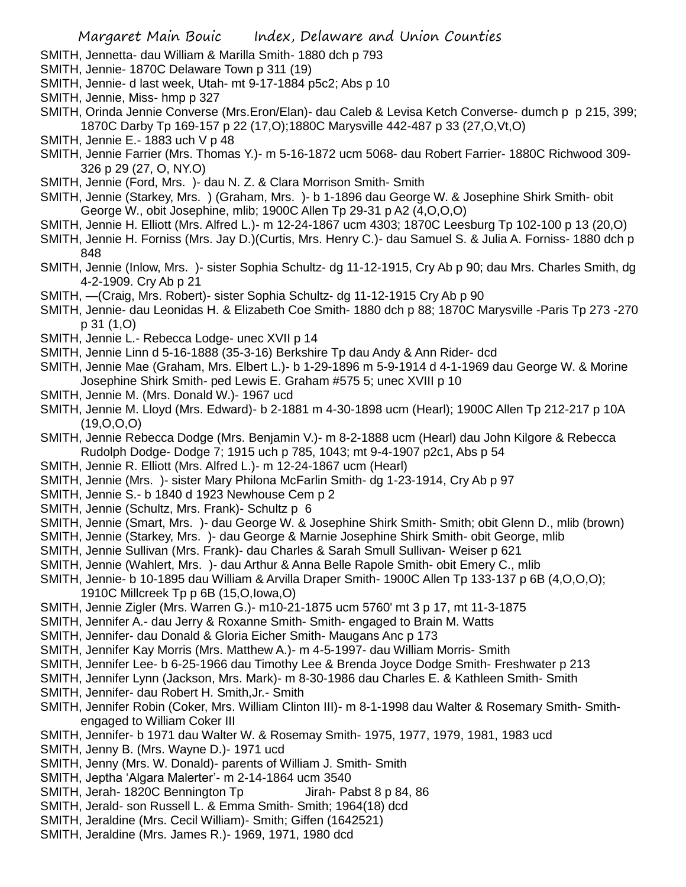SMITH, Jennetta- dau William & Marilla Smith- 1880 dch p 793
SMITH, Jennie- 1870C Delaware Town p 311 (19)
SMITH, Jennie- d last week, Utah- mt 9-17-1884 p5c2; Abs p 10
SMITH, Jennie, Miss- hmp p 327
SMITH, Orinda Jennie Converse (Mrs.Eron/Elan)- dau Caleb & Levisa Ketch Converse- dumch p p 215, 399; 1870C Darby Tp 169-157 p 22 (17,O);1880C Marysville 442-487 p 33 (27,O,Vt,O)
SMITH, Jennie E.- 1883 uch V p 48
SMITH, Jennie Farrier (Mrs. Thomas Y.)- m 5-16-1872 ucm 5068- dau Robert Farrier- 1880C Richwood 309-326 p 29 (27, O, NY.O)
SMITH, Jennie (Ford, Mrs. )- dau N. Z. & Clara Morrison Smith- Smith
SMITH, Jennie (Starkey, Mrs. ) (Graham, Mrs. )- b 1-1896 dau George W. & Josephine Shirk Smith- obit George W., obit Josephine, mlib; 1900C Allen Tp 29-31 p A2 (4,O,O,O)
SMITH, Jennie H. Elliott (Mrs. Alfred L.)- m 12-24-1867 ucm 4303; 1870C Leesburg Tp 102-100 p 13 (20,O)
SMITH, Jennie H. Forniss (Mrs. Jay D.)(Curtis, Mrs. Henry C.)- dau Samuel S. & Julia A. Forniss- 1880 dch p 848
SMITH, Jennie (Inlow, Mrs. )- sister Sophia Schultz- dg 11-12-1915, Cry Ab p 90; dau Mrs. Charles Smith, dg 4-2-1909. Cry Ab p 21
SMITH, —(Craig, Mrs. Robert)- sister Sophia Schultz- dg 11-12-1915 Cry Ab p 90
SMITH, Jennie- dau Leonidas H. & Elizabeth Coe Smith- 1880 dch p 88; 1870C Marysville -Paris Tp 273 -270 p 31 (1,O)
SMITH, Jennie L.- Rebecca Lodge- unec XVII p 14
SMITH, Jennie Linn d 5-16-1888 (35-3-16) Berkshire Tp dau Andy & Ann Rider- dcd
SMITH, Jennie Mae (Graham, Mrs. Elbert L.)- b 1-29-1896 m 5-9-1914 d 4-1-1969 dau George W. & Morine Josephine Shirk Smith- ped Lewis E. Graham #575 5; unec XVIII p 10
SMITH, Jennie M. (Mrs. Donald W.)- 1967 ucd
SMITH, Jennie M. Lloyd (Mrs. Edward)- b 2-1881 m 4-30-1898 ucm (Hearl); 1900C Allen Tp 212-217 p 10A (19,O,O,O)
SMITH, Jennie Rebecca Dodge (Mrs. Benjamin V.)- m 8-2-1888 ucm (Hearl) dau John Kilgore & Rebecca Rudolph Dodge- Dodge 7; 1915 uch p 785, 1043; mt 9-4-1907 p2c1, Abs p 54
SMITH, Jennie R. Elliott (Mrs. Alfred L.)- m 12-24-1867 ucm (Hearl)
SMITH, Jennie (Mrs. )- sister Mary Philona McFarlin Smith- dg 1-23-1914, Cry Ab p 97
SMITH, Jennie S.- b 1840 d 1923 Newhouse Cem p 2
SMITH, Jennie (Schultz, Mrs. Frank)- Schultz p 6
SMITH, Jennie (Smart, Mrs. )- dau George W. & Josephine Shirk Smith- Smith; obit Glenn D., mlib (brown)
SMITH, Jennie (Starkey, Mrs. )- dau George & Marnie Josephine Shirk Smith- obit George, mlib
SMITH, Jennie Sullivan (Mrs. Frank)- dau Charles & Sarah Smull Sullivan- Weiser p 621
SMITH, Jennie (Wahlert, Mrs. )- dau Arthur & Anna Belle Rapole Smith- obit Emery C., mlib
SMITH, Jennie- b 10-1895 dau William & Arvilla Draper Smith- 1900C Allen Tp 133-137 p 6B (4,O,O,O); 1910C Millcreek Tp p 6B (15,O,Iowa,O)
SMITH, Jennie Zigler (Mrs. Warren G.)- m10-21-1875 ucm 5760' mt 3 p 17, mt 11-3-1875
SMITH, Jennifer A.- dau Jerry & Roxanne Smith- Smith- engaged to Brain M. Watts
SMITH, Jennifer- dau Donald & Gloria Eicher Smith- Maugans Anc p 173
SMITH, Jennifer Kay Morris (Mrs. Matthew A.)- m 4-5-1997- dau William Morris- Smith
SMITH, Jennifer Lee- b 6-25-1966 dau Timothy Lee & Brenda Joyce Dodge Smith- Freshwater p 213
SMITH, Jennifer Lynn (Jackson, Mrs. Mark)- m 8-30-1986 dau Charles E. & Kathleen Smith- Smith
SMITH, Jennifer- dau Robert H. Smith,Jr.- Smith
SMITH, Jennifer Robin (Coker, Mrs. William Clinton III)- m 8-1-1998 dau Walter & Rosemary Smith- Smith- engaged to William Coker III
SMITH, Jennifer- b 1971 dau Walter W. & Rosemay Smith- 1975, 1977, 1979, 1981, 1983 ucd
SMITH, Jenny B. (Mrs. Wayne D.)- 1971 ucd
SMITH, Jenny (Mrs. W. Donald)- parents of William J. Smith- Smith
SMITH, Jeptha 'Algara Malerter'- m 2-14-1864 ucm 3540
SMITH, Jerah- 1820C Bennington Tp Jirah- Pabst 8 p 84, 86
SMITH, Jerald- son Russell L. & Emma Smith- Smith; 1964(18) dcd
SMITH, Jeraldine (Mrs. Cecil William)- Smith; Giffen (1642521)
SMITH, Jeraldine (Mrs. James R.)- 1969, 1971, 1980 dcd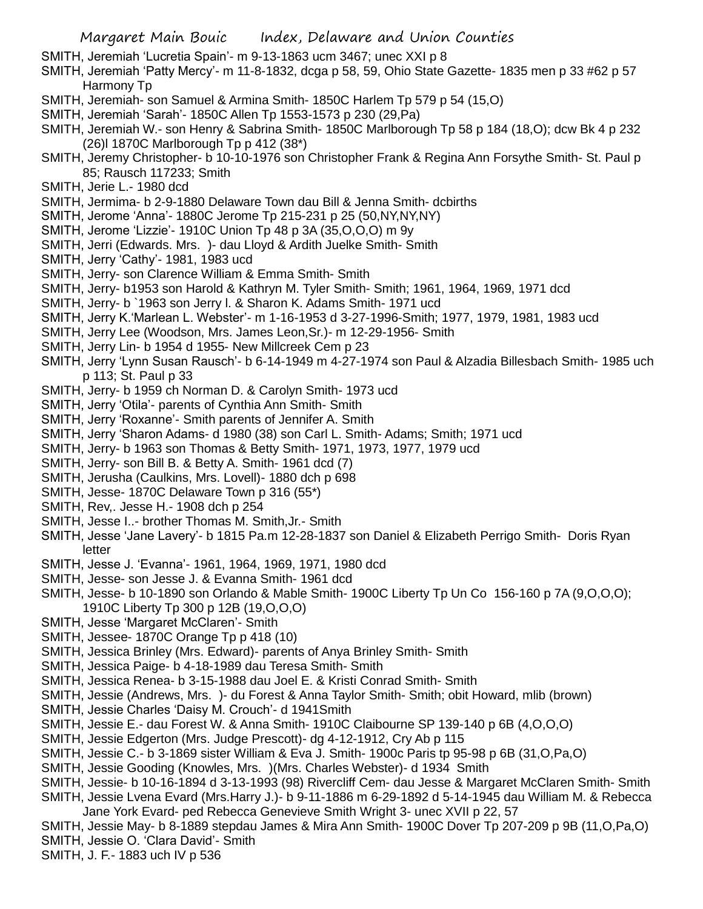SMITH, Jeremiah 'Lucretia Spain'- m 9-13-1863 ucm 3467; unec XXI p 8

SMITH, Jeremiah 'Patty Mercy'- m 11-8-1832, dcga p 58, 59, Ohio State Gazette- 1835 men p 33 #62 p 57 Harmony Tp

SMITH, Jeremiah- son Samuel & Armina Smith- 1850C Harlem Tp 579 p 54 (15,O)

SMITH, Jeremiah 'Sarah'- 1850C Allen Tp 1553-1573 p 230 (29,Pa)

SMITH, Jeremiah W.- son Henry & Sabrina Smith- 1850C Marlborough Tp 58 p 184 (18,O); dcw Bk 4 p 232 (26)l 1870C Marlborough Tp p 412 (38*)

SMITH, Jeremy Christopher- b 10-10-1976 son Christopher Frank & Regina Ann Forsythe Smith- St. Paul p 85; Rausch 117233; Smith

SMITH, Jerie L.- 1980 dcd

SMITH, Jermima- b 2-9-1880 Delaware Town dau Bill & Jenna Smith- dcbirths

SMITH, Jerome 'Anna'- 1880C Jerome Tp 215-231 p 25 (50,NY,NY,NY)

SMITH, Jerome 'Lizzie'- 1910C Union Tp 48 p 3A (35,O,O,O) m 9y

SMITH, Jerri (Edwards. Mrs. )- dau Lloyd & Ardith Juelke Smith- Smith

SMITH, Jerry 'Cathy'- 1981, 1983 ucd

SMITH, Jerry- son Clarence William & Emma Smith- Smith

SMITH, Jerry- b1953 son Harold & Kathryn M. Tyler Smith- Smith; 1961, 1964, 1969, 1971 dcd

SMITH, Jerry- b `1963 son Jerry l. & Sharon K. Adams Smith- 1971 ucd

SMITH, Jerry K.'Marlean L. Webster'- m 1-16-1953 d 3-27-1996-Smith; 1977, 1979, 1981, 1983 ucd

SMITH, Jerry Lee (Woodson, Mrs. James Leon,Sr.)- m 12-29-1956- Smith

SMITH, Jerry Lin- b 1954 d 1955- New Millcreek Cem p 23

SMITH, Jerry 'Lynn Susan Rausch'- b 6-14-1949 m 4-27-1974 son Paul & Alzadia Billesbach Smith- 1985 uch p 113; St. Paul p 33

SMITH, Jerry- b 1959 ch Norman D. & Carolyn Smith- 1973 ucd

SMITH, Jerry 'Otila'- parents of Cynthia Ann Smith- Smith

SMITH, Jerry 'Roxanne'- Smith parents of Jennifer A. Smith

SMITH, Jerry 'Sharon Adams- d 1980 (38) son Carl L. Smith- Adams; Smith; 1971 ucd

SMITH, Jerry- b 1963 son Thomas & Betty Smith- 1971, 1973, 1977, 1979 ucd

SMITH, Jerry- son Bill B. & Betty A. Smith- 1961 dcd (7)

SMITH, Jerusha (Caulkins, Mrs. Lovell)- 1880 dch p 698

SMITH, Jesse- 1870C Delaware Town p 316 (55*)

SMITH, Rev,. Jesse H.- 1908 dch p 254

SMITH, Jesse I..- brother Thomas M. Smith,Jr.- Smith

SMITH, Jesse 'Jane Lavery'- b 1815 Pa.m 12-28-1837 son Daniel & Elizabeth Perrigo Smith- Doris Ryan letter

SMITH, Jesse J. 'Evanna'- 1961, 1964, 1969, 1971, 1980 dcd

SMITH, Jesse- son Jesse J. & Evanna Smith- 1961 dcd

SMITH, Jesse- b 10-1890 son Orlando & Mable Smith- 1900C Liberty Tp Un Co 156-160 p 7A (9,O,O,O); 1910C Liberty Tp 300 p 12B (19,O,O,O)

SMITH, Jesse 'Margaret McClaren'- Smith

SMITH, Jessee- 1870C Orange Tp p 418 (10)

SMITH, Jessica Brinley (Mrs. Edward)- parents of Anya Brinley Smith- Smith

SMITH, Jessica Paige- b 4-18-1989 dau Teresa Smith- Smith

SMITH, Jessica Renea- b 3-15-1988 dau Joel E. & Kristi Conrad Smith- Smith

SMITH, Jessie (Andrews, Mrs. )- du Forest & Anna Taylor Smith- Smith; obit Howard, mlib (brown)

SMITH, Jessie Charles 'Daisy M. Crouch'- d 1941Smith

SMITH, Jessie E.- dau Forest W. & Anna Smith- 1910C Claibourne SP 139-140 p 6B (4,O,O,O)

SMITH, Jessie Edgerton (Mrs. Judge Prescott)- dg 4-12-1912, Cry Ab p 115

SMITH, Jessie C.- b 3-1869 sister William & Eva J. Smith- 1900c Paris tp 95-98 p 6B (31,O,Pa,O)

SMITH, Jessie Gooding (Knowles, Mrs. )(Mrs. Charles Webster)- d 1934 Smith

SMITH, Jessie- b 10-16-1894 d 3-13-1993 (98) Rivercliff Cem- dau Jesse & Margaret McClaren Smith- Smith

SMITH, Jessie Lvena Evard (Mrs.Harry J.)- b 9-11-1886 m 6-29-1892 d 5-14-1945 dau William M. & Rebecca Jane York Evard- ped Rebecca Genevieve Smith Wright 3- unec XVII p 22, 57

SMITH, Jessie May- b 8-1889 stepdau James & Mira Ann Smith- 1900C Dover Tp 207-209 p 9B (11,O,Pa,O)

SMITH, Jessie O. 'Clara David'- Smith

SMITH, J. F.- 1883 uch IV p 536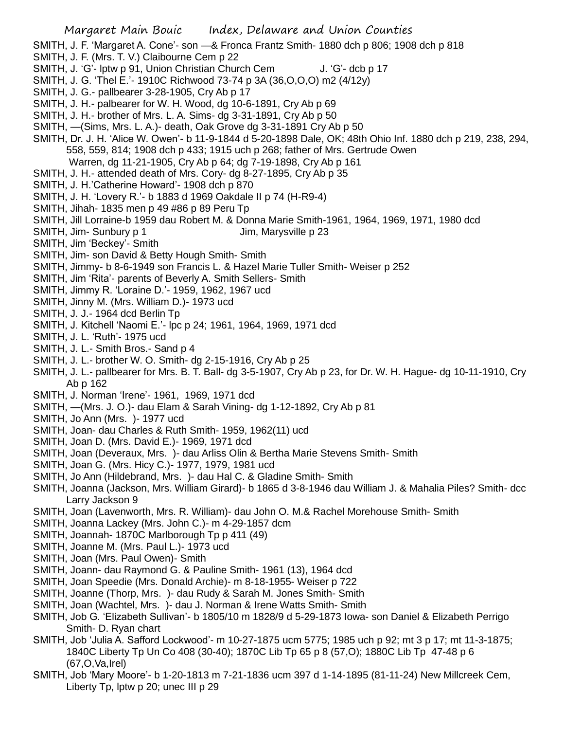SMITH, J. F. 'Margaret A. Cone'- son —& Fronca Frantz Smith- 1880 dch p 806; 1908 dch p 818

SMITH, J. F. (Mrs. T. V.) Claibourne Cem p 22

SMITH, J. 'G'- lptw p 91, Union Christian Church Cem J. 'G'- dcb p 17

SMITH, J. G. 'Thel E.'- 1910C Richwood 73-74 p 3A (36,O,O,O) m2 (4/12y)

SMITH, J. G.- pallbearer 3-28-1905, Cry Ab p 17

SMITH, J. H.- palbearer for W. H. Wood, dg 10-6-1891, Cry Ab p 69

SMITH, J. H.- brother of Mrs. L. A. Sims- dg 3-31-1891, Cry Ab p 50

SMITH, —(Sims, Mrs. L. A.)- death, Oak Grove dg 3-31-1891 Cry Ab p 50

SMITH, Dr. J. H. 'Alice W. Owen'- b 11-9-1844 d 5-20-1898 Dale, OK; 48th Ohio Inf. 1880 dch p 219, 238, 294, 558, 559, 814; 1908 dch p 433; 1915 uch p 268; father of Mrs. Gertrude Owen Warren, dg 11-21-1905, Cry Ab p 64; dg 7-19-1898, Cry Ab p 161

SMITH, J. H.- attended death of Mrs. Cory- dg 8-27-1895, Cry Ab p 35

SMITH, J. H.'Catherine Howard'- 1908 dch p 870

SMITH, J. H. 'Lovery R.'- b 1883 d 1969 Oakdale II p 74 (H-R9-4)

SMITH, Jihah- 1835 men p 49 #86 p 89 Peru Tp

SMITH, Jill Lorraine-b 1959 dau Robert M. & Donna Marie Smith-1961, 1964, 1969, 1971, 1980 dcd

SMITH, Jim- Sunbury p 1 Jim, Marysville p 23

SMITH, Jim 'Beckey'- Smith

SMITH, Jim- son David & Betty Hough Smith- Smith

SMITH, Jimmy- b 8-6-1949 son Francis L. & Hazel Marie Tuller Smith- Weiser p 252

SMITH, Jim 'Rita'- parents of Beverly A. Smith Sellers- Smith

SMITH, Jimmy R. 'Loraine D.'- 1959, 1962, 1967 ucd

SMITH, Jinny M. (Mrs. William D.)- 1973 ucd

SMITH, J. J.- 1964 dcd Berlin Tp

SMITH, J. Kitchell 'Naomi E.'- lpc p 24; 1961, 1964, 1969, 1971 dcd

SMITH, J. L. 'Ruth'- 1975 ucd

SMITH, J. L.- Smith Bros.- Sand p 4

SMITH, J. L.- brother W. O. Smith- dg 2-15-1916, Cry Ab p 25

SMITH, J. L.- pallbearer for Mrs. B. T. Ball- dg 3-5-1907, Cry Ab p 23, for Dr. W. H. Hague- dg 10-11-1910, Cry Ab p 162

SMITH, J. Norman 'Irene'- 1961, 1969, 1971 dcd

SMITH, —(Mrs. J. O.)- dau Elam & Sarah Vining- dg 1-12-1892, Cry Ab p 81

SMITH, Jo Ann (Mrs. )- 1977 ucd

SMITH, Joan- dau Charles & Ruth Smith- 1959, 1962(11) ucd

SMITH, Joan D. (Mrs. David E.)- 1969, 1971 dcd

SMITH, Joan (Deveraux, Mrs. )- dau Arliss Olin & Bertha Marie Stevens Smith- Smith

SMITH, Joan G. (Mrs. Hicy C.)- 1977, 1979, 1981 ucd

SMITH, Jo Ann (Hildebrand, Mrs. )- dau Hal C. & Gladine Smith- Smith

SMITH, Joanna (Jackson, Mrs. William Girard)- b 1865 d 3-8-1946 dau William J. & Mahalia Piles? Smith- dcc Larry Jackson 9

SMITH, Joan (Lavenworth, Mrs. R. William)- dau John O. M.& Rachel Morehouse Smith- Smith

SMITH, Joanna Lackey (Mrs. John C.)- m 4-29-1857 dcm

SMITH, Joannah- 1870C Marlborough Tp p 411 (49)

SMITH, Joanne M. (Mrs. Paul L.)- 1973 ucd

SMITH, Joan (Mrs. Paul Owen)- Smith

SMITH, Joann- dau Raymond G. & Pauline Smith- 1961 (13), 1964 dcd

SMITH, Joan Speedie (Mrs. Donald Archie)- m 8-18-1955- Weiser p 722

SMITH, Joanne (Thorp, Mrs. )- dau Rudy & Sarah M. Jones Smith- Smith

SMITH, Joan (Wachtel, Mrs. )- dau J. Norman & Irene Watts Smith- Smith

SMITH, Job G. 'Elizabeth Sullivan'- b 1805/10 m 1828/9 d 5-29-1873 Iowa- son Daniel & Elizabeth Perrigo Smith- D. Ryan chart

SMITH, Job 'Julia A. Safford Lockwood'- m 10-27-1875 ucm 5775; 1985 uch p 92; mt 3 p 17; mt 11-3-1875; 1840C Liberty Tp Un Co 408 (30-40); 1870C Lib Tp 65 p 8 (57,O); 1880C Lib Tp 47-48 p 6 (67,O,Va,Irel)

SMITH, Job 'Mary Moore'- b 1-20-1813 m 7-21-1836 ucm 397 d 1-14-1895 (81-11-24) New Millcreek Cem, Liberty Tp, lptw p 20; unec III p 29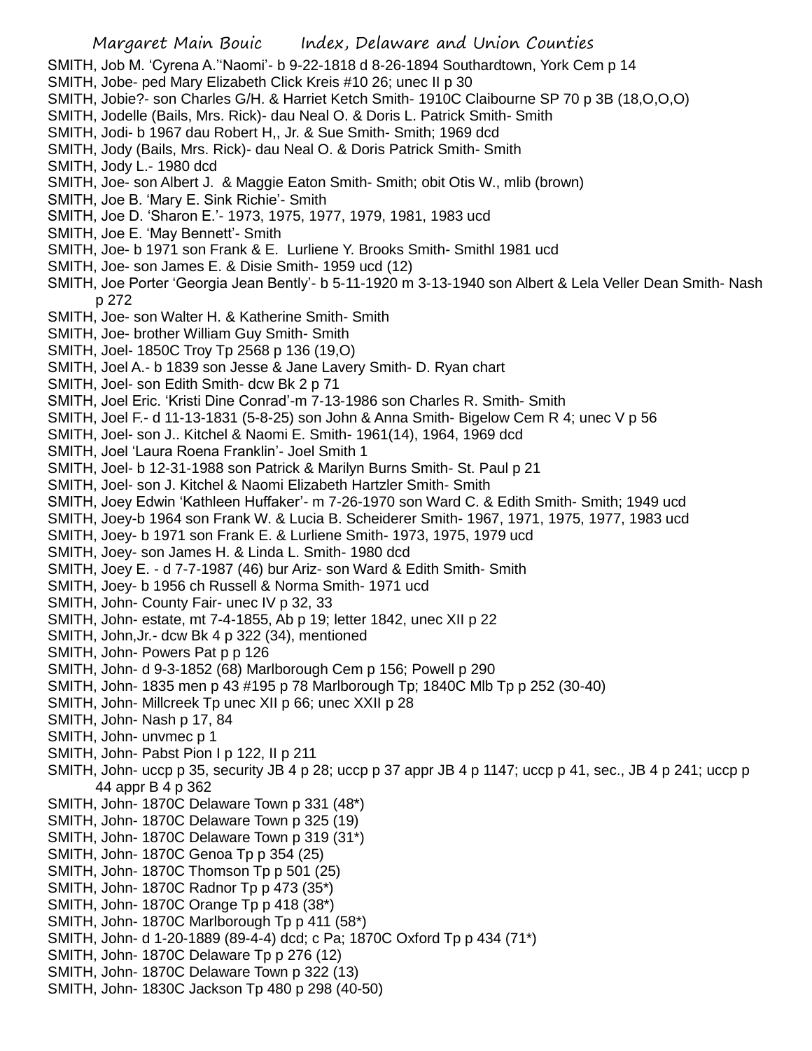SMITH, Job M. 'Cyrena A.''Naomi'- b 9-22-1818 d 8-26-1894 Southardtown, York Cem p 14
SMITH, Jobe- ped Mary Elizabeth Click Kreis #10 26; unec II p 30
SMITH, Jobie?- son Charles G/H. & Harriet Ketch Smith- 1910C Claibourne SP 70 p 3B (18,O,O,O)
SMITH, Jodelle (Bails, Mrs. Rick)- dau Neal O. & Doris L. Patrick Smith- Smith
SMITH, Jodi- b 1967 dau Robert H,, Jr. & Sue Smith- Smith; 1969 dcd
SMITH, Jody (Bails, Mrs. Rick)- dau Neal O. & Doris Patrick Smith- Smith
SMITH, Jody L.- 1980 dcd
SMITH, Joe- son Albert J. & Maggie Eaton Smith- Smith; obit Otis W., mlib (brown)
SMITH, Joe B. 'Mary E. Sink Richie'- Smith
SMITH, Joe D. 'Sharon E.'- 1973, 1975, 1977, 1979, 1981, 1983 ucd
SMITH, Joe E. 'May Bennett'- Smith
SMITH, Joe- b 1971 son Frank & E. Lurliene Y. Brooks Smith- Smithl 1981 ucd
SMITH, Joe- son James E. & Disie Smith- 1959 ucd (12)
SMITH, Joe Porter 'Georgia Jean Bently'- b 5-11-1920 m 3-13-1940 son Albert & Lela Veller Dean Smith- Nash p 272
SMITH, Joe- son Walter H. & Katherine Smith- Smith
SMITH, Joe- brother William Guy Smith- Smith
SMITH, Joel- 1850C Troy Tp 2568 p 136 (19,O)
SMITH, Joel A.- b 1839 son Jesse & Jane Lavery Smith- D. Ryan chart
SMITH, Joel- son Edith Smith- dcw Bk 2 p 71
SMITH, Joel Eric. 'Kristi Dine Conrad'-m 7-13-1986 son Charles R. Smith- Smith
SMITH, Joel F.- d 11-13-1831 (5-8-25) son John & Anna Smith- Bigelow Cem R 4; unec V p 56
SMITH, Joel- son J.. Kitchel & Naomi E. Smith- 1961(14), 1964, 1969 dcd
SMITH, Joel 'Laura Roena Franklin'- Joel Smith 1
SMITH, Joel- b 12-31-1988 son Patrick & Marilyn Burns Smith- St. Paul p 21
SMITH, Joel- son J. Kitchel & Naomi Elizabeth Hartzler Smith- Smith
SMITH, Joey Edwin 'Kathleen Huffaker'- m 7-26-1970 son Ward C. & Edith Smith- Smith; 1949 ucd
SMITH, Joey-b 1964 son Frank W. & Lucia B. Scheiderer Smith- 1967, 1971, 1975, 1977, 1983 ucd
SMITH, Joey- b 1971 son Frank E. & Lurliene Smith- 1973, 1975, 1979 ucd
SMITH, Joey- son James H. & Linda L. Smith- 1980 dcd
SMITH, Joey E. - d 7-7-1987 (46) bur Ariz- son Ward & Edith Smith- Smith
SMITH, Joey- b 1956 ch Russell & Norma Smith- 1971 ucd
SMITH, John- County Fair- unec IV p 32, 33
SMITH, John- estate, mt 7-4-1855, Ab p 19; letter 1842, unec XII p 22
SMITH, John,Jr.- dcw Bk 4 p 322 (34), mentioned
SMITH, John- Powers Pat p p 126
SMITH, John- d 9-3-1852 (68) Marlborough Cem p 156; Powell p 290
SMITH, John- 1835 men p 43 #195 p 78 Marlborough Tp; 1840C Mlb Tp p 252 (30-40)
SMITH, John- Millcreek Tp unec XII p 66; unec XXII p 28
SMITH, John- Nash p 17, 84
SMITH, John- unvmec p 1
SMITH, John- Pabst Pion I p 122, II p 211
SMITH, John- uccp p 35, security JB 4 p 28; uccp p 37 appr JB 4 p 1147; uccp p 41, sec., JB 4 p 241; uccp p 44 appr B 4 p 362
SMITH, John- 1870C Delaware Town p 331 (48*)
SMITH, John- 1870C Delaware Town p 325 (19)
SMITH, John- 1870C Delaware Town p 319 (31*)
SMITH, John- 1870C Genoa Tp p 354 (25)
SMITH, John- 1870C Thomson Tp p 501 (25)
SMITH, John- 1870C Radnor Tp p 473 (35*)
SMITH, John- 1870C Orange Tp p 418 (38*)
SMITH, John- 1870C Marlborough Tp p 411 (58*)
SMITH, John- d 1-20-1889 (89-4-4) dcd; c Pa; 1870C Oxford Tp p 434 (71*)
SMITH, John- 1870C Delaware Tp p 276 (12)
SMITH, John- 1870C Delaware Town p 322 (13)
SMITH, John- 1830C Jackson Tp 480 p 298 (40-50)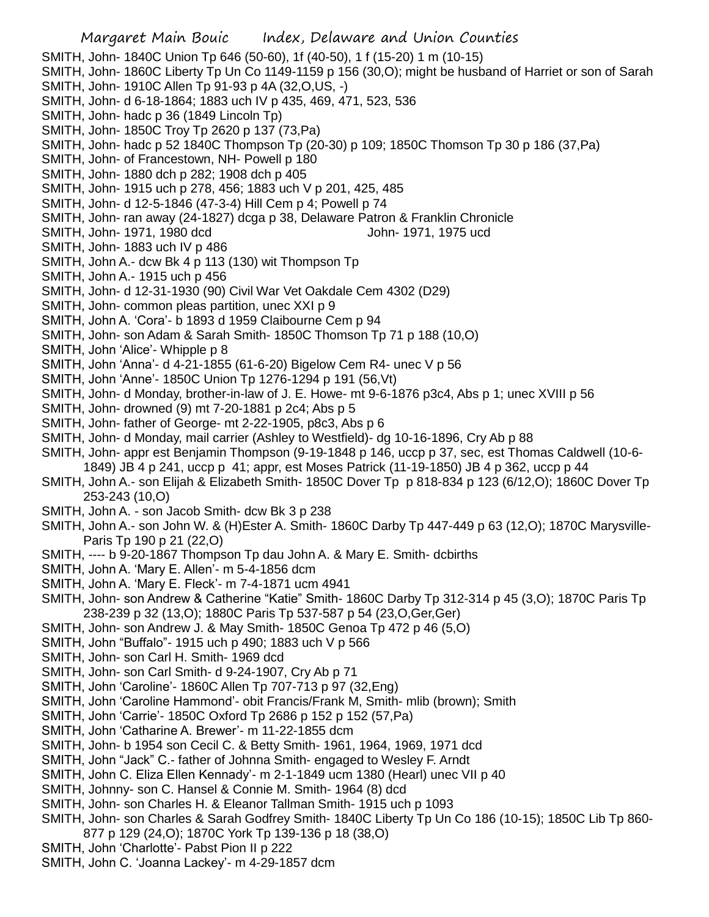SMITH, John- 1840C Union Tp 646 (50-60), 1f (40-50), 1 f (15-20) 1 m (10-15)
SMITH, John- 1860C Liberty Tp Un Co 1149-1159 p 156 (30,O); might be husband of Harriet or son of Sarah
SMITH, John- 1910C Allen Tp 91-93 p 4A (32,O,US, -)
SMITH, John- d 6-18-1864; 1883 uch IV p 435, 469, 471, 523, 536
SMITH, John- hadc p 36 (1849 Lincoln Tp)
SMITH, John- 1850C Troy Tp 2620 p 137 (73,Pa)
SMITH, John- hadc p 52 1840C Thompson Tp (20-30) p 109; 1850C Thomson Tp 30 p 186 (37,Pa)
SMITH, John- of Francestown, NH- Powell p 180
SMITH, John- 1880 dch p 282; 1908 dch p 405
SMITH, John- 1915 uch p 278, 456; 1883 uch V p 201, 425, 485
SMITH, John- d 12-5-1846 (47-3-4) Hill Cem p 4; Powell p 74
SMITH, John- ran away (24-1827) dcga p 38, Delaware Patron & Franklin Chronicle
SMITH, John- 1971, 1980 dcd John- 1971, 1975 ucd
SMITH, John- 1883 uch IV p 486
SMITH, John A.- dcw Bk 4 p 113 (130) wit Thompson Tp
SMITH, John A.- 1915 uch p 456
SMITH, John- d 12-31-1930 (90) Civil War Vet Oakdale Cem 4302 (D29)
SMITH, John- common pleas partition, unec XXI p 9
SMITH, John A. 'Cora'- b 1893 d 1959 Claibourne Cem p 94
SMITH, John- son Adam & Sarah Smith- 1850C Thomson Tp 71 p 188 (10,O)
SMITH, John 'Alice'- Whipple p 8
SMITH, John 'Anna'- d 4-21-1855 (61-6-20) Bigelow Cem R4- unec V p 56
SMITH, John 'Anne'- 1850C Union Tp 1276-1294 p 191 (56,Vt)
SMITH, John- d Monday, brother-in-law of J. E. Howe- mt 9-6-1876 p3c4, Abs p 1; unec XVIII p 56
SMITH, John- drowned (9) mt 7-20-1881 p 2c4; Abs p 5
SMITH, John- father of George- mt 2-22-1905, p8c3, Abs p 6
SMITH, John- d Monday, mail carrier (Ashley to Westfield)- dg 10-16-1896, Cry Ab p 88
SMITH, John- appr est Benjamin Thompson (9-19-1848 p 146, uccp p 37, sec, est Thomas Caldwell (10-6-1849) JB 4 p 241, uccp p 41; appr, est Moses Patrick (11-19-1850) JB 4 p 362, uccp p 44
SMITH, John A.- son Elijah & Elizabeth Smith- 1850C Dover Tp p 818-834 p 123 (6/12,O); 1860C Dover Tp 253-243 (10,O)
SMITH, John A. - son Jacob Smith- dcw Bk 3 p 238
SMITH, John A.- son John W. & (H)Ester A. Smith- 1860C Darby Tp 447-449 p 63 (12,O); 1870C Marysville-Paris Tp 190 p 21 (22,O)
SMITH, ---- b 9-20-1867 Thompson Tp dau John A. & Mary E. Smith- dcbirths
SMITH, John A. 'Mary E. Allen'- m 5-4-1856 dcm
SMITH, John A. 'Mary E. Fleck'- m 7-4-1871 ucm 4941
SMITH, John- son Andrew & Catherine "Katie" Smith- 1860C Darby Tp 312-314 p 45 (3,O); 1870C Paris Tp 238-239 p 32 (13,O); 1880C Paris Tp 537-587 p 54 (23,O,Ger,Ger)
SMITH, John- son Andrew J. & May Smith- 1850C Genoa Tp 472 p 46 (5,O)
SMITH, John "Buffalo"- 1915 uch p 490; 1883 uch V p 566
SMITH, John- son Carl H. Smith- 1969 dcd
SMITH, John- son Carl Smith- d 9-24-1907, Cry Ab p 71
SMITH, John 'Caroline'- 1860C Allen Tp 707-713 p 97 (32,Eng)
SMITH, John 'Caroline Hammond'- obit Francis/Frank M, Smith- mlib (brown); Smith
SMITH, John 'Carrie'- 1850C Oxford Tp 2686 p 152 p 152 (57,Pa)
SMITH, John 'Catharine A. Brewer'- m 11-22-1855 dcm
SMITH, John- b 1954 son Cecil C. & Betty Smith- 1961, 1964, 1969, 1971 dcd
SMITH, John "Jack" C.- father of Johnna Smith- engaged to Wesley F. Arndt
SMITH, John C. Eliza Ellen Kennady'- m 2-1-1849 ucm 1380 (Hearl) unec VII p 40
SMITH, Johnny- son C. Hansel & Connie M. Smith- 1964 (8) dcd
SMITH, John- son Charles H. & Eleanor Tallman Smith- 1915 uch p 1093
SMITH, John- son Charles & Sarah Godfrey Smith- 1840C Liberty Tp Un Co 186 (10-15); 1850C Lib Tp 860-877 p 129 (24,O); 1870C York Tp 139-136 p 18 (38,O)
SMITH, John 'Charlotte'- Pabst Pion II p 222
SMITH, John C. 'Joanna Lackey'- m 4-29-1857 dcm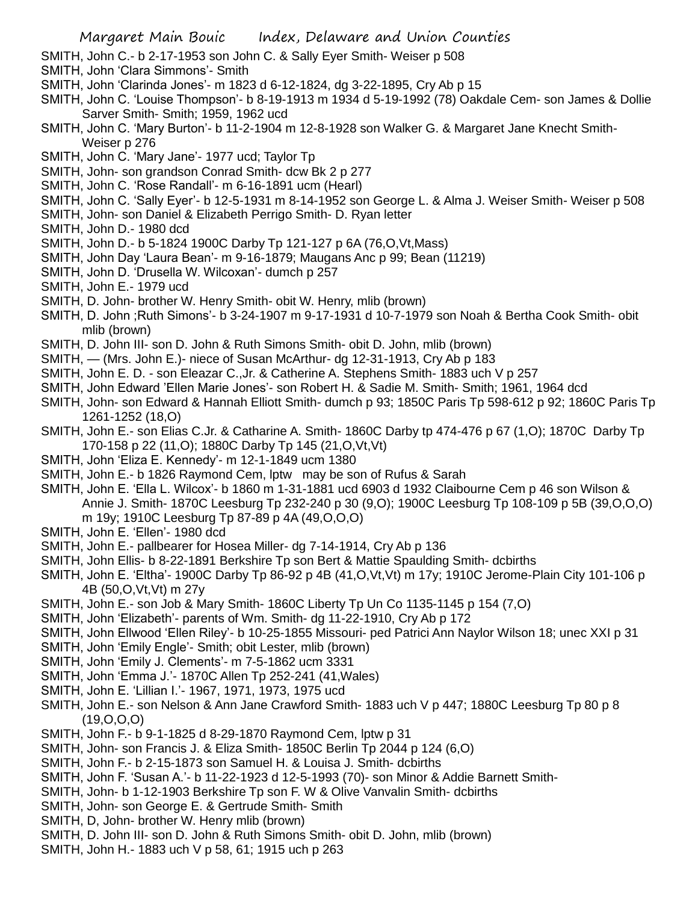SMITH, John C.- b 2-17-1953 son John C. & Sally Eyer Smith- Weiser p 508
SMITH, John 'Clara Simmons'- Smith
SMITH, John 'Clarinda Jones'- m 1823 d 6-12-1824, dg 3-22-1895, Cry Ab p 15
SMITH, John C. 'Louise Thompson'- b 8-19-1913 m 1934 d 5-19-1992 (78) Oakdale Cem- son James & Dollie Sarver Smith- Smith; 1959, 1962 ucd
SMITH, John C. 'Mary Burton'- b 11-2-1904 m 12-8-1928 son Walker G. & Margaret Jane Knecht Smith- Weiser p 276
SMITH, John C. 'Mary Jane'- 1977 ucd; Taylor Tp
SMITH, John- son grandson Conrad Smith- dcw Bk 2 p 277
SMITH, John C. 'Rose Randall'- m 6-16-1891 ucm (Hearl)
SMITH, John C. 'Sally Eyer'- b 12-5-1931 m 8-14-1952 son George L. & Alma J. Weiser Smith- Weiser p 508
SMITH, John- son Daniel & Elizabeth Perrigo Smith- D. Ryan letter
SMITH, John D.- 1980 dcd
SMITH, John D.- b 5-1824 1900C Darby Tp 121-127 p 6A (76,O,Vt,Mass)
SMITH, John Day 'Laura Bean'- m 9-16-1879; Maugans Anc p 99; Bean (11219)
SMITH, John D. 'Drusella W. Wilcoxan'- dumch p 257
SMITH, John E.- 1979 ucd
SMITH, D. John- brother W. Henry Smith- obit W. Henry, mlib (brown)
SMITH, D. John ;Ruth Simons'- b 3-24-1907 m 9-17-1931 d 10-7-1979 son Noah & Bertha Cook Smith- obit mlib (brown)
SMITH, D. John III- son D. John & Ruth Simons Smith- obit D. John, mlib (brown)
SMITH, — (Mrs. John E.)- niece of Susan McArthur- dg 12-31-1913, Cry Ab p 183
SMITH, John E. D. - son Eleazar C.,Jr. & Catherine A. Stephens Smith- 1883 uch V p 257
SMITH, John Edward 'Ellen Marie Jones'- son Robert H. & Sadie M. Smith- Smith; 1961, 1964 dcd
SMITH, John- son Edward & Hannah Elliott Smith- dumch p 93; 1850C Paris Tp 598-612 p 92; 1860C Paris Tp 1261-1252 (18,O)
SMITH, John E.- son Elias C.Jr. & Catharine A. Smith- 1860C Darby tp 474-476 p 67 (1,O); 1870C Darby Tp 170-158 p 22 (11,O); 1880C Darby Tp 145 (21,O,Vt,Vt)
SMITH, John 'Eliza E. Kennedy'- m 12-1-1849 ucm 1380
SMITH, John E.- b 1826 Raymond Cem, lptw may be son of Rufus & Sarah
SMITH, John E. 'Ella L. Wilcox'- b 1860 m 1-31-1881 ucd 6903 d 1932 Claibourne Cem p 46 son Wilson & Annie J. Smith- 1870C Leesburg Tp 232-240 p 30 (9,O); 1900C Leesburg Tp 108-109 p 5B (39,O,O,O) m 19y; 1910C Leesburg Tp 87-89 p 4A (49,O,O,O)
SMITH, John E. 'Ellen'- 1980 dcd
SMITH, John E.- pallbearer for Hosea Miller- dg 7-14-1914, Cry Ab p 136
SMITH, John Ellis- b 8-22-1891 Berkshire Tp son Bert & Mattie Spaulding Smith- dcbirths
SMITH, John E. 'Eltha'- 1900C Darby Tp 86-92 p 4B (41,O,Vt,Vt) m 17y; 1910C Jerome-Plain City 101-106 p 4B (50,O,Vt,Vt) m 27y
SMITH, John E.- son Job & Mary Smith- 1860C Liberty Tp Un Co 1135-1145 p 154 (7,O)
SMITH, John 'Elizabeth'- parents of Wm. Smith- dg 11-22-1910, Cry Ab p 172
SMITH, John Ellwood 'Ellen Riley'- b 10-25-1855 Missouri- ped Patrici Ann Naylor Wilson 18; unec XXI p 31
SMITH, John 'Emily Engle'- Smith; obit Lester, mlib (brown)
SMITH, John 'Emily J. Clements'- m 7-5-1862 ucm 3331
SMITH, John 'Emma J.'- 1870C Allen Tp 252-241 (41,Wales)
SMITH, John E. 'Lillian I.'- 1967, 1971, 1973, 1975 ucd
SMITH, John E.- son Nelson & Ann Jane Crawford Smith- 1883 uch V p 447; 1880C Leesburg Tp 80 p 8 (19,O,O,O)
SMITH, John F.- b 9-1-1825 d 8-29-1870 Raymond Cem, lptw p 31
SMITH, John- son Francis J. & Eliza Smith- 1850C Berlin Tp 2044 p 124 (6,O)
SMITH, John F.- b 2-15-1873 son Samuel H. & Louisa J. Smith- dcbirths
SMITH, John F. 'Susan A.'- b 11-22-1923 d 12-5-1993 (70)- son Minor & Addie Barnett Smith-
SMITH, John- b 1-12-1903 Berkshire Tp son F. W & Olive Vanvalin Smith- dcbirths
SMITH, John- son George E. & Gertrude Smith- Smith
SMITH, D, John- brother W. Henry mlib (brown)
SMITH, D. John III- son D. John & Ruth Simons Smith- obit D. John, mlib (brown)
SMITH, John H.- 1883 uch V p 58, 61; 1915 uch p 263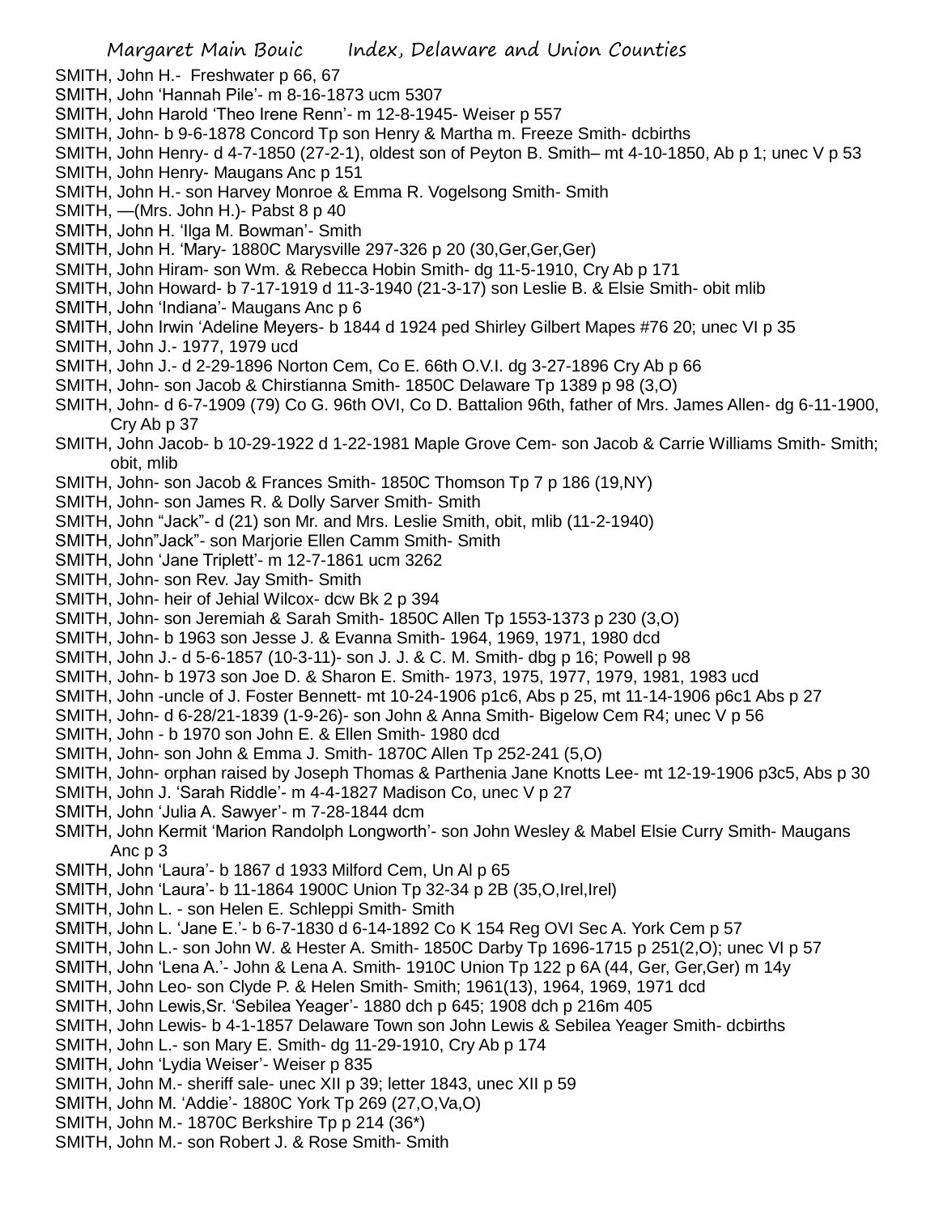SMITH, John H.- Freshwater p 66, 67

SMITH, John 'Hannah Pile'- m 8-16-1873 ucm 5307

SMITH, John Harold 'Theo Irene Renn'- m 12-8-1945- Weiser p 557

SMITH, John- b 9-6-1878 Concord Tp son Henry & Martha m. Freeze Smith- dcbirths

SMITH, John Henry- d 4-7-1850 (27-2-1), oldest son of Peyton B. Smith– mt 4-10-1850, Ab p 1; unec V p 53

SMITH, John Henry- Maugans Anc p 151

SMITH, John H.- son Harvey Monroe & Emma R. Vogelsong Smith- Smith

SMITH, —(Mrs. John H.)- Pabst 8 p 40

SMITH, John H. 'Ilga M. Bowman'- Smith

SMITH, John H. 'Mary- 1880C Marysville 297-326 p 20 (30,Ger,Ger,Ger)

SMITH, John Hiram- son Wm. & Rebecca Hobin Smith- dg 11-5-1910, Cry Ab p 171

SMITH, John Howard- b 7-17-1919 d 11-3-1940 (21-3-17) son Leslie B. & Elsie Smith- obit mlib

SMITH, John 'Indiana'- Maugans Anc p 6

SMITH, John Irwin 'Adeline Meyers- b 1844 d 1924 ped Shirley Gilbert Mapes #76 20; unec VI p 35

SMITH, John J.- 1977, 1979 ucd

SMITH, John J.- d 2-29-1896 Norton Cem, Co E. 66th O.V.I. dg 3-27-1896 Cry Ab p 66

SMITH, John- son Jacob & Chirstianna Smith- 1850C Delaware Tp 1389 p 98 (3,O)

SMITH, John- d 6-7-1909 (79) Co G. 96th OVI, Co D. Battalion 96th, father of Mrs. James Allen- dg 6-11-1900, Cry Ab p 37

SMITH, John Jacob- b 10-29-1922 d 1-22-1981 Maple Grove Cem- son Jacob & Carrie Williams Smith- Smith; obit, mlib

SMITH, John- son Jacob & Frances Smith- 1850C Thomson Tp 7 p 186 (19,NY)

SMITH, John- son James R. & Dolly Sarver Smith- Smith

SMITH, John "Jack"- d (21) son Mr. and Mrs. Leslie Smith, obit, mlib (11-2-1940)

SMITH, John"Jack"- son Marjorie Ellen Camm Smith- Smith

SMITH, John 'Jane Triplett'- m 12-7-1861 ucm 3262

SMITH, John- son Rev. Jay Smith- Smith

SMITH, John- heir of Jehial Wilcox- dcw Bk 2 p 394

SMITH, John- son Jeremiah & Sarah Smith- 1850C Allen Tp 1553-1373 p 230 (3,O)

SMITH, John- b 1963 son Jesse J. & Evanna Smith- 1964, 1969, 1971, 1980 dcd

SMITH, John J.- d 5-6-1857 (10-3-11)- son J. J. & C. M. Smith- dbg p 16; Powell p 98

SMITH, John- b 1973 son Joe D. & Sharon E. Smith- 1973, 1975, 1977, 1979, 1981, 1983 ucd

SMITH, John -uncle of J. Foster Bennett- mt 10-24-1906 p1c6, Abs p 25, mt 11-14-1906 p6c1 Abs p 27

SMITH, John- d 6-28/21-1839 (1-9-26)- son John & Anna Smith- Bigelow Cem R4; unec V p 56

SMITH, John - b 1970 son John E. & Ellen Smith- 1980 dcd

SMITH, John- son John & Emma J. Smith- 1870C Allen Tp 252-241 (5,O)

SMITH, John- orphan raised by Joseph Thomas & Parthenia Jane Knotts Lee- mt 12-19-1906 p3c5, Abs p 30

SMITH, John J. 'Sarah Riddle'- m 4-4-1827 Madison Co, unec V p 27

SMITH, John 'Julia A. Sawyer'- m 7-28-1844 dcm

SMITH, John Kermit 'Marion Randolph Longworth'- son John Wesley & Mabel Elsie Curry Smith- Maugans Anc p 3

SMITH, John 'Laura'- b 1867 d 1933 Milford Cem, Un Al p 65

SMITH, John 'Laura'- b 11-1864 1900C Union Tp 32-34 p 2B (35,O,Irel,Irel)

SMITH, John L. - son Helen E. Schleppi Smith- Smith

SMITH, John L. 'Jane E.'- b 6-7-1830 d 6-14-1892 Co K 154 Reg OVI Sec A. York Cem p 57

SMITH, John L.- son John W. & Hester A. Smith- 1850C Darby Tp 1696-1715 p 251(2,O); unec VI p 57

SMITH, John 'Lena A.'- John & Lena A. Smith- 1910C Union Tp 122 p 6A (44, Ger, Ger,Ger) m 14y

SMITH, John Leo- son Clyde P. & Helen Smith- Smith; 1961(13), 1964, 1969, 1971 dcd

SMITH, John Lewis,Sr. 'Sebilea Yeager'- 1880 dch p 645; 1908 dch p 216m 405

SMITH, John Lewis- b 4-1-1857 Delaware Town son John Lewis & Sebilea Yeager Smith- dcbirths

SMITH, John L.- son Mary E. Smith- dg 11-29-1910, Cry Ab p 174

SMITH, John 'Lydia Weiser'- Weiser p 835

SMITH, John M.- sheriff sale- unec XII p 39; letter 1843, unec XII p 59

SMITH, John M. 'Addie'- 1880C York Tp 269 (27,O,Va,O)

SMITH, John M.- 1870C Berkshire Tp p 214 (36*)

SMITH, John M.- son Robert J. & Rose Smith- Smith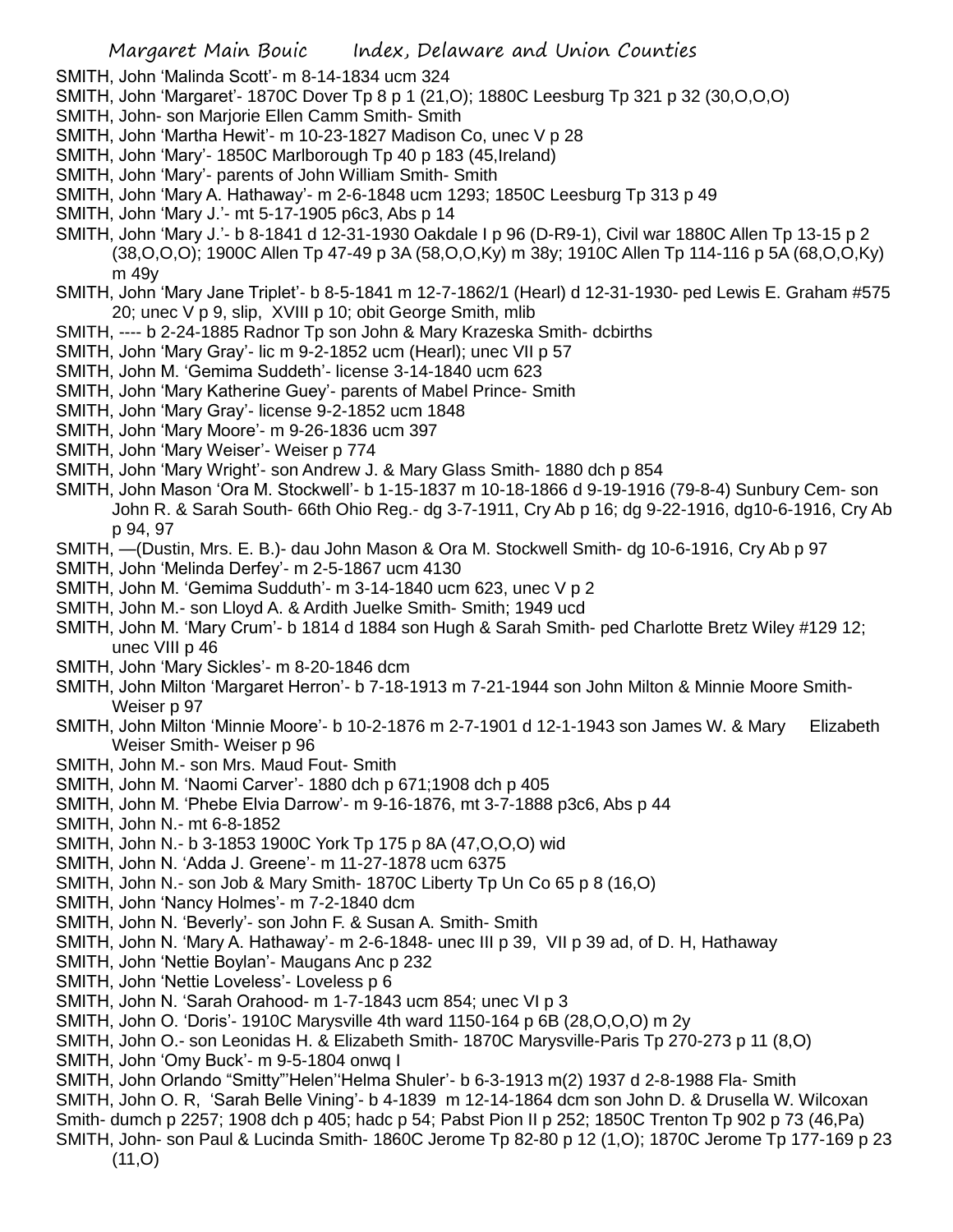SMITH, John 'Malinda Scott'- m 8-14-1834 ucm 324

SMITH, John 'Margaret'- 1870C Dover Tp 8 p 1 (21,O); 1880C Leesburg Tp 321 p 32 (30,O,O,O)

SMITH, John- son Marjorie Ellen Camm Smith- Smith

SMITH, John 'Martha Hewit'- m 10-23-1827 Madison Co, unec V p 28

SMITH, John 'Mary'- 1850C Marlborough Tp 40 p 183 (45,Ireland)

SMITH, John 'Mary'- parents of John William Smith- Smith

SMITH, John 'Mary A. Hathaway'- m 2-6-1848 ucm 1293; 1850C Leesburg Tp 313 p 49

SMITH, John 'Mary J.'- mt 5-17-1905 p6c3, Abs p 14

SMITH, John 'Mary J.'- b 8-1841 d 12-31-1930 Oakdale I p 96 (D-R9-1), Civil war 1880C Allen Tp 13-15 p 2 (38,O,O,O); 1900C Allen Tp 47-49 p 3A (58,O,O,Ky) m 38y; 1910C Allen Tp 114-116 p 5A (68,O,O,Ky) m 49y

SMITH, John 'Mary Jane Triplet'- b 8-5-1841 m 12-7-1862/1 (Hearl) d 12-31-1930- ped Lewis E. Graham #575 20; unec V p 9, slip, XVIII p 10; obit George Smith, mlib

SMITH, ---- b 2-24-1885 Radnor Tp son John & Mary Krazeska Smith- dcbirths

SMITH, John 'Mary Gray'- lic m 9-2-1852 ucm (Hearl); unec VII p 57

SMITH, John M. 'Gemima Suddeth'- license 3-14-1840 ucm 623

SMITH, John 'Mary Katherine Guey'- parents of Mabel Prince- Smith

SMITH, John 'Mary Gray'- license 9-2-1852 ucm 1848

SMITH, John 'Mary Moore'- m 9-26-1836 ucm 397

SMITH, John 'Mary Weiser'- Weiser p 774

SMITH, John 'Mary Wright'- son Andrew J. & Mary Glass Smith- 1880 dch p 854

SMITH, John Mason 'Ora M. Stockwell'- b 1-15-1837 m 10-18-1866 d 9-19-1916 (79-8-4) Sunbury Cem- son John R. & Sarah South- 66th Ohio Reg.- dg 3-7-1911, Cry Ab p 16; dg 9-22-1916, dg10-6-1916, Cry Ab p 94, 97

SMITH, —(Dustin, Mrs. E. B.)- dau John Mason & Ora M. Stockwell Smith- dg 10-6-1916, Cry Ab p 97

SMITH, John 'Melinda Derfey'- m 2-5-1867 ucm 4130

SMITH, John M. 'Gemima Sudduth'- m 3-14-1840 ucm 623, unec V p 2

SMITH, John M.- son Lloyd A. & Ardith Juelke Smith- Smith; 1949 ucd

SMITH, John M. 'Mary Crum'- b 1814 d 1884 son Hugh & Sarah Smith- ped Charlotte Bretz Wiley #129 12; unec VIII p 46

SMITH, John 'Mary Sickles'- m 8-20-1846 dcm

SMITH, John Milton 'Margaret Herron'- b 7-18-1913 m 7-21-1944 son John Milton & Minnie Moore Smith- Weiser p 97

SMITH, John Milton 'Minnie Moore'- b 10-2-1876 m 2-7-1901 d 12-1-1943 son James W. & Mary Elizabeth Weiser Smith- Weiser p 96

SMITH, John M.- son Mrs. Maud Fout- Smith

SMITH, John M. 'Naomi Carver'- 1880 dch p 671;1908 dch p 405

SMITH, John M. 'Phebe Elvia Darrow'- m 9-16-1876, mt 3-7-1888 p3c6, Abs p 44

SMITH, John N.- mt 6-8-1852

SMITH, John N.- b 3-1853 1900C York Tp 175 p 8A (47,O,O,O) wid

SMITH, John N. 'Adda J. Greene'- m 11-27-1878 ucm 6375

SMITH, John N.- son Job & Mary Smith- 1870C Liberty Tp Un Co 65 p 8 (16,O)

SMITH, John 'Nancy Holmes'- m 7-2-1840 dcm

SMITH, John N. 'Beverly'- son John F. & Susan A. Smith- Smith

SMITH, John N. 'Mary A. Hathaway'- m 2-6-1848- unec III p 39, VII p 39 ad, of D. H, Hathaway

SMITH, John 'Nettie Boylan'- Maugans Anc p 232

SMITH, John 'Nettie Loveless'- Loveless p 6

SMITH, John N. 'Sarah Orahood- m 1-7-1843 ucm 854; unec VI p 3

SMITH, John O. 'Doris'- 1910C Marysville 4th ward 1150-164 p 6B (28,O,O,O) m 2y

SMITH, John O.- son Leonidas H. & Elizabeth Smith- 1870C Marysville-Paris Tp 270-273 p 11 (8,O)

SMITH, John 'Omy Buck'- m 9-5-1804 onwq I

SMITH, John Orlando "Smitty"'Helen''Helma Shuler'- b 6-3-1913 m(2) 1937 d 2-8-1988 Fla- Smith

SMITH, John O. R, 'Sarah Belle Vining'- b 4-1839 m 12-14-1864 dcm son John D. & Drusella W. Wilcoxan Smith- dumch p 2257; 1908 dch p 405; hadc p 54; Pabst Pion II p 252; 1850C Trenton Tp 902 p 73 (46,Pa)

SMITH, John- son Paul & Lucinda Smith- 1860C Jerome Tp 82-80 p 12 (1,O); 1870C Jerome Tp 177-169 p 23 (11,O)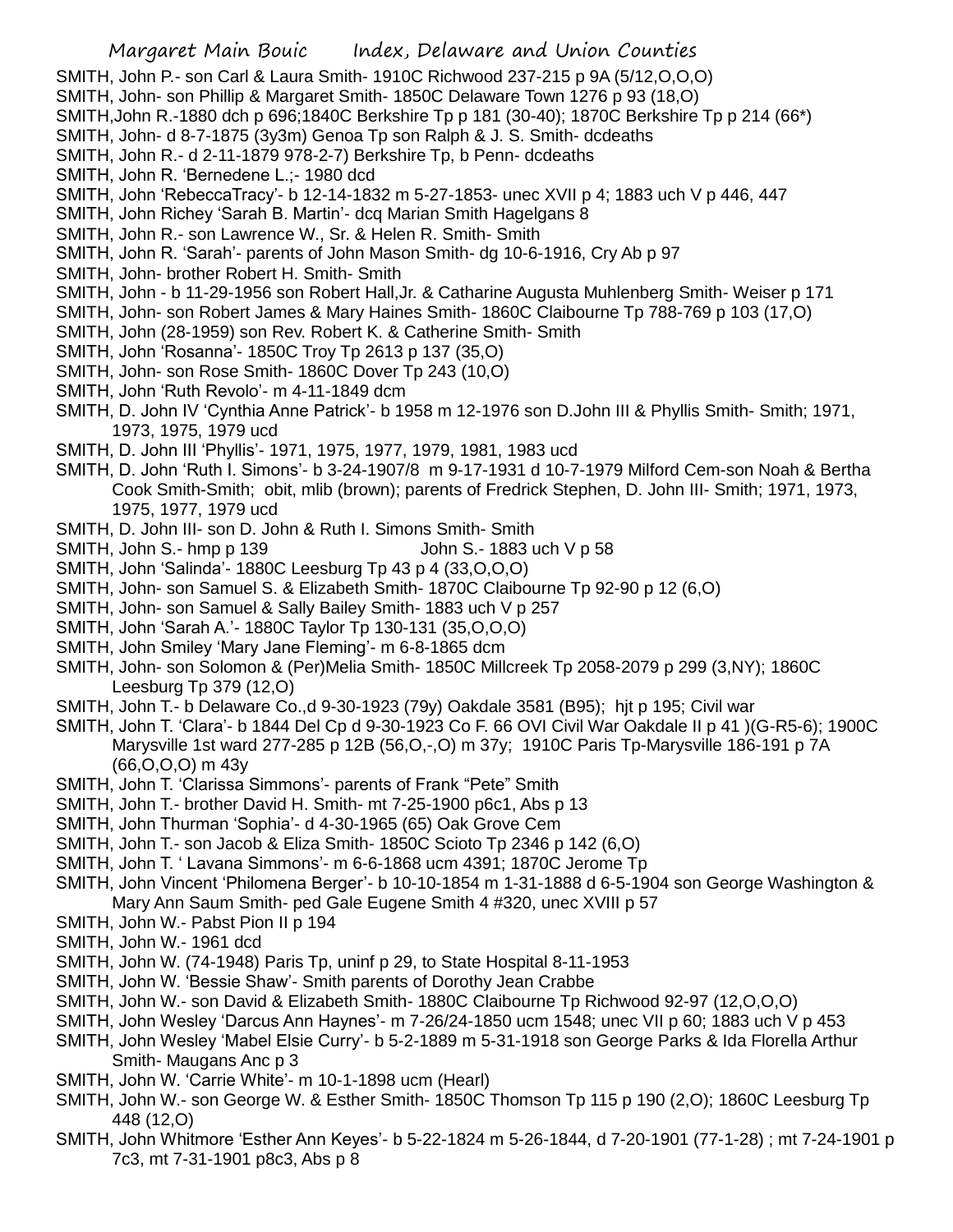SMITH, John P.- son Carl & Laura Smith- 1910C Richwood 237-215 p 9A (5/12,O,O,O)

SMITH, John- son Phillip & Margaret Smith- 1850C Delaware Town 1276 p 93 (18,O)

SMITH,John R.-1880 dch p 696;1840C Berkshire Tp p 181 (30-40); 1870C Berkshire Tp p 214 (66*)

SMITH, John- d 8-7-1875 (3y3m) Genoa Tp son Ralph & J. S. Smith- dcdeaths

SMITH, John R.- d 2-11-1879 978-2-7) Berkshire Tp, b Penn- dcdeaths

SMITH, John R. 'Bernedene L.;- 1980 dcd

SMITH, John 'RebeccaTracy'- b 12-14-1832 m 5-27-1853- unec XVII p 4; 1883 uch V p 446, 447

SMITH, John Richey 'Sarah B. Martin'- dcq Marian Smith Hagelgans 8

SMITH, John R.- son Lawrence W., Sr. & Helen R. Smith- Smith

SMITH, John R. 'Sarah'- parents of John Mason Smith- dg 10-6-1916, Cry Ab p 97

SMITH, John- brother Robert H. Smith- Smith

SMITH, John - b 11-29-1956 son Robert Hall,Jr. & Catharine Augusta Muhlenberg Smith- Weiser p 171

SMITH, John- son Robert James & Mary Haines Smith- 1860C Claibourne Tp 788-769 p 103 (17,O)

SMITH, John (28-1959) son Rev. Robert K. & Catherine Smith- Smith

SMITH, John 'Rosanna'- 1850C Troy Tp 2613 p 137 (35,O)

SMITH, John- son Rose Smith- 1860C Dover Tp 243 (10,O)

SMITH, John 'Ruth Revolo'- m 4-11-1849 dcm

SMITH, D. John IV 'Cynthia Anne Patrick'- b 1958 m 12-1976 son D.John III & Phyllis Smith- Smith; 1971, 1973, 1975, 1979 ucd

SMITH, D. John III 'Phyllis'- 1971, 1975, 1977, 1979, 1981, 1983 ucd

SMITH, D. John 'Ruth I. Simons'- b 3-24-1907/8 m 9-17-1931 d 10-7-1979 Milford Cem-son Noah & Bertha Cook Smith-Smith; obit, mlib (brown); parents of Fredrick Stephen, D. John III- Smith; 1971, 1973, 1975, 1977, 1979 ucd

SMITH, D. John III- son D. John & Ruth I. Simons Smith- Smith

SMITH, John S.- hmp p 139 John S.- 1883 uch V p 58

SMITH, John 'Salinda'- 1880C Leesburg Tp 43 p 4 (33,O,O,O)

SMITH, John- son Samuel S. & Elizabeth Smith- 1870C Claibourne Tp 92-90 p 12 (6,O)

SMITH, John- son Samuel & Sally Bailey Smith- 1883 uch V p 257

SMITH, John 'Sarah A.'- 1880C Taylor Tp 130-131 (35,O,O,O)

SMITH, John Smiley 'Mary Jane Fleming'- m 6-8-1865 dcm

SMITH, John- son Solomon & (Per)Melia Smith- 1850C Millcreek Tp 2058-2079 p 299 (3,NY); 1860C Leesburg Tp 379 (12,O)

SMITH, John T.- b Delaware Co.,d 9-30-1923 (79y) Oakdale 3581 (B95); hjt p 195; Civil war

SMITH, John T. 'Clara'- b 1844 Del Cp d 9-30-1923 Co F. 66 OVI Civil War Oakdale II p 41 )(G-R5-6); 1900C Marysville 1st ward 277-285 p 12B (56,O,-,O) m 37y; 1910C Paris Tp-Marysville 186-191 p 7A (66,O,O,O) m 43y

SMITH, John T. 'Clarissa Simmons'- parents of Frank "Pete" Smith

SMITH, John T.- brother David H. Smith- mt 7-25-1900 p6c1, Abs p 13

SMITH, John Thurman 'Sophia'- d 4-30-1965 (65) Oak Grove Cem

SMITH, John T.- son Jacob & Eliza Smith- 1850C Scioto Tp 2346 p 142 (6,O)

SMITH, John T. ' Lavana Simmons'- m 6-6-1868 ucm 4391; 1870C Jerome Tp

SMITH, John Vincent 'Philomena Berger'- b 10-10-1854 m 1-31-1888 d 6-5-1904 son George Washington & Mary Ann Saum Smith- ped Gale Eugene Smith 4 #320, unec XVIII p 57

SMITH, John W.- Pabst Pion II p 194

SMITH, John W.- 1961 dcd

SMITH, John W. (74-1948) Paris Tp, uninf p 29, to State Hospital 8-11-1953

SMITH, John W. 'Bessie Shaw'- Smith parents of Dorothy Jean Crabbe

SMITH, John W.- son David & Elizabeth Smith- 1880C Claibourne Tp Richwood 92-97 (12,O,O,O)

SMITH, John Wesley 'Darcus Ann Haynes'- m 7-26/24-1850 ucm 1548; unec VII p 60; 1883 uch V p 453

SMITH, John Wesley 'Mabel Elsie Curry'- b 5-2-1889 m 5-31-1918 son George Parks & Ida Florella Arthur Smith- Maugans Anc p 3

SMITH, John W. 'Carrie White'- m 10-1-1898 ucm (Hearl)

SMITH, John W.- son George W. & Esther Smith- 1850C Thomson Tp 115 p 190 (2,O); 1860C Leesburg Tp 448 (12,O)

SMITH, John Whitmore 'Esther Ann Keyes'- b 5-22-1824 m 5-26-1844, d 7-20-1901 (77-1-28) ; mt 7-24-1901 p 7c3, mt 7-31-1901 p8c3, Abs p 8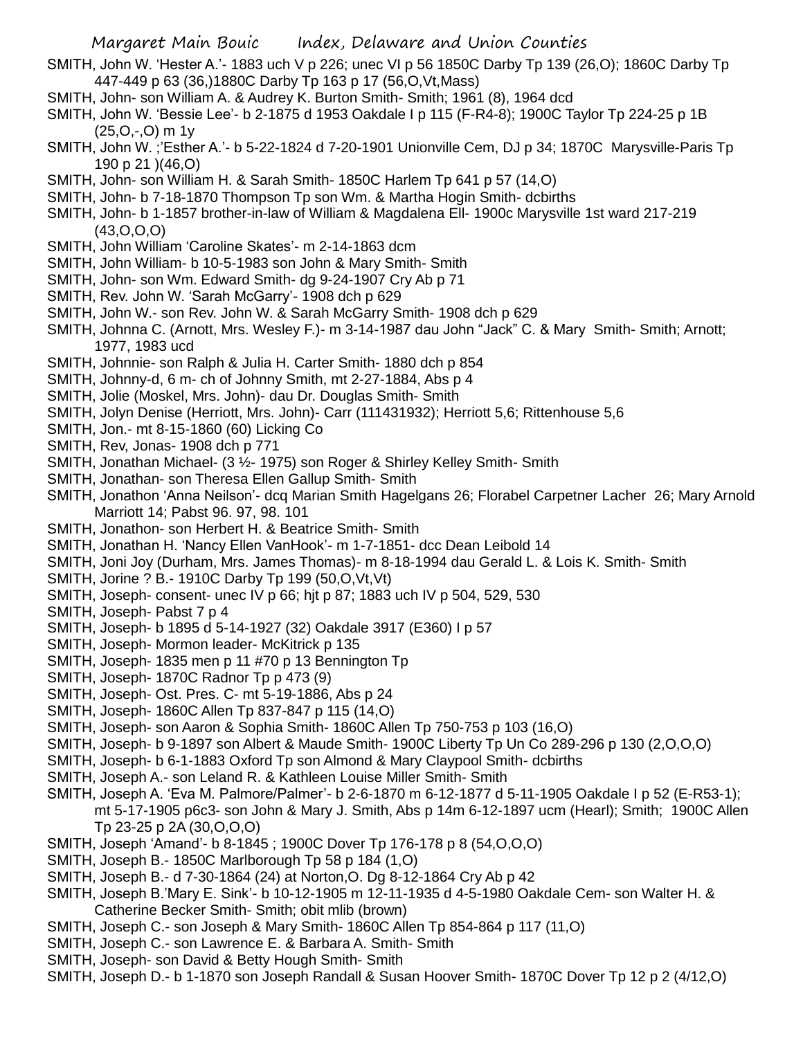SMITH, John W. 'Hester A.'- 1883 uch V p 226; unec VI p 56 1850C Darby Tp 139 (26,O); 1860C Darby Tp 447-449 p 63 (36,)1880C Darby Tp 163 p 17 (56,O,Vt,Mass)

SMITH, John- son William A. & Audrey K. Burton Smith- Smith; 1961 (8), 1964 dcd

SMITH, John W. 'Bessie Lee'- b 2-1875 d 1953 Oakdale I p 115 (F-R4-8); 1900C Taylor Tp 224-25 p 1B (25,O,-,O) m 1y

SMITH, John W. ;'Esther A.'- b 5-22-1824 d 7-20-1901 Unionville Cem, DJ p 34; 1870C Marysville-Paris Tp 190 p 21 )(46,O)

SMITH, John- son William H. & Sarah Smith- 1850C Harlem Tp 641 p 57 (14,O)

SMITH, John- b 7-18-1870 Thompson Tp son Wm. & Martha Hogin Smith- dcbirths

SMITH, John- b 1-1857 brother-in-law of William & Magdalena Ell- 1900c Marysville 1st ward 217-219 (43,O,O,O)

SMITH, John William 'Caroline Skates'- m 2-14-1863 dcm

SMITH, John William- b 10-5-1983 son John & Mary Smith- Smith

SMITH, John- son Wm. Edward Smith- dg 9-24-1907 Cry Ab p 71

SMITH, Rev. John W. 'Sarah McGarry'- 1908 dch p 629

SMITH, John W.- son Rev. John W. & Sarah McGarry Smith- 1908 dch p 629

SMITH, Johnna C. (Arnott, Mrs. Wesley F.)- m 3-14-1987 dau John "Jack" C. & Mary Smith- Smith; Arnott; 1977, 1983 ucd

SMITH, Johnnie- son Ralph & Julia H. Carter Smith- 1880 dch p 854

SMITH, Johnny-d, 6 m- ch of Johnny Smith, mt 2-27-1884, Abs p 4

SMITH, Jolie (Moskel, Mrs. John)- dau Dr. Douglas Smith- Smith

SMITH, Jolyn Denise (Herriott, Mrs. John)- Carr (111431932); Herriott 5,6; Rittenhouse 5,6

SMITH, Jon.- mt 8-15-1860 (60) Licking Co

SMITH, Rev, Jonas- 1908 dch p 771

SMITH, Jonathan Michael- (3 ½- 1975) son Roger & Shirley Kelley Smith- Smith

SMITH, Jonathan- son Theresa Ellen Gallup Smith- Smith

SMITH, Jonathon 'Anna Neilson'- dcq Marian Smith Hagelgans 26; Florabel Carpetner Lacher 26; Mary Arnold Marriott 14; Pabst 96. 97, 98. 101

SMITH, Jonathon- son Herbert H. & Beatrice Smith- Smith

SMITH, Jonathan H. 'Nancy Ellen VanHook'- m 1-7-1851- dcc Dean Leibold 14

SMITH, Joni Joy (Durham, Mrs. James Thomas)- m 8-18-1994 dau Gerald L. & Lois K. Smith- Smith

SMITH, Jorine ? B.- 1910C Darby Tp 199 (50,O,Vt,Vt)

SMITH, Joseph- consent- unec IV p 66; hjt p 87; 1883 uch IV p 504, 529, 530

SMITH, Joseph- Pabst 7 p 4

SMITH, Joseph- b 1895 d 5-14-1927 (32) Oakdale 3917 (E360) I p 57

SMITH, Joseph- Mormon leader- McKitrick p 135

SMITH, Joseph- 1835 men p 11 #70 p 13 Bennington Tp

SMITH, Joseph- 1870C Radnor Tp p 473 (9)

SMITH, Joseph- Ost. Pres. C- mt 5-19-1886, Abs p 24

SMITH, Joseph- 1860C Allen Tp 837-847 p 115 (14,O)

SMITH, Joseph- son Aaron & Sophia Smith- 1860C Allen Tp 750-753 p 103 (16,O)

SMITH, Joseph- b 9-1897 son Albert & Maude Smith- 1900C Liberty Tp Un Co 289-296 p 130 (2,O,O,O)

SMITH, Joseph- b 6-1-1883 Oxford Tp son Almond & Mary Claypool Smith- dcbirths

SMITH, Joseph A.- son Leland R. & Kathleen Louise Miller Smith- Smith

SMITH, Joseph A. 'Eva M. Palmore/Palmer'- b 2-6-1870 m 6-12-1877 d 5-11-1905 Oakdale I p 52 (E-R53-1); mt 5-17-1905 p6c3- son John & Mary J. Smith, Abs p 14m 6-12-1897 ucm (Hearl); Smith; 1900C Allen Tp 23-25 p 2A (30,O,O,O)

SMITH, Joseph 'Amand'- b 8-1845 ; 1900C Dover Tp 176-178 p 8 (54,O,O,O)

SMITH, Joseph B.- 1850C Marlborough Tp 58 p 184 (1,O)

SMITH, Joseph B.- d 7-30-1864 (24) at Norton,O. Dg 8-12-1864 Cry Ab p 42

SMITH, Joseph B.'Mary E. Sink'- b 10-12-1905 m 12-11-1935 d 4-5-1980 Oakdale Cem- son Walter H. & Catherine Becker Smith- Smith; obit mlib (brown)

SMITH, Joseph C.- son Joseph & Mary Smith- 1860C Allen Tp 854-864 p 117 (11,O)

SMITH, Joseph C.- son Lawrence E. & Barbara A. Smith- Smith

SMITH, Joseph- son David & Betty Hough Smith- Smith

SMITH, Joseph D.- b 1-1870 son Joseph Randall & Susan Hoover Smith- 1870C Dover Tp 12 p 2 (4/12,O)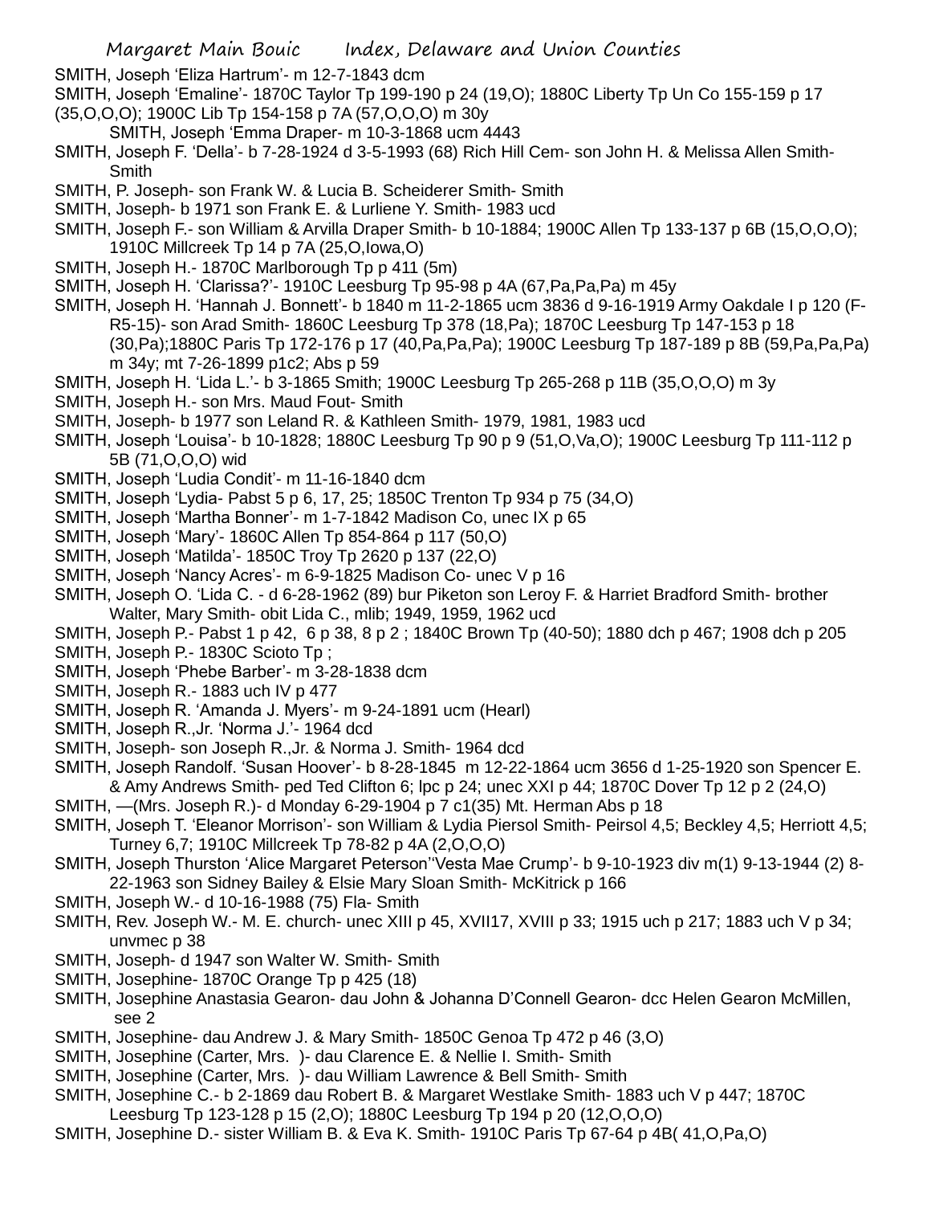SMITH, Joseph 'Eliza Hartrum'- m 12-7-1843 dcm

SMITH, Joseph 'Emaline'- 1870C Taylor Tp 199-190 p 24 (19,O); 1880C Liberty Tp Un Co 155-159 p 17 (35,O,O,O); 1900C Lib Tp 154-158 p 7A (57,O,O,O) m 30y

SMITH, Joseph 'Emma Draper- m 10-3-1868 ucm 4443

SMITH, Joseph F. 'Della'- b 7-28-1924 d 3-5-1993 (68) Rich Hill Cem- son John H. & Melissa Allen Smith- Smith

SMITH, P. Joseph- son Frank W. & Lucia B. Scheiderer Smith- Smith

SMITH, Joseph- b 1971 son Frank E. & Lurliene Y. Smith- 1983 ucd

SMITH, Joseph F.- son William & Arvilla Draper Smith- b 10-1884; 1900C Allen Tp 133-137 p 6B (15,O,O,O); 1910C Millcreek Tp 14 p 7A (25,O,Iowa,O)

SMITH, Joseph H.- 1870C Marlborough Tp p 411 (5m)

SMITH, Joseph H. 'Clarissa?'- 1910C Leesburg Tp 95-98 p 4A (67,Pa,Pa,Pa) m 45y

SMITH, Joseph H. 'Hannah J. Bonnett'- b 1840 m 11-2-1865 ucm 3836 d 9-16-1919 Army Oakdale I p 120 (F-R5-15)- son Arad Smith- 1860C Leesburg Tp 378 (18,Pa); 1870C Leesburg Tp 147-153 p 18 (30,Pa);1880C Paris Tp 172-176 p 17 (40,Pa,Pa,Pa); 1900C Leesburg Tp 187-189 p 8B (59,Pa,Pa,Pa) m 34y; mt 7-26-1899 p1c2; Abs p 59

SMITH, Joseph H. 'Lida L.'- b 3-1865 Smith; 1900C Leesburg Tp 265-268 p 11B (35,O,O,O) m 3y

SMITH, Joseph H.- son Mrs. Maud Fout- Smith

SMITH, Joseph- b 1977 son Leland R. & Kathleen Smith- 1979, 1981, 1983 ucd

SMITH, Joseph 'Louisa'- b 10-1828; 1880C Leesburg Tp 90 p 9 (51,O,Va,O); 1900C Leesburg Tp 111-112 p 5B (71,O,O,O) wid

SMITH, Joseph 'Ludia Condit'- m 11-16-1840 dcm

SMITH, Joseph 'Lydia- Pabst 5 p 6, 17, 25; 1850C Trenton Tp 934 p 75 (34,O)

SMITH, Joseph 'Martha Bonner'- m 1-7-1842 Madison Co, unec IX p 65

SMITH, Joseph 'Mary'- 1860C Allen Tp 854-864 p 117 (50,O)

SMITH, Joseph 'Matilda'- 1850C Troy Tp 2620 p 137 (22,O)

SMITH, Joseph 'Nancy Acres'- m 6-9-1825 Madison Co- unec V p 16

SMITH, Joseph O. 'Lida C. - d 6-28-1962 (89) bur Piketon son Leroy F. & Harriet Bradford Smith- brother Walter, Mary Smith- obit Lida C., mlib; 1949, 1959, 1962 ucd

SMITH, Joseph P.- Pabst 1 p 42, 6 p 38, 8 p 2 ; 1840C Brown Tp (40-50); 1880 dch p 467; 1908 dch p 205

SMITH, Joseph P.- 1830C Scioto Tp ;

SMITH, Joseph 'Phebe Barber'- m 3-28-1838 dcm

SMITH, Joseph R.- 1883 uch IV p 477

SMITH, Joseph R. 'Amanda J. Myers'- m 9-24-1891 ucm (Hearl)

SMITH, Joseph R.,Jr. 'Norma J.'- 1964 dcd

SMITH, Joseph- son Joseph R.,Jr. & Norma J. Smith- 1964 dcd

SMITH, Joseph Randolf. 'Susan Hoover'- b 8-28-1845 m 12-22-1864 ucm 3656 d 1-25-1920 son Spencer E. & Amy Andrews Smith- ped Ted Clifton 6; lpc p 24; unec XXI p 44; 1870C Dover Tp 12 p 2 (24,O)

SMITH, —(Mrs. Joseph R.)- d Monday 6-29-1904 p 7 c1(35) Mt. Herman Abs p 18

SMITH, Joseph T. 'Eleanor Morrison'- son William & Lydia Piersol Smith- Peirsol 4,5; Beckley 4,5; Herriott 4,5; Turney 6,7; 1910C Millcreek Tp 78-82 p 4A (2,O,O,O)

SMITH, Joseph Thurston 'Alice Margaret Peterson''Vesta Mae Crump'- b 9-10-1923 div m(1) 9-13-1944 (2) 8-22-1963 son Sidney Bailey & Elsie Mary Sloan Smith- McKitrick p 166

SMITH, Joseph W.- d 10-16-1988 (75) Fla- Smith

SMITH, Rev. Joseph W.- M. E. church- unec XIII p 45, XVII17, XVIII p 33; 1915 uch p 217; 1883 uch V p 34; unvmec p 38

SMITH, Joseph- d 1947 son Walter W. Smith- Smith

SMITH, Josephine- 1870C Orange Tp p 425 (18)

SMITH, Josephine Anastasia Gearon- dau John & Johanna D'Connell Gearon- dcc Helen Gearon McMillen, see 2

SMITH, Josephine- dau Andrew J. & Mary Smith- 1850C Genoa Tp 472 p 46 (3,O)

SMITH, Josephine (Carter, Mrs. )- dau Clarence E. & Nellie I. Smith- Smith

SMITH, Josephine (Carter, Mrs. )- dau William Lawrence & Bell Smith- Smith

SMITH, Josephine C.- b 2-1869 dau Robert B. & Margaret Westlake Smith- 1883 uch V p 447; 1870C Leesburg Tp 123-128 p 15 (2,O); 1880C Leesburg Tp 194 p 20 (12,O,O,O)

SMITH, Josephine D.- sister William B. & Eva K. Smith- 1910C Paris Tp 67-64 p 4B( 41,O,Pa,O)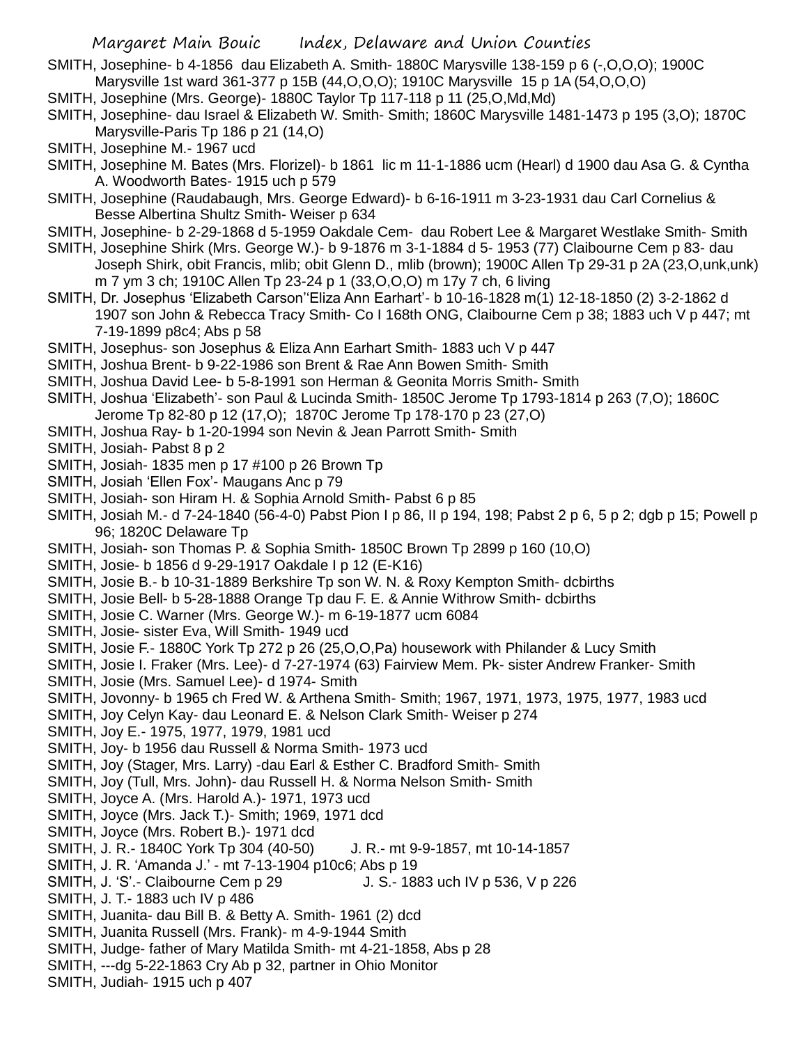SMITH, Josephine- b 4-1856 dau Elizabeth A. Smith- 1880C Marysville 138-159 p 6 (-,O,O,O); 1900C Marysville 1st ward 361-377 p 15B (44,O,O,O); 1910C Marysville 15 p 1A (54,O,O,O)

SMITH, Josephine (Mrs. George)- 1880C Taylor Tp 117-118 p 11 (25,O,Md,Md)

SMITH, Josephine- dau Israel & Elizabeth W. Smith- Smith; 1860C Marysville 1481-1473 p 195 (3,O); 1870C Marysville-Paris Tp 186 p 21 (14,O)

SMITH, Josephine M.- 1967 ucd

SMITH, Josephine M. Bates (Mrs. Florizel)- b 1861 lic m 11-1-1886 ucm (Hearl) d 1900 dau Asa G. & Cyntha A. Woodworth Bates- 1915 uch p 579

SMITH, Josephine (Raudabaugh, Mrs. George Edward)- b 6-16-1911 m 3-23-1931 dau Carl Cornelius & Besse Albertina Shultz Smith- Weiser p 634

SMITH, Josephine- b 2-29-1868 d 5-1959 Oakdale Cem- dau Robert Lee & Margaret Westlake Smith- Smith

SMITH, Josephine Shirk (Mrs. George W.)- b 9-1876 m 3-1-1884 d 5- 1953 (77) Claibourne Cem p 83- dau Joseph Shirk, obit Francis, mlib; obit Glenn D., mlib (brown); 1900C Allen Tp 29-31 p 2A (23,O,unk,unk) m 7 ym 3 ch; 1910C Allen Tp 23-24 p 1 (33,O,O,O) m 17y 7 ch, 6 living

SMITH, Dr. Josephus 'Elizabeth Carson''Eliza Ann Earhart'- b 10-16-1828 m(1) 12-18-1850 (2) 3-2-1862 d 1907 son John & Rebecca Tracy Smith- Co I 168th ONG, Claibourne Cem p 38; 1883 uch V p 447; mt 7-19-1899 p8c4; Abs p 58

SMITH, Josephus- son Josephus & Eliza Ann Earhart Smith- 1883 uch V p 447

SMITH, Joshua Brent- b 9-22-1986 son Brent & Rae Ann Bowen Smith- Smith

SMITH, Joshua David Lee- b 5-8-1991 son Herman & Geonita Morris Smith- Smith

SMITH, Joshua 'Elizabeth'- son Paul & Lucinda Smith- 1850C Jerome Tp 1793-1814 p 263 (7,O); 1860C Jerome Tp 82-80 p 12 (17,O); 1870C Jerome Tp 178-170 p 23 (27,O)

SMITH, Joshua Ray- b 1-20-1994 son Nevin & Jean Parrott Smith- Smith

SMITH, Josiah- Pabst 8 p 2

SMITH, Josiah- 1835 men p 17 #100 p 26 Brown Tp

SMITH, Josiah 'Ellen Fox'- Maugans Anc p 79

SMITH, Josiah- son Hiram H. & Sophia Arnold Smith- Pabst 6 p 85

SMITH, Josiah M.- d 7-24-1840 (56-4-0) Pabst Pion I p 86, II p 194, 198; Pabst 2 p 6, 5 p 2; dgb p 15; Powell p 96; 1820C Delaware Tp

SMITH, Josiah- son Thomas P. & Sophia Smith- 1850C Brown Tp 2899 p 160 (10,O)

SMITH, Josie- b 1856 d 9-29-1917 Oakdale I p 12 (E-K16)

SMITH, Josie B.- b 10-31-1889 Berkshire Tp son W. N. & Roxy Kempton Smith- dcbirths

SMITH, Josie Bell- b 5-28-1888 Orange Tp dau F. E. & Annie Withrow Smith- dcbirths

SMITH, Josie C. Warner (Mrs. George W.)- m 6-19-1877 ucm 6084

SMITH, Josie- sister Eva, Will Smith- 1949 ucd

SMITH, Josie F.- 1880C York Tp 272 p 26 (25,O,O,Pa) housework with Philander & Lucy Smith

SMITH, Josie I. Fraker (Mrs. Lee)- d 7-27-1974 (63) Fairview Mem. Pk- sister Andrew Franker- Smith

SMITH, Josie (Mrs. Samuel Lee)- d 1974- Smith

SMITH, Jovonny- b 1965 ch Fred W. & Arthena Smith- Smith; 1967, 1971, 1973, 1975, 1977, 1983 ucd

SMITH, Joy Celyn Kay- dau Leonard E. & Nelson Clark Smith- Weiser p 274

SMITH, Joy E.- 1975, 1977, 1979, 1981 ucd

SMITH, Joy- b 1956 dau Russell & Norma Smith- 1973 ucd

SMITH, Joy (Stager, Mrs. Larry) -dau Earl & Esther C. Bradford Smith- Smith

SMITH, Joy (Tull, Mrs. John)- dau Russell H. & Norma Nelson Smith- Smith

SMITH, Joyce A. (Mrs. Harold A.)- 1971, 1973 ucd

SMITH, Joyce (Mrs. Jack T.)- Smith; 1969, 1971 dcd

SMITH, Joyce (Mrs. Robert B.)- 1971 dcd

SMITH, J. R.- 1840C York Tp 304 (40-50) J. R.- mt 9-9-1857, mt 10-14-1857

SMITH, J. R. 'Amanda J.' - mt 7-13-1904 p10c6; Abs p 19

SMITH, J. 'S'.- Claibourne Cem p 29 J. S.- 1883 uch IV p 536, V p 226

SMITH, J. T.- 1883 uch IV p 486

SMITH, Juanita- dau Bill B. & Betty A. Smith- 1961 (2) dcd

SMITH, Juanita Russell (Mrs. Frank)- m 4-9-1944 Smith

SMITH, Judge- father of Mary Matilda Smith- mt 4-21-1858, Abs p 28

SMITH, ---dg 5-22-1863 Cry Ab p 32, partner in Ohio Monitor

SMITH, Judiah- 1915 uch p 407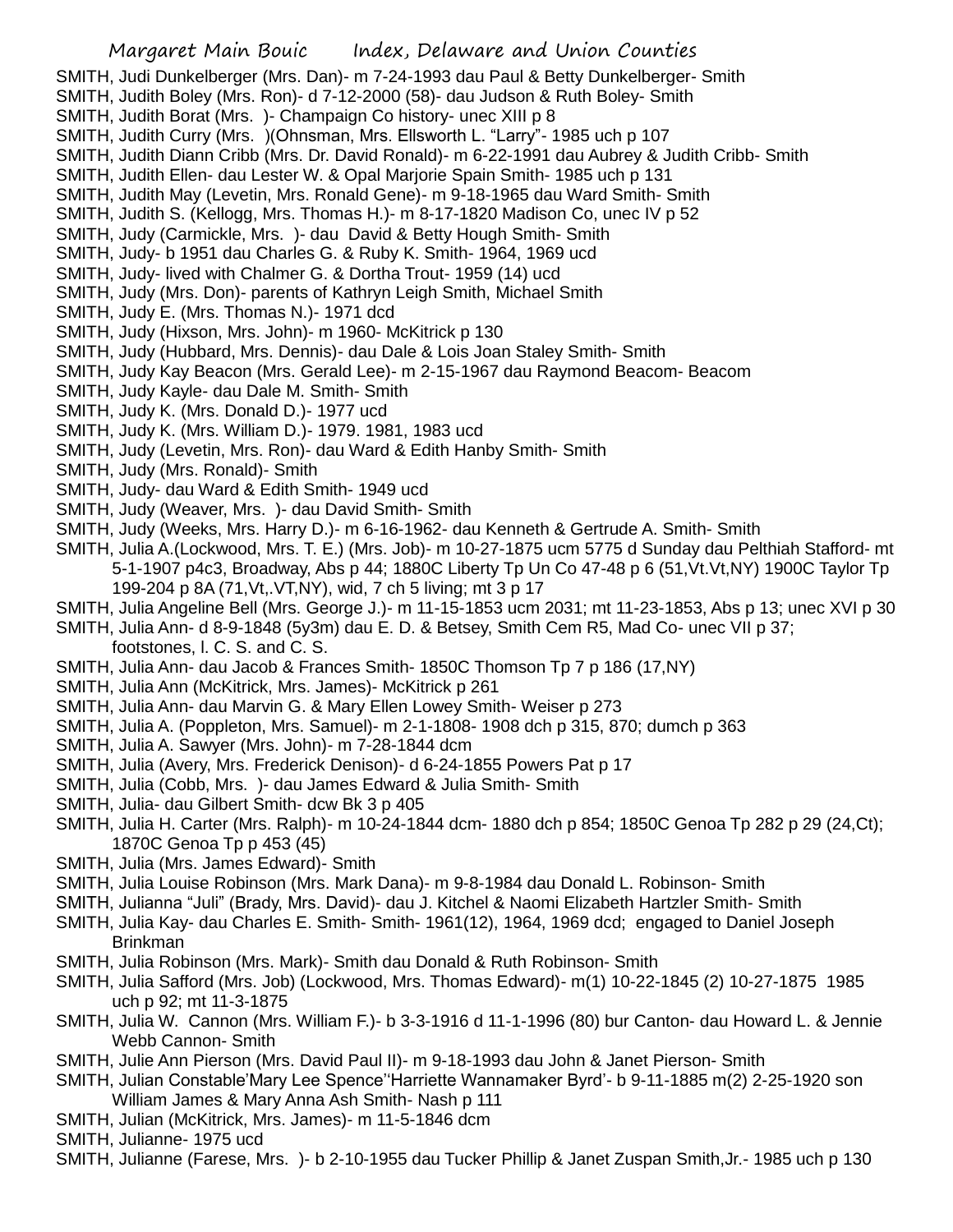SMITH, Judi Dunkelberger (Mrs. Dan)- m 7-24-1993 dau Paul & Betty Dunkelberger- Smith
SMITH, Judith Boley (Mrs. Ron)- d 7-12-2000 (58)- dau Judson & Ruth Boley- Smith
SMITH, Judith Borat (Mrs. )- Champaign Co history- unec XIII p 8
SMITH, Judith Curry (Mrs. )(Ohnsman, Mrs. Ellsworth L. "Larry"- 1985 uch p 107
SMITH, Judith Diann Cribb (Mrs. Dr. David Ronald)- m 6-22-1991 dau Aubrey & Judith Cribb- Smith
SMITH, Judith Ellen- dau Lester W. & Opal Marjorie Spain Smith- 1985 uch p 131
SMITH, Judith May (Levetin, Mrs. Ronald Gene)- m 9-18-1965 dau Ward Smith- Smith
SMITH, Judith S. (Kellogg, Mrs. Thomas H.)- m 8-17-1820 Madison Co, unec IV p 52
SMITH, Judy (Carmickle, Mrs. )- dau David & Betty Hough Smith- Smith
SMITH, Judy- b 1951 dau Charles G. & Ruby K. Smith- 1964, 1969 ucd
SMITH, Judy- lived with Chalmer G. & Dortha Trout- 1959 (14) ucd
SMITH, Judy (Mrs. Don)- parents of Kathryn Leigh Smith, Michael Smith
SMITH, Judy E. (Mrs. Thomas N.)- 1971 dcd
SMITH, Judy (Hixson, Mrs. John)- m 1960- McKitrick p 130
SMITH, Judy (Hubbard, Mrs. Dennis)- dau Dale & Lois Joan Staley Smith- Smith
SMITH, Judy Kay Beacon (Mrs. Gerald Lee)- m 2-15-1967 dau Raymond Beacom- Beacom
SMITH, Judy Kayle- dau Dale M. Smith- Smith
SMITH, Judy K. (Mrs. Donald D.)- 1977 ucd
SMITH, Judy K. (Mrs. William D.)- 1979. 1981, 1983 ucd
SMITH, Judy (Levetin, Mrs. Ron)- dau Ward & Edith Hanby Smith- Smith
SMITH, Judy (Mrs. Ronald)- Smith
SMITH, Judy- dau Ward & Edith Smith- 1949 ucd
SMITH, Judy (Weaver, Mrs. )- dau David Smith- Smith
SMITH, Judy (Weeks, Mrs. Harry D.)- m 6-16-1962- dau Kenneth & Gertrude A. Smith- Smith
SMITH, Julia A.(Lockwood, Mrs. T. E.) (Mrs. Job)- m 10-27-1875 ucm 5775 d Sunday dau Pelthiah Stafford- mt 5-1-1907 p4c3, Broadway, Abs p 44; 1880C Liberty Tp Un Co 47-48 p 6 (51,Vt.Vt,NY) 1900C Taylor Tp 199-204 p 8A (71,Vt,.VT,NY), wid, 7 ch 5 living; mt 3 p 17
SMITH, Julia Angeline Bell (Mrs. George J.)- m 11-15-1853 ucm 2031; mt 11-23-1853, Abs p 13; unec XVI p 30
SMITH, Julia Ann- d 8-9-1848 (5y3m) dau E. D. & Betsey, Smith Cem R5, Mad Co- unec VII p 37; footstones, l. C. S. and C. S.
SMITH, Julia Ann- dau Jacob & Frances Smith- 1850C Thomson Tp 7 p 186 (17,NY)
SMITH, Julia Ann (McKitrick, Mrs. James)- McKitrick p 261
SMITH, Julia Ann- dau Marvin G. & Mary Ellen Lowey Smith- Weiser p 273
SMITH, Julia A. (Poppleton, Mrs. Samuel)- m 2-1-1808- 1908 dch p 315, 870; dumch p 363
SMITH, Julia A. Sawyer (Mrs. John)- m 7-28-1844 dcm
SMITH, Julia (Avery, Mrs. Frederick Denison)- d 6-24-1855 Powers Pat p 17
SMITH, Julia (Cobb, Mrs. )- dau James Edward & Julia Smith- Smith
SMITH, Julia- dau Gilbert Smith- dcw Bk 3 p 405
SMITH, Julia H. Carter (Mrs. Ralph)- m 10-24-1844 dcm- 1880 dch p 854; 1850C Genoa Tp 282 p 29 (24,Ct); 1870C Genoa Tp p 453 (45)
SMITH, Julia (Mrs. James Edward)- Smith
SMITH, Julia Louise Robinson (Mrs. Mark Dana)- m 9-8-1984 dau Donald L. Robinson- Smith
SMITH, Julianna "Juli" (Brady, Mrs. David)- dau J. Kitchel & Naomi Elizabeth Hartzler Smith- Smith
SMITH, Julia Kay- dau Charles E. Smith- Smith- 1961(12), 1964, 1969 dcd; engaged to Daniel Joseph Brinkman
SMITH, Julia Robinson (Mrs. Mark)- Smith dau Donald & Ruth Robinson- Smith
SMITH, Julia Safford (Mrs. Job) (Lockwood, Mrs. Thomas Edward)- m(1) 10-22-1845 (2) 10-27-1875 1985 uch p 92; mt 11-3-1875
SMITH, Julia W. Cannon (Mrs. William F.)- b 3-3-1916 d 11-1-1996 (80) bur Canton- dau Howard L. & Jennie Webb Cannon- Smith
SMITH, Julie Ann Pierson (Mrs. David Paul II)- m 9-18-1993 dau John & Janet Pierson- Smith
SMITH, Julian Constable'Mary Lee Spence''Harriette Wannamaker Byrd'- b 9-11-1885 m(2) 2-25-1920 son William James & Mary Anna Ash Smith- Nash p 111
SMITH, Julian (McKitrick, Mrs. James)- m 11-5-1846 dcm
SMITH, Julianne- 1975 ucd
SMITH, Julianne (Farese, Mrs. )- b 2-10-1955 dau Tucker Phillip & Janet Zuspan Smith,Jr.- 1985 uch p 130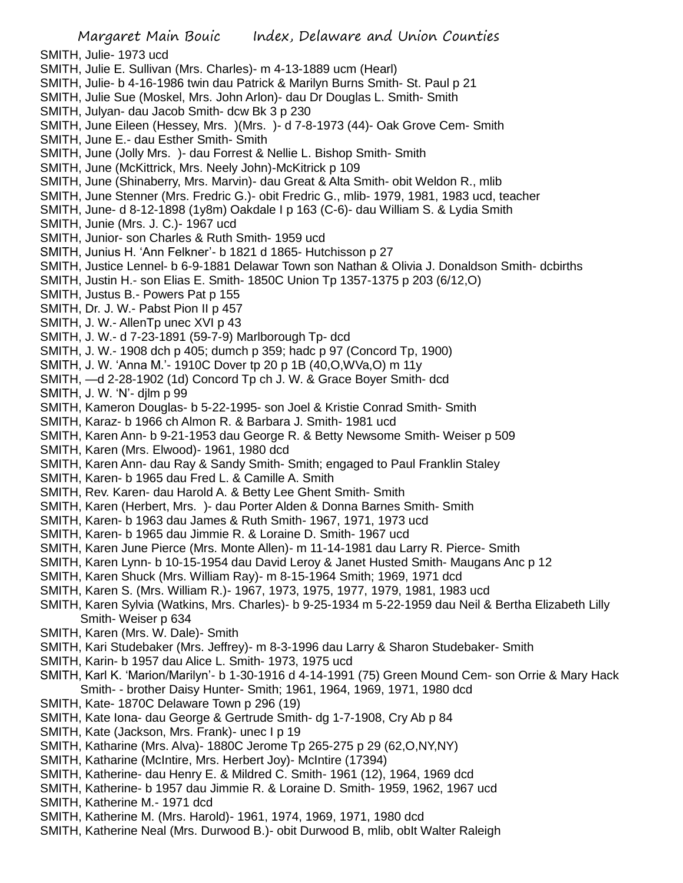SMITH, Julie- 1973 ucd

SMITH, Julie E. Sullivan (Mrs. Charles)- m 4-13-1889 ucm (Hearl)

SMITH, Julie- b 4-16-1986 twin dau Patrick & Marilyn Burns Smith- St. Paul p 21

SMITH, Julie Sue (Moskel, Mrs. John Arlon)- dau Dr Douglas L. Smith- Smith

SMITH, Julyan- dau Jacob Smith- dcw Bk 3 p 230

SMITH, June Eileen (Hessey, Mrs. )(Mrs. )- d 7-8-1973 (44)- Oak Grove Cem- Smith

SMITH, June E.- dau Esther Smith- Smith

SMITH, June (Jolly Mrs. )- dau Forrest & Nellie L. Bishop Smith- Smith

SMITH, June (McKittrick, Mrs. Neely John)-McKitrick p 109

SMITH, June (Shinaberry, Mrs. Marvin)- dau Great & Alta Smith- obit Weldon R., mlib

SMITH, June Stenner (Mrs. Fredric G.)- obit Fredric G., mlib- 1979, 1981, 1983 ucd, teacher

SMITH, June- d 8-12-1898 (1y8m) Oakdale I p 163 (C-6)- dau William S. & Lydia Smith

SMITH, Junie (Mrs. J. C.)- 1967 ucd

SMITH, Junior- son Charles & Ruth Smith- 1959 ucd

SMITH, Junius H. 'Ann Felkner'- b 1821 d 1865- Hutchisson p 27

SMITH, Justice Lennel- b 6-9-1881 Delawar Town son Nathan & Olivia J. Donaldson Smith- dcbirths

SMITH, Justin H.- son Elias E. Smith- 1850C Union Tp 1357-1375 p 203 (6/12,O)

SMITH, Justus B.- Powers Pat p 155

SMITH, Dr. J. W.- Pabst Pion II p 457

SMITH, J. W.- AllenTp unec XVI p 43

SMITH, J. W.- d 7-23-1891 (59-7-9) Marlborough Tp- dcd

SMITH, J. W.- 1908 dch p 405; dumch p 359; hadc p 97 (Concord Tp, 1900)

SMITH, J. W. 'Anna M.'- 1910C Dover tp 20 p 1B (40,O,WVa,O) m 11y

SMITH, —d 2-28-1902 (1d) Concord Tp ch J. W. & Grace Boyer Smith- dcd

SMITH, J. W. 'N'- djlm p 99

SMITH, Kameron Douglas- b 5-22-1995- son Joel & Kristie Conrad Smith- Smith

SMITH, Karaz- b 1966 ch Almon R. & Barbara J. Smith- 1981 ucd

SMITH, Karen Ann- b 9-21-1953 dau George R. & Betty Newsome Smith- Weiser p 509

SMITH, Karen (Mrs. Elwood)- 1961, 1980 dcd

SMITH, Karen Ann- dau Ray & Sandy Smith- Smith; engaged to Paul Franklin Staley

SMITH, Karen- b 1965 dau Fred L. & Camille A. Smith

SMITH, Rev. Karen- dau Harold A. & Betty Lee Ghent Smith- Smith

SMITH, Karen (Herbert, Mrs. )- dau Porter Alden & Donna Barnes Smith- Smith

SMITH, Karen- b 1963 dau James & Ruth Smith- 1967, 1971, 1973 ucd

SMITH, Karen- b 1965 dau Jimmie R. & Loraine D. Smith- 1967 ucd

SMITH, Karen June Pierce (Mrs. Monte Allen)- m 11-14-1981 dau Larry R. Pierce- Smith

SMITH, Karen Lynn- b 10-15-1954 dau David Leroy & Janet Husted Smith- Maugans Anc p 12

SMITH, Karen Shuck (Mrs. William Ray)- m 8-15-1964 Smith; 1969, 1971 dcd

SMITH, Karen S. (Mrs. William R.)- 1967, 1973, 1975, 1977, 1979, 1981, 1983 ucd

SMITH, Karen Sylvia (Watkins, Mrs. Charles)- b 9-25-1934 m 5-22-1959 dau Neil & Bertha Elizabeth Lilly Smith- Weiser p 634

SMITH, Karen (Mrs. W. Dale)- Smith

SMITH, Kari Studebaker (Mrs. Jeffrey)- m 8-3-1996 dau Larry & Sharon Studebaker- Smith

SMITH, Karin- b 1957 dau Alice L. Smith- 1973, 1975 ucd

SMITH, Karl K. 'Marion/Marilyn'- b 1-30-1916 d 4-14-1991 (75) Green Mound Cem- son Orrie & Mary Hack Smith- - brother Daisy Hunter- Smith; 1961, 1964, 1969, 1971, 1980 dcd

SMITH, Kate- 1870C Delaware Town p 296 (19)

SMITH, Kate Iona- dau George & Gertrude Smith- dg 1-7-1908, Cry Ab p 84

SMITH, Kate (Jackson, Mrs. Frank)- unec I p 19

SMITH, Katharine (Mrs. Alva)- 1880C Jerome Tp 265-275 p 29 (62,O,NY,NY)

SMITH, Katharine (McIntire, Mrs. Herbert Joy)- McIntire (17394)

SMITH, Katherine- dau Henry E. & Mildred C. Smith- 1961 (12), 1964, 1969 dcd

SMITH, Katherine- b 1957 dau Jimmie R. & Loraine D. Smith- 1959, 1962, 1967 ucd

SMITH, Katherine M.- 1971 dcd

SMITH, Katherine M. (Mrs. Harold)- 1961, 1974, 1969, 1971, 1980 dcd

SMITH, Katherine Neal (Mrs. Durwood B.)- obit Durwood B, mlib, obIt Walter Raleigh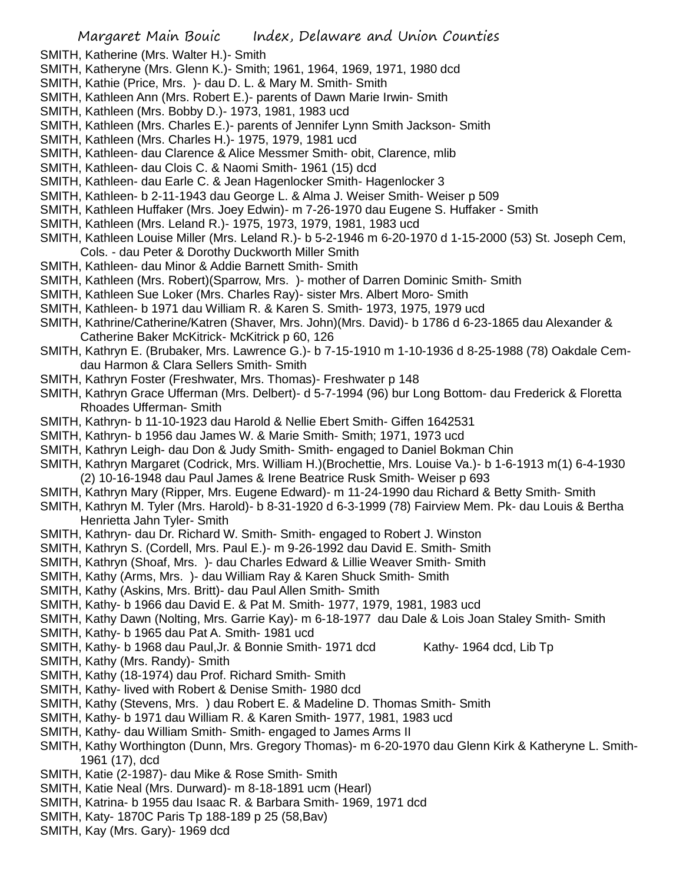SMITH, Katherine (Mrs. Walter H.)- Smith
SMITH, Katheryne (Mrs. Glenn K.)- Smith; 1961, 1964, 1969, 1971, 1980 dcd
SMITH, Kathie (Price, Mrs. )- dau D. L. & Mary M. Smith- Smith
SMITH, Kathleen Ann (Mrs. Robert E.)- parents of Dawn Marie Irwin- Smith
SMITH, Kathleen (Mrs. Bobby D.)- 1973, 1981, 1983 ucd
SMITH, Kathleen (Mrs. Charles E.)- parents of Jennifer Lynn Smith Jackson- Smith
SMITH, Kathleen (Mrs. Charles H.)- 1975, 1979, 1981 ucd
SMITH, Kathleen- dau Clarence & Alice Messmer Smith- obit, Clarence, mlib
SMITH, Kathleen- dau Clois C. & Naomi Smith- 1961 (15) dcd
SMITH, Kathleen- dau Earle C. & Jean Hagenlocker Smith- Hagenlocker 3
SMITH, Kathleen- b 2-11-1943 dau George L. & Alma J. Weiser Smith- Weiser p 509
SMITH, Kathleen Huffaker (Mrs. Joey Edwin)- m 7-26-1970 dau Eugene S. Huffaker - Smith
SMITH, Kathleen (Mrs. Leland R.)- 1975, 1973, 1979, 1981, 1983 ucd
SMITH, Kathleen Louise Miller (Mrs. Leland R.)- b 5-2-1946 m 6-20-1970 d 1-15-2000 (53) St. Joseph Cem, Cols. - dau Peter & Dorothy Duckworth Miller Smith
SMITH, Kathleen- dau Minor & Addie Barnett Smith- Smith
SMITH, Kathleen (Mrs. Robert)(Sparrow, Mrs. )- mother of Darren Dominic Smith- Smith
SMITH, Kathleen Sue Loker (Mrs. Charles Ray)- sister Mrs. Albert Moro- Smith
SMITH, Kathleen- b 1971 dau William R. & Karen S. Smith- 1973, 1975, 1979 ucd
SMITH, Kathrine/Catherine/Katren (Shaver, Mrs. John)(Mrs. David)- b 1786 d 6-23-1865 dau Alexander & Catherine Baker McKitrick- McKitrick p 60, 126
SMITH, Kathryn E. (Brubaker, Mrs. Lawrence G.)- b 7-15-1910 m 1-10-1936 d 8-25-1988 (78) Oakdale Cem- dau Harmon & Clara Sellers Smith- Smith
SMITH, Kathryn Foster (Freshwater, Mrs. Thomas)- Freshwater p 148
SMITH, Kathryn Grace Ufferman (Mrs. Delbert)- d 5-7-1994 (96) bur Long Bottom- dau Frederick & Floretta Rhoades Ufferman- Smith
SMITH, Kathryn- b 11-10-1923 dau Harold & Nellie Ebert Smith- Giffen 1642531
SMITH, Kathryn- b 1956 dau James W. & Marie Smith- Smith; 1971, 1973 ucd
SMITH, Kathryn Leigh- dau Don & Judy Smith- Smith- engaged to Daniel Bokman Chin
SMITH, Kathryn Margaret (Codrick, Mrs. William H.)(Brochettie, Mrs. Louise Va.)- b 1-6-1913 m(1) 6-4-1930 (2) 10-16-1948 dau Paul James & Irene Beatrice Rusk Smith- Weiser p 693
SMITH, Kathryn Mary (Ripper, Mrs. Eugene Edward)- m 11-24-1990 dau Richard & Betty Smith- Smith
SMITH, Kathryn M. Tyler (Mrs. Harold)- b 8-31-1920 d 6-3-1999 (78) Fairview Mem. Pk- dau Louis & Bertha Henrietta Jahn Tyler- Smith
SMITH, Kathryn- dau Dr. Richard W. Smith- Smith- engaged to Robert J. Winston
SMITH, Kathryn S. (Cordell, Mrs. Paul E.)- m 9-26-1992 dau David E. Smith- Smith
SMITH, Kathryn (Shoaf, Mrs. )- dau Charles Edward & Lillie Weaver Smith- Smith
SMITH, Kathy (Arms, Mrs. )- dau William Ray & Karen Shuck Smith- Smith
SMITH, Kathy (Askins, Mrs. Britt)- dau Paul Allen Smith- Smith
SMITH, Kathy- b 1966 dau David E. & Pat M. Smith- 1977, 1979, 1981, 1983 ucd
SMITH, Kathy Dawn (Nolting, Mrs. Garrie Kay)- m 6-18-1977 dau Dale & Lois Joan Staley Smith- Smith
SMITH, Kathy- b 1965 dau Pat A. Smith- 1981 ucd
SMITH, Kathy- b 1968 dau Paul,Jr. & Bonnie Smith- 1971 dcd Kathy- 1964 dcd, Lib Tp
SMITH, Kathy (Mrs. Randy)- Smith
SMITH, Kathy (18-1974) dau Prof. Richard Smith- Smith
SMITH, Kathy- lived with Robert & Denise Smith- 1980 dcd
SMITH, Kathy (Stevens, Mrs. ) dau Robert E. & Madeline D. Thomas Smith- Smith
SMITH, Kathy- b 1971 dau William R. & Karen Smith- 1977, 1981, 1983 ucd
SMITH, Kathy- dau William Smith- Smith- engaged to James Arms II
SMITH, Kathy Worthington (Dunn, Mrs. Gregory Thomas)- m 6-20-1970 dau Glenn Kirk & Katheryne L. Smith- 1961 (17), dcd
SMITH, Katie (2-1987)- dau Mike & Rose Smith- Smith
SMITH, Katie Neal (Mrs. Durward)- m 8-18-1891 ucm (Hearl)
SMITH, Katrina- b 1955 dau Isaac R. & Barbara Smith- 1969, 1971 dcd
SMITH, Katy- 1870C Paris Tp 188-189 p 25 (58,Bav)
SMITH, Kay (Mrs. Gary)- 1969 dcd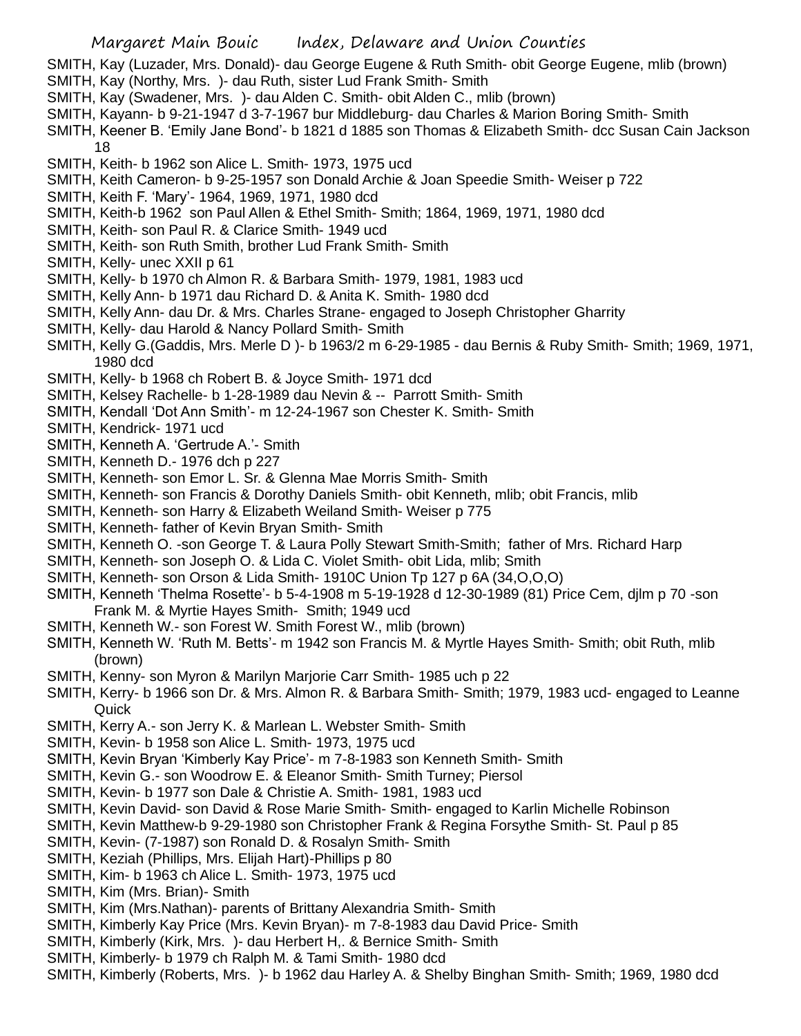SMITH, Kay (Luzader, Mrs. Donald)- dau George Eugene & Ruth Smith- obit George Eugene, mlib (brown)
SMITH, Kay (Northy, Mrs. )- dau Ruth, sister Lud Frank Smith- Smith
SMITH, Kay (Swadener, Mrs. )- dau Alden C. Smith- obit Alden C., mlib (brown)
SMITH, Kayann- b 9-21-1947 d 3-7-1967 bur Middleburg- dau Charles & Marion Boring Smith- Smith
SMITH, Keener B. 'Emily Jane Bond'- b 1821 d 1885 son Thomas & Elizabeth Smith- dcc Susan Cain Jackson 18
SMITH, Keith- b 1962 son Alice L. Smith- 1973, 1975 ucd
SMITH, Keith Cameron- b 9-25-1957 son Donald Archie & Joan Speedie Smith- Weiser p 722
SMITH, Keith F. 'Mary'- 1964, 1969, 1971, 1980 dcd
SMITH, Keith-b 1962 son Paul Allen & Ethel Smith- Smith; 1864, 1969, 1971, 1980 dcd
SMITH, Keith- son Paul R. & Clarice Smith- 1949 ucd
SMITH, Keith- son Ruth Smith, brother Lud Frank Smith- Smith
SMITH, Kelly- unec XXII p 61
SMITH, Kelly- b 1970 ch Almon R. & Barbara Smith- 1979, 1981, 1983 ucd
SMITH, Kelly Ann- b 1971 dau Richard D. & Anita K. Smith- 1980 dcd
SMITH, Kelly Ann- dau Dr. & Mrs. Charles Strane- engaged to Joseph Christopher Gharrity
SMITH, Kelly- dau Harold & Nancy Pollard Smith- Smith
SMITH, Kelly G.(Gaddis, Mrs. Merle D )- b 1963/2 m 6-29-1985 - dau Bernis & Ruby Smith- Smith; 1969, 1971, 1980 dcd
SMITH, Kelly- b 1968 ch Robert B. & Joyce Smith- 1971 dcd
SMITH, Kelsey Rachelle- b 1-28-1989 dau Nevin & -- Parrott Smith- Smith
SMITH, Kendall 'Dot Ann Smith'- m 12-24-1967 son Chester K. Smith- Smith
SMITH, Kendrick- 1971 ucd
SMITH, Kenneth A. 'Gertrude A.'- Smith
SMITH, Kenneth D.- 1976 dch p 227
SMITH, Kenneth- son Emor L. Sr. & Glenna Mae Morris Smith- Smith
SMITH, Kenneth- son Francis & Dorothy Daniels Smith- obit Kenneth, mlib; obit Francis, mlib
SMITH, Kenneth- son Harry & Elizabeth Weiland Smith- Weiser p 775
SMITH, Kenneth- father of Kevin Bryan Smith- Smith
SMITH, Kenneth O. -son George T. & Laura Polly Stewart Smith-Smith; father of Mrs. Richard Harp
SMITH, Kenneth- son Joseph O. & Lida C. Violet Smith- obit Lida, mlib; Smith
SMITH, Kenneth- son Orson & Lida Smith- 1910C Union Tp 127 p 6A (34,O,O,O)
SMITH, Kenneth 'Thelma Rosette'- b 5-4-1908 m 5-19-1928 d 12-30-1989 (81) Price Cem, djlm p 70 -son Frank M. & Myrtie Hayes Smith- Smith; 1949 ucd
SMITH, Kenneth W.- son Forest W. Smith Forest W., mlib (brown)
SMITH, Kenneth W. 'Ruth M. Betts'- m 1942 son Francis M. & Myrtle Hayes Smith- Smith; obit Ruth, mlib (brown)
SMITH, Kenny- son Myron & Marilyn Marjorie Carr Smith- 1985 uch p 22
SMITH, Kerry- b 1966 son Dr. & Mrs. Almon R. & Barbara Smith- Smith; 1979, 1983 ucd- engaged to Leanne Quick
SMITH, Kerry A.- son Jerry K. & Marlean L. Webster Smith- Smith
SMITH, Kevin- b 1958 son Alice L. Smith- 1973, 1975 ucd
SMITH, Kevin Bryan 'Kimberly Kay Price'- m 7-8-1983 son Kenneth Smith- Smith
SMITH, Kevin G.- son Woodrow E. & Eleanor Smith- Smith Turney; Piersol
SMITH, Kevin- b 1977 son Dale & Christie A. Smith- 1981, 1983 ucd
SMITH, Kevin David- son David & Rose Marie Smith- Smith- engaged to Karlin Michelle Robinson
SMITH, Kevin Matthew-b 9-29-1980 son Christopher Frank & Regina Forsythe Smith- St. Paul p 85
SMITH, Kevin- (7-1987) son Ronald D. & Rosalyn Smith- Smith
SMITH, Keziah (Phillips, Mrs. Elijah Hart)-Phillips p 80
SMITH, Kim- b 1963 ch Alice L. Smith- 1973, 1975 ucd
SMITH, Kim (Mrs. Brian)- Smith
SMITH, Kim (Mrs.Nathan)- parents of Brittany Alexandria Smith- Smith
SMITH, Kimberly Kay Price (Mrs. Kevin Bryan)- m 7-8-1983 dau David Price- Smith
SMITH, Kimberly (Kirk, Mrs. )- dau Herbert H,. & Bernice Smith- Smith
SMITH, Kimberly- b 1979 ch Ralph M. & Tami Smith- 1980 dcd
SMITH, Kimberly (Roberts, Mrs. )- b 1962 dau Harley A. & Shelby Binghan Smith- Smith; 1969, 1980 dcd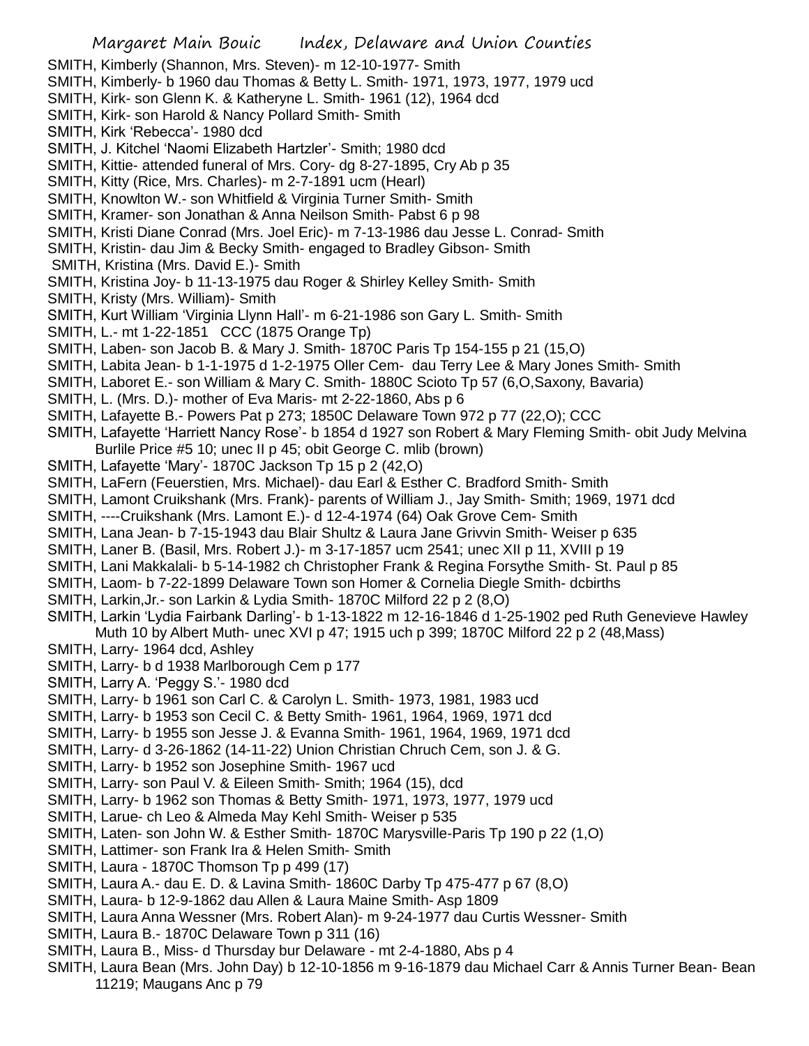SMITH, Kimberly (Shannon, Mrs. Steven)- m 12-10-1977- Smith
SMITH, Kimberly- b 1960 dau Thomas & Betty L. Smith- 1971, 1973, 1977, 1979 ucd
SMITH, Kirk- son Glenn K. & Katheryne L. Smith- 1961 (12), 1964 dcd
SMITH, Kirk- son Harold & Nancy Pollard Smith- Smith
SMITH, Kirk 'Rebecca'- 1980 dcd
SMITH, J. Kitchel 'Naomi Elizabeth Hartzler'- Smith; 1980 dcd
SMITH, Kittie- attended funeral of Mrs. Cory- dg 8-27-1895, Cry Ab p 35
SMITH, Kitty (Rice, Mrs. Charles)- m 2-7-1891 ucm (Hearl)
SMITH, Knowlton W.- son Whitfield & Virginia Turner Smith- Smith
SMITH, Kramer- son Jonathan & Anna Neilson Smith- Pabst 6 p 98
SMITH, Kristi Diane Conrad (Mrs. Joel Eric)- m 7-13-1986 dau Jesse L. Conrad- Smith
SMITH, Kristin- dau Jim & Becky Smith- engaged to Bradley Gibson- Smith
SMITH, Kristina (Mrs. David E.)- Smith
SMITH, Kristina Joy- b 11-13-1975 dau Roger & Shirley Kelley Smith- Smith
SMITH, Kristy (Mrs. William)- Smith
SMITH, Kurt William 'Virginia Llynn Hall'- m 6-21-1986 son Gary L. Smith- Smith
SMITH, L.- mt 1-22-1851 CCC (1875 Orange Tp)
SMITH, Laben- son Jacob B. & Mary J. Smith- 1870C Paris Tp 154-155 p 21 (15,O)
SMITH, Labita Jean- b 1-1-1975 d 1-2-1975 Oller Cem- dau Terry Lee & Mary Jones Smith- Smith
SMITH, Laboret E.- son William & Mary C. Smith- 1880C Scioto Tp 57 (6,O,Saxony, Bavaria)
SMITH, L. (Mrs. D.)- mother of Eva Maris- mt 2-22-1860, Abs p 6
SMITH, Lafayette B.- Powers Pat p 273; 1850C Delaware Town 972 p 77 (22,O); CCC
SMITH, Lafayette 'Harriett Nancy Rose'- b 1854 d 1927 son Robert & Mary Fleming Smith- obit Judy Melvina Burlile Price #5 10; unec II p 45; obit George C. mlib (brown)
SMITH, Lafayette 'Mary'- 1870C Jackson Tp 15 p 2 (42,O)
SMITH, LaFern (Feuerstien, Mrs. Michael)- dau Earl & Esther C. Bradford Smith- Smith
SMITH, Lamont Cruikshank (Mrs. Frank)- parents of William J., Jay Smith- Smith; 1969, 1971 dcd
SMITH, ----Cruikshank (Mrs. Lamont E.)- d 12-4-1974 (64) Oak Grove Cem- Smith
SMITH, Lana Jean- b 7-15-1943 dau Blair Shultz & Laura Jane Grivvin Smith- Weiser p 635
SMITH, Laner B. (Basil, Mrs. Robert J.)- m 3-17-1857 ucm 2541; unec XII p 11, XVIII p 19
SMITH, Lani Makkalali- b 5-14-1982 ch Christopher Frank & Regina Forsythe Smith- St. Paul p 85
SMITH, Laom- b 7-22-1899 Delaware Town son Homer & Cornelia Diegle Smith- dcbirths
SMITH, Larkin,Jr.- son Larkin & Lydia Smith- 1870C Milford 22 p 2 (8,O)
SMITH, Larkin 'Lydia Fairbank Darling'- b 1-13-1822 m 12-16-1846 d 1-25-1902 ped Ruth Genevieve Hawley Muth 10 by Albert Muth- unec XVI p 47; 1915 uch p 399; 1870C Milford 22 p 2 (48,Mass)
SMITH, Larry- 1964 dcd, Ashley
SMITH, Larry- b d 1938 Marlborough Cem p 177
SMITH, Larry A. 'Peggy S.'- 1980 dcd
SMITH, Larry- b 1961 son Carl C. & Carolyn L. Smith- 1973, 1981, 1983 ucd
SMITH, Larry- b 1953 son Cecil C. & Betty Smith- 1961, 1964, 1969, 1971 dcd
SMITH, Larry- b 1955 son Jesse J. & Evanna Smith- 1961, 1964, 1969, 1971 dcd
SMITH, Larry- d 3-26-1862 (14-11-22) Union Christian Chruch Cem, son J. & G.
SMITH, Larry- b 1952 son Josephine Smith- 1967 ucd
SMITH, Larry- son Paul V. & Eileen Smith- Smith; 1964 (15), dcd
SMITH, Larry- b 1962 son Thomas & Betty Smith- 1971, 1973, 1977, 1979 ucd
SMITH, Larue- ch Leo & Almeda May Kehl Smith- Weiser p 535
SMITH, Laten- son John W. & Esther Smith- 1870C Marysville-Paris Tp 190 p 22 (1,O)
SMITH, Lattimer- son Frank Ira & Helen Smith- Smith
SMITH, Laura - 1870C Thomson Tp p 499 (17)
SMITH, Laura A.- dau E. D. & Lavina Smith- 1860C Darby Tp 475-477 p 67 (8,O)
SMITH, Laura- b 12-9-1862 dau Allen & Laura Maine Smith- Asp 1809
SMITH, Laura Anna Wessner (Mrs. Robert Alan)- m 9-24-1977 dau Curtis Wessner- Smith
SMITH, Laura B.- 1870C Delaware Town p 311 (16)
SMITH, Laura B., Miss- d Thursday bur Delaware - mt 2-4-1880, Abs p 4
SMITH, Laura Bean (Mrs. John Day) b 12-10-1856 m 9-16-1879 dau Michael Carr & Annis Turner Bean- Bean 11219; Maugans Anc p 79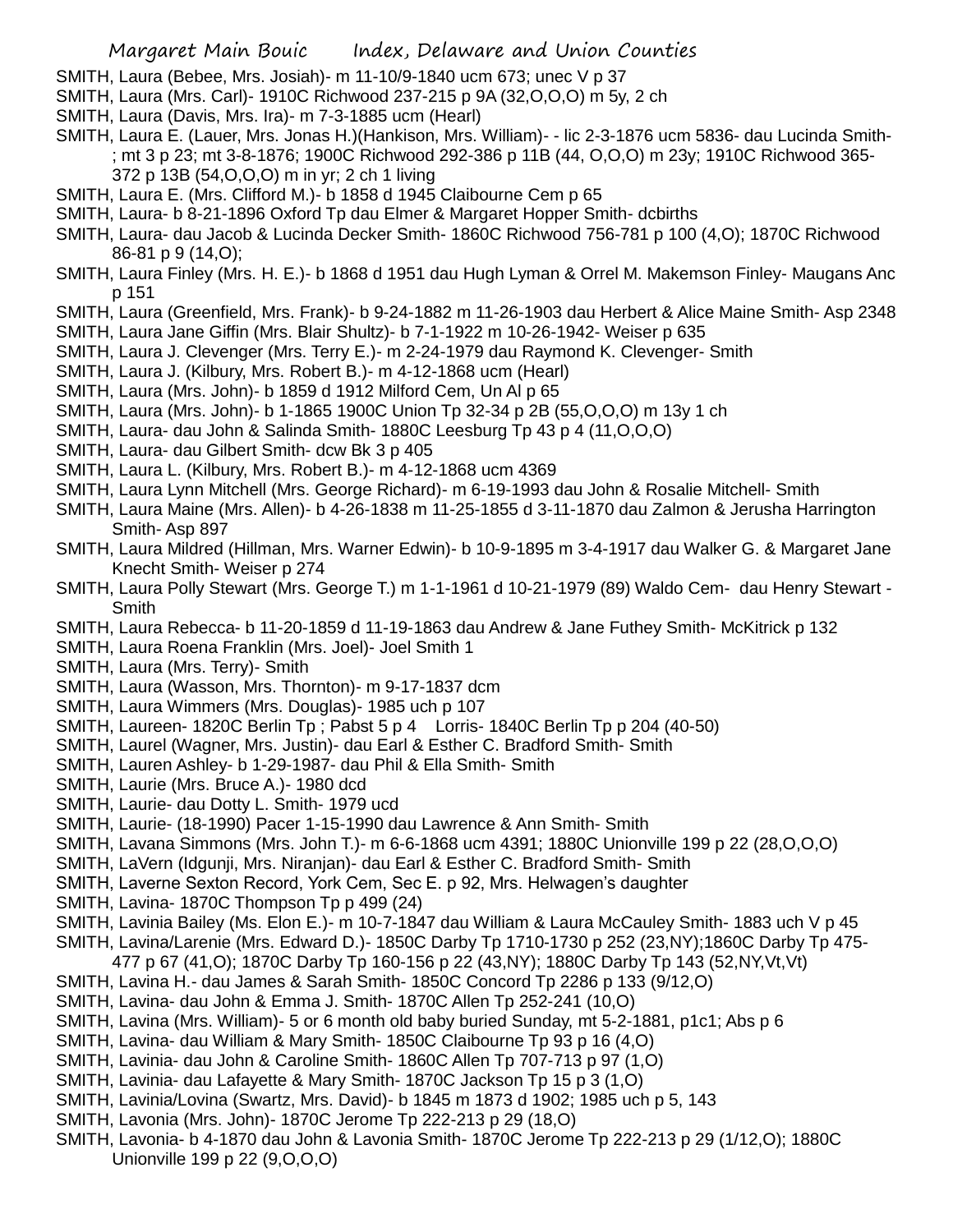SMITH, Laura (Bebee, Mrs. Josiah)- m 11-10/9-1840 ucm 673; unec V p 37
SMITH, Laura (Mrs. Carl)- 1910C Richwood 237-215 p 9A (32,O,O,O) m 5y, 2 ch
SMITH, Laura (Davis, Mrs. Ira)- m 7-3-1885 ucm (Hearl)
SMITH, Laura E. (Lauer, Mrs. Jonas H.)(Hankison, Mrs. William)- - lic 2-3-1876 ucm 5836- dau Lucinda Smith- ; mt 3 p 23; mt 3-8-1876; 1900C Richwood 292-386 p 11B (44, O,O,O) m 23y; 1910C Richwood 365-372 p 13B (54,O,O,O) m in yr; 2 ch 1 living
SMITH, Laura E. (Mrs. Clifford M.)- b 1858 d 1945 Claibourne Cem p 65
SMITH, Laura- b 8-21-1896 Oxford Tp dau Elmer & Margaret Hopper Smith- dcbirths
SMITH, Laura- dau Jacob & Lucinda Decker Smith- 1860C Richwood 756-781 p 100 (4,O); 1870C Richwood 86-81 p 9 (14,O);
SMITH, Laura Finley (Mrs. H. E.)- b 1868 d 1951 dau Hugh Lyman & Orrel M. Makemson Finley- Maugans Anc p 151
SMITH, Laura (Greenfield, Mrs. Frank)- b 9-24-1882 m 11-26-1903 dau Herbert & Alice Maine Smith- Asp 2348
SMITH, Laura Jane Giffin (Mrs. Blair Shultz)- b 7-1-1922 m 10-26-1942- Weiser p 635
SMITH, Laura J. Clevenger (Mrs. Terry E.)- m 2-24-1979 dau Raymond K. Clevenger- Smith
SMITH, Laura J. (Kilbury, Mrs. Robert B.)- m 4-12-1868 ucm (Hearl)
SMITH, Laura (Mrs. John)- b 1859 d 1912 Milford Cem, Un Al p 65
SMITH, Laura (Mrs. John)- b 1-1865 1900C Union Tp 32-34 p 2B (55,O,O,O) m 13y 1 ch
SMITH, Laura- dau John & Salinda Smith- 1880C Leesburg Tp 43 p 4 (11,O,O,O)
SMITH, Laura- dau Gilbert Smith- dcw Bk 3 p 405
SMITH, Laura L. (Kilbury, Mrs. Robert B.)- m 4-12-1868 ucm 4369
SMITH, Laura Lynn Mitchell (Mrs. George Richard)- m 6-19-1993 dau John & Rosalie Mitchell- Smith
SMITH, Laura Maine (Mrs. Allen)- b 4-26-1838 m 11-25-1855 d 3-11-1870 dau Zalmon & Jerusha Harrington Smith- Asp 897
SMITH, Laura Mildred (Hillman, Mrs. Warner Edwin)- b 10-9-1895 m 3-4-1917 dau Walker G. & Margaret Jane Knecht Smith- Weiser p 274
SMITH, Laura Polly Stewart (Mrs. George T.) m 1-1-1961 d 10-21-1979 (89) Waldo Cem- dau Henry Stewart - Smith
SMITH, Laura Rebecca- b 11-20-1859 d 11-19-1863 dau Andrew & Jane Futhey Smith- McKitrick p 132
SMITH, Laura Roena Franklin (Mrs. Joel)- Joel Smith 1
SMITH, Laura (Mrs. Terry)- Smith
SMITH, Laura (Wasson, Mrs. Thornton)- m 9-17-1837 dcm
SMITH, Laura Wimmers (Mrs. Douglas)- 1985 uch p 107
SMITH, Laureen- 1820C Berlin Tp ; Pabst 5 p 4 Lorris- 1840C Berlin Tp p 204 (40-50)
SMITH, Laurel (Wagner, Mrs. Justin)- dau Earl & Esther C. Bradford Smith- Smith
SMITH, Lauren Ashley- b 1-29-1987- dau Phil & Ella Smith- Smith
SMITH, Laurie (Mrs. Bruce A.)- 1980 dcd
SMITH, Laurie- dau Dotty L. Smith- 1979 ucd
SMITH, Laurie- (18-1990) Pacer 1-15-1990 dau Lawrence & Ann Smith- Smith
SMITH, Lavana Simmons (Mrs. John T.)- m 6-6-1868 ucm 4391; 1880C Unionville 199 p 22 (28,O,O,O)
SMITH, LaVern (Idgunji, Mrs. Niranjan)- dau Earl & Esther C. Bradford Smith- Smith
SMITH, Laverne Sexton Record, York Cem, Sec E. p 92, Mrs. Helwagen's daughter
SMITH, Lavina- 1870C Thompson Tp p 499 (24)
SMITH, Lavinia Bailey (Ms. Elon E.)- m 10-7-1847 dau William & Laura McCauley Smith- 1883 uch V p 45
SMITH, Lavina/Larenie (Mrs. Edward D.)- 1850C Darby Tp 1710-1730 p 252 (23,NY);1860C Darby Tp 475-477 p 67 (41,O); 1870C Darby Tp 160-156 p 22 (43,NY); 1880C Darby Tp 143 (52,NY,Vt,Vt)
SMITH, Lavina H.- dau James & Sarah Smith- 1850C Concord Tp 2286 p 133 (9/12,O)
SMITH, Lavina- dau John & Emma J. Smith- 1870C Allen Tp 252-241 (10,O)
SMITH, Lavina (Mrs. William)- 5 or 6 month old baby buried Sunday, mt 5-2-1881, p1c1; Abs p 6
SMITH, Lavina- dau William & Mary Smith- 1850C Claibourne Tp 93 p 16 (4,O)
SMITH, Lavinia- dau John & Caroline Smith- 1860C Allen Tp 707-713 p 97 (1,O)
SMITH, Lavinia- dau Lafayette & Mary Smith- 1870C Jackson Tp 15 p 3 (1,O)
SMITH, Lavinia/Lovina (Swartz, Mrs. David)- b 1845 m 1873 d 1902; 1985 uch p 5, 143
SMITH, Lavonia (Mrs. John)- 1870C Jerome Tp 222-213 p 29 (18,O)
SMITH, Lavonia- b 4-1870 dau John & Lavonia Smith- 1870C Jerome Tp 222-213 p 29 (1/12,O); 1880C Unionville 199 p 22 (9,O,O,O)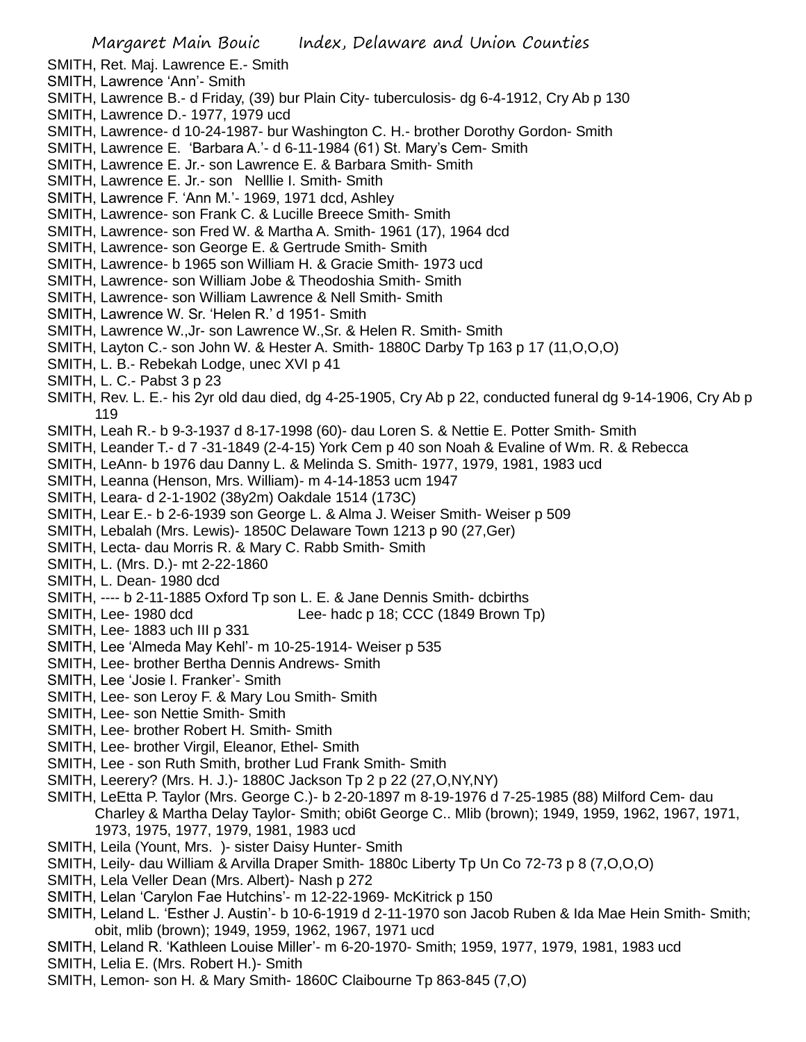SMITH, Ret. Maj. Lawrence E.- Smith
SMITH, Lawrence 'Ann'- Smith
SMITH, Lawrence B.- d Friday, (39) bur Plain City- tuberculosis- dg 6-4-1912, Cry Ab p 130
SMITH, Lawrence D.- 1977, 1979 ucd
SMITH, Lawrence- d 10-24-1987- bur Washington C. H.- brother Dorothy Gordon- Smith
SMITH, Lawrence E. 'Barbara A.'- d 6-11-1984 (61) St. Mary's Cem- Smith
SMITH, Lawrence E. Jr.- son Lawrence E. & Barbara Smith- Smith
SMITH, Lawrence E. Jr.- son Nelllie I. Smith- Smith
SMITH, Lawrence F. 'Ann M.'- 1969, 1971 dcd, Ashley
SMITH, Lawrence- son Frank C. & Lucille Breece Smith- Smith
SMITH, Lawrence- son Fred W. & Martha A. Smith- 1961 (17), 1964 dcd
SMITH, Lawrence- son George E. & Gertrude Smith- Smith
SMITH, Lawrence- b 1965 son William H. & Gracie Smith- 1973 ucd
SMITH, Lawrence- son William Jobe & Theodoshia Smith- Smith
SMITH, Lawrence- son William Lawrence & Nell Smith- Smith
SMITH, Lawrence W. Sr. 'Helen R.' d 1951- Smith
SMITH, Lawrence W.,Jr- son Lawrence W.,Sr. & Helen R. Smith- Smith
SMITH, Layton C.- son John W. & Hester A. Smith- 1880C Darby Tp 163 p 17 (11,O,O,O)
SMITH, L. B.- Rebekah Lodge, unec XVI p 41
SMITH, L. C.- Pabst 3 p 23
SMITH, Rev. L. E.- his 2yr old dau died, dg 4-25-1905, Cry Ab p 22, conducted funeral dg 9-14-1906, Cry Ab p 119
SMITH, Leah R.- b 9-3-1937 d 8-17-1998 (60)- dau Loren S. & Nettie E. Potter Smith- Smith
SMITH, Leander T.- d 7 -31-1849 (2-4-15) York Cem p 40 son Noah & Evaline of Wm. R. & Rebecca
SMITH, LeAnn- b 1976 dau Danny L. & Melinda S. Smith- 1977, 1979, 1981, 1983 ucd
SMITH, Leanna (Henson, Mrs. William)- m 4-14-1853 ucm 1947
SMITH, Leara- d 2-1-1902 (38y2m) Oakdale 1514 (173C)
SMITH, Lear E.- b 2-6-1939 son George L. & Alma J. Weiser Smith- Weiser p 509
SMITH, Lebalah (Mrs. Lewis)- 1850C Delaware Town 1213 p 90 (27,Ger)
SMITH, Lecta- dau Morris R. & Mary C. Rabb Smith- Smith
SMITH, L. (Mrs. D.)- mt 2-22-1860
SMITH, L. Dean- 1980 dcd
SMITH, ---- b 2-11-1885 Oxford Tp son L. E. & Jane Dennis Smith- dcbirths
SMITH, Lee- 1980 dcd Lee- hadc p 18; CCC (1849 Brown Tp)
SMITH, Lee- 1883 uch III p 331
SMITH, Lee 'Almeda May Kehl'- m 10-25-1914- Weiser p 535
SMITH, Lee- brother Bertha Dennis Andrews- Smith
SMITH, Lee 'Josie I. Franker'- Smith
SMITH, Lee- son Leroy F. & Mary Lou Smith- Smith
SMITH, Lee- son Nettie Smith- Smith
SMITH, Lee- brother Robert H. Smith- Smith
SMITH, Lee- brother Virgil, Eleanor, Ethel- Smith
SMITH, Lee - son Ruth Smith, brother Lud Frank Smith- Smith
SMITH, Leerery? (Mrs. H. J.)- 1880C Jackson Tp 2 p 22 (27,O,NY,NY)
SMITH, LeEtta P. Taylor (Mrs. George C.)- b 2-20-1897 m 8-19-1976 d 7-25-1985 (88) Milford Cem- dau Charley & Martha Delay Taylor- Smith; obi6t George C.. Mlib (brown); 1949, 1959, 1962, 1967, 1971, 1973, 1975, 1977, 1979, 1981, 1983 ucd
SMITH, Leila (Yount, Mrs. )- sister Daisy Hunter- Smith
SMITH, Leily- dau William & Arvilla Draper Smith- 1880c Liberty Tp Un Co 72-73 p 8 (7,O,O,O)
SMITH, Lela Veller Dean (Mrs. Albert)- Nash p 272
SMITH, Lelan 'Carylon Fae Hutchins'- m 12-22-1969- McKitrick p 150
SMITH, Leland L. 'Esther J. Austin'- b 10-6-1919 d 2-11-1970 son Jacob Ruben & Ida Mae Hein Smith- Smith; obit, mlib (brown); 1949, 1959, 1962, 1967, 1971 ucd
SMITH, Leland R. 'Kathleen Louise Miller'- m 6-20-1970- Smith; 1959, 1977, 1979, 1981, 1983 ucd
SMITH, Lelia E. (Mrs. Robert H.)- Smith
SMITH, Lemon- son H. & Mary Smith- 1860C Claibourne Tp 863-845 (7,O)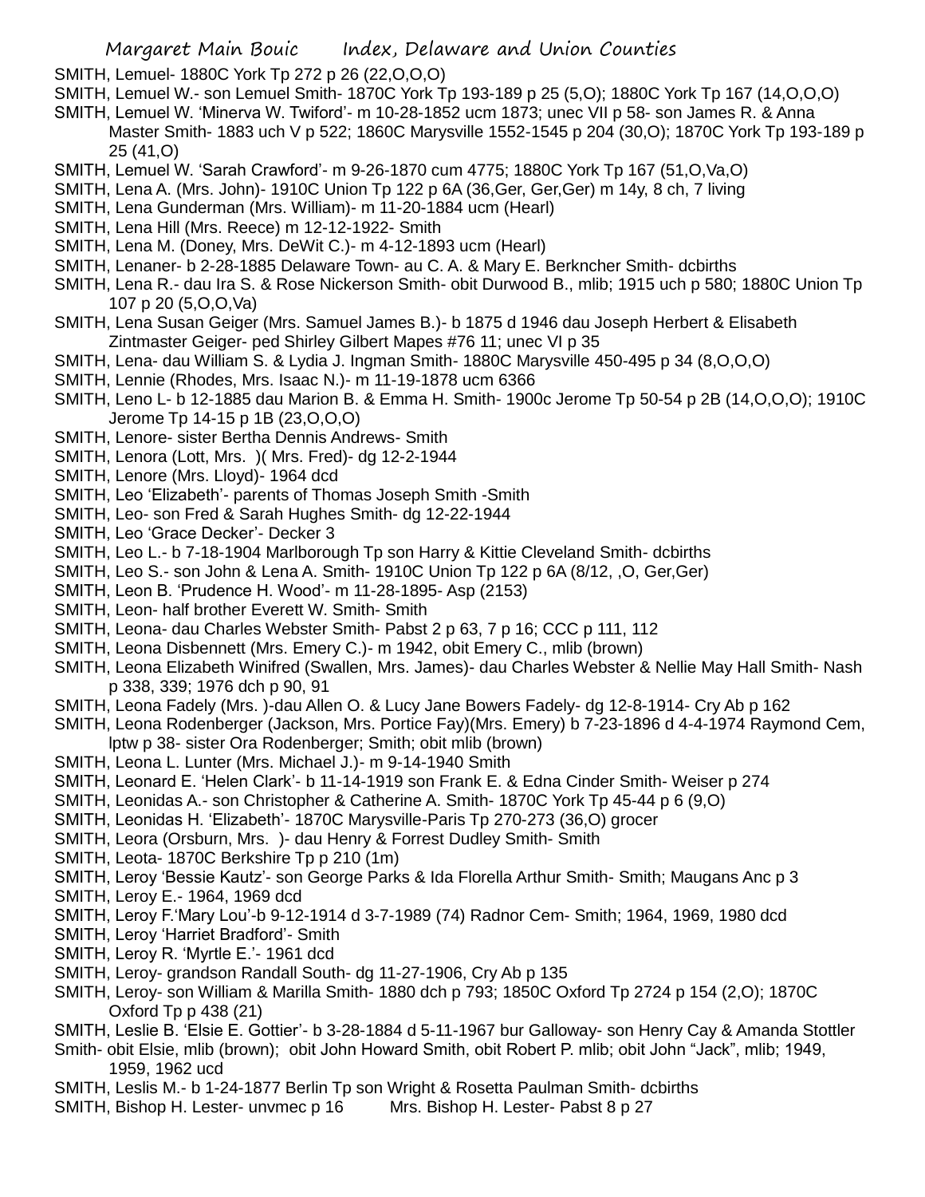SMITH, Lemuel- 1880C York Tp 272 p 26 (22,O,O,O)

SMITH, Lemuel W.- son Lemuel Smith- 1870C York Tp 193-189 p 25 (5,O); 1880C York Tp 167 (14,O,O,O)

SMITH, Lemuel W. 'Minerva W. Twiford'- m 10-28-1852 ucm 1873; unec VII p 58- son James R. & Anna Master Smith- 1883 uch V p 522; 1860C Marysville 1552-1545 p 204 (30,O); 1870C York Tp 193-189 p 25 (41,O)

SMITH, Lemuel W. 'Sarah Crawford'- m 9-26-1870 cum 4775; 1880C York Tp 167 (51,O,Va,O)

SMITH, Lena A. (Mrs. John)- 1910C Union Tp 122 p 6A (36,Ger, Ger,Ger) m 14y, 8 ch, 7 living

SMITH, Lena Gunderman (Mrs. William)- m 11-20-1884 ucm (Hearl)

SMITH, Lena Hill (Mrs. Reece) m 12-12-1922- Smith

SMITH, Lena M. (Doney, Mrs. DeWit C.)- m 4-12-1893 ucm (Hearl)

SMITH, Lenaner- b 2-28-1885 Delaware Town- au C. A. & Mary E. Berkncher Smith- dcbirths

SMITH, Lena R.- dau Ira S. & Rose Nickerson Smith- obit Durwood B., mlib; 1915 uch p 580; 1880C Union Tp 107 p 20 (5,O,O,Va)

SMITH, Lena Susan Geiger (Mrs. Samuel James B.)- b 1875 d 1946 dau Joseph Herbert & Elisabeth Zintmaster Geiger- ped Shirley Gilbert Mapes #76 11; unec VI p 35

SMITH, Lena- dau William S. & Lydia J. Ingman Smith- 1880C Marysville 450-495 p 34 (8,O,O,O)

SMITH, Lennie (Rhodes, Mrs. Isaac N.)- m 11-19-1878 ucm 6366

SMITH, Leno L- b 12-1885 dau Marion B. & Emma H. Smith- 1900c Jerome Tp 50-54 p 2B (14,O,O,O); 1910C Jerome Tp 14-15 p 1B (23,O,O,O)

SMITH, Lenore- sister Bertha Dennis Andrews- Smith

SMITH, Lenora (Lott, Mrs. )( Mrs. Fred)- dg 12-2-1944

SMITH, Lenore (Mrs. Lloyd)- 1964 dcd

SMITH, Leo 'Elizabeth'- parents of Thomas Joseph Smith -Smith

SMITH, Leo- son Fred & Sarah Hughes Smith- dg 12-22-1944

SMITH, Leo 'Grace Decker'- Decker 3

SMITH, Leo L.- b 7-18-1904 Marlborough Tp son Harry & Kittie Cleveland Smith- dcbirths

SMITH, Leo S.- son John & Lena A. Smith- 1910C Union Tp 122 p 6A (8/12, ,O, Ger,Ger)

SMITH, Leon B. 'Prudence H. Wood'- m 11-28-1895- Asp (2153)

SMITH, Leon- half brother Everett W. Smith- Smith

SMITH, Leona- dau Charles Webster Smith- Pabst 2 p 63, 7 p 16; CCC p 111, 112

SMITH, Leona Disbennett (Mrs. Emery C.)- m 1942, obit Emery C., mlib (brown)

SMITH, Leona Elizabeth Winifred (Swallen, Mrs. James)- dau Charles Webster & Nellie May Hall Smith- Nash p 338, 339; 1976 dch p 90, 91

SMITH, Leona Fadely (Mrs. )-dau Allen O. & Lucy Jane Bowers Fadely- dg 12-8-1914- Cry Ab p 162

SMITH, Leona Rodenberger (Jackson, Mrs. Portice Fay)(Mrs. Emery) b 7-23-1896 d 4-4-1974 Raymond Cem, lptw p 38- sister Ora Rodenberger; Smith; obit mlib (brown)

SMITH, Leona L. Lunter (Mrs. Michael J.)- m 9-14-1940 Smith

SMITH, Leonard E. 'Helen Clark'- b 11-14-1919 son Frank E. & Edna Cinder Smith- Weiser p 274

SMITH, Leonidas A.- son Christopher & Catherine A. Smith- 1870C York Tp 45-44 p 6 (9,O)

SMITH, Leonidas H. 'Elizabeth'- 1870C Marysville-Paris Tp 270-273 (36,O) grocer

SMITH, Leora (Orsburn, Mrs. )- dau Henry & Forrest Dudley Smith- Smith

SMITH, Leota- 1870C Berkshire Tp p 210 (1m)

SMITH, Leroy 'Bessie Kautz'- son George Parks & Ida Florella Arthur Smith- Smith; Maugans Anc p 3

SMITH, Leroy E.- 1964, 1969 dcd

SMITH, Leroy F.'Mary Lou'-b 9-12-1914 d 3-7-1989 (74) Radnor Cem- Smith; 1964, 1969, 1980 dcd

SMITH, Leroy 'Harriet Bradford'- Smith

SMITH, Leroy R. 'Myrtle E.'- 1961 dcd

SMITH, Leroy- grandson Randall South- dg 11-27-1906, Cry Ab p 135

SMITH, Leroy- son William & Marilla Smith- 1880 dch p 793; 1850C Oxford Tp 2724 p 154 (2,O); 1870C Oxford Tp p 438 (21)

SMITH, Leslie B. 'Elsie E. Gottier'- b 3-28-1884 d 5-11-1967 bur Galloway- son Henry Cay & Amanda Stottler Smith- obit Elsie, mlib (brown); obit John Howard Smith, obit Robert P. mlib; obit John "Jack", mlib; 1949, 1959, 1962 ucd

SMITH, Leslis M.- b 1-24-1877 Berlin Tp son Wright & Rosetta Paulman Smith- dcbirths

SMITH, Bishop H. Lester- unvmec p 16 Mrs. Bishop H. Lester- Pabst 8 p 27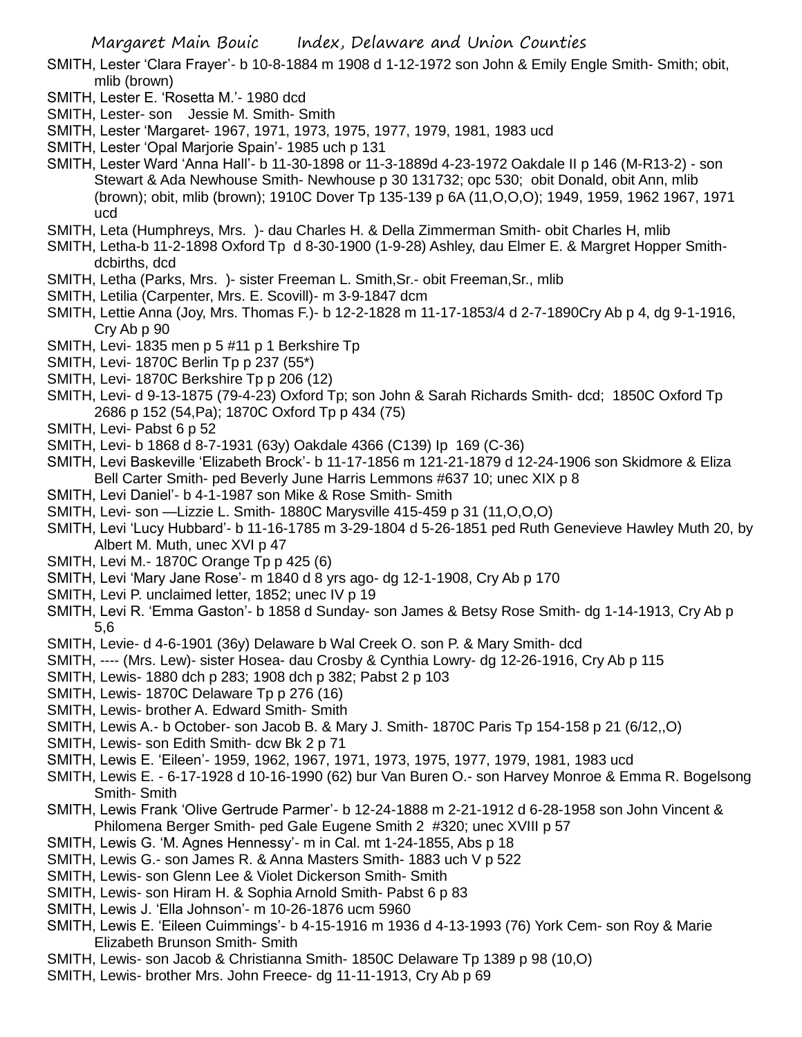SMITH, Lester 'Clara Frayer'- b 10-8-1884 m 1908 d 1-12-1972 son John & Emily Engle Smith- Smith; obit, mlib (brown)

SMITH, Lester E. 'Rosetta M.'- 1980 dcd

SMITH, Lester- son Jessie M. Smith- Smith

SMITH, Lester 'Margaret- 1967, 1971, 1973, 1975, 1977, 1979, 1981, 1983 ucd

SMITH, Lester 'Opal Marjorie Spain'- 1985 uch p 131

SMITH, Lester Ward 'Anna Hall'- b 11-30-1898 or 11-3-1889d 4-23-1972 Oakdale II p 146 (M-R13-2) - son Stewart & Ada Newhouse Smith- Newhouse p 30 131732; opc 530; obit Donald, obit Ann, mlib (brown); obit, mlib (brown); 1910C Dover Tp 135-139 p 6A (11,O,O,O); 1949, 1959, 1962 1967, 1971 ucd

SMITH, Leta (Humphreys, Mrs. )- dau Charles H. & Della Zimmerman Smith- obit Charles H, mlib

SMITH, Letha-b 11-2-1898 Oxford Tp d 8-30-1900 (1-9-28) Ashley, dau Elmer E. & Margret Hopper Smith- dcbirths, dcd

SMITH, Letha (Parks, Mrs. )- sister Freeman L. Smith,Sr.- obit Freeman,Sr., mlib

SMITH, Letilia (Carpenter, Mrs. E. Scovill)- m 3-9-1847 dcm

SMITH, Lettie Anna (Joy, Mrs. Thomas F.)- b 12-2-1828 m 11-17-1853/4 d 2-7-1890Cry Ab p 4, dg 9-1-1916, Cry Ab p 90

SMITH, Levi- 1835 men p 5 #11 p 1 Berkshire Tp

SMITH, Levi- 1870C Berlin Tp p 237 (55*)

SMITH, Levi- 1870C Berkshire Tp p 206 (12)

SMITH, Levi- d 9-13-1875 (79-4-23) Oxford Tp; son John & Sarah Richards Smith- dcd; 1850C Oxford Tp 2686 p 152 (54,Pa); 1870C Oxford Tp p 434 (75)

SMITH, Levi- Pabst 6 p 52

SMITH, Levi- b 1868 d 8-7-1931 (63y) Oakdale 4366 (C139) Ip 169 (C-36)

SMITH, Levi Baskeville 'Elizabeth Brock'- b 11-17-1856 m 121-21-1879 d 12-24-1906 son Skidmore & Eliza Bell Carter Smith- ped Beverly June Harris Lemmons #637 10; unec XIX p 8

SMITH, Levi Daniel'- b 4-1-1987 son Mike & Rose Smith- Smith

SMITH, Levi- son —Lizzie L. Smith- 1880C Marysville 415-459 p 31 (11,O,O,O)

SMITH, Levi 'Lucy Hubbard'- b 11-16-1785 m 3-29-1804 d 5-26-1851 ped Ruth Genevieve Hawley Muth 20, by Albert M. Muth, unec XVI p 47

SMITH, Levi M.- 1870C Orange Tp p 425 (6)

SMITH, Levi 'Mary Jane Rose'- m 1840 d 8 yrs ago- dg 12-1-1908, Cry Ab p 170

SMITH, Levi P. unclaimed letter, 1852; unec IV p 19

SMITH, Levi R. 'Emma Gaston'- b 1858 d Sunday- son James & Betsy Rose Smith- dg 1-14-1913, Cry Ab p 5,6

SMITH, Levie- d 4-6-1901 (36y) Delaware b Wal Creek O. son P. & Mary Smith- dcd

SMITH, ---- (Mrs. Lew)- sister Hosea- dau Crosby & Cynthia Lowry- dg 12-26-1916, Cry Ab p 115

SMITH, Lewis- 1880 dch p 283; 1908 dch p 382; Pabst 2 p 103

SMITH, Lewis- 1870C Delaware Tp p 276 (16)

SMITH, Lewis- brother A. Edward Smith- Smith

SMITH, Lewis A.- b October- son Jacob B. & Mary J. Smith- 1870C Paris Tp 154-158 p 21 (6/12,,O)

SMITH, Lewis- son Edith Smith- dcw Bk 2 p 71

SMITH, Lewis E. 'Eileen'- 1959, 1962, 1967, 1971, 1973, 1975, 1977, 1979, 1981, 1983 ucd

SMITH, Lewis E. - 6-17-1928 d 10-16-1990 (62) bur Van Buren O.- son Harvey Monroe & Emma R. Bogelsong Smith- Smith

SMITH, Lewis Frank 'Olive Gertrude Parmer'- b 12-24-1888 m 2-21-1912 d 6-28-1958 son John Vincent & Philomena Berger Smith- ped Gale Eugene Smith 2 #320; unec XVIII p 57

SMITH, Lewis G. 'M. Agnes Hennessy'- m in Cal. mt 1-24-1855, Abs p 18

SMITH, Lewis G.- son James R. & Anna Masters Smith- 1883 uch V p 522

SMITH, Lewis- son Glenn Lee & Violet Dickerson Smith- Smith

SMITH, Lewis- son Hiram H. & Sophia Arnold Smith- Pabst 6 p 83

SMITH, Lewis J. 'Ella Johnson'- m 10-26-1876 ucm 5960

SMITH, Lewis E. 'Eileen Cuimmings'- b 4-15-1916 m 1936 d 4-13-1993 (76) York Cem- son Roy & Marie Elizabeth Brunson Smith- Smith

SMITH, Lewis- son Jacob & Christianna Smith- 1850C Delaware Tp 1389 p 98 (10,O)

SMITH, Lewis- brother Mrs. John Freece- dg 11-11-1913, Cry Ab p 69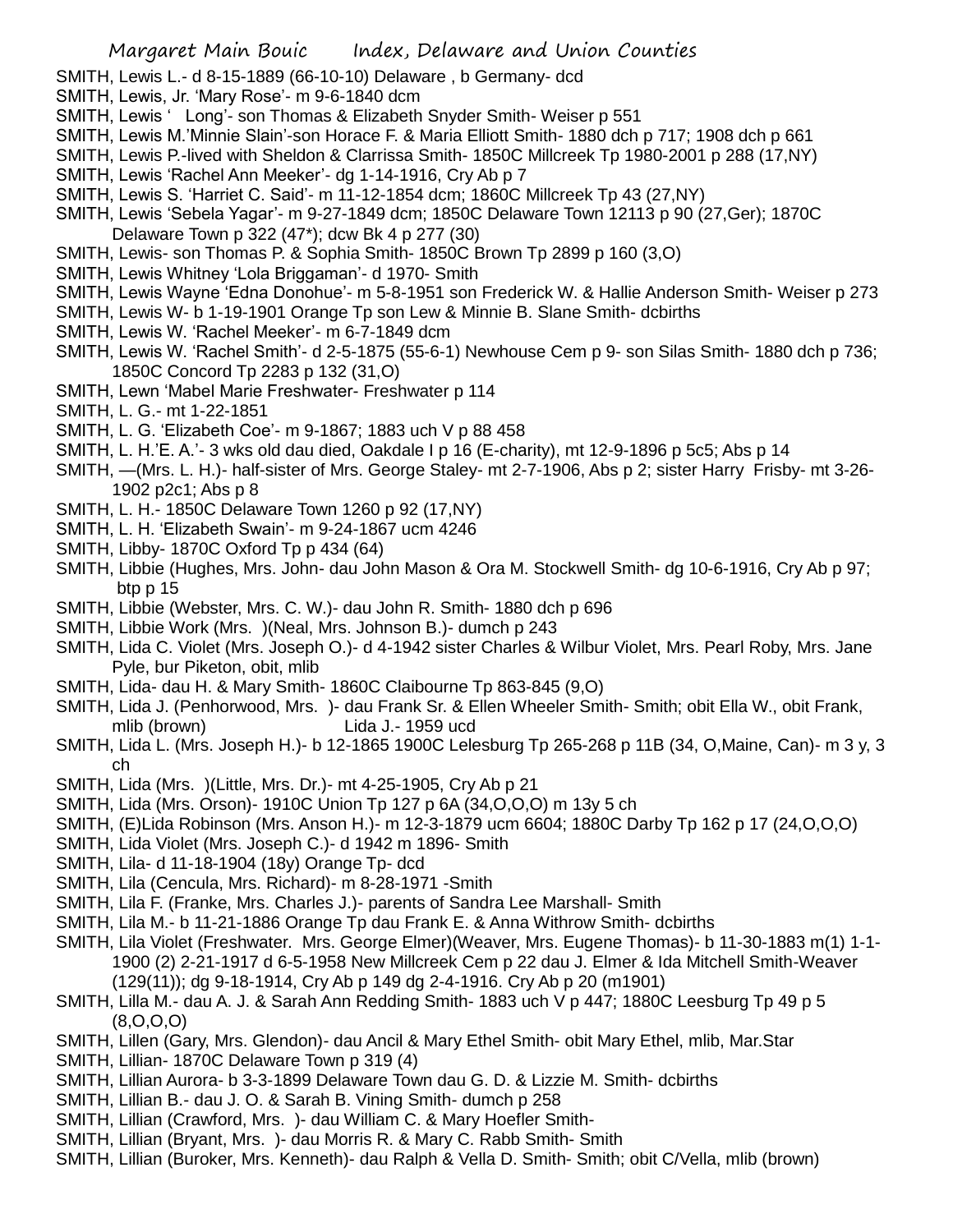SMITH, Lewis L.- d 8-15-1889 (66-10-10) Delaware , b Germany- dcd

SMITH, Lewis, Jr. 'Mary Rose'- m 9-6-1840 dcm

SMITH, Lewis ' Long'- son Thomas & Elizabeth Snyder Smith- Weiser p 551

SMITH, Lewis M.'Minnie Slain'-son Horace F. & Maria Elliott Smith- 1880 dch p 717; 1908 dch p 661

SMITH, Lewis P.-lived with Sheldon & Clarrissa Smith- 1850C Millcreek Tp 1980-2001 p 288 (17,NY)

SMITH, Lewis 'Rachel Ann Meeker'- dg 1-14-1916, Cry Ab p 7

SMITH, Lewis S. 'Harriet C. Said'- m 11-12-1854 dcm; 1860C Millcreek Tp 43 (27,NY)

SMITH, Lewis 'Sebela Yagar'- m 9-27-1849 dcm; 1850C Delaware Town 12113 p 90 (27,Ger); 1870C Delaware Town p 322 (47*); dcw Bk 4 p 277 (30)

SMITH, Lewis- son Thomas P. & Sophia Smith- 1850C Brown Tp 2899 p 160 (3,O)

SMITH, Lewis Whitney 'Lola Briggaman'- d 1970- Smith

SMITH, Lewis Wayne 'Edna Donohue'- m 5-8-1951 son Frederick W. & Hallie Anderson Smith- Weiser p 273

SMITH, Lewis W- b 1-19-1901 Orange Tp son Lew & Minnie B. Slane Smith- dcbirths

SMITH, Lewis W. 'Rachel Meeker'- m 6-7-1849 dcm

SMITH, Lewis W. 'Rachel Smith'- d 2-5-1875 (55-6-1) Newhouse Cem p 9- son Silas Smith- 1880 dch p 736; 1850C Concord Tp 2283 p 132 (31,O)

SMITH, Lewn 'Mabel Marie Freshwater- Freshwater p 114

SMITH, L. G.- mt 1-22-1851

SMITH, L. G. 'Elizabeth Coe'- m 9-1867; 1883 uch V p 88 458

SMITH, L. H.'E. A.'- 3 wks old dau died, Oakdale I p 16 (E-charity), mt 12-9-1896 p 5c5; Abs p 14

SMITH, —(Mrs. L. H.)- half-sister of Mrs. George Staley- mt 2-7-1906, Abs p 2; sister Harry Frisby- mt 3-26-1902 p2c1; Abs p 8

SMITH, L. H.- 1850C Delaware Town 1260 p 92 (17,NY)

SMITH, L. H. 'Elizabeth Swain'- m 9-24-1867 ucm 4246

SMITH, Libby- 1870C Oxford Tp p 434 (64)

SMITH, Libbie (Hughes, Mrs. John- dau John Mason & Ora M. Stockwell Smith- dg 10-6-1916, Cry Ab p 97; btp p 15

SMITH, Libbie (Webster, Mrs. C. W.)- dau John R. Smith- 1880 dch p 696

SMITH, Libbie Work (Mrs. )(Neal, Mrs. Johnson B.)- dumch p 243

SMITH, Lida C. Violet (Mrs. Joseph O.)- d 4-1942 sister Charles & Wilbur Violet, Mrs. Pearl Roby, Mrs. Jane Pyle, bur Piketon, obit, mlib

SMITH, Lida- dau H. & Mary Smith- 1860C Claibourne Tp 863-845 (9,O)

SMITH, Lida J. (Penhorwood, Mrs. )- dau Frank Sr. & Ellen Wheeler Smith- Smith; obit Ella W., obit Frank, mlib (brown) Lida J.- 1959 ucd

SMITH, Lida L. (Mrs. Joseph H.)- b 12-1865 1900C Lelesburg Tp 265-268 p 11B (34, O,Maine, Can)- m 3 y, 3 ch

SMITH, Lida (Mrs. )(Little, Mrs. Dr.)- mt 4-25-1905, Cry Ab p 21

SMITH, Lida (Mrs. Orson)- 1910C Union Tp 127 p 6A (34,O,O,O) m 13y 5 ch

SMITH, (E)Lida Robinson (Mrs. Anson H.)- m 12-3-1879 ucm 6604; 1880C Darby Tp 162 p 17 (24,O,O,O)

SMITH, Lida Violet (Mrs. Joseph C.)- d 1942 m 1896- Smith

SMITH, Lila- d 11-18-1904 (18y) Orange Tp- dcd

SMITH, Lila (Cencula, Mrs. Richard)- m 8-28-1971 -Smith

SMITH, Lila F. (Franke, Mrs. Charles J.)- parents of Sandra Lee Marshall- Smith

SMITH, Lila M.- b 11-21-1886 Orange Tp dau Frank E. & Anna Withrow Smith- dcbirths

SMITH, Lila Violet (Freshwater. Mrs. George Elmer)(Weaver, Mrs. Eugene Thomas)- b 11-30-1883 m(1) 1-1-1900 (2) 2-21-1917 d 6-5-1958 New Millcreek Cem p 22 dau J. Elmer & Ida Mitchell Smith-Weaver (129(11)); dg 9-18-1914, Cry Ab p 149 dg 2-4-1916. Cry Ab p 20 (m1901)

SMITH, Lilla M.- dau A. J. & Sarah Ann Redding Smith- 1883 uch V p 447; 1880C Leesburg Tp 49 p 5 (8,O,O,O)

SMITH, Lillen (Gary, Mrs. Glendon)- dau Ancil & Mary Ethel Smith- obit Mary Ethel, mlib, Mar.Star

SMITH, Lillian- 1870C Delaware Town p 319 (4)

SMITH, Lillian Aurora- b 3-3-1899 Delaware Town dau G. D. & Lizzie M. Smith- dcbirths

SMITH, Lillian B.- dau J. O. & Sarah B. Vining Smith- dumch p 258

SMITH, Lillian (Crawford, Mrs. )- dau William C. & Mary Hoefler Smith-

SMITH, Lillian (Bryant, Mrs. )- dau Morris R. & Mary C. Rabb Smith- Smith

SMITH, Lillian (Buroker, Mrs. Kenneth)- dau Ralph & Vella D. Smith- Smith; obit C/Vella, mlib (brown)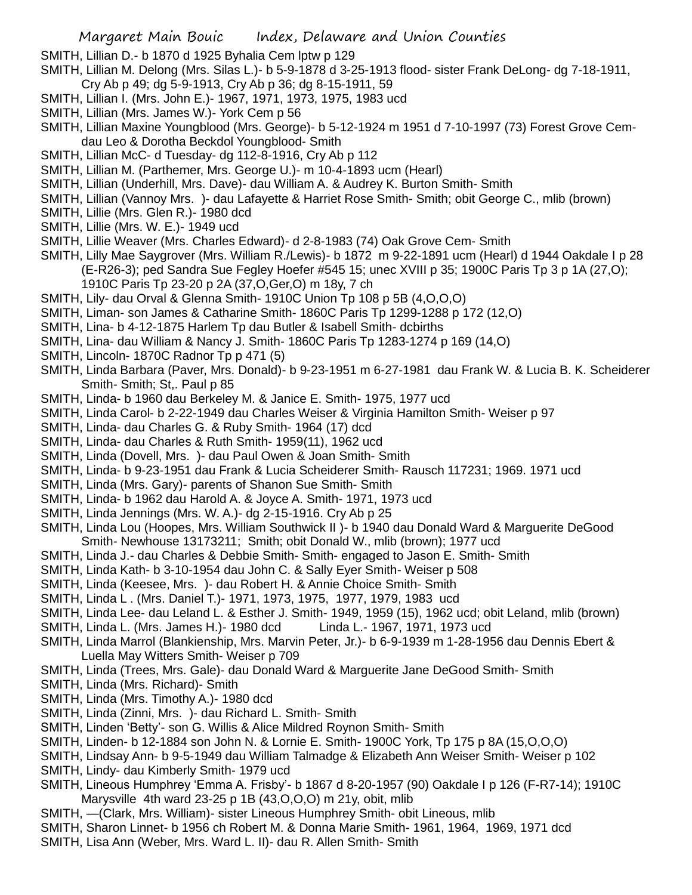SMITH, Lillian D.- b 1870 d 1925 Byhalia Cem lptw p 129

SMITH, Lillian M. Delong (Mrs. Silas L.)- b 5-9-1878 d 3-25-1913 flood- sister Frank DeLong- dg 7-18-1911, Cry Ab p 49; dg 5-9-1913, Cry Ab p 36; dg 8-15-1911, 59

SMITH, Lillian I. (Mrs. John E.)- 1967, 1971, 1973, 1975, 1983 ucd

SMITH, Lillian (Mrs. James W.)- York Cem p 56

SMITH, Lillian Maxine Youngblood (Mrs. George)- b 5-12-1924 m 1951 d 7-10-1997 (73) Forest Grove Cem- dau Leo & Dorotha Beckdol Youngblood- Smith

SMITH, Lillian McC- d Tuesday- dg 112-8-1916, Cry Ab p 112

SMITH, Lillian M. (Parthemer, Mrs. George U.)- m 10-4-1893 ucm (Hearl)

SMITH, Lillian (Underhill, Mrs. Dave)- dau William A. & Audrey K. Burton Smith- Smith

SMITH, Lillian (Vannoy Mrs. )- dau Lafayette & Harriet Rose Smith- Smith; obit George C., mlib (brown)

SMITH, Lillie (Mrs. Glen R.)- 1980 dcd

SMITH, Lillie (Mrs. W. E.)- 1949 ucd

SMITH, Lillie Weaver (Mrs. Charles Edward)- d 2-8-1983 (74) Oak Grove Cem- Smith

SMITH, Lilly Mae Saygrover (Mrs. William R./Lewis)- b 1872 m 9-22-1891 ucm (Hearl) d 1944 Oakdale I p 28 (E-R26-3); ped Sandra Sue Fegley Hoefer #545 15; unec XVIII p 35; 1900C Paris Tp 3 p 1A (27,O); 1910C Paris Tp 23-20 p 2A (37,O,Ger,O) m 18y, 7 ch

SMITH, Lily- dau Orval & Glenna Smith- 1910C Union Tp 108 p 5B (4,O,O,O)

SMITH, Liman- son James & Catharine Smith- 1860C Paris Tp 1299-1288 p 172 (12,O)

SMITH, Lina- b 4-12-1875 Harlem Tp dau Butler & Isabell Smith- dcbirths

SMITH, Lina- dau William & Nancy J. Smith- 1860C Paris Tp 1283-1274 p 169 (14,O)

SMITH, Lincoln- 1870C Radnor Tp p 471 (5)

SMITH, Linda Barbara (Paver, Mrs. Donald)- b 9-23-1951 m 6-27-1981 dau Frank W. & Lucia B. K. Scheiderer Smith- Smith; St,. Paul p 85

SMITH, Linda- b 1960 dau Berkeley M. & Janice E. Smith- 1975, 1977 ucd

SMITH, Linda Carol- b 2-22-1949 dau Charles Weiser & Virginia Hamilton Smith- Weiser p 97

SMITH, Linda- dau Charles G. & Ruby Smith- 1964 (17) dcd

SMITH, Linda- dau Charles & Ruth Smith- 1959(11), 1962 ucd

SMITH, Linda (Dovell, Mrs. )- dau Paul Owen & Joan Smith- Smith

SMITH, Linda- b 9-23-1951 dau Frank & Lucia Scheiderer Smith- Rausch 117231; 1969. 1971 ucd

SMITH, Linda (Mrs. Gary)- parents of Shanon Sue Smith- Smith

SMITH, Linda- b 1962 dau Harold A. & Joyce A. Smith- 1971, 1973 ucd

SMITH, Linda Jennings (Mrs. W. A.)- dg 2-15-1916. Cry Ab p 25

SMITH, Linda Lou (Hoopes, Mrs. William Southwick II )- b 1940 dau Donald Ward & Marguerite DeGood Smith- Newhouse 13173211; Smith; obit Donald W., mlib (brown); 1977 ucd

SMITH, Linda J.- dau Charles & Debbie Smith- Smith- engaged to Jason E. Smith- Smith

SMITH, Linda Kath- b 3-10-1954 dau John C. & Sally Eyer Smith- Weiser p 508

SMITH, Linda (Keesee, Mrs. )- dau Robert H. & Annie Choice Smith- Smith

SMITH, Linda L . (Mrs. Daniel T.)- 1971, 1973, 1975, 1977, 1979, 1983 ucd

SMITH, Linda Lee- dau Leland L. & Esther J. Smith- 1949, 1959 (15), 1962 ucd; obit Leland, mlib (brown)

SMITH, Linda L. (Mrs. James H.)- 1980 dcd Linda L.- 1967, 1971, 1973 ucd

SMITH, Linda Marrol (Blankienship, Mrs. Marvin Peter, Jr.)- b 6-9-1939 m 1-28-1956 dau Dennis Ebert & Luella May Witters Smith- Weiser p 709

SMITH, Linda (Trees, Mrs. Gale)- dau Donald Ward & Marguerite Jane DeGood Smith- Smith

SMITH, Linda (Mrs. Richard)- Smith

SMITH, Linda (Mrs. Timothy A.)- 1980 dcd

SMITH, Linda (Zinni, Mrs. )- dau Richard L. Smith- Smith

SMITH, Linden 'Betty'- son G. Willis & Alice Mildred Roynon Smith- Smith

SMITH, Linden- b 12-1884 son John N. & Lornie E. Smith- 1900C York, Tp 175 p 8A (15,O,O,O)

SMITH, Lindsay Ann- b 9-5-1949 dau William Talmadge & Elizabeth Ann Weiser Smith- Weiser p 102

SMITH, Lindy- dau Kimberly Smith- 1979 ucd

SMITH, Lineous Humphrey 'Emma A. Frisby'- b 1867 d 8-20-1957 (90) Oakdale I p 126 (F-R7-14); 1910C Marysville 4th ward 23-25 p 1B (43,O,O,O) m 21y, obit, mlib

SMITH, —(Clark, Mrs. William)- sister Lineous Humphrey Smith- obit Lineous, mlib

SMITH, Sharon Linnet- b 1956 ch Robert M. & Donna Marie Smith- 1961, 1964, 1969, 1971 dcd

SMITH, Lisa Ann (Weber, Mrs. Ward L. II)- dau R. Allen Smith- Smith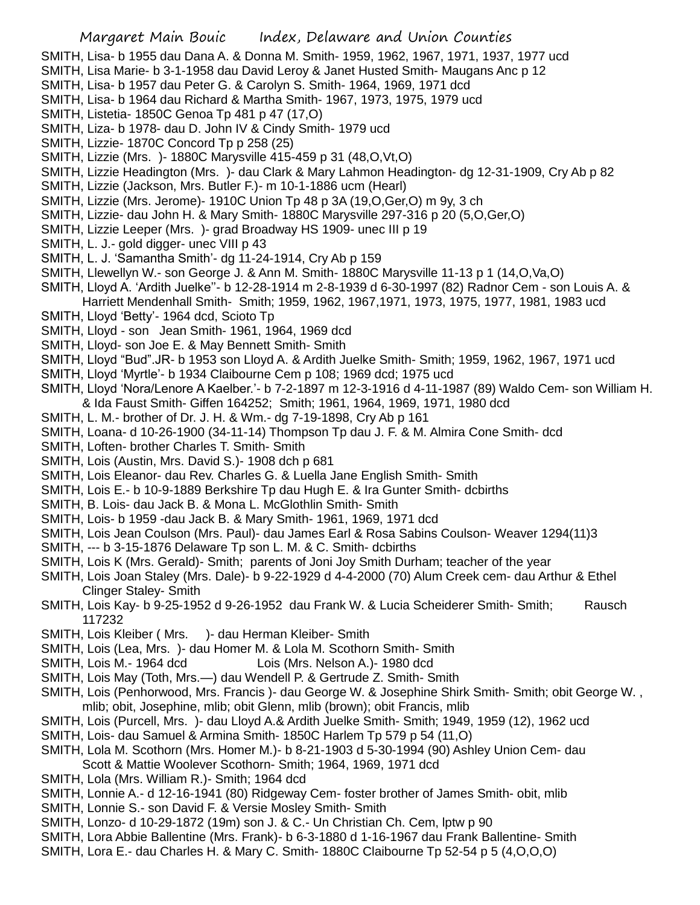SMITH, Lisa- b 1955 dau Dana A. & Donna M. Smith- 1959, 1962, 1967, 1971, 1937, 1977 ucd
SMITH, Lisa Marie- b 3-1-1958 dau David Leroy & Janet Husted Smith- Maugans Anc p 12
SMITH, Lisa- b 1957 dau Peter G. & Carolyn S. Smith- 1964, 1969, 1971 dcd
SMITH, Lisa- b 1964 dau Richard & Martha Smith- 1967, 1973, 1975, 1979 ucd
SMITH, Listetia- 1850C Genoa Tp 481 p 47 (17,O)
SMITH, Liza- b 1978- dau D. John IV & Cindy Smith- 1979 ucd
SMITH, Lizzie- 1870C Concord Tp p 258 (25)
SMITH, Lizzie (Mrs. )- 1880C Marysville 415-459 p 31 (48,O,Vt,O)
SMITH, Lizzie Headington (Mrs. )- dau Clark & Mary Lahmon Headington- dg 12-31-1909, Cry Ab p 82
SMITH, Lizzie (Jackson, Mrs. Butler F.)- m 10-1-1886 ucm (Hearl)
SMITH, Lizzie (Mrs. Jerome)- 1910C Union Tp 48 p 3A (19,O,Ger,O) m 9y, 3 ch
SMITH, Lizzie- dau John H. & Mary Smith- 1880C Marysville 297-316 p 20 (5,O,Ger,O)
SMITH, Lizzie Leeper (Mrs. )- grad Broadway HS 1909- unec III p 19
SMITH, L. J.- gold digger- unec VIII p 43
SMITH, L. J. 'Samantha Smith'- dg 11-24-1914, Cry Ab p 159
SMITH, Llewellyn W.- son George J. & Ann M. Smith- 1880C Marysville 11-13 p 1 (14,O,Va,O)
SMITH, Lloyd A. 'Ardith Juelke''- b 12-28-1914 m 2-8-1939 d 6-30-1997 (82) Radnor Cem - son Louis A. & Harriett Mendenhall Smith- Smith; 1959, 1962, 1967,1971, 1973, 1975, 1977, 1981, 1983 ucd
SMITH, Lloyd 'Betty'- 1964 dcd, Scioto Tp
SMITH, Lloyd - son Jean Smith- 1961, 1964, 1969 dcd
SMITH, Lloyd- son Joe E. & May Bennett Smith- Smith
SMITH, Lloyd "Bud".JR- b 1953 son Lloyd A. & Ardith Juelke Smith- Smith; 1959, 1962, 1967, 1971 ucd
SMITH, Lloyd 'Myrtle'- b 1934 Claibourne Cem p 108; 1969 dcd; 1975 ucd
SMITH, Lloyd 'Nora/Lenore A Kaelber.'- b 7-2-1897 m 12-3-1916 d 4-11-1987 (89) Waldo Cem- son William H. & Ida Faust Smith- Giffen 164252; Smith; 1961, 1964, 1969, 1971, 1980 dcd
SMITH, L. M.- brother of Dr. J. H. & Wm.- dg 7-19-1898, Cry Ab p 161
SMITH, Loana- d 10-26-1900 (34-11-14) Thompson Tp dau J. F. & M. Almira Cone Smith- dcd
SMITH, Loften- brother Charles T. Smith- Smith
SMITH, Lois (Austin, Mrs. David S.)- 1908 dch p 681
SMITH, Lois Eleanor- dau Rev. Charles G. & Luella Jane English Smith- Smith
SMITH, Lois E.- b 10-9-1889 Berkshire Tp dau Hugh E. & Ira Gunter Smith- dcbirths
SMITH, B. Lois- dau Jack B. & Mona L. McGlothlin Smith- Smith
SMITH, Lois- b 1959 -dau Jack B. & Mary Smith- 1961, 1969, 1971 dcd
SMITH, Lois Jean Coulson (Mrs. Paul)- dau James Earl & Rosa Sabins Coulson- Weaver 1294(11)3
SMITH, --- b 3-15-1876 Delaware Tp son L. M. & C. Smith- dcbirths
SMITH, Lois K (Mrs. Gerald)- Smith; parents of Joni Joy Smith Durham; teacher of the year
SMITH, Lois Joan Staley (Mrs. Dale)- b 9-22-1929 d 4-4-2000 (70) Alum Creek cem- dau Arthur & Ethel Clinger Staley- Smith
SMITH, Lois Kay- b 9-25-1952 d 9-26-1952 dau Frank W. & Lucia Scheiderer Smith- Smith; Rausch 117232
SMITH, Lois Kleiber ( Mrs. )- dau Herman Kleiber- Smith
SMITH, Lois (Lea, Mrs. )- dau Homer M. & Lola M. Scothorn Smith- Smith
SMITH, Lois M.- 1964 dcd Lois (Mrs. Nelson A.)- 1980 dcd
SMITH, Lois May (Toth, Mrs.—) dau Wendell P. & Gertrude Z. Smith- Smith
SMITH, Lois (Penhorwood, Mrs. Francis )- dau George W. & Josephine Shirk Smith- Smith; obit George W. , mlib; obit, Josephine, mlib; obit Glenn, mlib (brown); obit Francis, mlib
SMITH, Lois (Purcell, Mrs. )- dau Lloyd A.& Ardith Juelke Smith- Smith; 1949, 1959 (12), 1962 ucd
SMITH, Lois- dau Samuel & Armina Smith- 1850C Harlem Tp 579 p 54 (11,O)
SMITH, Lola M. Scothorn (Mrs. Homer M.)- b 8-21-1903 d 5-30-1994 (90) Ashley Union Cem- dau Scott & Mattie Woolever Scothorn- Smith; 1964, 1969, 1971 dcd
SMITH, Lola (Mrs. William R.)- Smith; 1964 dcd
SMITH, Lonnie A.- d 12-16-1941 (80) Ridgeway Cem- foster brother of James Smith- obit, mlib
SMITH, Lonnie S.- son David F. & Versie Mosley Smith- Smith
SMITH, Lonzo- d 10-29-1872 (19m) son J. & C.- Un Christian Ch. Cem, lptw p 90
SMITH, Lora Abbie Ballentine (Mrs. Frank)- b 6-3-1880 d 1-16-1967 dau Frank Ballentine- Smith
SMITH, Lora E.- dau Charles H. & Mary C. Smith- 1880C Claibourne Tp 52-54 p 5 (4,O,O,O)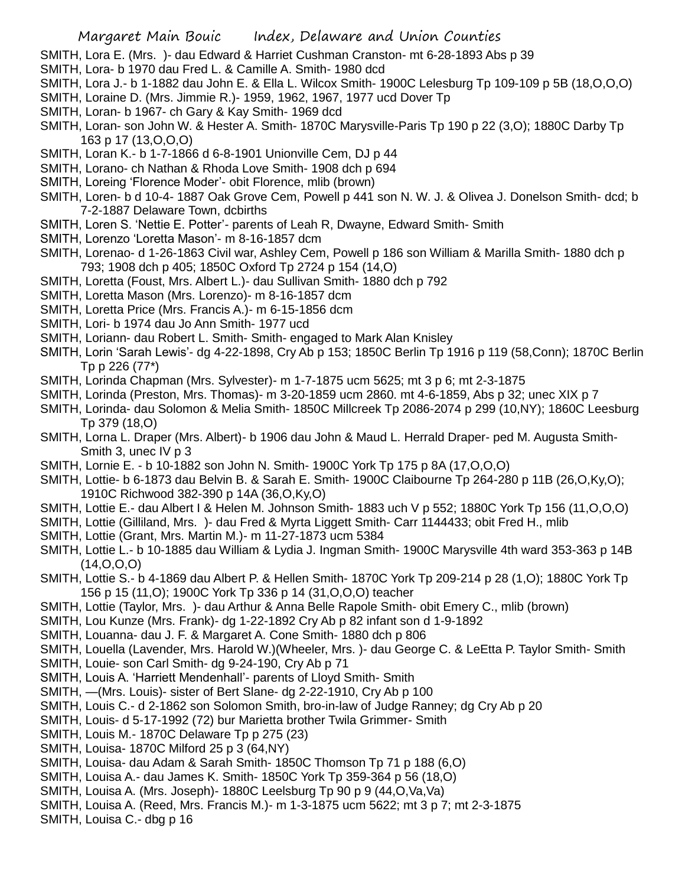SMITH, Lora E. (Mrs. )- dau Edward & Harriet Cushman Cranston- mt 6-28-1893 Abs p 39

SMITH, Lora- b 1970 dau Fred L. & Camille A. Smith- 1980 dcd

SMITH, Lora J.- b 1-1882 dau John E. & Ella L. Wilcox Smith- 1900C Lelesburg Tp 109-109 p 5B (18,O,O,O)

SMITH, Loraine D. (Mrs. Jimmie R.)- 1959, 1962, 1967, 1977 ucd Dover Tp

SMITH, Loran- b 1967- ch Gary & Kay Smith- 1969 dcd

SMITH, Loran- son John W. & Hester A. Smith- 1870C Marysville-Paris Tp 190 p 22 (3,O); 1880C Darby Tp 163 p 17 (13,O,O,O)

SMITH, Loran K.- b 1-7-1866 d 6-8-1901 Unionville Cem, DJ p 44

SMITH, Lorano- ch Nathan & Rhoda Love Smith- 1908 dch p 694

SMITH, Loreing 'Florence Moder'- obit Florence, mlib (brown)

SMITH, Loren- b d 10-4- 1887 Oak Grove Cem, Powell p 441 son N. W. J. & Olivea J. Donelson Smith- dcd; b 7-2-1887 Delaware Town, dcbirths

SMITH, Loren S. 'Nettie E. Potter'- parents of Leah R, Dwayne, Edward Smith- Smith

SMITH, Lorenzo 'Loretta Mason'- m 8-16-1857 dcm

SMITH, Lorenao- d 1-26-1863 Civil war, Ashley Cem, Powell p 186 son William & Marilla Smith- 1880 dch p 793; 1908 dch p 405; 1850C Oxford Tp 2724 p 154 (14,O)

SMITH, Loretta (Foust, Mrs. Albert L.)- dau Sullivan Smith- 1880 dch p 792

SMITH, Loretta Mason (Mrs. Lorenzo)- m 8-16-1857 dcm

SMITH, Loretta Price (Mrs. Francis A.)- m 6-15-1856 dcm

SMITH, Lori- b 1974 dau Jo Ann Smith- 1977 ucd

SMITH, Loriann- dau Robert L. Smith- Smith- engaged to Mark Alan Knisley

SMITH, Lorin 'Sarah Lewis'- dg 4-22-1898, Cry Ab p 153; 1850C Berlin Tp 1916 p 119 (58,Conn); 1870C Berlin Tp p 226 (77*)

SMITH, Lorinda Chapman (Mrs. Sylvester)- m 1-7-1875 ucm 5625; mt 3 p 6; mt 2-3-1875

SMITH, Lorinda (Preston, Mrs. Thomas)- m 3-20-1859 ucm 2860. mt 4-6-1859, Abs p 32; unec XIX p 7

SMITH, Lorinda- dau Solomon & Melia Smith- 1850C Millcreek Tp 2086-2074 p 299 (10,NY); 1860C Leesburg Tp 379 (18,O)

SMITH, Lorna L. Draper (Mrs. Albert)- b 1906 dau John & Maud L. Herrald Draper- ped M. Augusta Smith-Smith 3, unec IV p 3

SMITH, Lornie E. - b 10-1882 son John N. Smith- 1900C York Tp 175 p 8A (17,O,O,O)

SMITH, Lottie- b 6-1873 dau Belvin B. & Sarah E. Smith- 1900C Claibourne Tp 264-280 p 11B (26,O,Ky,O); 1910C Richwood 382-390 p 14A (36,O,Ky,O)

SMITH, Lottie E.- dau Albert I & Helen M. Johnson Smith- 1883 uch V p 552; 1880C York Tp 156 (11,O,O,O)

SMITH, Lottie (Gilliland, Mrs. )- dau Fred & Myrta Liggett Smith- Carr 1144433; obit Fred H., mlib

SMITH, Lottie (Grant, Mrs. Martin M.)- m 11-27-1873 ucm 5384

SMITH, Lottie L.- b 10-1885 dau William & Lydia J. Ingman Smith- 1900C Marysville 4th ward 353-363 p 14B (14,O,O,O)

SMITH, Lottie S.- b 4-1869 dau Albert P. & Hellen Smith- 1870C York Tp 209-214 p 28 (1,O); 1880C York Tp 156 p 15 (11,O); 1900C York Tp 336 p 14 (31,O,O,O) teacher

SMITH, Lottie (Taylor, Mrs. )- dau Arthur & Anna Belle Rapole Smith- obit Emery C., mlib (brown)

SMITH, Lou Kunze (Mrs. Frank)- dg 1-22-1892 Cry Ab p 82 infant son d 1-9-1892

SMITH, Louanna- dau J. F. & Margaret A. Cone Smith- 1880 dch p 806

SMITH, Louella (Lavender, Mrs. Harold W.)(Wheeler, Mrs. )- dau George C. & LeEtta P. Taylor Smith- Smith

SMITH, Louie- son Carl Smith- dg 9-24-190, Cry Ab p 71

SMITH, Louis A. 'Harriett Mendenhall'- parents of Lloyd Smith- Smith

SMITH, —(Mrs. Louis)- sister of Bert Slane- dg 2-22-1910, Cry Ab p 100

SMITH, Louis C.- d 2-1862 son Solomon Smith, bro-in-law of Judge Ranney; dg Cry Ab p 20

SMITH, Louis- d 5-17-1992 (72) bur Marietta brother Twila Grimmer- Smith

SMITH, Louis M.- 1870C Delaware Tp p 275 (23)

SMITH, Louisa- 1870C Milford 25 p 3 (64,NY)

SMITH, Louisa- dau Adam & Sarah Smith- 1850C Thomson Tp 71 p 188 (6,O)

SMITH, Louisa A.- dau James K. Smith- 1850C York Tp 359-364 p 56 (18,O)

SMITH, Louisa A. (Mrs. Joseph)- 1880C Leelsburg Tp 90 p 9 (44,O,Va,Va)

SMITH, Louisa A. (Reed, Mrs. Francis M.)- m 1-3-1875 ucm 5622; mt 3 p 7; mt 2-3-1875

SMITH, Louisa C.- dbg p 16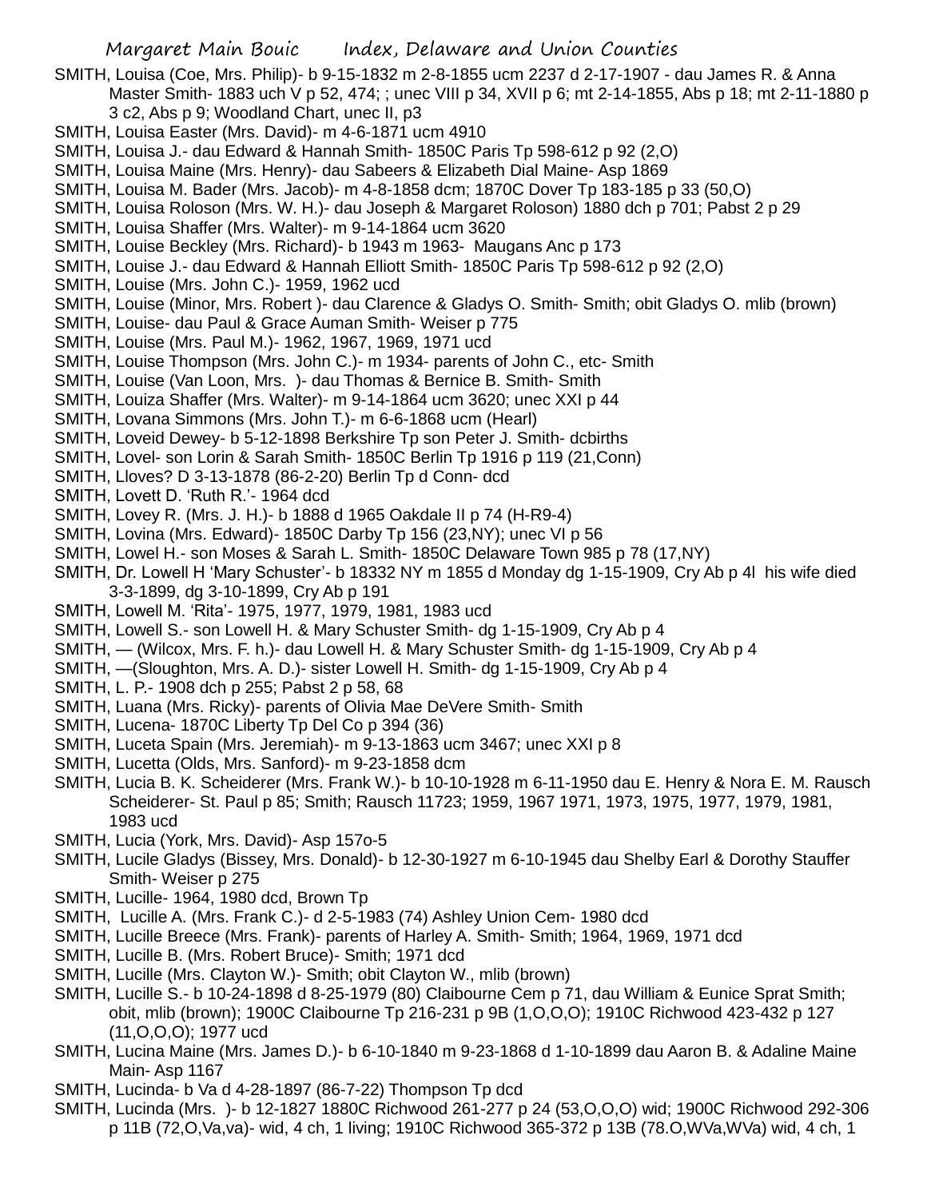SMITH, Louisa (Coe, Mrs. Philip)- b 9-15-1832 m 2-8-1855 ucm 2237 d 2-17-1907 - dau James R. & Anna Master Smith- 1883 uch V p 52, 474; ; unec VIII p 34, XVII p 6; mt 2-14-1855, Abs p 18; mt 2-11-1880 p 3 c2, Abs p 9; Woodland Chart, unec II, p3

SMITH, Louisa Easter (Mrs. David)- m 4-6-1871 ucm 4910

SMITH, Louisa J.- dau Edward & Hannah Smith- 1850C Paris Tp 598-612 p 92 (2,O)

SMITH, Louisa Maine (Mrs. Henry)- dau Sabeers & Elizabeth Dial Maine- Asp 1869

SMITH, Louisa M. Bader (Mrs. Jacob)- m 4-8-1858 dcm; 1870C Dover Tp 183-185 p 33 (50,O)

SMITH, Louisa Roloson (Mrs. W. H.)- dau Joseph & Margaret Roloson) 1880 dch p 701; Pabst 2 p 29

SMITH, Louisa Shaffer (Mrs. Walter)- m 9-14-1864 ucm 3620

SMITH, Louise Beckley (Mrs. Richard)- b 1943 m 1963- Maugans Anc p 173

SMITH, Louise J.- dau Edward & Hannah Elliott Smith- 1850C Paris Tp 598-612 p 92 (2,O)

SMITH, Louise (Mrs. John C.)- 1959, 1962 ucd

SMITH, Louise (Minor, Mrs. Robert )- dau Clarence & Gladys O. Smith- Smith; obit Gladys O. mlib (brown)

SMITH, Louise- dau Paul & Grace Auman Smith- Weiser p 775

SMITH, Louise (Mrs. Paul M.)- 1962, 1967, 1969, 1971 ucd

SMITH, Louise Thompson (Mrs. John C.)- m 1934- parents of John C., etc- Smith

SMITH, Louise (Van Loon, Mrs. )- dau Thomas & Bernice B. Smith- Smith

SMITH, Louiza Shaffer (Mrs. Walter)- m 9-14-1864 ucm 3620; unec XXI p 44

SMITH, Lovana Simmons (Mrs. John T.)- m 6-6-1868 ucm (Hearl)

SMITH, Loveid Dewey- b 5-12-1898 Berkshire Tp son Peter J. Smith- dcbirths

SMITH, Lovel- son Lorin & Sarah Smith- 1850C Berlin Tp 1916 p 119 (21,Conn)

SMITH, Lloves? D 3-13-1878 (86-2-20) Berlin Tp d Conn- dcd

SMITH, Lovett D. 'Ruth R.'- 1964 dcd

SMITH, Lovey R. (Mrs. J. H.)- b 1888 d 1965 Oakdale II p 74 (H-R9-4)

SMITH, Lovina (Mrs. Edward)- 1850C Darby Tp 156 (23,NY); unec VI p 56

SMITH, Lowel H.- son Moses & Sarah L. Smith- 1850C Delaware Town 985 p 78 (17,NY)

SMITH, Dr. Lowell H 'Mary Schuster'- b 18332 NY m 1855 d Monday dg 1-15-1909, Cry Ab p 4l his wife died 3-3-1899, dg 3-10-1899, Cry Ab p 191

SMITH, Lowell M. 'Rita'- 1975, 1977, 1979, 1981, 1983 ucd

SMITH, Lowell S.- son Lowell H. & Mary Schuster Smith- dg 1-15-1909, Cry Ab p 4

SMITH, — (Wilcox, Mrs. F. h.)- dau Lowell H. & Mary Schuster Smith- dg 1-15-1909, Cry Ab p 4

SMITH, —(Sloughton, Mrs. A. D.)- sister Lowell H. Smith- dg 1-15-1909, Cry Ab p 4

SMITH, L. P.- 1908 dch p 255; Pabst 2 p 58, 68

SMITH, Luana (Mrs. Ricky)- parents of Olivia Mae DeVere Smith- Smith

SMITH, Lucena- 1870C Liberty Tp Del Co p 394 (36)

SMITH, Luceta Spain (Mrs. Jeremiah)- m 9-13-1863 ucm 3467; unec XXI p 8

SMITH, Lucetta (Olds, Mrs. Sanford)- m 9-23-1858 dcm

SMITH, Lucia B. K. Scheiderer (Mrs. Frank W.)- b 10-10-1928 m 6-11-1950 dau E. Henry & Nora E. M. Rausch Scheiderer- St. Paul p 85; Smith; Rausch 11723; 1959, 1967 1971, 1973, 1975, 1977, 1979, 1981, 1983 ucd

SMITH, Lucia (York, Mrs. David)- Asp 157o-5

SMITH, Lucile Gladys (Bissey, Mrs. Donald)- b 12-30-1927 m 6-10-1945 dau Shelby Earl & Dorothy Stauffer Smith- Weiser p 275

SMITH, Lucille- 1964, 1980 dcd, Brown Tp

SMITH, Lucille A. (Mrs. Frank C.)- d 2-5-1983 (74) Ashley Union Cem- 1980 dcd

SMITH, Lucille Breece (Mrs. Frank)- parents of Harley A. Smith- Smith; 1964, 1969, 1971 dcd

SMITH, Lucille B. (Mrs. Robert Bruce)- Smith; 1971 dcd

SMITH, Lucille (Mrs. Clayton W.)- Smith; obit Clayton W., mlib (brown)

SMITH, Lucille S.- b 10-24-1898 d 8-25-1979 (80) Claibourne Cem p 71, dau William & Eunice Sprat Smith; obit, mlib (brown); 1900C Claibourne Tp 216-231 p 9B (1,O,O,O); 1910C Richwood 423-432 p 127 (11,O,O,O); 1977 ucd

SMITH, Lucina Maine (Mrs. James D.)- b 6-10-1840 m 9-23-1868 d 1-10-1899 dau Aaron B. & Adaline Maine Main- Asp 1167

SMITH, Lucinda- b Va d 4-28-1897 (86-7-22) Thompson Tp dcd

SMITH, Lucinda (Mrs. )- b 12-1827 1880C Richwood 261-277 p 24 (53,O,O,O) wid; 1900C Richwood 292-306 p 11B (72,O,Va,va)- wid, 4 ch, 1 living; 1910C Richwood 365-372 p 13B (78.O,WVa,WVa) wid, 4 ch, 1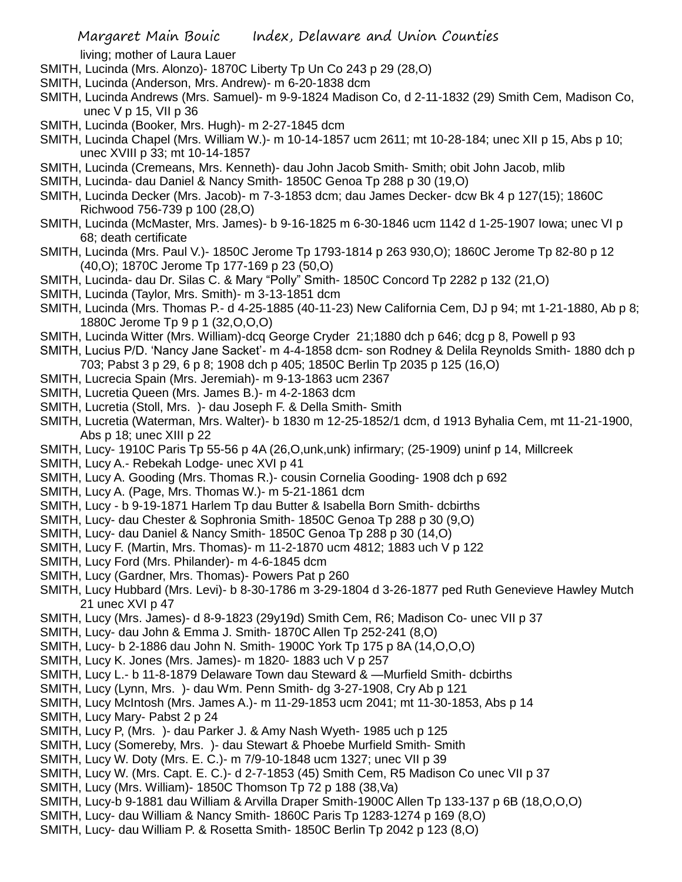living; mother of Laura Lauer

SMITH, Lucinda (Mrs. Alonzo)- 1870C Liberty Tp Un Co 243 p 29 (28,O)

SMITH, Lucinda (Anderson, Mrs. Andrew)- m 6-20-1838 dcm

SMITH, Lucinda Andrews (Mrs. Samuel)- m 9-9-1824 Madison Co, d 2-11-1832 (29) Smith Cem, Madison Co, unec V p 15, VII p 36

SMITH, Lucinda (Booker, Mrs. Hugh)- m 2-27-1845 dcm

SMITH, Lucinda Chapel (Mrs. William W.)- m 10-14-1857 ucm 2611; mt 10-28-184; unec XII p 15, Abs p 10; unec XVIII p 33; mt 10-14-1857

SMITH, Lucinda (Cremeans, Mrs. Kenneth)- dau John Jacob Smith- Smith; obit John Jacob, mlib

SMITH, Lucinda- dau Daniel & Nancy Smith- 1850C Genoa Tp 288 p 30 (19,O)

SMITH, Lucinda Decker (Mrs. Jacob)- m 7-3-1853 dcm; dau James Decker- dcw Bk 4 p 127(15); 1860C Richwood 756-739 p 100 (28,O)

SMITH, Lucinda (McMaster, Mrs. James)- b 9-16-1825 m 6-30-1846 ucm 1142 d 1-25-1907 Iowa; unec VI p 68; death certificate

SMITH, Lucinda (Mrs. Paul V.)- 1850C Jerome Tp 1793-1814 p 263 930,O); 1860C Jerome Tp 82-80 p 12 (40,O); 1870C Jerome Tp 177-169 p 23 (50,O)

SMITH, Lucinda- dau Dr. Silas C. & Mary "Polly" Smith- 1850C Concord Tp 2282 p 132 (21,O)

SMITH, Lucinda (Taylor, Mrs. Smith)- m 3-13-1851 dcm

SMITH, Lucinda (Mrs. Thomas P.- d 4-25-1885 (40-11-23) New California Cem, DJ p 94; mt 1-21-1880, Ab p 8; 1880C Jerome Tp 9 p 1 (32,O,O,O)

SMITH, Lucinda Witter (Mrs. William)-dcq George Cryder 21;1880 dch p 646; dcg p 8, Powell p 93

SMITH, Lucius P/D. 'Nancy Jane Sacket'- m 4-4-1858 dcm- son Rodney & Delila Reynolds Smith- 1880 dch p 703; Pabst 3 p 29, 6 p 8; 1908 dch p 405; 1850C Berlin Tp 2035 p 125 (16,O)

SMITH, Lucrecia Spain (Mrs. Jeremiah)- m 9-13-1863 ucm 2367

SMITH, Lucretia Queen (Mrs. James B.)- m 4-2-1863 dcm

SMITH, Lucretia (Stoll, Mrs. )- dau Joseph F. & Della Smith- Smith

SMITH, Lucretia (Waterman, Mrs. Walter)- b 1830 m 12-25-1852/1 dcm, d 1913 Byhalia Cem, mt 11-21-1900, Abs p 18; unec XIII p 22

SMITH, Lucy- 1910C Paris Tp 55-56 p 4A (26,O,unk,unk) infirmary; (25-1909) uninf p 14, Millcreek

SMITH, Lucy A.- Rebekah Lodge- unec XVI p 41

SMITH, Lucy A. Gooding (Mrs. Thomas R.)- cousin Cornelia Gooding- 1908 dch p 692

SMITH, Lucy A. (Page, Mrs. Thomas W.)- m 5-21-1861 dcm

SMITH, Lucy - b 9-19-1871 Harlem Tp dau Butter & Isabella Born Smith- dcbirths

SMITH, Lucy- dau Chester & Sophronia Smith- 1850C Genoa Tp 288 p 30 (9,O)

SMITH, Lucy- dau Daniel & Nancy Smith- 1850C Genoa Tp 288 p 30 (14,O)

SMITH, Lucy F. (Martin, Mrs. Thomas)- m 11-2-1870 ucm 4812; 1883 uch V p 122

SMITH, Lucy Ford (Mrs. Philander)- m 4-6-1845 dcm

SMITH, Lucy (Gardner, Mrs. Thomas)- Powers Pat p 260

SMITH, Lucy Hubbard (Mrs. Levi)- b 8-30-1786 m 3-29-1804 d 3-26-1877 ped Ruth Genevieve Hawley Mutch 21 unec XVI p 47

SMITH, Lucy (Mrs. James)- d 8-9-1823 (29y19d) Smith Cem, R6; Madison Co- unec VII p 37

SMITH, Lucy- dau John & Emma J. Smith- 1870C Allen Tp 252-241 (8,O)

SMITH, Lucy- b 2-1886 dau John N. Smith- 1900C York Tp 175 p 8A (14,O,O,O)

SMITH, Lucy K. Jones (Mrs. James)- m 1820- 1883 uch V p 257

SMITH, Lucy L.- b 11-8-1879 Delaware Town dau Steward & —Murfield Smith- dcbirths

SMITH, Lucy (Lynn, Mrs. )- dau Wm. Penn Smith- dg 3-27-1908, Cry Ab p 121

SMITH, Lucy McIntosh (Mrs. James A.)- m 11-29-1853 ucm 2041; mt 11-30-1853, Abs p 14

SMITH, Lucy Mary- Pabst 2 p 24

SMITH, Lucy P, (Mrs. )- dau Parker J. & Amy Nash Wyeth- 1985 uch p 125

SMITH, Lucy (Somereby, Mrs. )- dau Stewart & Phoebe Murfield Smith- Smith

SMITH, Lucy W. Doty (Mrs. E. C.)- m 7/9-10-1848 ucm 1327; unec VII p 39

SMITH, Lucy W. (Mrs. Capt. E. C.)- d 2-7-1853 (45) Smith Cem, R5 Madison Co unec VII p 37

SMITH, Lucy (Mrs. William)- 1850C Thomson Tp 72 p 188 (38,Va)

SMITH, Lucy-b 9-1881 dau William & Arvilla Draper Smith-1900C Allen Tp 133-137 p 6B (18,O,O,O)

SMITH, Lucy- dau William & Nancy Smith- 1860C Paris Tp 1283-1274 p 169 (8,O)

SMITH, Lucy- dau William P. & Rosetta Smith- 1850C Berlin Tp 2042 p 123 (8,O)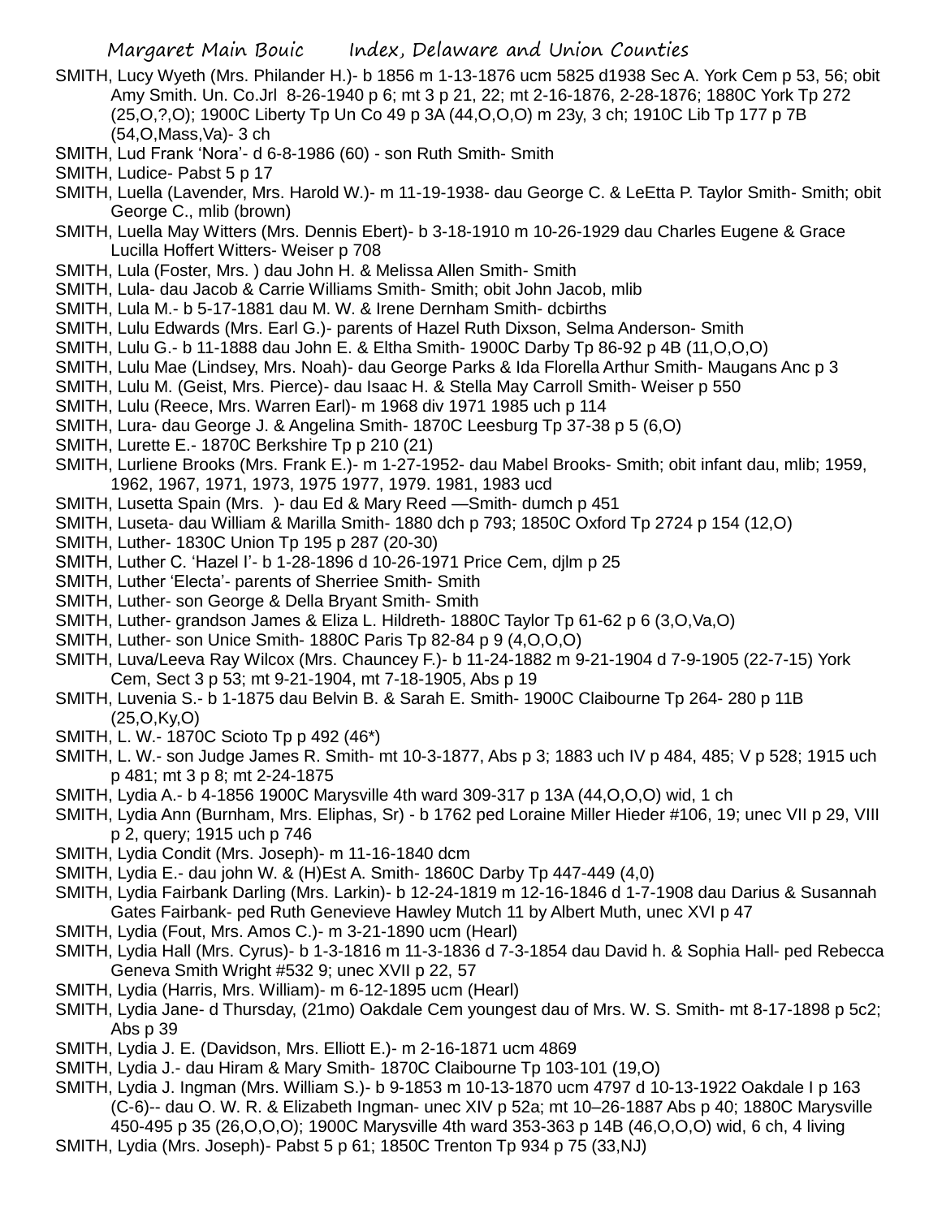SMITH, Lucy Wyeth (Mrs. Philander H.)- b 1856 m 1-13-1876 ucm 5825 d1938 Sec A. York Cem p 53, 56; obit Amy Smith. Un. Co.Jrl 8-26-1940 p 6; mt 3 p 21, 22; mt 2-16-1876, 2-28-1876; 1880C York Tp 272 (25,O,?,O); 1900C Liberty Tp Un Co 49 p 3A (44,O,O,O) m 23y, 3 ch; 1910C Lib Tp 177 p 7B (54,O,Mass,Va)- 3 ch

SMITH, Lud Frank 'Nora'- d 6-8-1986 (60) - son Ruth Smith- Smith

SMITH, Ludice- Pabst 5 p 17

SMITH, Luella (Lavender, Mrs. Harold W.)- m 11-19-1938- dau George C. & LeEtta P. Taylor Smith- Smith; obit George C., mlib (brown)

SMITH, Luella May Witters (Mrs. Dennis Ebert)- b 3-18-1910 m 10-26-1929 dau Charles Eugene & Grace Lucilla Hoffert Witters- Weiser p 708

SMITH, Lula (Foster, Mrs. ) dau John H. & Melissa Allen Smith- Smith

SMITH, Lula- dau Jacob & Carrie Williams Smith- Smith; obit John Jacob, mlib

SMITH, Lula M.- b 5-17-1881 dau M. W. & Irene Dernham Smith- dcbirths

SMITH, Lulu Edwards (Mrs. Earl G.)- parents of Hazel Ruth Dixson, Selma Anderson- Smith

SMITH, Lulu G.- b 11-1888 dau John E. & Eltha Smith- 1900C Darby Tp 86-92 p 4B (11,O,O,O)

SMITH, Lulu Mae (Lindsey, Mrs. Noah)- dau George Parks & Ida Florella Arthur Smith- Maugans Anc p 3

SMITH, Lulu M. (Geist, Mrs. Pierce)- dau Isaac H. & Stella May Carroll Smith- Weiser p 550

SMITH, Lulu (Reece, Mrs. Warren Earl)- m 1968 div 1971 1985 uch p 114

SMITH, Lura- dau George J. & Angelina Smith- 1870C Leesburg Tp 37-38 p 5 (6,O)

SMITH, Lurette E.- 1870C Berkshire Tp p 210 (21)

SMITH, Lurliene Brooks (Mrs. Frank E.)- m 1-27-1952- dau Mabel Brooks- Smith; obit infant dau, mlib; 1959, 1962, 1967, 1971, 1973, 1975 1977, 1979. 1981, 1983 ucd

SMITH, Lusetta Spain (Mrs. )- dau Ed & Mary Reed —Smith- dumch p 451

SMITH, Luseta- dau William & Marilla Smith- 1880 dch p 793; 1850C Oxford Tp 2724 p 154 (12,O)

SMITH, Luther- 1830C Union Tp 195 p 287 (20-30)

SMITH, Luther C. 'Hazel I'- b 1-28-1896 d 10-26-1971 Price Cem, djlm p 25

SMITH, Luther 'Electa'- parents of Sherriee Smith- Smith

SMITH, Luther- son George & Della Bryant Smith- Smith

SMITH, Luther- grandson James & Eliza L. Hildreth- 1880C Taylor Tp 61-62 p 6 (3,O,Va,O)

SMITH, Luther- son Unice Smith- 1880C Paris Tp 82-84 p 9 (4,O,O,O)

SMITH, Luva/Leeva Ray Wilcox (Mrs. Chauncey F.)- b 11-24-1882 m 9-21-1904 d 7-9-1905 (22-7-15) York Cem, Sect 3 p 53; mt 9-21-1904, mt 7-18-1905, Abs p 19

SMITH, Luvenia S.- b 1-1875 dau Belvin B. & Sarah E. Smith- 1900C Claibourne Tp 264- 280 p 11B (25,O,Ky,O)

SMITH, L. W.- 1870C Scioto Tp p 492 (46*)

SMITH, L. W.- son Judge James R. Smith- mt 10-3-1877, Abs p 3; 1883 uch IV p 484, 485; V p 528; 1915 uch p 481; mt 3 p 8; mt 2-24-1875

SMITH, Lydia A.- b 4-1856 1900C Marysville 4th ward 309-317 p 13A (44,O,O,O) wid, 1 ch

SMITH, Lydia Ann (Burnham, Mrs. Eliphas, Sr) - b 1762 ped Loraine Miller Hieder #106, 19; unec VII p 29, VIII p 2, query; 1915 uch p 746

SMITH, Lydia Condit (Mrs. Joseph)- m 11-16-1840 dcm

SMITH, Lydia E.- dau john W. & (H)Est A. Smith- 1860C Darby Tp 447-449 (4,0)

SMITH, Lydia Fairbank Darling (Mrs. Larkin)- b 12-24-1819 m 12-16-1846 d 1-7-1908 dau Darius & Susannah Gates Fairbank- ped Ruth Genevieve Hawley Mutch 11 by Albert Muth, unec XVI p 47

SMITH, Lydia (Fout, Mrs. Amos C.)- m 3-21-1890 ucm (Hearl)

SMITH, Lydia Hall (Mrs. Cyrus)- b 1-3-1816 m 11-3-1836 d 7-3-1854 dau David h. & Sophia Hall- ped Rebecca Geneva Smith Wright #532 9; unec XVII p 22, 57

SMITH, Lydia (Harris, Mrs. William)- m 6-12-1895 ucm (Hearl)

SMITH, Lydia Jane- d Thursday, (21mo) Oakdale Cem youngest dau of Mrs. W. S. Smith- mt 8-17-1898 p 5c2; Abs p 39

SMITH, Lydia J. E. (Davidson, Mrs. Elliott E.)- m 2-16-1871 ucm 4869

SMITH, Lydia J.- dau Hiram & Mary Smith- 1870C Claibourne Tp 103-101 (19,O)

SMITH, Lydia J. Ingman (Mrs. William S.)- b 9-1853 m 10-13-1870 ucm 4797 d 10-13-1922 Oakdale I p 163 (C-6)-- dau O. W. R. & Elizabeth Ingman- unec XIV p 52a; mt 10–26-1887 Abs p 40; 1880C Marysville 450-495 p 35 (26,O,O,O); 1900C Marysville 4th ward 353-363 p 14B (46,O,O,O) wid, 6 ch, 4 living

SMITH, Lydia (Mrs. Joseph)- Pabst 5 p 61; 1850C Trenton Tp 934 p 75 (33,NJ)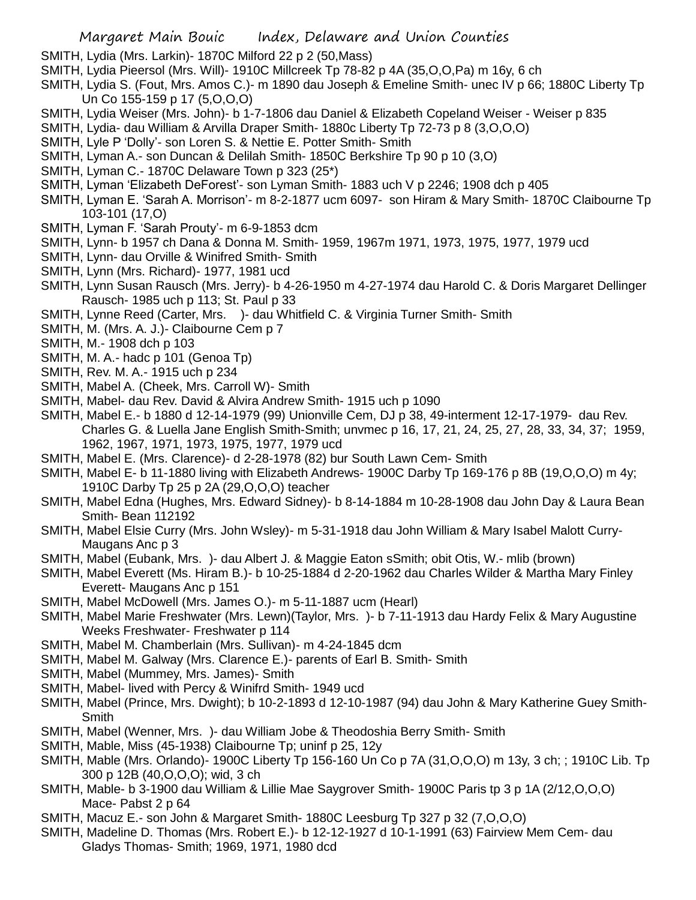SMITH, Lydia (Mrs. Larkin)- 1870C Milford 22 p 2 (50,Mass)

SMITH, Lydia Pieersol (Mrs. Will)- 1910C Millcreek Tp 78-82 p 4A (35,O,O,Pa) m 16y, 6 ch

SMITH, Lydia S. (Fout, Mrs. Amos C.)- m 1890 dau Joseph & Emeline Smith- unec IV p 66; 1880C Liberty Tp Un Co 155-159 p 17 (5,O,O,O)

SMITH, Lydia Weiser (Mrs. John)- b 1-7-1806 dau Daniel & Elizabeth Copeland Weiser - Weiser p 835

SMITH, Lydia- dau William & Arvilla Draper Smith- 1880c Liberty Tp 72-73 p 8 (3,O,O,O)

SMITH, Lyle P 'Dolly'- son Loren S. & Nettie E. Potter Smith- Smith

SMITH, Lyman A.- son Duncan & Delilah Smith- 1850C Berkshire Tp 90 p 10 (3,O)

SMITH, Lyman C.- 1870C Delaware Town p 323 (25*)

SMITH, Lyman 'Elizabeth DeForest'- son Lyman Smith- 1883 uch V p 2246; 1908 dch p 405

SMITH, Lyman E. 'Sarah A. Morrison'- m 8-2-1877 ucm 6097- son Hiram & Mary Smith- 1870C Claibourne Tp 103-101 (17,O)

SMITH, Lyman F. 'Sarah Prouty'- m 6-9-1853 dcm

SMITH, Lynn- b 1957 ch Dana & Donna M. Smith- 1959, 1967m 1971, 1973, 1975, 1977, 1979 ucd

SMITH, Lynn- dau Orville & Winifred Smith- Smith

SMITH, Lynn (Mrs. Richard)- 1977, 1981 ucd

SMITH, Lynn Susan Rausch (Mrs. Jerry)- b 4-26-1950 m 4-27-1974 dau Harold C. & Doris Margaret Dellinger Rausch- 1985 uch p 113; St. Paul p 33

SMITH, Lynne Reed (Carter, Mrs. )- dau Whitfield C. & Virginia Turner Smith- Smith

SMITH, M. (Mrs. A. J.)- Claibourne Cem p 7

SMITH, M.- 1908 dch p 103

SMITH, M. A.- hadc p 101 (Genoa Tp)

SMITH, Rev. M. A.- 1915 uch p 234

SMITH, Mabel A. (Cheek, Mrs. Carroll W)- Smith

SMITH, Mabel- dau Rev. David & Alvira Andrew Smith- 1915 uch p 1090

SMITH, Mabel E.- b 1880 d 12-14-1979 (99) Unionville Cem, DJ p 38, 49-interment 12-17-1979- dau Rev. Charles G. & Luella Jane English Smith-Smith; unvmec p 16, 17, 21, 24, 25, 27, 28, 33, 34, 37; 1959, 1962, 1967, 1971, 1973, 1975, 1977, 1979 ucd

SMITH, Mabel E. (Mrs. Clarence)- d 2-28-1978 (82) bur South Lawn Cem- Smith

SMITH, Mabel E- b 11-1880 living with Elizabeth Andrews- 1900C Darby Tp 169-176 p 8B (19,O,O,O) m 4y; 1910C Darby Tp 25 p 2A (29,O,O,O) teacher

SMITH, Mabel Edna (Hughes, Mrs. Edward Sidney)- b 8-14-1884 m 10-28-1908 dau John Day & Laura Bean Smith- Bean 112192

SMITH, Mabel Elsie Curry (Mrs. John Wsley)- m 5-31-1918 dau John William & Mary Isabel Malott Curry- Maugans Anc p 3

SMITH, Mabel (Eubank, Mrs. )- dau Albert J. & Maggie Eaton sSmith; obit Otis, W.- mlib (brown)

SMITH, Mabel Everett (Ms. Hiram B.)- b 10-25-1884 d 2-20-1962 dau Charles Wilder & Martha Mary Finley Everett- Maugans Anc p 151

SMITH, Mabel McDowell (Mrs. James O.)- m 5-11-1887 ucm (Hearl)

SMITH, Mabel Marie Freshwater (Mrs. Lewn)(Taylor, Mrs. )- b 7-11-1913 dau Hardy Felix & Mary Augustine Weeks Freshwater- Freshwater p 114

SMITH, Mabel M. Chamberlain (Mrs. Sullivan)- m 4-24-1845 dcm

SMITH, Mabel M. Galway (Mrs. Clarence E.)- parents of Earl B. Smith- Smith

SMITH, Mabel (Mummey, Mrs. James)- Smith

SMITH, Mabel- lived with Percy & Winifrd Smith- 1949 ucd

SMITH, Mabel (Prince, Mrs. Dwight); b 10-2-1893 d 12-10-1987 (94) dau John & Mary Katherine Guey Smith- Smith

SMITH, Mabel (Wenner, Mrs. )- dau William Jobe & Theodoshia Berry Smith- Smith

SMITH, Mable, Miss (45-1938) Claibourne Tp; uninf p 25, 12y

SMITH, Mable (Mrs. Orlando)- 1900C Liberty Tp 156-160 Un Co p 7A (31,O,O,O) m 13y, 3 ch; ; 1910C Lib. Tp 300 p 12B (40,O,O,O); wid, 3 ch

SMITH, Mable- b 3-1900 dau William & Lillie Mae Saygrover Smith- 1900C Paris tp 3 p 1A (2/12,O,O,O) Mace- Pabst 2 p 64

SMITH, Macuz E.- son John & Margaret Smith- 1880C Leesburg Tp 327 p 32 (7,O,O,O)

SMITH, Madeline D. Thomas (Mrs. Robert E.)- b 12-12-1927 d 10-1-1991 (63) Fairview Mem Cem- dau Gladys Thomas- Smith; 1969, 1971, 1980 dcd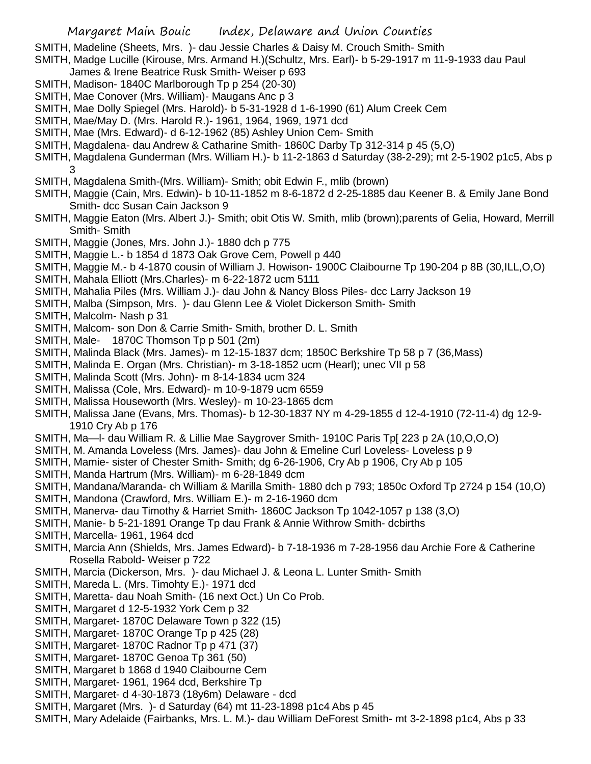SMITH, Madeline (Sheets, Mrs. )- dau Jessie Charles & Daisy M. Crouch Smith- Smith

SMITH, Madge Lucille (Kirouse, Mrs. Armand H.)(Schultz, Mrs. Earl)- b 5-29-1917 m 11-9-1933 dau Paul James & Irene Beatrice Rusk Smith- Weiser p 693

SMITH, Madison- 1840C Marlborough Tp p 254 (20-30)

SMITH, Mae Conover (Mrs. William)- Maugans Anc p 3

SMITH, Mae Dolly Spiegel (Mrs. Harold)- b 5-31-1928 d 1-6-1990 (61) Alum Creek Cem

SMITH, Mae/May D. (Mrs. Harold R.)- 1961, 1964, 1969, 1971 dcd

SMITH, Mae (Mrs. Edward)- d 6-12-1962 (85) Ashley Union Cem- Smith

SMITH, Magdalena- dau Andrew & Catharine Smith- 1860C Darby Tp 312-314 p 45 (5,O)

SMITH, Magdalena Gunderman (Mrs. William H.)- b 11-2-1863 d Saturday (38-2-29); mt 2-5-1902 p1c5, Abs p 3

SMITH, Magdalena Smith-(Mrs. William)- Smith; obit Edwin F., mlib (brown)

SMITH, Maggie (Cain, Mrs. Edwin)- b 10-11-1852 m 8-6-1872 d 2-25-1885 dau Keener B. & Emily Jane Bond Smith- dcc Susan Cain Jackson 9

SMITH, Maggie Eaton (Mrs. Albert J.)- Smith; obit Otis W. Smith, mlib (brown);parents of Gelia, Howard, Merrill Smith- Smith

SMITH, Maggie (Jones, Mrs. John J.)- 1880 dch p 775

SMITH, Maggie L.- b 1854 d 1873 Oak Grove Cem, Powell p 440

SMITH, Maggie M.- b 4-1870 cousin of William J. Howison- 1900C Claibourne Tp 190-204 p 8B (30,ILL,O,O)

SMITH, Mahala Elliott (Mrs.Charles)- m 6-22-1872 ucm 5111

SMITH, Mahalia Piles (Mrs. William J.)- dau John & Nancy Bloss Piles- dcc Larry Jackson 19

SMITH, Malba (Simpson, Mrs. )- dau Glenn Lee & Violet Dickerson Smith- Smith

SMITH, Malcolm- Nash p 31

SMITH, Malcom- son Don & Carrie Smith- Smith, brother D. L. Smith

SMITH, Male- 1870C Thomson Tp p 501 (2m)

SMITH, Malinda Black (Mrs. James)- m 12-15-1837 dcm; 1850C Berkshire Tp 58 p 7 (36,Mass)

SMITH, Malinda E. Organ (Mrs. Christian)- m 3-18-1852 ucm (Hearl); unec VII p 58

SMITH, Malinda Scott (Mrs. John)- m 8-14-1834 ucm 324

SMITH, Malissa (Cole, Mrs. Edward)- m 10-9-1879 ucm 6559

SMITH, Malissa Houseworth (Mrs. Wesley)- m 10-23-1865 dcm

SMITH, Malissa Jane (Evans, Mrs. Thomas)- b 12-30-1837 NY m 4-29-1855 d 12-4-1910 (72-11-4) dg 12-9-1910 Cry Ab p 176

SMITH, Ma—l- dau William R. & Lillie Mae Saygrover Smith- 1910C Paris Tp[ 223 p 2A (10,O,O,O)

SMITH, M. Amanda Loveless (Mrs. James)- dau John & Emeline Curl Loveless- Loveless p 9

SMITH, Mamie- sister of Chester Smith- Smith; dg 6-26-1906, Cry Ab p 1906, Cry Ab p 105

SMITH, Manda Hartrum (Mrs. William)- m 6-28-1849 dcm

SMITH, Mandana/Maranda- ch William & Marilla Smith- 1880 dch p 793; 1850c Oxford Tp 2724 p 154 (10,O)

SMITH, Mandona (Crawford, Mrs. William E.)- m 2-16-1960 dcm

SMITH, Manerva- dau Timothy & Harriet Smith- 1860C Jackson Tp 1042-1057 p 138 (3,O)

SMITH, Manie- b 5-21-1891 Orange Tp dau Frank & Annie Withrow Smith- dcbirths

SMITH, Marcella- 1961, 1964 dcd

SMITH, Marcia Ann (Shields, Mrs. James Edward)- b 7-18-1936 m 7-28-1956 dau Archie Fore & Catherine Rosella Rabold- Weiser p 722

SMITH, Marcia (Dickerson, Mrs. )- dau Michael J. & Leona L. Lunter Smith- Smith

SMITH, Mareda L. (Mrs. Timohty E.)- 1971 dcd

SMITH, Maretta- dau Noah Smith- (16 next Oct.) Un Co Prob.

SMITH, Margaret d 12-5-1932 York Cem p 32

SMITH, Margaret- 1870C Delaware Town p 322 (15)

SMITH, Margaret- 1870C Orange Tp p 425 (28)

SMITH, Margaret- 1870C Radnor Tp p 471 (37)

SMITH, Margaret- 1870C Genoa Tp 361 (50)

SMITH, Margaret b 1868 d 1940 Claibourne Cem

SMITH, Margaret- 1961, 1964 dcd, Berkshire Tp

SMITH, Margaret- d 4-30-1873 (18y6m) Delaware - dcd

SMITH, Margaret (Mrs. )- d Saturday (64) mt 11-23-1898 p1c4 Abs p 45

SMITH, Mary Adelaide (Fairbanks, Mrs. L. M.)- dau William DeForest Smith- mt 3-2-1898 p1c4, Abs p 33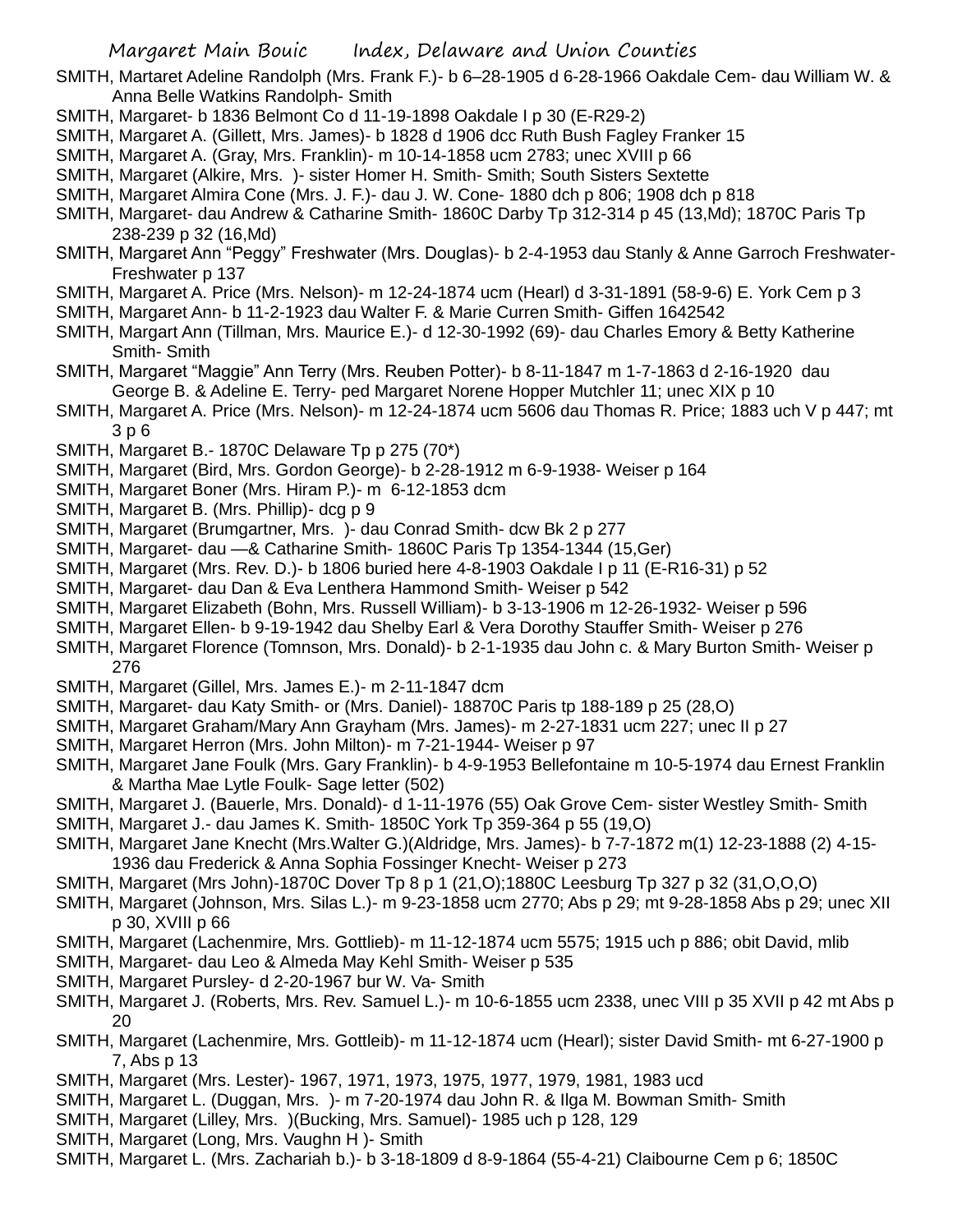SMITH, Martaret Adeline Randolph (Mrs. Frank F.)- b 6–28-1905 d 6-28-1966 Oakdale Cem- dau William W. & Anna Belle Watkins Randolph- Smith

SMITH, Margaret- b 1836 Belmont Co d 11-19-1898 Oakdale I p 30 (E-R29-2)

SMITH, Margaret A. (Gillett, Mrs. James)- b 1828 d 1906 dcc Ruth Bush Fagley Franker 15

SMITH, Margaret A. (Gray, Mrs. Franklin)- m 10-14-1858 ucm 2783; unec XVIII p 66

SMITH, Margaret (Alkire, Mrs. )- sister Homer H. Smith- Smith; South Sisters Sextette

SMITH, Margaret Almira Cone (Mrs. J. F.)- dau J. W. Cone- 1880 dch p 806; 1908 dch p 818

SMITH, Margaret- dau Andrew & Catharine Smith- 1860C Darby Tp 312-314 p 45 (13,Md); 1870C Paris Tp 238-239 p 32 (16,Md)

SMITH, Margaret Ann "Peggy" Freshwater (Mrs. Douglas)- b 2-4-1953 dau Stanly & Anne Garroch Freshwater- Freshwater p 137

SMITH, Margaret A. Price (Mrs. Nelson)- m 12-24-1874 ucm (Hearl) d 3-31-1891 (58-9-6) E. York Cem p 3

SMITH, Margaret Ann- b 11-2-1923 dau Walter F. & Marie Curren Smith- Giffen 1642542

SMITH, Margart Ann (Tillman, Mrs. Maurice E.)- d 12-30-1992 (69)- dau Charles Emory & Betty Katherine Smith- Smith

SMITH, Margaret "Maggie" Ann Terry (Mrs. Reuben Potter)- b 8-11-1847 m 1-7-1863 d 2-16-1920 dau George B. & Adeline E. Terry- ped Margaret Norene Hopper Mutchler 11; unec XIX p 10

SMITH, Margaret A. Price (Mrs. Nelson)- m 12-24-1874 ucm 5606 dau Thomas R. Price; 1883 uch V p 447; mt 3 p 6

SMITH, Margaret B.- 1870C Delaware Tp p 275 (70*)

SMITH, Margaret (Bird, Mrs. Gordon George)- b 2-28-1912 m 6-9-1938- Weiser p 164

SMITH, Margaret Boner (Mrs. Hiram P.)- m 6-12-1853 dcm

SMITH, Margaret B. (Mrs. Phillip)- dcg p 9

SMITH, Margaret (Brumgartner, Mrs. )- dau Conrad Smith- dcw Bk 2 p 277

SMITH, Margaret- dau —& Catharine Smith- 1860C Paris Tp 1354-1344 (15,Ger)

SMITH, Margaret (Mrs. Rev. D.)- b 1806 buried here 4-8-1903 Oakdale I p 11 (E-R16-31) p 52

SMITH, Margaret- dau Dan & Eva Lenthera Hammond Smith- Weiser p 542

SMITH, Margaret Elizabeth (Bohn, Mrs. Russell William)- b 3-13-1906 m 12-26-1932- Weiser p 596

SMITH, Margaret Ellen- b 9-19-1942 dau Shelby Earl & Vera Dorothy Stauffer Smith- Weiser p 276

SMITH, Margaret Florence (Tomnson, Mrs. Donald)- b 2-1-1935 dau John c. & Mary Burton Smith- Weiser p 276

SMITH, Margaret (Gillel, Mrs. James E.)- m 2-11-1847 dcm

SMITH, Margaret- dau Katy Smith- or (Mrs. Daniel)- 18870C Paris tp 188-189 p 25 (28,O)

SMITH, Margaret Graham/Mary Ann Grayham (Mrs. James)- m 2-27-1831 ucm 227; unec II p 27

SMITH, Margaret Herron (Mrs. John Milton)- m 7-21-1944- Weiser p 97

SMITH, Margaret Jane Foulk (Mrs. Gary Franklin)- b 4-9-1953 Bellefontaine m 10-5-1974 dau Ernest Franklin & Martha Mae Lytle Foulk- Sage letter (502)

SMITH, Margaret J. (Bauerle, Mrs. Donald)- d 1-11-1976 (55) Oak Grove Cem- sister Westley Smith- Smith

SMITH, Margaret J.- dau James K. Smith- 1850C York Tp 359-364 p 55 (19,O)

SMITH, Margaret Jane Knecht (Mrs.Walter G.)(Aldridge, Mrs. James)- b 7-7-1872 m(1) 12-23-1888 (2) 4-15-1936 dau Frederick & Anna Sophia Fossinger Knecht- Weiser p 273

SMITH, Margaret (Mrs John)-1870C Dover Tp 8 p 1 (21,O);1880C Leesburg Tp 327 p 32 (31,O,O,O)

SMITH, Margaret (Johnson, Mrs. Silas L.)- m 9-23-1858 ucm 2770; Abs p 29; mt 9-28-1858 Abs p 29; unec XII p 30, XVIII p 66

SMITH, Margaret (Lachenmire, Mrs. Gottlieb)- m 11-12-1874 ucm 5575; 1915 uch p 886; obit David, mlib

SMITH, Margaret- dau Leo & Almeda May Kehl Smith- Weiser p 535

SMITH, Margaret Pursley- d 2-20-1967 bur W. Va- Smith

SMITH, Margaret J. (Roberts, Mrs. Rev. Samuel L.)- m 10-6-1855 ucm 2338, unec VIII p 35 XVII p 42 mt Abs p 20

SMITH, Margaret (Lachenmire, Mrs. Gottlieb)- m 11-12-1874 ucm (Hearl); sister David Smith- mt 6-27-1900 p 7, Abs p 13

SMITH, Margaret (Mrs. Lester)- 1967, 1971, 1973, 1975, 1977, 1979, 1981, 1983 ucd

SMITH, Margaret L. (Duggan, Mrs. )- m 7-20-1974 dau John R. & Ilga M. Bowman Smith- Smith

SMITH, Margaret (Lilley, Mrs. )(Bucking, Mrs. Samuel)- 1985 uch p 128, 129

SMITH, Margaret (Long, Mrs. Vaughn H )- Smith

SMITH, Margaret L. (Mrs. Zachariah b.)- b 3-18-1809 d 8-9-1864 (55-4-21) Claibourne Cem p 6; 1850C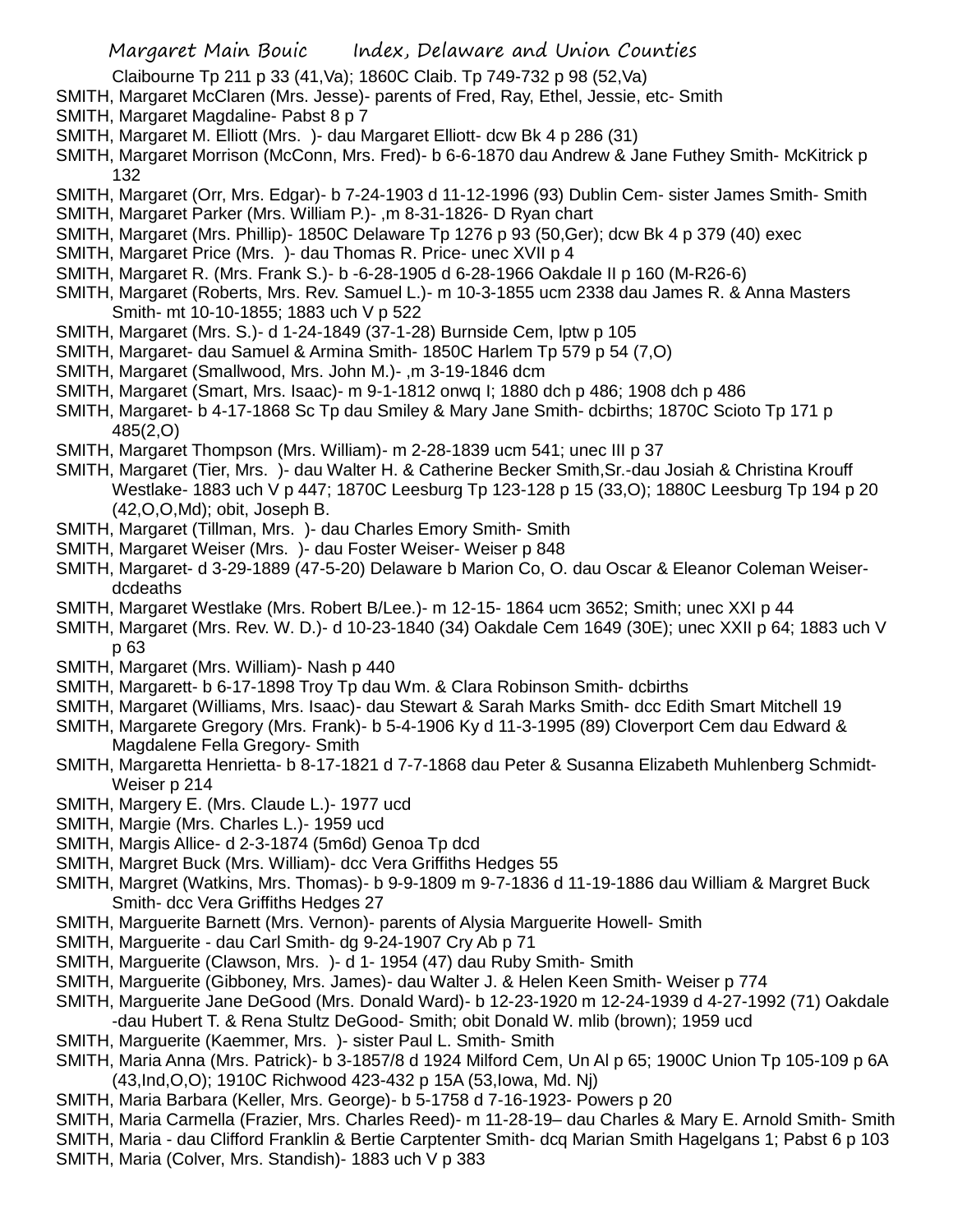Claibourne Tp 211 p 33 (41,Va); 1860C Claib. Tp 749-732 p 98 (52,Va)

SMITH, Margaret McClaren (Mrs. Jesse)- parents of Fred, Ray, Ethel, Jessie, etc- Smith

SMITH, Margaret Magdaline- Pabst 8 p 7

SMITH, Margaret M. Elliott (Mrs. )- dau Margaret Elliott- dcw Bk 4 p 286 (31)

SMITH, Margaret Morrison (McConn, Mrs. Fred)- b 6-6-1870 dau Andrew & Jane Futhey Smith- McKitrick p 132

SMITH, Margaret (Orr, Mrs. Edgar)- b 7-24-1903 d 11-12-1996 (93) Dublin Cem- sister James Smith- Smith

SMITH, Margaret Parker (Mrs. William P.)- ,m 8-31-1826- D Ryan chart

SMITH, Margaret (Mrs. Phillip)- 1850C Delaware Tp 1276 p 93 (50,Ger); dcw Bk 4 p 379 (40) exec

SMITH, Margaret Price (Mrs. )- dau Thomas R. Price- unec XVII p 4

SMITH, Margaret R. (Mrs. Frank S.)- b -6-28-1905 d 6-28-1966 Oakdale II p 160 (M-R26-6)

SMITH, Margaret (Roberts, Mrs. Rev. Samuel L.)- m 10-3-1855 ucm 2338 dau James R. & Anna Masters Smith- mt 10-10-1855; 1883 uch V p 522

SMITH, Margaret (Mrs. S.)- d 1-24-1849 (37-1-28) Burnside Cem, lptw p 105

SMITH, Margaret- dau Samuel & Armina Smith- 1850C Harlem Tp 579 p 54 (7,O)

SMITH, Margaret (Smallwood, Mrs. John M.)- ,m 3-19-1846 dcm

SMITH, Margaret (Smart, Mrs. Isaac)- m 9-1-1812 onwq I; 1880 dch p 486; 1908 dch p 486

SMITH, Margaret- b 4-17-1868 Sc Tp dau Smiley & Mary Jane Smith- dcbirths; 1870C Scioto Tp 171 p 485(2,O)

SMITH, Margaret Thompson (Mrs. William)- m 2-28-1839 ucm 541; unec III p 37

SMITH, Margaret (Tier, Mrs. )- dau Walter H. & Catherine Becker Smith,Sr.-dau Josiah & Christina Krouff Westlake- 1883 uch V p 447; 1870C Leesburg Tp 123-128 p 15 (33,O); 1880C Leesburg Tp 194 p 20 (42,O,O,Md); obit, Joseph B.

SMITH, Margaret (Tillman, Mrs. )- dau Charles Emory Smith- Smith

SMITH, Margaret Weiser (Mrs. )- dau Foster Weiser- Weiser p 848

SMITH, Margaret- d 3-29-1889 (47-5-20) Delaware b Marion Co, O. dau Oscar & Eleanor Coleman Weiser- dcdeaths

SMITH, Margaret Westlake (Mrs. Robert B/Lee.)- m 12-15- 1864 ucm 3652; Smith; unec XXI p 44

SMITH, Margaret (Mrs. Rev. W. D.)- d 10-23-1840 (34) Oakdale Cem 1649 (30E); unec XXII p 64; 1883 uch V p 63

SMITH, Margaret (Mrs. William)- Nash p 440

SMITH, Margarett- b 6-17-1898 Troy Tp dau Wm. & Clara Robinson Smith- dcbirths

SMITH, Margaret (Williams, Mrs. Isaac)- dau Stewart & Sarah Marks Smith- dcc Edith Smart Mitchell 19

SMITH, Margarete Gregory (Mrs. Frank)- b 5-4-1906 Ky d 11-3-1995 (89) Cloverport Cem dau Edward & Magdalene Fella Gregory- Smith

SMITH, Margaretta Henrietta- b 8-17-1821 d 7-7-1868 dau Peter & Susanna Elizabeth Muhlenberg Schmidt- Weiser p 214

SMITH, Margery E. (Mrs. Claude L.)- 1977 ucd

SMITH, Margie (Mrs. Charles L.)- 1959 ucd

SMITH, Margis Allice- d 2-3-1874 (5m6d) Genoa Tp dcd

SMITH, Margret Buck (Mrs. William)- dcc Vera Griffiths Hedges 55

SMITH, Margret (Watkins, Mrs. Thomas)- b 9-9-1809 m 9-7-1836 d 11-19-1886 dau William & Margret Buck Smith- dcc Vera Griffiths Hedges 27

SMITH, Marguerite Barnett (Mrs. Vernon)- parents of Alysia Marguerite Howell- Smith

SMITH, Marguerite - dau Carl Smith- dg 9-24-1907 Cry Ab p 71

SMITH, Marguerite (Clawson, Mrs. )- d 1- 1954 (47) dau Ruby Smith- Smith

SMITH, Marguerite (Gibboney, Mrs. James)- dau Walter J. & Helen Keen Smith- Weiser p 774

SMITH, Marguerite Jane DeGood (Mrs. Donald Ward)- b 12-23-1920 m 12-24-1939 d 4-27-1992 (71) Oakdale -dau Hubert T. & Rena Stultz DeGood- Smith; obit Donald W. mlib (brown); 1959 ucd

SMITH, Marguerite (Kaemmer, Mrs. )- sister Paul L. Smith- Smith

SMITH, Maria Anna (Mrs. Patrick)- b 3-1857/8 d 1924 Milford Cem, Un Al p 65; 1900C Union Tp 105-109 p 6A (43,Ind,O,O); 1910C Richwood 423-432 p 15A (53,Iowa, Md. Nj)

SMITH, Maria Barbara (Keller, Mrs. George)- b 5-1758 d 7-16-1923- Powers p 20

SMITH, Maria Carmella (Frazier, Mrs. Charles Reed)- m 11-28-19– dau Charles & Mary E. Arnold Smith- Smith

SMITH, Maria - dau Clifford Franklin & Bertie Carptenter Smith- dcq Marian Smith Hagelgans 1; Pabst 6 p 103

SMITH, Maria (Colver, Mrs. Standish)- 1883 uch V p 383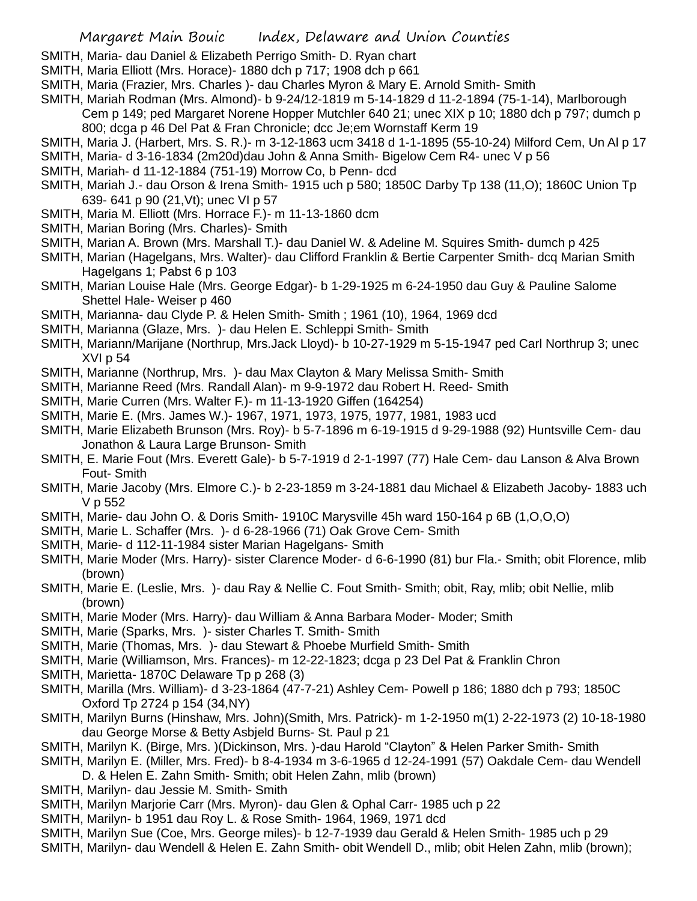SMITH, Maria- dau Daniel & Elizabeth Perrigo Smith- D. Ryan chart

SMITH, Maria Elliott (Mrs. Horace)- 1880 dch p 717; 1908 dch p 661

SMITH, Maria (Frazier, Mrs. Charles )- dau Charles Myron & Mary E. Arnold Smith- Smith

SMITH, Mariah Rodman (Mrs. Almond)- b 9-24/12-1819 m 5-14-1829 d 11-2-1894 (75-1-14), Marlborough Cem p 149; ped Margaret Norene Hopper Mutchler 640 21; unec XIX p 10; 1880 dch p 797; dumch p 800; dcga p 46 Del Pat & Fran Chronicle; dcc Je;em Wornstaff Kerm 19

SMITH, Maria J. (Harbert, Mrs. S. R.)- m 3-12-1863 ucm 3418 d 1-1-1895 (55-10-24) Milford Cem, Un Al p 17

SMITH, Maria- d 3-16-1834 (2m20d)dau John & Anna Smith- Bigelow Cem R4- unec V p 56

SMITH, Mariah- d 11-12-1884 (751-19) Morrow Co, b Penn- dcd

SMITH, Mariah J.- dau Orson & Irena Smith- 1915 uch p 580; 1850C Darby Tp 138 (11,O); 1860C Union Tp 639- 641 p 90 (21,Vt); unec VI p 57

SMITH, Maria M. Elliott (Mrs. Horrace F.)- m 11-13-1860 dcm

SMITH, Marian Boring (Mrs. Charles)- Smith

SMITH, Marian A. Brown (Mrs. Marshall T.)- dau Daniel W. & Adeline M. Squires Smith- dumch p 425

SMITH, Marian (Hagelgans, Mrs. Walter)- dau Clifford Franklin & Bertie Carpenter Smith- dcq Marian Smith Hagelgans 1; Pabst 6 p 103

SMITH, Marian Louise Hale (Mrs. George Edgar)- b 1-29-1925 m 6-24-1950 dau Guy & Pauline Salome Shettel Hale- Weiser p 460

SMITH, Marianna- dau Clyde P. & Helen Smith- Smith ; 1961 (10), 1964, 1969 dcd

SMITH, Marianna (Glaze, Mrs. )- dau Helen E. Schleppi Smith- Smith

SMITH, Mariann/Marijane (Northrup, Mrs.Jack Lloyd)- b 10-27-1929 m 5-15-1947 ped Carl Northrup 3; unec XVI p 54

SMITH, Marianne (Northrup, Mrs. )- dau Max Clayton & Mary Melissa Smith- Smith

SMITH, Marianne Reed (Mrs. Randall Alan)- m 9-9-1972 dau Robert H. Reed- Smith

SMITH, Marie Curren (Mrs. Walter F.)- m 11-13-1920 Giffen (164254)

SMITH, Marie E. (Mrs. James W.)- 1967, 1971, 1973, 1975, 1977, 1981, 1983 ucd

SMITH, Marie Elizabeth Brunson (Mrs. Roy)- b 5-7-1896 m 6-19-1915 d 9-29-1988 (92) Huntsville Cem- dau Jonathon & Laura Large Brunson- Smith

SMITH, E. Marie Fout (Mrs. Everett Gale)- b 5-7-1919 d 2-1-1997 (77) Hale Cem- dau Lanson & Alva Brown Fout- Smith

SMITH, Marie Jacoby (Mrs. Elmore C.)- b 2-23-1859 m 3-24-1881 dau Michael & Elizabeth Jacoby- 1883 uch V p 552

SMITH, Marie- dau John O. & Doris Smith- 1910C Marysville 45h ward 150-164 p 6B (1,O,O,O)

SMITH, Marie L. Schaffer (Mrs. )- d 6-28-1966 (71) Oak Grove Cem- Smith

SMITH, Marie- d 112-11-1984 sister Marian Hagelgans- Smith

SMITH, Marie Moder (Mrs. Harry)- sister Clarence Moder- d 6-6-1990 (81) bur Fla.- Smith; obit Florence, mlib (brown)

SMITH, Marie E. (Leslie, Mrs. )- dau Ray & Nellie C. Fout Smith- Smith; obit, Ray, mlib; obit Nellie, mlib (brown)

SMITH, Marie Moder (Mrs. Harry)- dau William & Anna Barbara Moder- Moder; Smith

SMITH, Marie (Sparks, Mrs. )- sister Charles T. Smith- Smith

SMITH, Marie (Thomas, Mrs. )- dau Stewart & Phoebe Murfield Smith- Smith

SMITH, Marie (Williamson, Mrs. Frances)- m 12-22-1823; dcga p 23 Del Pat & Franklin Chron

SMITH, Marietta- 1870C Delaware Tp p 268 (3)

SMITH, Marilla (Mrs. William)- d 3-23-1864 (47-7-21) Ashley Cem- Powell p 186; 1880 dch p 793; 1850C Oxford Tp 2724 p 154 (34,NY)

SMITH, Marilyn Burns (Hinshaw, Mrs. John)(Smith, Mrs. Patrick)- m 1-2-1950 m(1) 2-22-1973 (2) 10-18-1980 dau George Morse & Betty Asbjeld Burns- St. Paul p 21

SMITH, Marilyn K. (Birge, Mrs. )(Dickinson, Mrs. )-dau Harold "Clayton" & Helen Parker Smith- Smith

SMITH, Marilyn E. (Miller, Mrs. Fred)- b 8-4-1934 m 3-6-1965 d 12-24-1991 (57) Oakdale Cem- dau Wendell D. & Helen E. Zahn Smith- Smith; obit Helen Zahn, mlib (brown)

SMITH, Marilyn- dau Jessie M. Smith- Smith

SMITH, Marilyn Marjorie Carr (Mrs. Myron)- dau Glen & Ophal Carr- 1985 uch p 22

SMITH, Marilyn- b 1951 dau Roy L. & Rose Smith- 1964, 1969, 1971 dcd

SMITH, Marilyn Sue (Coe, Mrs. George miles)- b 12-7-1939 dau Gerald & Helen Smith- 1985 uch p 29

SMITH, Marilyn- dau Wendell & Helen E. Zahn Smith- obit Wendell D., mlib; obit Helen Zahn, mlib (brown);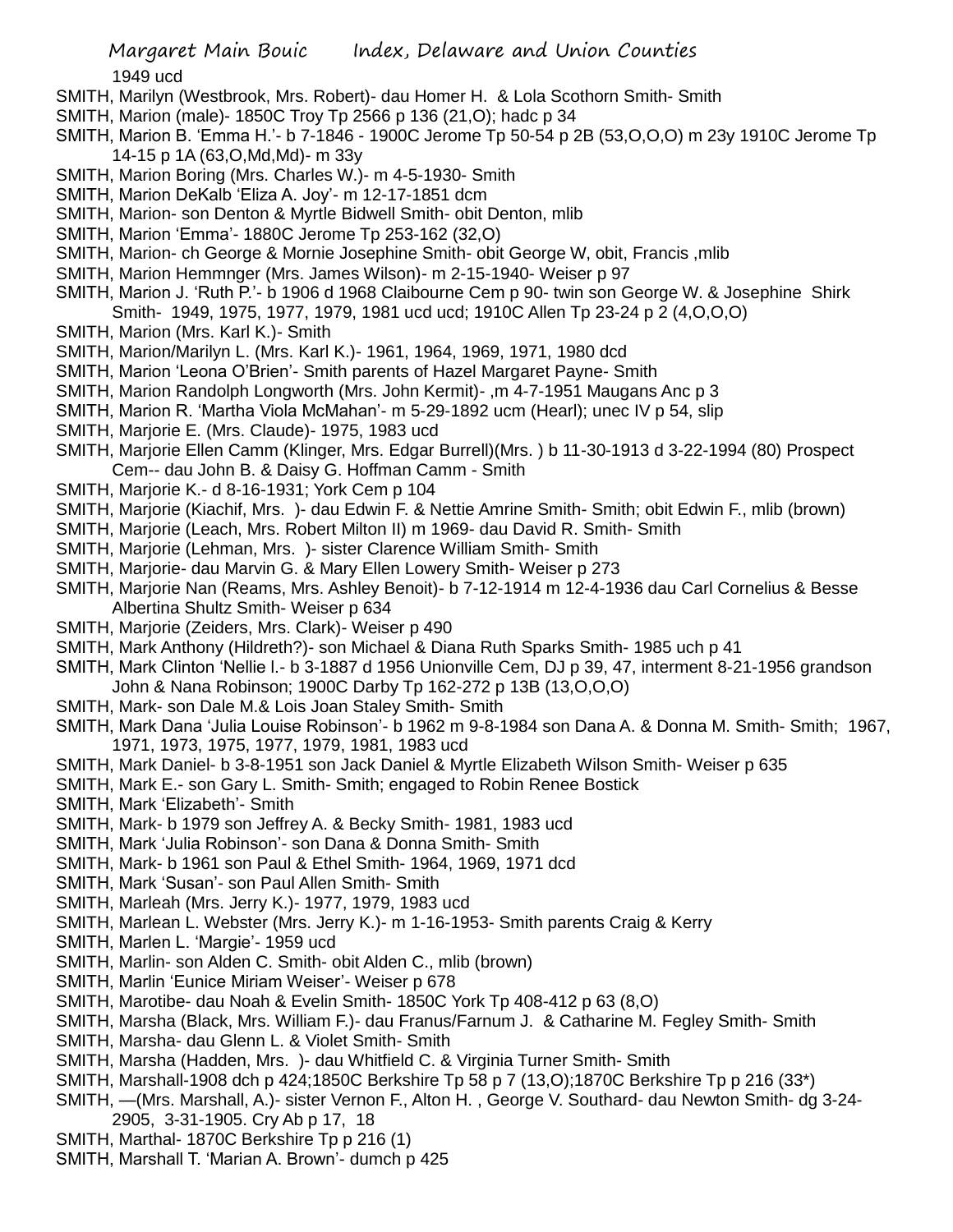1949 ucd

SMITH, Marilyn (Westbrook, Mrs. Robert)- dau Homer H. & Lola Scothorn Smith- Smith

SMITH, Marion (male)- 1850C Troy Tp 2566 p 136 (21,O); hadc p 34

SMITH, Marion B. 'Emma H.'- b 7-1846 - 1900C Jerome Tp 50-54 p 2B (53,O,O,O) m 23y 1910C Jerome Tp 14-15 p 1A (63,O,Md,Md)- m 33y

SMITH, Marion Boring (Mrs. Charles W.)- m 4-5-1930- Smith

SMITH, Marion DeKalb 'Eliza A. Joy'- m 12-17-1851 dcm

SMITH, Marion- son Denton & Myrtle Bidwell Smith- obit Denton, mlib

SMITH, Marion 'Emma'- 1880C Jerome Tp 253-162 (32,O)

SMITH, Marion- ch George & Mornie Josephine Smith- obit George W, obit, Francis ,mlib

SMITH, Marion Hemmnger (Mrs. James Wilson)- m 2-15-1940- Weiser p 97

SMITH, Marion J. 'Ruth P.'- b 1906 d 1968 Claibourne Cem p 90- twin son George W. & Josephine Shirk Smith- 1949, 1975, 1977, 1979, 1981 ucd ucd; 1910C Allen Tp 23-24 p 2 (4,O,O,O)

SMITH, Marion (Mrs. Karl K.)- Smith

SMITH, Marion/Marilyn L. (Mrs. Karl K.)- 1961, 1964, 1969, 1971, 1980 dcd

SMITH, Marion 'Leona O'Brien'- Smith parents of Hazel Margaret Payne- Smith

SMITH, Marion Randolph Longworth (Mrs. John Kermit)- ,m 4-7-1951 Maugans Anc p 3

SMITH, Marion R. 'Martha Viola McMahan'- m 5-29-1892 ucm (Hearl); unec IV p 54, slip

SMITH, Marjorie E. (Mrs. Claude)- 1975, 1983 ucd

SMITH, Marjorie Ellen Camm (Klinger, Mrs. Edgar Burrell)(Mrs. ) b 11-30-1913 d 3-22-1994 (80) Prospect Cem-- dau John B. & Daisy G. Hoffman Camm - Smith

SMITH, Marjorie K.- d 8-16-1931; York Cem p 104

SMITH, Marjorie (Kiachif, Mrs. )- dau Edwin F. & Nettie Amrine Smith- Smith; obit Edwin F., mlib (brown)

SMITH, Marjorie (Leach, Mrs. Robert Milton II) m 1969- dau David R. Smith- Smith

SMITH, Marjorie (Lehman, Mrs. )- sister Clarence William Smith- Smith

SMITH, Marjorie- dau Marvin G. & Mary Ellen Lowery Smith- Weiser p 273

SMITH, Marjorie Nan (Reams, Mrs. Ashley Benoit)- b 7-12-1914 m 12-4-1936 dau Carl Cornelius & Besse Albertina Shultz Smith- Weiser p 634

SMITH, Marjorie (Zeiders, Mrs. Clark)- Weiser p 490

SMITH, Mark Anthony (Hildreth?)- son Michael & Diana Ruth Sparks Smith- 1985 uch p 41

SMITH, Mark Clinton 'Nellie l.- b 3-1887 d 1956 Unionville Cem, DJ p 39, 47, interment 8-21-1956 grandson John & Nana Robinson; 1900C Darby Tp 162-272 p 13B (13,O,O,O)

SMITH, Mark- son Dale M.& Lois Joan Staley Smith- Smith

SMITH, Mark Dana 'Julia Louise Robinson'- b 1962 m 9-8-1984 son Dana A. & Donna M. Smith- Smith; 1967, 1971, 1973, 1975, 1977, 1979, 1981, 1983 ucd

SMITH, Mark Daniel- b 3-8-1951 son Jack Daniel & Myrtle Elizabeth Wilson Smith- Weiser p 635

SMITH, Mark E.- son Gary L. Smith- Smith; engaged to Robin Renee Bostick

SMITH, Mark 'Elizabeth'- Smith

SMITH, Mark- b 1979 son Jeffrey A. & Becky Smith- 1981, 1983 ucd

SMITH, Mark 'Julia Robinson'- son Dana & Donna Smith- Smith

SMITH, Mark- b 1961 son Paul & Ethel Smith- 1964, 1969, 1971 dcd

SMITH, Mark 'Susan'- son Paul Allen Smith- Smith

SMITH, Marleah (Mrs. Jerry K.)- 1977, 1979, 1983 ucd

SMITH, Marlean L. Webster (Mrs. Jerry K.)- m 1-16-1953- Smith parents Craig & Kerry

SMITH, Marlen L. 'Margie'- 1959 ucd

SMITH, Marlin- son Alden C. Smith- obit Alden C., mlib (brown)

SMITH, Marlin 'Eunice Miriam Weiser'- Weiser p 678

SMITH, Marotibe- dau Noah & Evelin Smith- 1850C York Tp 408-412 p 63 (8,O)

SMITH, Marsha (Black, Mrs. William F.)- dau Franus/Farnum J. & Catharine M. Fegley Smith- Smith

SMITH, Marsha- dau Glenn L. & Violet Smith- Smith

SMITH, Marsha (Hadden, Mrs. )- dau Whitfield C. & Virginia Turner Smith- Smith

SMITH, Marshall-1908 dch p 424;1850C Berkshire Tp 58 p 7 (13,O);1870C Berkshire Tp p 216 (33*)

SMITH, —(Mrs. Marshall, A.)- sister Vernon F., Alton H. , George V. Southard- dau Newton Smith- dg 3-24-2905, 3-31-1905. Cry Ab p 17, 18

SMITH, Marthal- 1870C Berkshire Tp p 216 (1)

SMITH, Marshall T. 'Marian A. Brown'- dumch p 425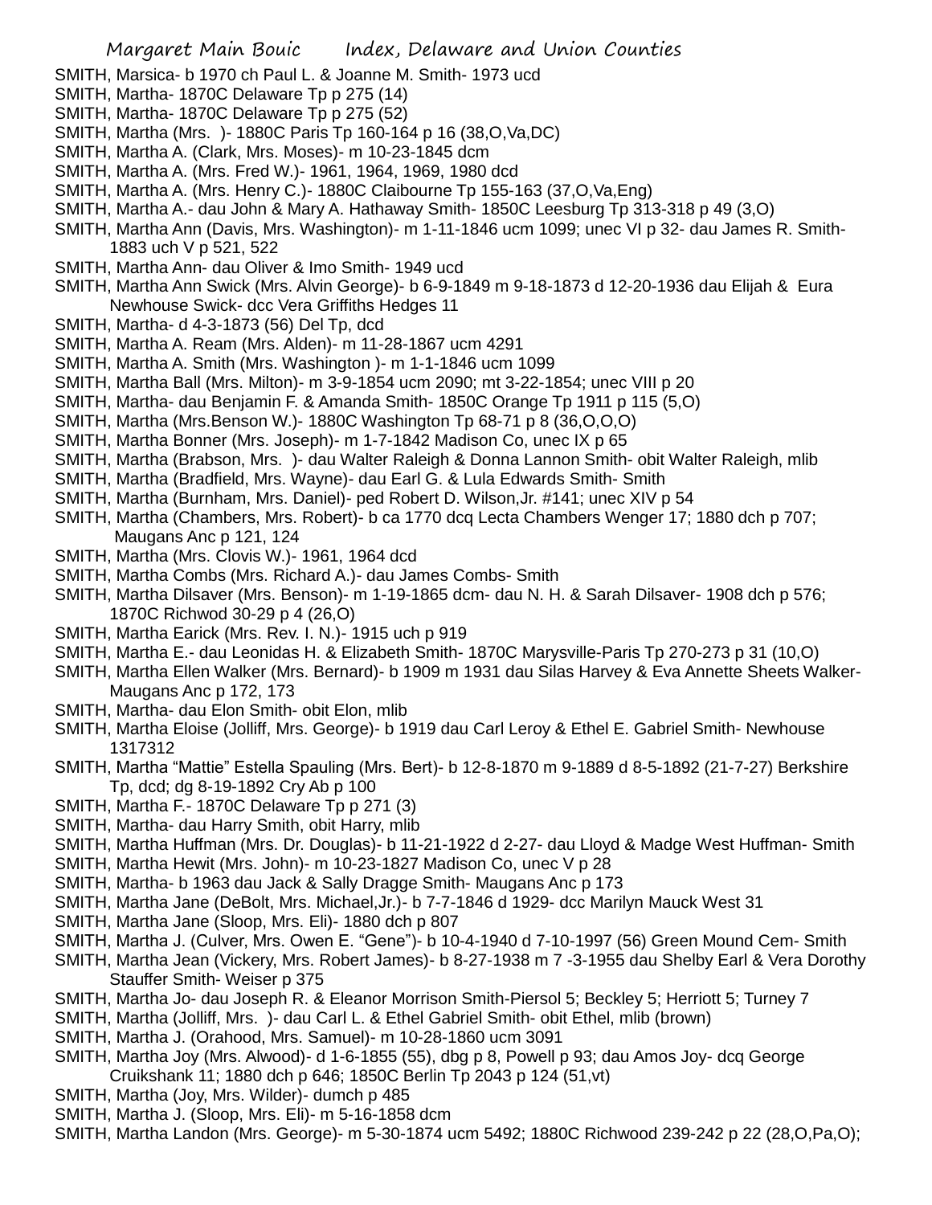SMITH, Marsica- b 1970 ch Paul L. & Joanne M. Smith- 1973 ucd

SMITH, Martha- 1870C Delaware Tp p 275 (14)

SMITH, Martha- 1870C Delaware Tp p 275 (52)

SMITH, Martha (Mrs. )- 1880C Paris Tp 160-164 p 16 (38,O,Va,DC)

SMITH, Martha A. (Clark, Mrs. Moses)- m 10-23-1845 dcm

SMITH, Martha A. (Mrs. Fred W.)- 1961, 1964, 1969, 1980 dcd

SMITH, Martha A. (Mrs. Henry C.)- 1880C Claibourne Tp 155-163 (37,O,Va,Eng)

SMITH, Martha A.- dau John & Mary A. Hathaway Smith- 1850C Leesburg Tp 313-318 p 49 (3,O)

SMITH, Martha Ann (Davis, Mrs. Washington)- m 1-11-1846 ucm 1099; unec VI p 32- dau James R. Smith- 1883 uch V p 521, 522

SMITH, Martha Ann- dau Oliver & Imo Smith- 1949 ucd

SMITH, Martha Ann Swick (Mrs. Alvin George)- b 6-9-1849 m 9-18-1873 d 12-20-1936 dau Elijah & Eura Newhouse Swick- dcc Vera Griffiths Hedges 11

SMITH, Martha- d 4-3-1873 (56) Del Tp, dcd

SMITH, Martha A. Ream (Mrs. Alden)- m 11-28-1867 ucm 4291

SMITH, Martha A. Smith (Mrs. Washington )- m 1-1-1846 ucm 1099

SMITH, Martha Ball (Mrs. Milton)- m 3-9-1854 ucm 2090; mt 3-22-1854; unec VIII p 20

SMITH, Martha- dau Benjamin F. & Amanda Smith- 1850C Orange Tp 1911 p 115 (5,O)

SMITH, Martha (Mrs.Benson W.)- 1880C Washington Tp 68-71 p 8 (36,O,O,O)

SMITH, Martha Bonner (Mrs. Joseph)- m 1-7-1842 Madison Co, unec IX p 65

SMITH, Martha (Brabson, Mrs. )- dau Walter Raleigh & Donna Lannon Smith- obit Walter Raleigh, mlib

SMITH, Martha (Bradfield, Mrs. Wayne)- dau Earl G. & Lula Edwards Smith- Smith

SMITH, Martha (Burnham, Mrs. Daniel)- ped Robert D. Wilson,Jr. #141; unec XIV p 54

SMITH, Martha (Chambers, Mrs. Robert)- b ca 1770 dcq Lecta Chambers Wenger 17; 1880 dch p 707; Maugans Anc p 121, 124

SMITH, Martha (Mrs. Clovis W.)- 1961, 1964 dcd

SMITH, Martha Combs (Mrs. Richard A.)- dau James Combs- Smith

SMITH, Martha Dilsaver (Mrs. Benson)- m 1-19-1865 dcm- dau N. H. & Sarah Dilsaver- 1908 dch p 576; 1870C Richwod 30-29 p 4 (26,O)

SMITH, Martha Earick (Mrs. Rev. I. N.)- 1915 uch p 919

SMITH, Martha E.- dau Leonidas H. & Elizabeth Smith- 1870C Marysville-Paris Tp 270-273 p 31 (10,O)

SMITH, Martha Ellen Walker (Mrs. Bernard)- b 1909 m 1931 dau Silas Harvey & Eva Annette Sheets Walker- Maugans Anc p 172, 173

SMITH, Martha- dau Elon Smith- obit Elon, mlib

SMITH, Martha Eloise (Jolliff, Mrs. George)- b 1919 dau Carl Leroy & Ethel E. Gabriel Smith- Newhouse 1317312

SMITH, Martha "Mattie" Estella Spauling (Mrs. Bert)- b 12-8-1870 m 9-1889 d 8-5-1892 (21-7-27) Berkshire Tp, dcd; dg 8-19-1892 Cry Ab p 100

SMITH, Martha F.- 1870C Delaware Tp p 271 (3)

SMITH, Martha- dau Harry Smith, obit Harry, mlib

SMITH, Martha Huffman (Mrs. Dr. Douglas)- b 11-21-1922 d 2-27- dau Lloyd & Madge West Huffman- Smith

SMITH, Martha Hewit (Mrs. John)- m 10-23-1827 Madison Co, unec V p 28

SMITH, Martha- b 1963 dau Jack & Sally Dragge Smith- Maugans Anc p 173

SMITH, Martha Jane (DeBolt, Mrs. Michael,Jr.)- b 7-7-1846 d 1929- dcc Marilyn Mauck West 31

SMITH, Martha Jane (Sloop, Mrs. Eli)- 1880 dch p 807

SMITH, Martha J. (Culver, Mrs. Owen E. "Gene")- b 10-4-1940 d 7-10-1997 (56) Green Mound Cem- Smith

SMITH, Martha Jean (Vickery, Mrs. Robert James)- b 8-27-1938 m 7 -3-1955 dau Shelby Earl & Vera Dorothy Stauffer Smith- Weiser p 375

SMITH, Martha Jo- dau Joseph R. & Eleanor Morrison Smith-Piersol 5; Beckley 5; Herriott 5; Turney 7

SMITH, Martha (Jolliff, Mrs. )- dau Carl L. & Ethel Gabriel Smith- obit Ethel, mlib (brown)

SMITH, Martha J. (Orahood, Mrs. Samuel)- m 10-28-1860 ucm 3091

SMITH, Martha Joy (Mrs. Alwood)- d 1-6-1855 (55), dbg p 8, Powell p 93; dau Amos Joy- dcq George Cruikshank 11; 1880 dch p 646; 1850C Berlin Tp 2043 p 124 (51,vt)

SMITH, Martha (Joy, Mrs. Wilder)- dumch p 485

SMITH, Martha J. (Sloop, Mrs. Eli)- m 5-16-1858 dcm

SMITH, Martha Landon (Mrs. George)- m 5-30-1874 ucm 5492; 1880C Richwood 239-242 p 22 (28,O,Pa,O);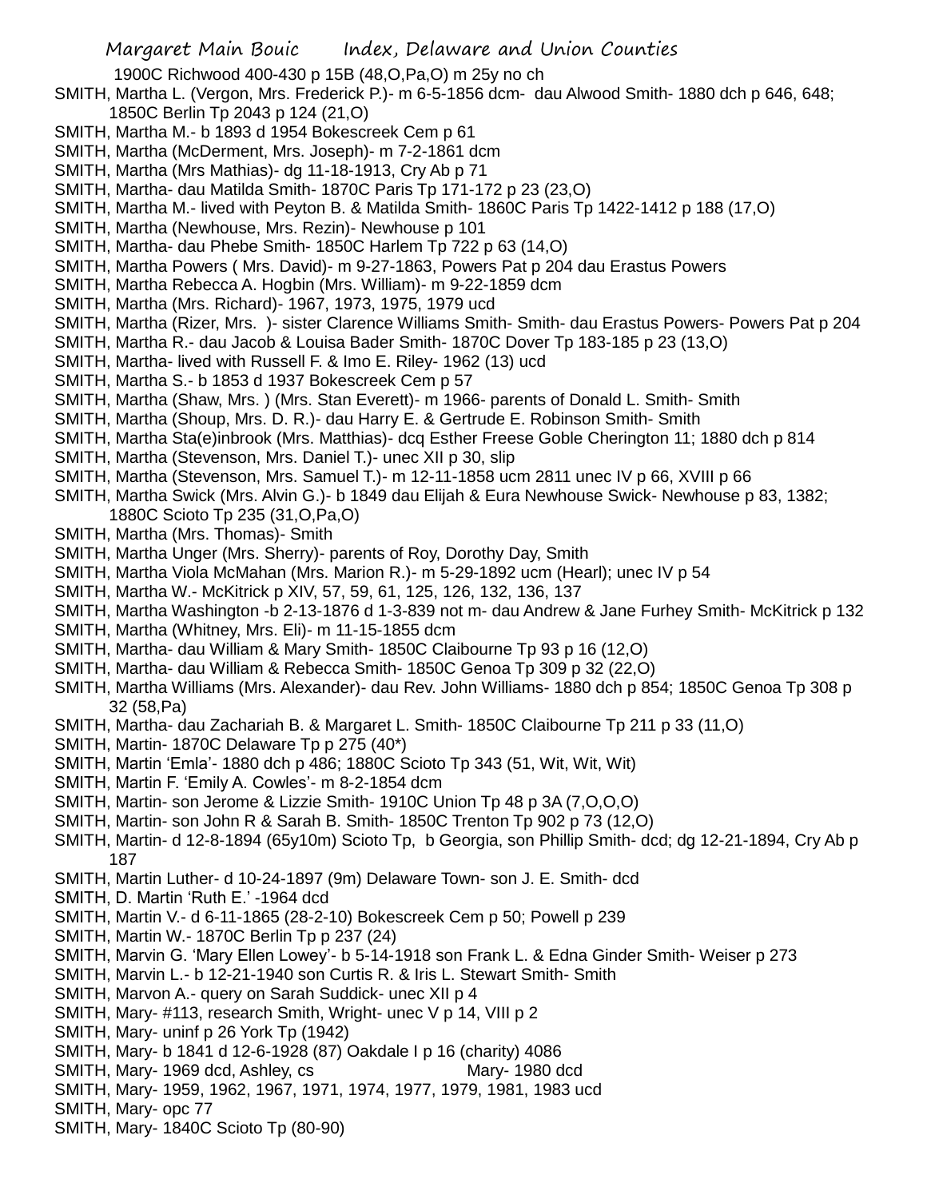1900C Richwood 400-430 p 15B (48,O,Pa,O) m 25y no ch

SMITH, Martha L. (Vergon, Mrs. Frederick P.)- m 6-5-1856 dcm- dau Alwood Smith- 1880 dch p 646, 648; 1850C Berlin Tp 2043 p 124 (21,O)

SMITH, Martha M.- b 1893 d 1954 Bokescreek Cem p 61

SMITH, Martha (McDerment, Mrs. Joseph)- m 7-2-1861 dcm

SMITH, Martha (Mrs Mathias)- dg 11-18-1913, Cry Ab p 71

SMITH, Martha- dau Matilda Smith- 1870C Paris Tp 171-172 p 23 (23,O)

SMITH, Martha M.- lived with Peyton B. & Matilda Smith- 1860C Paris Tp 1422-1412 p 188 (17,O)

SMITH, Martha (Newhouse, Mrs. Rezin)- Newhouse p 101

SMITH, Martha- dau Phebe Smith- 1850C Harlem Tp 722 p 63 (14,O)

SMITH, Martha Powers ( Mrs. David)- m 9-27-1863, Powers Pat p 204 dau Erastus Powers

SMITH, Martha Rebecca A. Hogbin (Mrs. William)- m 9-22-1859 dcm

SMITH, Martha (Mrs. Richard)- 1967, 1973, 1975, 1979 ucd

SMITH, Martha (Rizer, Mrs. )- sister Clarence Williams Smith- Smith- dau Erastus Powers- Powers Pat p 204

SMITH, Martha R.- dau Jacob & Louisa Bader Smith- 1870C Dover Tp 183-185 p 23 (13,O)

SMITH, Martha- lived with Russell F. & Imo E. Riley- 1962 (13) ucd

SMITH, Martha S.- b 1853 d 1937 Bokescreek Cem p 57

SMITH, Martha (Shaw, Mrs. ) (Mrs. Stan Everett)- m 1966- parents of Donald L. Smith- Smith

SMITH, Martha (Shoup, Mrs. D. R.)- dau Harry E. & Gertrude E. Robinson Smith- Smith

SMITH, Martha Sta(e)inbrook (Mrs. Matthias)- dcq Esther Freese Goble Cherington 11; 1880 dch p 814

SMITH, Martha (Stevenson, Mrs. Daniel T.)- unec XII p 30, slip

SMITH, Martha (Stevenson, Mrs. Samuel T.)- m 12-11-1858 ucm 2811 unec IV p 66, XVIII p 66

SMITH, Martha Swick (Mrs. Alvin G.)- b 1849 dau Elijah & Eura Newhouse Swick- Newhouse p 83, 1382; 1880C Scioto Tp 235 (31,O,Pa,O)

SMITH, Martha (Mrs. Thomas)- Smith

SMITH, Martha Unger (Mrs. Sherry)- parents of Roy, Dorothy Day, Smith

SMITH, Martha Viola McMahan (Mrs. Marion R.)- m 5-29-1892 ucm (Hearl); unec IV p 54

SMITH, Martha W.- McKitrick p XIV, 57, 59, 61, 125, 126, 132, 136, 137

SMITH, Martha Washington -b 2-13-1876 d 1-3-839 not m- dau Andrew & Jane Furhey Smith- McKitrick p 132

SMITH, Martha (Whitney, Mrs. Eli)- m 11-15-1855 dcm

SMITH, Martha- dau William & Mary Smith- 1850C Claibourne Tp 93 p 16 (12,O)

SMITH, Martha- dau William & Rebecca Smith- 1850C Genoa Tp 309 p 32 (22,O)

SMITH, Martha Williams (Mrs. Alexander)- dau Rev. John Williams- 1880 dch p 854; 1850C Genoa Tp 308 p 32 (58,Pa)

SMITH, Martha- dau Zachariah B. & Margaret L. Smith- 1850C Claibourne Tp 211 p 33 (11,O)

SMITH, Martin- 1870C Delaware Tp p 275 (40*)

SMITH, Martin 'Emla'- 1880 dch p 486; 1880C Scioto Tp 343 (51, Wit, Wit, Wit)

SMITH, Martin F. 'Emily A. Cowles'- m 8-2-1854 dcm

SMITH, Martin- son Jerome & Lizzie Smith- 1910C Union Tp 48 p 3A (7,O,O,O)

SMITH, Martin- son John R & Sarah B. Smith- 1850C Trenton Tp 902 p 73 (12,O)

SMITH, Martin- d 12-8-1894 (65y10m) Scioto Tp, b Georgia, son Phillip Smith- dcd; dg 12-21-1894, Cry Ab p 187

SMITH, Martin Luther- d 10-24-1897 (9m) Delaware Town- son J. E. Smith- dcd

SMITH, D. Martin 'Ruth E.' -1964 dcd

SMITH, Martin V.- d 6-11-1865 (28-2-10) Bokescreek Cem p 50; Powell p 239

SMITH, Martin W.- 1870C Berlin Tp p 237 (24)

SMITH, Marvin G. 'Mary Ellen Lowey'- b 5-14-1918 son Frank L. & Edna Ginder Smith- Weiser p 273

SMITH, Marvin L.- b 12-21-1940 son Curtis R. & Iris L. Stewart Smith- Smith

SMITH, Marvon A.- query on Sarah Suddick- unec XII p 4

SMITH, Mary- #113, research Smith, Wright- unec V p 14, VIII p 2

SMITH, Mary- uninf p 26 York Tp (1942)

SMITH, Mary- b 1841 d 12-6-1928 (87) Oakdale I p 16 (charity) 4086

SMITH, Mary- 1969 dcd, Ashley, cs Mary- 1980 dcd

SMITH, Mary- 1959, 1962, 1967, 1971, 1974, 1977, 1979, 1981, 1983 ucd

SMITH, Mary- opc 77

SMITH, Mary- 1840C Scioto Tp (80-90)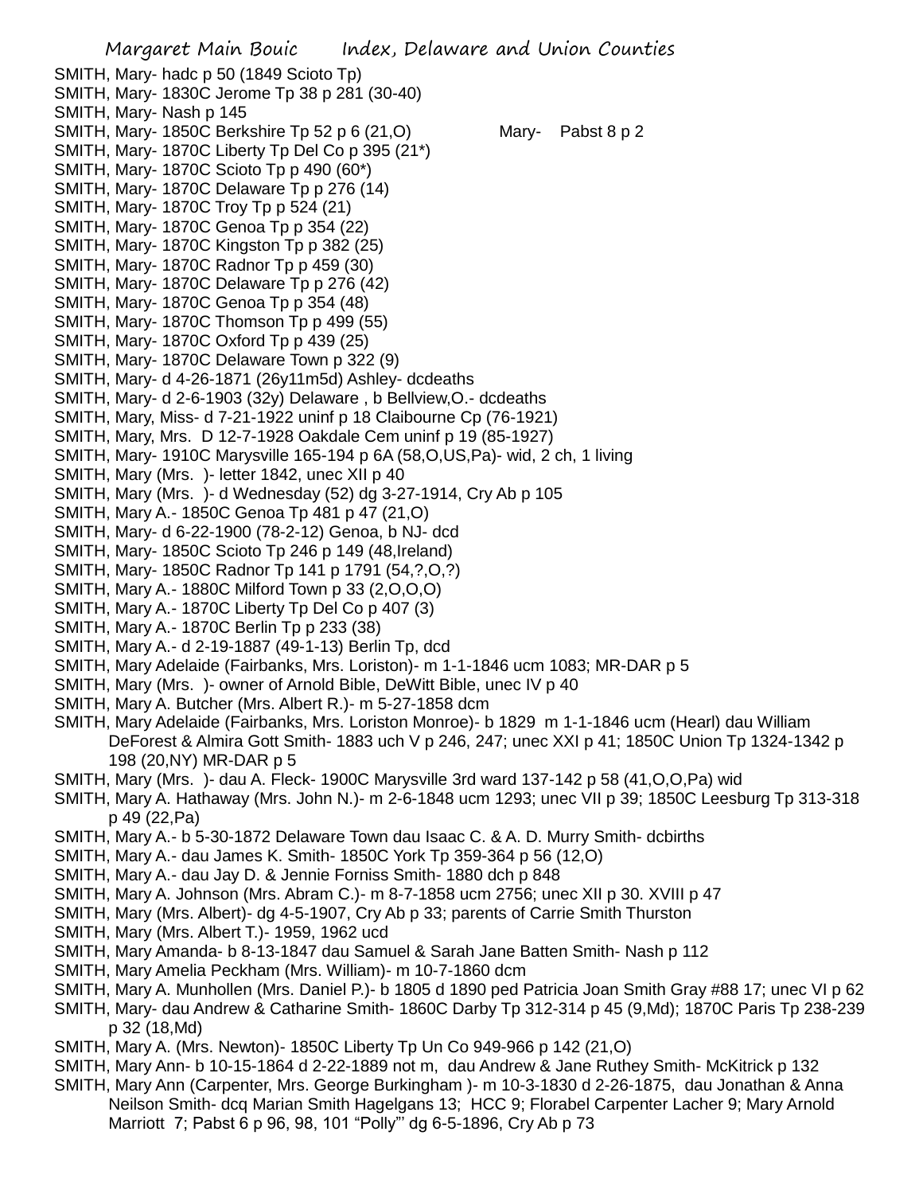SMITH, Mary- hadc p 50 (1849 Scioto Tp)
SMITH, Mary- 1830C Jerome Tp 38 p 281 (30-40)
SMITH, Mary- Nash p 145
SMITH, Mary- 1850C Berkshire Tp 52 p 6 (21,O)   Mary- Pabst 8 p 2
SMITH, Mary- 1870C Liberty Tp Del Co p 395 (21*)
SMITH, Mary- 1870C Scioto Tp p 490 (60*)
SMITH, Mary- 1870C Delaware Tp p 276 (14)
SMITH, Mary- 1870C Troy Tp p 524 (21)
SMITH, Mary- 1870C Genoa Tp p 354 (22)
SMITH, Mary- 1870C Kingston Tp p 382 (25)
SMITH, Mary- 1870C Radnor Tp p 459 (30)
SMITH, Mary- 1870C Delaware Tp p 276 (42)
SMITH, Mary- 1870C Genoa Tp p 354 (48)
SMITH, Mary- 1870C Thomson Tp p 499 (55)
SMITH, Mary- 1870C Oxford Tp p 439 (25)
SMITH, Mary- 1870C Delaware Town p 322 (9)
SMITH, Mary- d 4-26-1871 (26y11m5d) Ashley- dcdeaths
SMITH, Mary- d 2-6-1903 (32y) Delaware , b Bellview,O.- dcdeaths
SMITH, Mary, Miss- d 7-21-1922 uninf p 18 Claibourne Cp (76-1921)
SMITH, Mary, Mrs. D 12-7-1928 Oakdale Cem uninf p 19 (85-1927)
SMITH, Mary- 1910C Marysville 165-194 p 6A (58,O,US,Pa)- wid, 2 ch, 1 living
SMITH, Mary (Mrs. )- letter 1842, unec XII p 40
SMITH, Mary (Mrs. )- d Wednesday (52) dg 3-27-1914, Cry Ab p 105
SMITH, Mary A.- 1850C Genoa Tp 481 p 47 (21,O)
SMITH, Mary- d 6-22-1900 (78-2-12) Genoa, b NJ- dcd
SMITH, Mary- 1850C Scioto Tp 246 p 149 (48,Ireland)
SMITH, Mary- 1850C Radnor Tp 141 p 1791 (54,?,O,?)
SMITH, Mary A.- 1880C Milford Town p 33 (2,O,O,O)
SMITH, Mary A.- 1870C Liberty Tp Del Co p 407 (3)
SMITH, Mary A.- 1870C Berlin Tp p 233 (38)
SMITH, Mary A.- d 2-19-1887 (49-1-13) Berlin Tp, dcd
SMITH, Mary Adelaide (Fairbanks, Mrs. Loriston)- m 1-1-1846 ucm 1083; MR-DAR p 5
SMITH, Mary (Mrs. )- owner of Arnold Bible, DeWitt Bible, unec IV p 40
SMITH, Mary A. Butcher (Mrs. Albert R.)- m 5-27-1858 dcm
SMITH, Mary Adelaide (Fairbanks, Mrs. Loriston Monroe)- b 1829 m 1-1-1846 ucm (Hearl) dau William DeForest & Almira Gott Smith- 1883 uch V p 246, 247; unec XXI p 41; 1850C Union Tp 1324-1342 p 198 (20,NY) MR-DAR p 5
SMITH, Mary (Mrs. )- dau A. Fleck- 1900C Marysville 3rd ward 137-142 p 58 (41,O,O,Pa) wid
SMITH, Mary A. Hathaway (Mrs. John N.)- m 2-6-1848 ucm 1293; unec VII p 39; 1850C Leesburg Tp 313-318 p 49 (22,Pa)
SMITH, Mary A.- b 5-30-1872 Delaware Town dau Isaac C. & A. D. Murry Smith- dcbirths
SMITH, Mary A.- dau James K. Smith- 1850C York Tp 359-364 p 56 (12,O)
SMITH, Mary A.- dau Jay D. & Jennie Forniss Smith- 1880 dch p 848
SMITH, Mary A. Johnson (Mrs. Abram C.)- m 8-7-1858 ucm 2756; unec XII p 30. XVIII p 47
SMITH, Mary (Mrs. Albert)- dg 4-5-1907, Cry Ab p 33; parents of Carrie Smith Thurston
SMITH, Mary (Mrs. Albert T.)- 1959, 1962 ucd
SMITH, Mary Amanda- b 8-13-1847 dau Samuel & Sarah Jane Batten Smith- Nash p 112
SMITH, Mary Amelia Peckham (Mrs. William)- m 10-7-1860 dcm
SMITH, Mary A. Munhollen (Mrs. Daniel P.)- b 1805 d 1890 ped Patricia Joan Smith Gray #88 17; unec VI p 62
SMITH, Mary- dau Andrew & Catharine Smith- 1860C Darby Tp 312-314 p 45 (9,Md); 1870C Paris Tp 238-239 p 32 (18,Md)
SMITH, Mary A. (Mrs. Newton)- 1850C Liberty Tp Un Co 949-966 p 142 (21,O)
SMITH, Mary Ann- b 10-15-1864 d 2-22-1889 not m, dau Andrew & Jane Ruthey Smith- McKitrick p 132
SMITH, Mary Ann (Carpenter, Mrs. George Burkingham )- m 10-3-1830 d 2-26-1875, dau Jonathan & Anna Neilson Smith- dcq Marian Smith Hagelgans 13; HCC 9; Florabel Carpenter Lacher 9; Mary Arnold Marriott 7; Pabst 6 p 96, 98, 101 "Polly"' dg 6-5-1896, Cry Ab p 73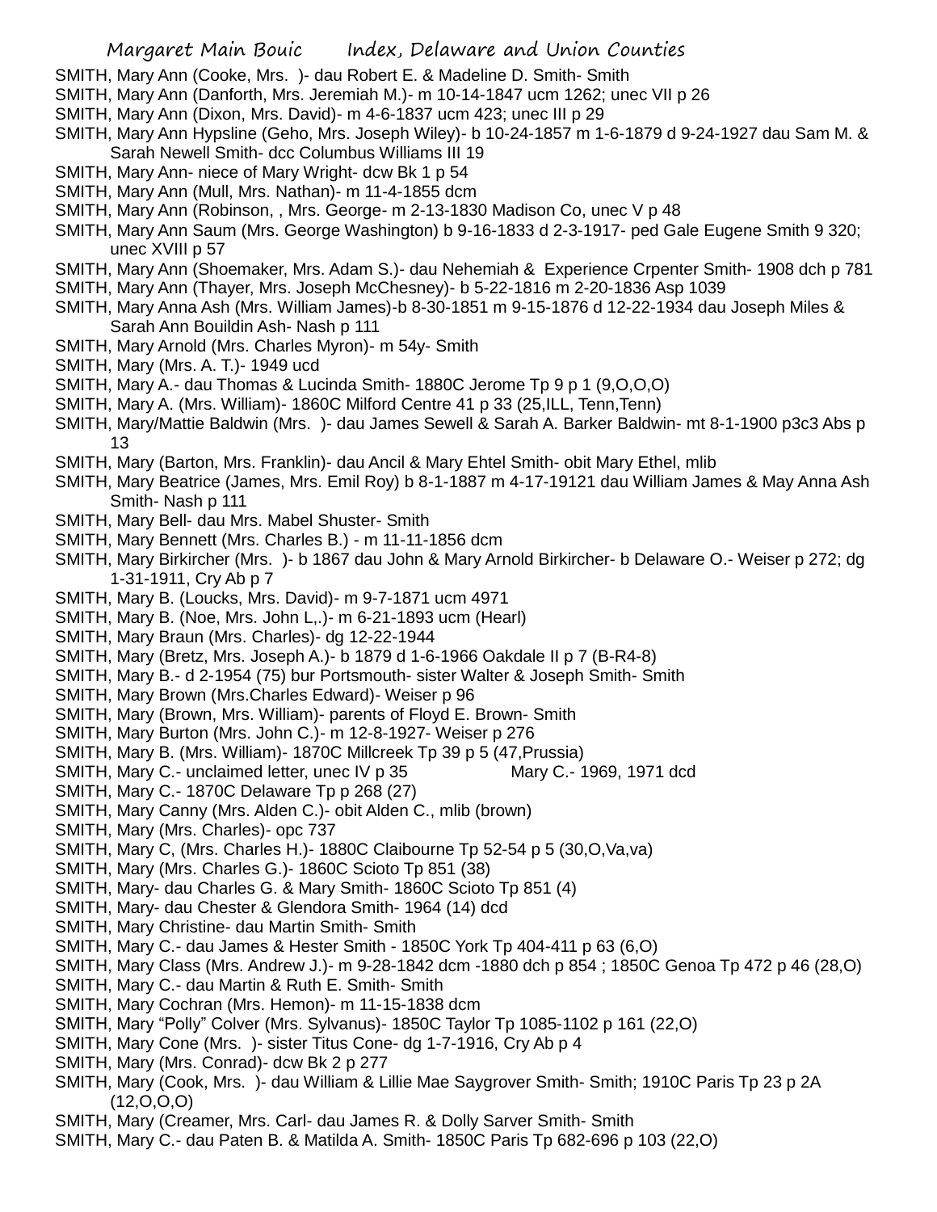SMITH, Mary Ann (Cooke, Mrs. )- dau Robert E. & Madeline D. Smith- Smith

SMITH, Mary Ann (Danforth, Mrs. Jeremiah M.)- m 10-14-1847 ucm 1262; unec VII p 26

SMITH, Mary Ann (Dixon, Mrs. David)- m 4-6-1837 ucm 423; unec III p 29

SMITH, Mary Ann Hypsline (Geho, Mrs. Joseph Wiley)- b 10-24-1857 m 1-6-1879 d 9-24-1927 dau Sam M. & Sarah Newell Smith- dcc Columbus Williams III 19

SMITH, Mary Ann- niece of Mary Wright- dcw Bk 1 p 54

SMITH, Mary Ann (Mull, Mrs. Nathan)- m 11-4-1855 dcm

SMITH, Mary Ann (Robinson, , Mrs. George- m 2-13-1830 Madison Co, unec V p 48

SMITH, Mary Ann Saum (Mrs. George Washington) b 9-16-1833 d 2-3-1917- ped Gale Eugene Smith 9 320; unec XVIII p 57

SMITH, Mary Ann (Shoemaker, Mrs. Adam S.)- dau Nehemiah & Experience Crpenter Smith- 1908 dch p 781

SMITH, Mary Ann (Thayer, Mrs. Joseph McChesney)- b 5-22-1816 m 2-20-1836 Asp 1039

SMITH, Mary Anna Ash (Mrs. William James)-b 8-30-1851 m 9-15-1876 d 12-22-1934 dau Joseph Miles & Sarah Ann Bouildin Ash- Nash p 111

SMITH, Mary Arnold (Mrs. Charles Myron)- m 54y- Smith

SMITH, Mary (Mrs. A. T.)- 1949 ucd

SMITH, Mary A.- dau Thomas & Lucinda Smith- 1880C Jerome Tp 9 p 1 (9,O,O,O)

SMITH, Mary A. (Mrs. William)- 1860C Milford Centre 41 p 33 (25,ILL, Tenn,Tenn)

SMITH, Mary/Mattie Baldwin (Mrs. )- dau James Sewell & Sarah A. Barker Baldwin- mt 8-1-1900 p3c3 Abs p 13

SMITH, Mary (Barton, Mrs. Franklin)- dau Ancil & Mary Ehtel Smith- obit Mary Ethel, mlib

SMITH, Mary Beatrice (James, Mrs. Emil Roy) b 8-1-1887 m 4-17-19121 dau William James & May Anna Ash Smith- Nash p 111

SMITH, Mary Bell- dau Mrs. Mabel Shuster- Smith

SMITH, Mary Bennett (Mrs. Charles B.) - m 11-11-1856 dcm

SMITH, Mary Birkircher (Mrs. )- b 1867 dau John & Mary Arnold Birkircher- b Delaware O.- Weiser p 272; dg 1-31-1911, Cry Ab p 7

SMITH, Mary B. (Loucks, Mrs. David)- m 9-7-1871 ucm 4971

SMITH, Mary B. (Noe, Mrs. John L,.)- m 6-21-1893 ucm (Hearl)

SMITH, Mary Braun (Mrs. Charles)- dg 12-22-1944

SMITH, Mary (Bretz, Mrs. Joseph A.)- b 1879 d 1-6-1966 Oakdale II p 7 (B-R4-8)

SMITH, Mary B.- d 2-1954 (75) bur Portsmouth- sister Walter & Joseph Smith- Smith

SMITH, Mary Brown (Mrs.Charles Edward)- Weiser p 96

SMITH, Mary (Brown, Mrs. William)- parents of Floyd E. Brown- Smith

SMITH, Mary Burton (Mrs. John C.)- m 12-8-1927- Weiser p 276

SMITH, Mary B. (Mrs. William)- 1870C Millcreek Tp 39 p 5 (47,Prussia)

SMITH, Mary C.- unclaimed letter, unec IV p 35 Mary C.- 1969, 1971 dcd

SMITH, Mary C.- 1870C Delaware Tp p 268 (27)

SMITH, Mary Canny (Mrs. Alden C.)- obit Alden C., mlib (brown)

SMITH, Mary (Mrs. Charles)- opc 737

SMITH, Mary C, (Mrs. Charles H.)- 1880C Claibourne Tp 52-54 p 5 (30,O,Va,va)

SMITH, Mary (Mrs. Charles G.)- 1860C Scioto Tp 851 (38)

SMITH, Mary- dau Charles G. & Mary Smith- 1860C Scioto Tp 851 (4)

SMITH, Mary- dau Chester & Glendora Smith- 1964 (14) dcd

SMITH, Mary Christine- dau Martin Smith- Smith

SMITH, Mary C.- dau James & Hester Smith - 1850C York Tp 404-411 p 63 (6,O)

SMITH, Mary Class (Mrs. Andrew J.)- m 9-28-1842 dcm -1880 dch p 854 ; 1850C Genoa Tp 472 p 46 (28,O)

SMITH, Mary C.- dau Martin & Ruth E. Smith- Smith

SMITH, Mary Cochran (Mrs. Hemon)- m 11-15-1838 dcm

SMITH, Mary "Polly" Colver (Mrs. Sylvanus)- 1850C Taylor Tp 1085-1102 p 161 (22,O)

SMITH, Mary Cone (Mrs. )- sister Titus Cone- dg 1-7-1916, Cry Ab p 4

SMITH, Mary (Mrs. Conrad)- dcw Bk 2 p 277

SMITH, Mary (Cook, Mrs. )- dau William & Lillie Mae Saygrover Smith- Smith; 1910C Paris Tp 23 p 2A (12,O,O,O)

SMITH, Mary (Creamer, Mrs. Carl- dau James R. & Dolly Sarver Smith- Smith

SMITH, Mary C.- dau Paten B. & Matilda A. Smith- 1850C Paris Tp 682-696 p 103 (22,O)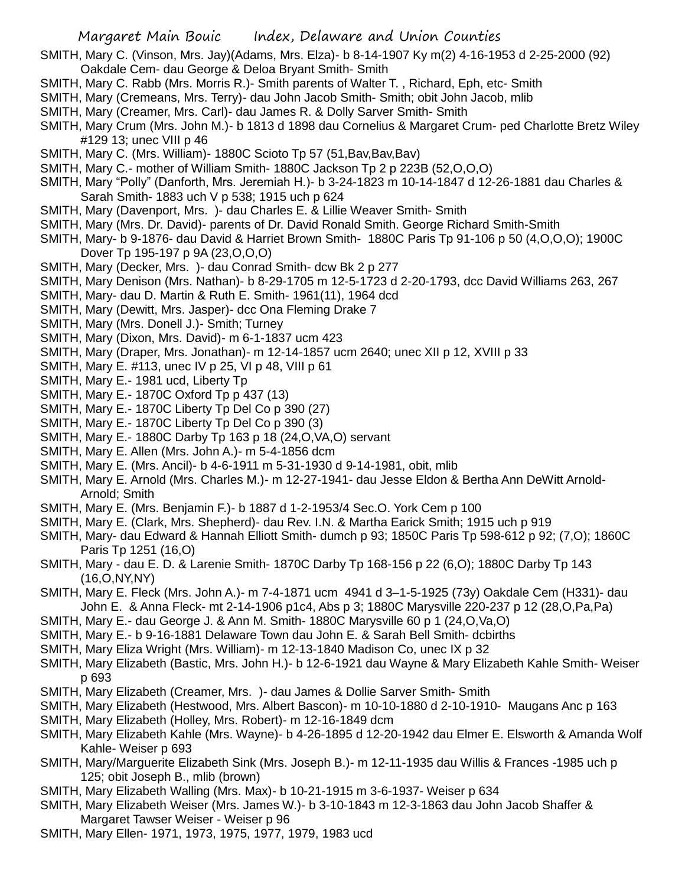SMITH, Mary C. (Vinson, Mrs. Jay)(Adams, Mrs. Elza)- b 8-14-1907 Ky m(2) 4-16-1953 d 2-25-2000 (92) Oakdale Cem- dau George & Deloa Bryant Smith- Smith

SMITH, Mary C. Rabb (Mrs. Morris R.)- Smith parents of Walter T. , Richard, Eph, etc- Smith

SMITH, Mary (Cremeans, Mrs. Terry)- dau John Jacob Smith- Smith; obit John Jacob, mlib

SMITH, Mary (Creamer, Mrs. Carl)- dau James R. & Dolly Sarver Smith- Smith

SMITH, Mary Crum (Mrs. John M.)- b 1813 d 1898 dau Cornelius & Margaret Crum- ped Charlotte Bretz Wiley #129 13; unec VIII p 46

SMITH, Mary C. (Mrs. William)- 1880C Scioto Tp 57 (51,Bav,Bav,Bav)

SMITH, Mary C.- mother of William Smith- 1880C Jackson Tp 2 p 223B (52,O,O,O)

SMITH, Mary "Polly" (Danforth, Mrs. Jeremiah H.)- b 3-24-1823 m 10-14-1847 d 12-26-1881 dau Charles & Sarah Smith- 1883 uch V p 538; 1915 uch p 624

SMITH, Mary (Davenport, Mrs. )- dau Charles E. & Lillie Weaver Smith- Smith

SMITH, Mary (Mrs. Dr. David)- parents of Dr. David Ronald Smith. George Richard Smith-Smith

SMITH, Mary- b 9-1876- dau David & Harriet Brown Smith- 1880C Paris Tp 91-106 p 50 (4,O,O,O); 1900C Dover Tp 195-197 p 9A (23,O,O,O)

SMITH, Mary (Decker, Mrs. )- dau Conrad Smith- dcw Bk 2 p 277

SMITH, Mary Denison (Mrs. Nathan)- b 8-29-1705 m 12-5-1723 d 2-20-1793, dcc David Williams 263, 267

SMITH, Mary- dau D. Martin & Ruth E. Smith- 1961(11), 1964 dcd

SMITH, Mary (Dewitt, Mrs. Jasper)- dcc Ona Fleming Drake 7

SMITH, Mary (Mrs. Donell J.)- Smith; Turney

SMITH, Mary (Dixon, Mrs. David)- m 6-1-1837 ucm 423

SMITH, Mary (Draper, Mrs. Jonathan)- m 12-14-1857 ucm 2640; unec XII p 12, XVIII p 33

SMITH, Mary E. #113, unec IV p 25, VI p 48, VIII p 61

SMITH, Mary E.- 1981 ucd, Liberty Tp

SMITH, Mary E.- 1870C Oxford Tp p 437 (13)

SMITH, Mary E.- 1870C Liberty Tp Del Co p 390 (27)

SMITH, Mary E.- 1870C Liberty Tp Del Co p 390 (3)

SMITH, Mary E.- 1880C Darby Tp 163 p 18 (24,O,VA,O) servant

SMITH, Mary E. Allen (Mrs. John A.)- m 5-4-1856 dcm

SMITH, Mary E. (Mrs. Ancil)- b 4-6-1911 m 5-31-1930 d 9-14-1981, obit, mlib

SMITH, Mary E. Arnold (Mrs. Charles M.)- m 12-27-1941- dau Jesse Eldon & Bertha Ann DeWitt Arnold- Arnold; Smith

SMITH, Mary E. (Mrs. Benjamin F.)- b 1887 d 1-2-1953/4 Sec.O. York Cem p 100

SMITH, Mary E. (Clark, Mrs. Shepherd)- dau Rev. I.N. & Martha Earick Smith; 1915 uch p 919

SMITH, Mary- dau Edward & Hannah Elliott Smith- dumch p 93; 1850C Paris Tp 598-612 p 92; (7,O); 1860C Paris Tp 1251 (16,O)

SMITH, Mary - dau E. D. & Larenie Smith- 1870C Darby Tp 168-156 p 22 (6,O); 1880C Darby Tp 143 (16,O,NY,NY)

SMITH, Mary E. Fleck (Mrs. John A.)- m 7-4-1871 ucm 4941 d 3–1-5-1925 (73y) Oakdale Cem (H331)- dau John E. & Anna Fleck- mt 2-14-1906 p1c4, Abs p 3; 1880C Marysville 220-237 p 12 (28,O,Pa,Pa)

SMITH, Mary E.- dau George J. & Ann M. Smith- 1880C Marysville 60 p 1 (24,O,Va,O)

SMITH, Mary E.- b 9-16-1881 Delaware Town dau John E. & Sarah Bell Smith- dcbirths

SMITH, Mary Eliza Wright (Mrs. William)- m 12-13-1840 Madison Co, unec IX p 32

SMITH, Mary Elizabeth (Bastic, Mrs. John H.)- b 12-6-1921 dau Wayne & Mary Elizabeth Kahle Smith- Weiser p 693

SMITH, Mary Elizabeth (Creamer, Mrs. )- dau James & Dollie Sarver Smith- Smith

SMITH, Mary Elizabeth (Hestwood, Mrs. Albert Bascon)- m 10-10-1880 d 2-10-1910- Maugans Anc p 163

SMITH, Mary Elizabeth (Holley, Mrs. Robert)- m 12-16-1849 dcm

SMITH, Mary Elizabeth Kahle (Mrs. Wayne)- b 4-26-1895 d 12-20-1942 dau Elmer E. Elsworth & Amanda Wolf Kahle- Weiser p 693

SMITH, Mary/Marguerite Elizabeth Sink (Mrs. Joseph B.)- m 12-11-1935 dau Willis & Frances -1985 uch p 125; obit Joseph B., mlib (brown)

SMITH, Mary Elizabeth Walling (Mrs. Max)- b 10-21-1915 m 3-6-1937- Weiser p 634

SMITH, Mary Elizabeth Weiser (Mrs. James W.)- b 3-10-1843 m 12-3-1863 dau John Jacob Shaffer & Margaret Tawser Weiser - Weiser p 96

SMITH, Mary Ellen- 1971, 1973, 1975, 1977, 1979, 1983 ucd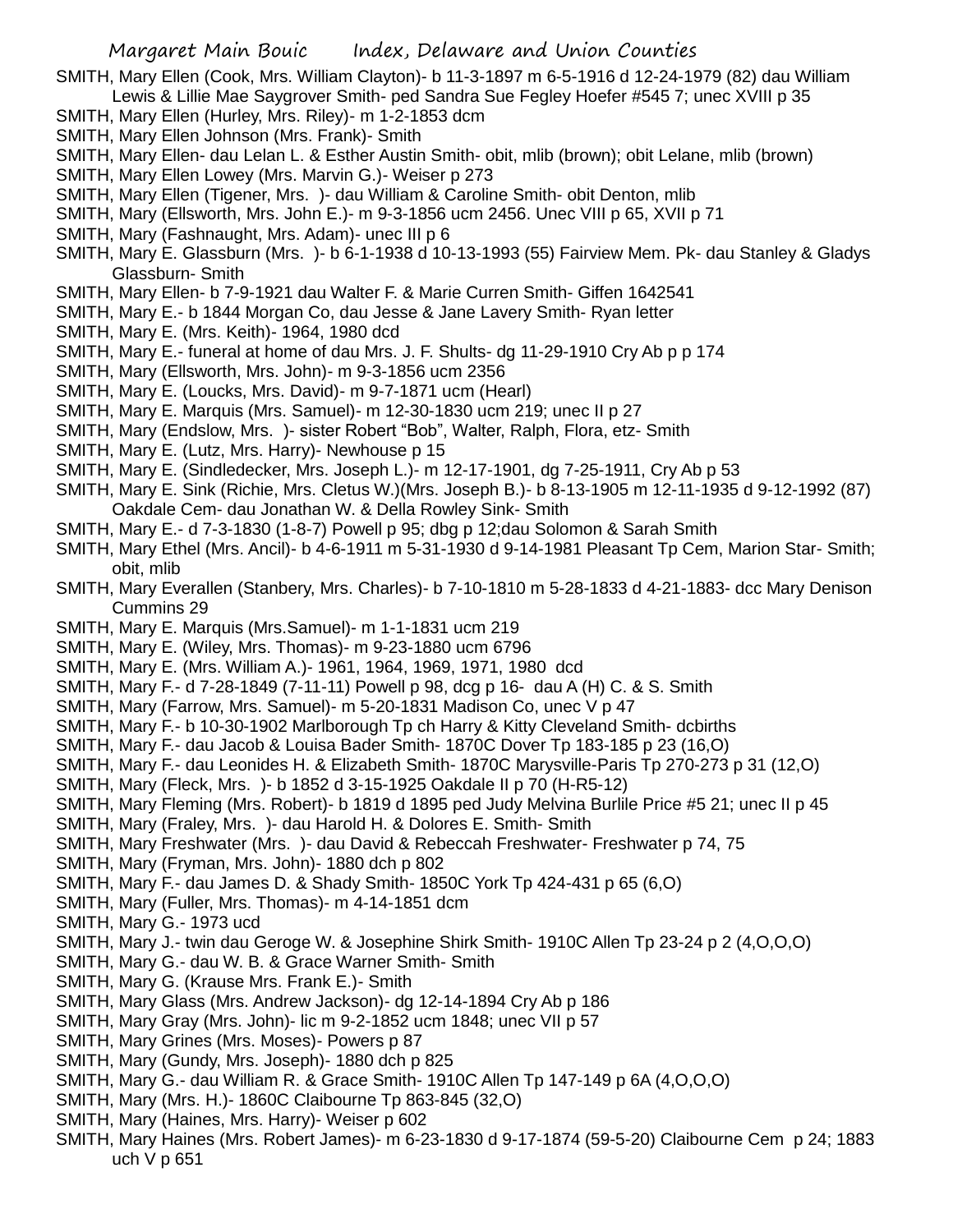SMITH, Mary Ellen (Cook, Mrs. William Clayton)- b 11-3-1897 m 6-5-1916 d 12-24-1979 (82) dau William Lewis & Lillie Mae Saygrover Smith- ped Sandra Sue Fegley Hoefer #545 7; unec XVIII p 35

SMITH, Mary Ellen (Hurley, Mrs. Riley)- m 1-2-1853 dcm

SMITH, Mary Ellen Johnson (Mrs. Frank)- Smith

SMITH, Mary Ellen- dau Lelan L. & Esther Austin Smith- obit, mlib (brown); obit Lelane, mlib (brown)

SMITH, Mary Ellen Lowey (Mrs. Marvin G.)- Weiser p 273

SMITH, Mary Ellen (Tigener, Mrs. )- dau William & Caroline Smith- obit Denton, mlib

SMITH, Mary (Ellsworth, Mrs. John E.)- m 9-3-1856 ucm 2456. Unec VIII p 65, XVII p 71

SMITH, Mary (Fashnaught, Mrs. Adam)- unec III p 6

SMITH, Mary E. Glassburn (Mrs. )- b 6-1-1938 d 10-13-1993 (55) Fairview Mem. Pk- dau Stanley & Gladys Glassburn- Smith

SMITH, Mary Ellen- b 7-9-1921 dau Walter F. & Marie Curren Smith- Giffen 1642541

SMITH, Mary E.- b 1844 Morgan Co, dau Jesse & Jane Lavery Smith- Ryan letter

SMITH, Mary E. (Mrs. Keith)- 1964, 1980 dcd

SMITH, Mary E.- funeral at home of dau Mrs. J. F. Shults- dg 11-29-1910 Cry Ab p p 174

SMITH, Mary (Ellsworth, Mrs. John)- m 9-3-1856 ucm 2356

SMITH, Mary E. (Loucks, Mrs. David)- m 9-7-1871 ucm (Hearl)

SMITH, Mary E. Marquis (Mrs. Samuel)- m 12-30-1830 ucm 219; unec II p 27

SMITH, Mary (Endslow, Mrs. )- sister Robert "Bob", Walter, Ralph, Flora, etz- Smith

SMITH, Mary E. (Lutz, Mrs. Harry)- Newhouse p 15

SMITH, Mary E. (Sindledecker, Mrs. Joseph L.)- m 12-17-1901, dg 7-25-1911, Cry Ab p 53

SMITH, Mary E. Sink (Richie, Mrs. Cletus W.)(Mrs. Joseph B.)- b 8-13-1905 m 12-11-1935 d 9-12-1992 (87) Oakdale Cem- dau Jonathan W. & Della Rowley Sink- Smith

SMITH, Mary E.- d 7-3-1830 (1-8-7) Powell p 95; dbg p 12;dau Solomon & Sarah Smith

SMITH, Mary Ethel (Mrs. Ancil)- b 4-6-1911 m 5-31-1930 d 9-14-1981 Pleasant Tp Cem, Marion Star- Smith; obit, mlib

SMITH, Mary Everallen (Stanbery, Mrs. Charles)- b 7-10-1810 m 5-28-1833 d 4-21-1883- dcc Mary Denison Cummins 29

SMITH, Mary E. Marquis (Mrs.Samuel)- m 1-1-1831 ucm 219

SMITH, Mary E. (Wiley, Mrs. Thomas)- m 9-23-1880 ucm 6796

SMITH, Mary E. (Mrs. William A.)- 1961, 1964, 1969, 1971, 1980 dcd

SMITH, Mary F.- d 7-28-1849 (7-11-11) Powell p 98, dcg p 16- dau A (H) C. & S. Smith

SMITH, Mary (Farrow, Mrs. Samuel)- m 5-20-1831 Madison Co, unec V p 47

SMITH, Mary F.- b 10-30-1902 Marlborough Tp ch Harry & Kitty Cleveland Smith- dcbirths

SMITH, Mary F.- dau Jacob & Louisa Bader Smith- 1870C Dover Tp 183-185 p 23 (16,O)

SMITH, Mary F.- dau Leonides H. & Elizabeth Smith- 1870C Marysville-Paris Tp 270-273 p 31 (12,O)

SMITH, Mary (Fleck, Mrs. )- b 1852 d 3-15-1925 Oakdale II p 70 (H-R5-12)

SMITH, Mary Fleming (Mrs. Robert)- b 1819 d 1895 ped Judy Melvina Burlile Price #5 21; unec II p 45

SMITH, Mary (Fraley, Mrs. )- dau Harold H. & Dolores E. Smith- Smith

SMITH, Mary Freshwater (Mrs. )- dau David & Rebeccah Freshwater- Freshwater p 74, 75

SMITH, Mary (Fryman, Mrs. John)- 1880 dch p 802

SMITH, Mary F.- dau James D. & Shady Smith- 1850C York Tp 424-431 p 65 (6,O)

SMITH, Mary (Fuller, Mrs. Thomas)- m 4-14-1851 dcm

SMITH, Mary G.- 1973 ucd

SMITH, Mary J.- twin dau Geroge W. & Josephine Shirk Smith- 1910C Allen Tp 23-24 p 2 (4,O,O,O)

SMITH, Mary G.- dau W. B. & Grace Warner Smith- Smith

SMITH, Mary G. (Krause Mrs. Frank E.)- Smith

SMITH, Mary Glass (Mrs. Andrew Jackson)- dg 12-14-1894 Cry Ab p 186

SMITH, Mary Gray (Mrs. John)- lic m 9-2-1852 ucm 1848; unec VII p 57

SMITH, Mary Grines (Mrs. Moses)- Powers p 87

SMITH, Mary (Gundy, Mrs. Joseph)- 1880 dch p 825

SMITH, Mary G.- dau William R. & Grace Smith- 1910C Allen Tp 147-149 p 6A (4,O,O,O)

SMITH, Mary (Mrs. H.)- 1860C Claibourne Tp 863-845 (32,O)

SMITH, Mary (Haines, Mrs. Harry)- Weiser p 602

SMITH, Mary Haines (Mrs. Robert James)- m 6-23-1830 d 9-17-1874 (59-5-20) Claibourne Cem p 24; 1883 uch V p 651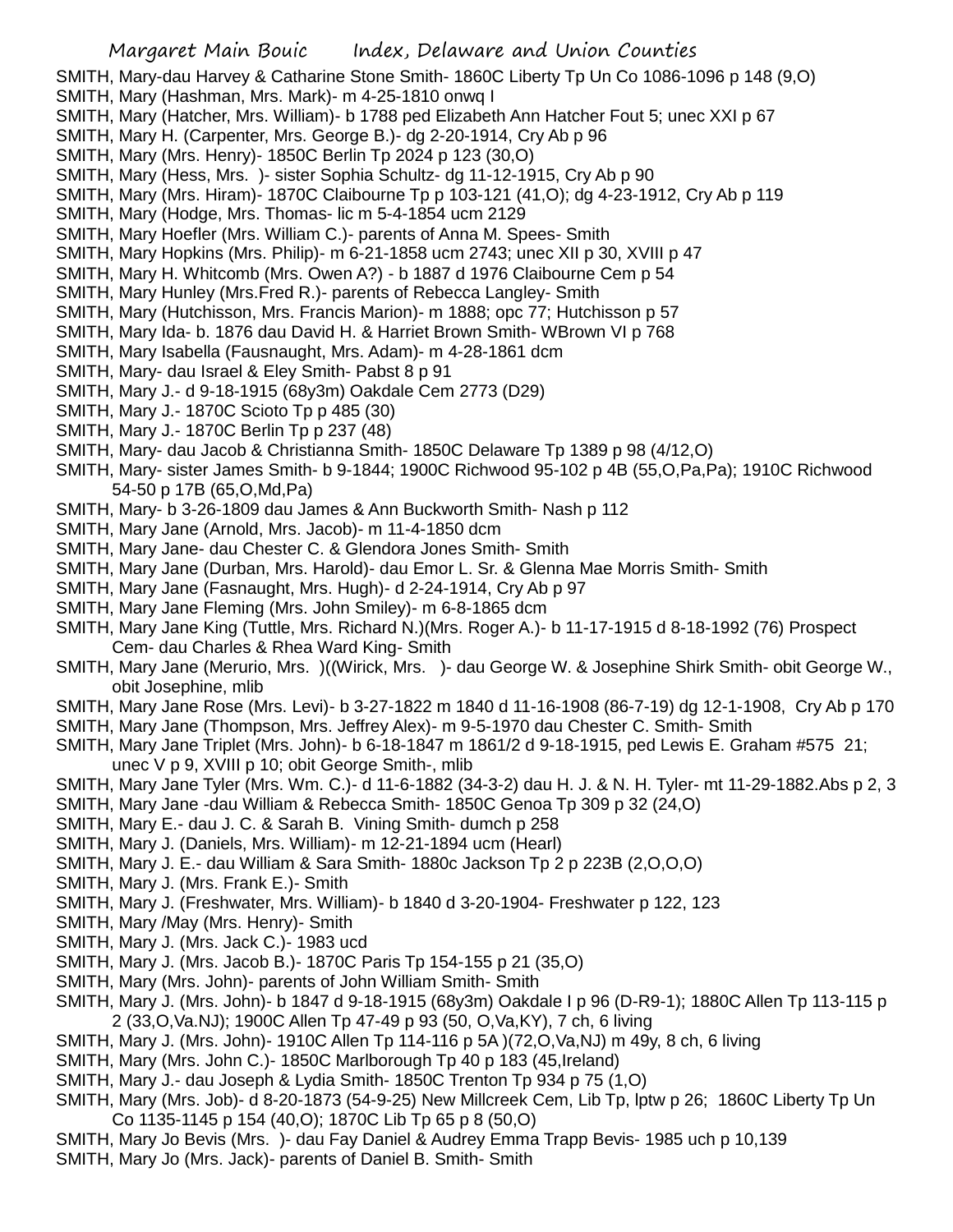SMITH, Mary-dau Harvey & Catharine Stone Smith- 1860C Liberty Tp Un Co 1086-1096 p 148 (9,O)
SMITH, Mary (Hashman, Mrs. Mark)- m 4-25-1810 onwq I
SMITH, Mary (Hatcher, Mrs. William)- b 1788 ped Elizabeth Ann Hatcher Fout 5; unec XXI p 67
SMITH, Mary H. (Carpenter, Mrs. George B.)- dg 2-20-1914, Cry Ab p 96
SMITH, Mary (Mrs. Henry)- 1850C Berlin Tp 2024 p 123 (30,O)
SMITH, Mary (Hess, Mrs. )- sister Sophia Schultz- dg 11-12-1915, Cry Ab p 90
SMITH, Mary (Mrs. Hiram)- 1870C Claibourne Tp p 103-121 (41,O); dg 4-23-1912, Cry Ab p 119
SMITH, Mary (Hodge, Mrs. Thomas- lic m 5-4-1854 ucm 2129
SMITH, Mary Hoefler (Mrs. William C.)- parents of Anna M. Spees- Smith
SMITH, Mary Hopkins (Mrs. Philip)- m 6-21-1858 ucm 2743; unec XII p 30, XVIII p 47
SMITH, Mary H. Whitcomb (Mrs. Owen A?) - b 1887 d 1976 Claibourne Cem p 54
SMITH, Mary Hunley (Mrs.Fred R.)- parents of Rebecca Langley- Smith
SMITH, Mary (Hutchisson, Mrs. Francis Marion)- m 1888; opc 77; Hutchisson p 57
SMITH, Mary Ida- b. 1876 dau David H. & Harriet Brown Smith- WBrown VI p 768
SMITH, Mary Isabella (Fausnaught, Mrs. Adam)- m 4-28-1861 dcm
SMITH, Mary- dau Israel & Eley Smith- Pabst 8 p 91
SMITH, Mary J.- d 9-18-1915 (68y3m) Oakdale Cem 2773 (D29)
SMITH, Mary J.- 1870C Scioto Tp p 485 (30)
SMITH, Mary J.- 1870C Berlin Tp p 237 (48)
SMITH, Mary- dau Jacob & Christianna Smith- 1850C Delaware Tp 1389 p 98 (4/12,O)
SMITH, Mary- sister James Smith- b 9-1844; 1900C Richwood 95-102 p 4B (55,O,Pa,Pa); 1910C Richwood 54-50 p 17B (65,O,Md,Pa)
SMITH, Mary- b 3-26-1809 dau James & Ann Buckworth Smith- Nash p 112
SMITH, Mary Jane (Arnold, Mrs. Jacob)- m 11-4-1850 dcm
SMITH, Mary Jane- dau Chester C. & Glendora Jones Smith- Smith
SMITH, Mary Jane (Durban, Mrs. Harold)- dau Emor L. Sr. & Glenna Mae Morris Smith- Smith
SMITH, Mary Jane (Fasnaught, Mrs. Hugh)- d 2-24-1914, Cry Ab p 97
SMITH, Mary Jane Fleming (Mrs. John Smiley)- m 6-8-1865 dcm
SMITH, Mary Jane King (Tuttle, Mrs. Richard N.)(Mrs. Roger A.)- b 11-17-1915 d 8-18-1992 (76) Prospect Cem- dau Charles & Rhea Ward King- Smith
SMITH, Mary Jane (Merurio, Mrs. )((Wirick, Mrs. )- dau George W. & Josephine Shirk Smith- obit George W., obit Josephine, mlib
SMITH, Mary Jane Rose (Mrs. Levi)- b 3-27-1822 m 1840 d 11-16-1908 (86-7-19) dg 12-1-1908, Cry Ab p 170
SMITH, Mary Jane (Thompson, Mrs. Jeffrey Alex)- m 9-5-1970 dau Chester C. Smith- Smith
SMITH, Mary Jane Triplet (Mrs. John)- b 6-18-1847 m 1861/2 d 9-18-1915, ped Lewis E. Graham #575 21; unec V p 9, XVIII p 10; obit George Smith-, mlib
SMITH, Mary Jane Tyler (Mrs. Wm. C.)- d 11-6-1882 (34-3-2) dau H. J. & N. H. Tyler- mt 11-29-1882.Abs p 2, 3
SMITH, Mary Jane -dau William & Rebecca Smith- 1850C Genoa Tp 309 p 32 (24,O)
SMITH, Mary E.- dau J. C. & Sarah B. Vining Smith- dumch p 258
SMITH, Mary J. (Daniels, Mrs. William)- m 12-21-1894 ucm (Hearl)
SMITH, Mary J. E.- dau William & Sara Smith- 1880c Jackson Tp 2 p 223B (2,O,O,O)
SMITH, Mary J. (Mrs. Frank E.)- Smith
SMITH, Mary J. (Freshwater, Mrs. William)- b 1840 d 3-20-1904- Freshwater p 122, 123
SMITH, Mary /May (Mrs. Henry)- Smith
SMITH, Mary J. (Mrs. Jack C.)- 1983 ucd
SMITH, Mary J. (Mrs. Jacob B.)- 1870C Paris Tp 154-155 p 21 (35,O)
SMITH, Mary (Mrs. John)- parents of John William Smith- Smith
SMITH, Mary J. (Mrs. John)- b 1847 d 9-18-1915 (68y3m) Oakdale I p 96 (D-R9-1); 1880C Allen Tp 113-115 p 2 (33,O,Va.NJ); 1900C Allen Tp 47-49 p 93 (50, O,Va,KY), 7 ch, 6 living
SMITH, Mary J. (Mrs. John)- 1910C Allen Tp 114-116 p 5A )(72,O,Va,NJ) m 49y, 8 ch, 6 living
SMITH, Mary (Mrs. John C.)- 1850C Marlborough Tp 40 p 183 (45,Ireland)
SMITH, Mary J.- dau Joseph & Lydia Smith- 1850C Trenton Tp 934 p 75 (1,O)
SMITH, Mary (Mrs. Job)- d 8-20-1873 (54-9-25) New Millcreek Cem, Lib Tp, lptw p 26; 1860C Liberty Tp Un Co 1135-1145 p 154 (40,O); 1870C Lib Tp 65 p 8 (50,O)
SMITH, Mary Jo Bevis (Mrs. )- dau Fay Daniel & Audrey Emma Trapp Bevis- 1985 uch p 10,139
SMITH, Mary Jo (Mrs. Jack)- parents of Daniel B. Smith- Smith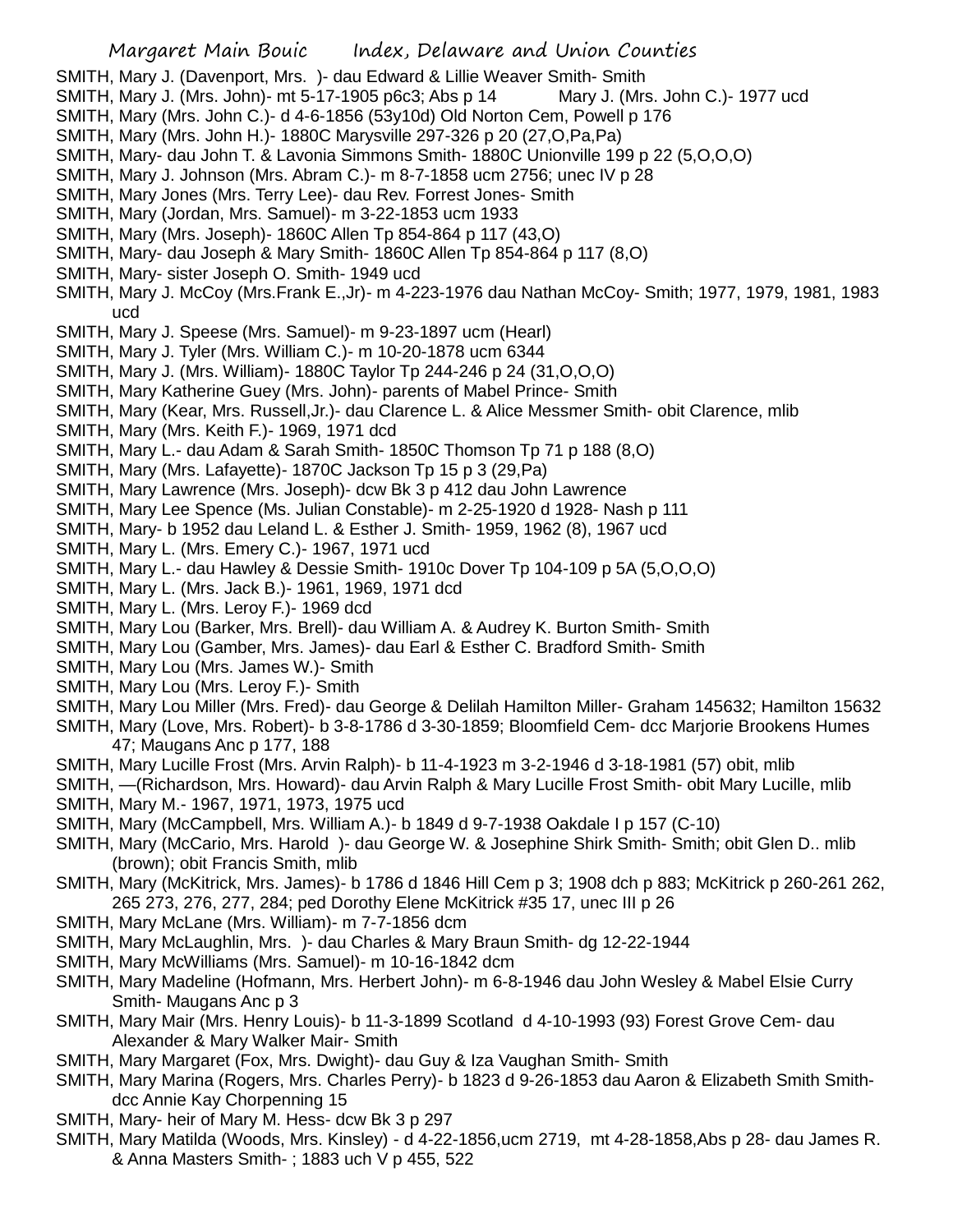SMITH, Mary J. (Davenport, Mrs. )- dau Edward & Lillie Weaver Smith- Smith
SMITH, Mary J. (Mrs. John)- mt 5-17-1905 p6c3; Abs p 14 Mary J. (Mrs. John C.)- 1977 ucd
SMITH, Mary (Mrs. John C.)- d 4-6-1856 (53y10d) Old Norton Cem, Powell p 176
SMITH, Mary (Mrs. John H.)- 1880C Marysville 297-326 p 20 (27,O,Pa,Pa)
SMITH, Mary- dau John T. & Lavonia Simmons Smith- 1880C Unionville 199 p 22 (5,O,O,O)
SMITH, Mary J. Johnson (Mrs. Abram C.)- m 8-7-1858 ucm 2756; unec IV p 28
SMITH, Mary Jones (Mrs. Terry Lee)- dau Rev. Forrest Jones- Smith
SMITH, Mary (Jordan, Mrs. Samuel)- m 3-22-1853 ucm 1933
SMITH, Mary (Mrs. Joseph)- 1860C Allen Tp 854-864 p 117 (43,O)
SMITH, Mary- dau Joseph & Mary Smith- 1860C Allen Tp 854-864 p 117 (8,O)
SMITH, Mary- sister Joseph O. Smith- 1949 ucd
SMITH, Mary J. McCoy (Mrs.Frank E.,Jr)- m 4-223-1976 dau Nathan McCoy- Smith; 1977, 1979, 1981, 1983 ucd
SMITH, Mary J. Speese (Mrs. Samuel)- m 9-23-1897 ucm (Hearl)
SMITH, Mary J. Tyler (Mrs. William C.)- m 10-20-1878 ucm 6344
SMITH, Mary J. (Mrs. William)- 1880C Taylor Tp 244-246 p 24 (31,O,O,O)
SMITH, Mary Katherine Guey (Mrs. John)- parents of Mabel Prince- Smith
SMITH, Mary (Kear, Mrs. Russell,Jr.)- dau Clarence L. & Alice Messmer Smith- obit Clarence, mlib
SMITH, Mary (Mrs. Keith F.)- 1969, 1971 dcd
SMITH, Mary L.- dau Adam & Sarah Smith- 1850C Thomson Tp 71 p 188 (8,O)
SMITH, Mary (Mrs. Lafayette)- 1870C Jackson Tp 15 p 3 (29,Pa)
SMITH, Mary Lawrence (Mrs. Joseph)- dcw Bk 3 p 412 dau John Lawrence
SMITH, Mary Lee Spence (Ms. Julian Constable)- m 2-25-1920 d 1928- Nash p 111
SMITH, Mary- b 1952 dau Leland L. & Esther J. Smith- 1959, 1962 (8), 1967 ucd
SMITH, Mary L. (Mrs. Emery C.)- 1967, 1971 ucd
SMITH, Mary L.- dau Hawley & Dessie Smith- 1910c Dover Tp 104-109 p 5A (5,O,O,O)
SMITH, Mary L. (Mrs. Jack B.)- 1961, 1969, 1971 dcd
SMITH, Mary L. (Mrs. Leroy F.)- 1969 dcd
SMITH, Mary Lou (Barker, Mrs. Brell)- dau William A. & Audrey K. Burton Smith- Smith
SMITH, Mary Lou (Gamber, Mrs. James)- dau Earl & Esther C. Bradford Smith- Smith
SMITH, Mary Lou (Mrs. James W.)- Smith
SMITH, Mary Lou (Mrs. Leroy F.)- Smith
SMITH, Mary Lou Miller (Mrs. Fred)- dau George & Delilah Hamilton Miller- Graham 145632; Hamilton 15632
SMITH, Mary (Love, Mrs. Robert)- b 3-8-1786 d 3-30-1859; Bloomfield Cem- dcc Marjorie Brookens Humes 47; Maugans Anc p 177, 188
SMITH, Mary Lucille Frost (Mrs. Arvin Ralph)- b 11-4-1923 m 3-2-1946 d 3-18-1981 (57) obit, mlib
SMITH, —(Richardson, Mrs. Howard)- dau Arvin Ralph & Mary Lucille Frost Smith- obit Mary Lucille, mlib
SMITH, Mary M.- 1967, 1971, 1973, 1975 ucd
SMITH, Mary (McCampbell, Mrs. William A.)- b 1849 d 9-7-1938 Oakdale I p 157 (C-10)
SMITH, Mary (McCario, Mrs. Harold )- dau George W. & Josephine Shirk Smith- Smith; obit Glen D.. mlib (brown); obit Francis Smith, mlib
SMITH, Mary (McKitrick, Mrs. James)- b 1786 d 1846 Hill Cem p 3; 1908 dch p 883; McKitrick p 260-261 262, 265 273, 276, 277, 284; ped Dorothy Elene McKitrick #35 17, unec III p 26
SMITH, Mary McLane (Mrs. William)- m 7-7-1856 dcm
SMITH, Mary McLaughlin, Mrs. )- dau Charles & Mary Braun Smith- dg 12-22-1944
SMITH, Mary McWilliams (Mrs. Samuel)- m 10-16-1842 dcm
SMITH, Mary Madeline (Hofmann, Mrs. Herbert John)- m 6-8-1946 dau John Wesley & Mabel Elsie Curry Smith- Maugans Anc p 3
SMITH, Mary Mair (Mrs. Henry Louis)- b 11-3-1899 Scotland d 4-10-1993 (93) Forest Grove Cem- dau Alexander & Mary Walker Mair- Smith
SMITH, Mary Margaret (Fox, Mrs. Dwight)- dau Guy & Iza Vaughan Smith- Smith
SMITH, Mary Marina (Rogers, Mrs. Charles Perry)- b 1823 d 9-26-1853 dau Aaron & Elizabeth Smith Smith- dcc Annie Kay Chorpenning 15
SMITH, Mary- heir of Mary M. Hess- dcw Bk 3 p 297
SMITH, Mary Matilda (Woods, Mrs. Kinsley) - d 4-22-1856,ucm 2719, mt 4-28-1858,Abs p 28- dau James R. & Anna Masters Smith- ; 1883 uch V p 455, 522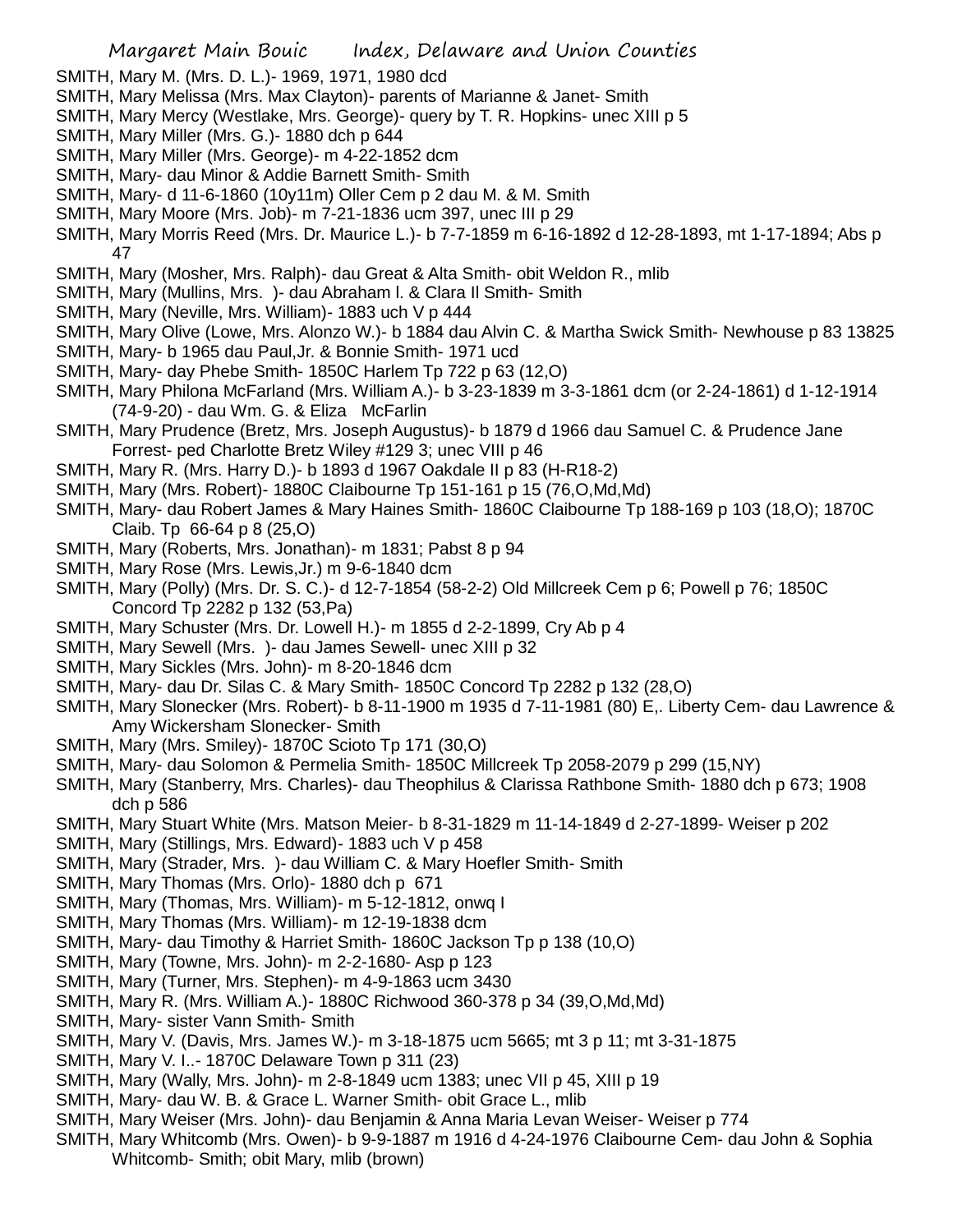SMITH, Mary M. (Mrs. D. L.)- 1969, 1971, 1980 dcd

SMITH, Mary Melissa (Mrs. Max Clayton)- parents of Marianne & Janet- Smith

SMITH, Mary Mercy (Westlake, Mrs. George)- query by T. R. Hopkins- unec XIII p 5

SMITH, Mary Miller (Mrs. G.)- 1880 dch p 644

SMITH, Mary Miller (Mrs. George)- m 4-22-1852 dcm

SMITH, Mary- dau Minor & Addie Barnett Smith- Smith

SMITH, Mary- d 11-6-1860 (10y11m) Oller Cem p 2 dau M. & M. Smith

SMITH, Mary Moore (Mrs. Job)- m 7-21-1836 ucm 397, unec III p 29

SMITH, Mary Morris Reed (Mrs. Dr. Maurice L.)- b 7-7-1859 m 6-16-1892 d 12-28-1893, mt 1-17-1894; Abs p 47

SMITH, Mary (Mosher, Mrs. Ralph)- dau Great & Alta Smith- obit Weldon R., mlib

SMITH, Mary (Mullins, Mrs. )- dau Abraham I. & Clara II Smith- Smith

SMITH, Mary (Neville, Mrs. William)- 1883 uch V p 444

SMITH, Mary Olive (Lowe, Mrs. Alonzo W.)- b 1884 dau Alvin C. & Martha Swick Smith- Newhouse p 83 13825

SMITH, Mary- b 1965 dau Paul,Jr. & Bonnie Smith- 1971 ucd

SMITH, Mary- day Phebe Smith- 1850C Harlem Tp 722 p 63 (12,O)

SMITH, Mary Philona McFarland (Mrs. William A.)- b 3-23-1839 m 3-3-1861 dcm (or 2-24-1861) d 1-12-1914 (74-9-20) - dau Wm. G. & Eliza McFarlin

SMITH, Mary Prudence (Bretz, Mrs. Joseph Augustus)- b 1879 d 1966 dau Samuel C. & Prudence Jane Forrest- ped Charlotte Bretz Wiley #129 3; unec VIII p 46

SMITH, Mary R. (Mrs. Harry D.)- b 1893 d 1967 Oakdale II p 83 (H-R18-2)

SMITH, Mary (Mrs. Robert)- 1880C Claibourne Tp 151-161 p 15 (76,O,Md,Md)

SMITH, Mary- dau Robert James & Mary Haines Smith- 1860C Claibourne Tp 188-169 p 103 (18,O); 1870C Claib. Tp 66-64 p 8 (25,O)

SMITH, Mary (Roberts, Mrs. Jonathan)- m 1831; Pabst 8 p 94

SMITH, Mary Rose (Mrs. Lewis,Jr.) m 9-6-1840 dcm

SMITH, Mary (Polly) (Mrs. Dr. S. C.)- d 12-7-1854 (58-2-2) Old Millcreek Cem p 6; Powell p 76; 1850C Concord Tp 2282 p 132 (53,Pa)

SMITH, Mary Schuster (Mrs. Dr. Lowell H.)- m 1855 d 2-2-1899, Cry Ab p 4

SMITH, Mary Sewell (Mrs. )- dau James Sewell- unec XIII p 32

SMITH, Mary Sickles (Mrs. John)- m 8-20-1846 dcm

SMITH, Mary- dau Dr. Silas C. & Mary Smith- 1850C Concord Tp 2282 p 132 (28,O)

SMITH, Mary Slonecker (Mrs. Robert)- b 8-11-1900 m 1935 d 7-11-1981 (80) E,. Liberty Cem- dau Lawrence & Amy Wickersham Slonecker- Smith

SMITH, Mary (Mrs. Smiley)- 1870C Scioto Tp 171 (30,O)

SMITH, Mary- dau Solomon & Permelia Smith- 1850C Millcreek Tp 2058-2079 p 299 (15,NY)

SMITH, Mary (Stanberry, Mrs. Charles)- dau Theophilus & Clarissa Rathbone Smith- 1880 dch p 673; 1908 dch p 586

SMITH, Mary Stuart White (Mrs. Matson Meier- b 8-31-1829 m 11-14-1849 d 2-27-1899- Weiser p 202

SMITH, Mary (Stillings, Mrs. Edward)- 1883 uch V p 458

SMITH, Mary (Strader, Mrs. )- dau William C. & Mary Hoefler Smith- Smith

SMITH, Mary Thomas (Mrs. Orlo)- 1880 dch p 671

SMITH, Mary (Thomas, Mrs. William)- m 5-12-1812, onwq I

SMITH, Mary Thomas (Mrs. William)- m 12-19-1838 dcm

SMITH, Mary- dau Timothy & Harriet Smith- 1860C Jackson Tp p 138 (10,O)

SMITH, Mary (Towne, Mrs. John)- m 2-2-1680- Asp p 123

SMITH, Mary (Turner, Mrs. Stephen)- m 4-9-1863 ucm 3430

SMITH, Mary R. (Mrs. William A.)- 1880C Richwood 360-378 p 34 (39,O,Md,Md)

SMITH, Mary- sister Vann Smith- Smith

SMITH, Mary V. (Davis, Mrs. James W.)- m 3-18-1875 ucm 5665; mt 3 p 11; mt 3-31-1875

SMITH, Mary V. I..- 1870C Delaware Town p 311 (23)

SMITH, Mary (Wally, Mrs. John)- m 2-8-1849 ucm 1383; unec VII p 45, XIII p 19

SMITH, Mary- dau W. B. & Grace L. Warner Smith- obit Grace L., mlib

SMITH, Mary Weiser (Mrs. John)- dau Benjamin & Anna Maria Levan Weiser- Weiser p 774

SMITH, Mary Whitcomb (Mrs. Owen)- b 9-9-1887 m 1916 d 4-24-1976 Claibourne Cem- dau John & Sophia Whitcomb- Smith; obit Mary, mlib (brown)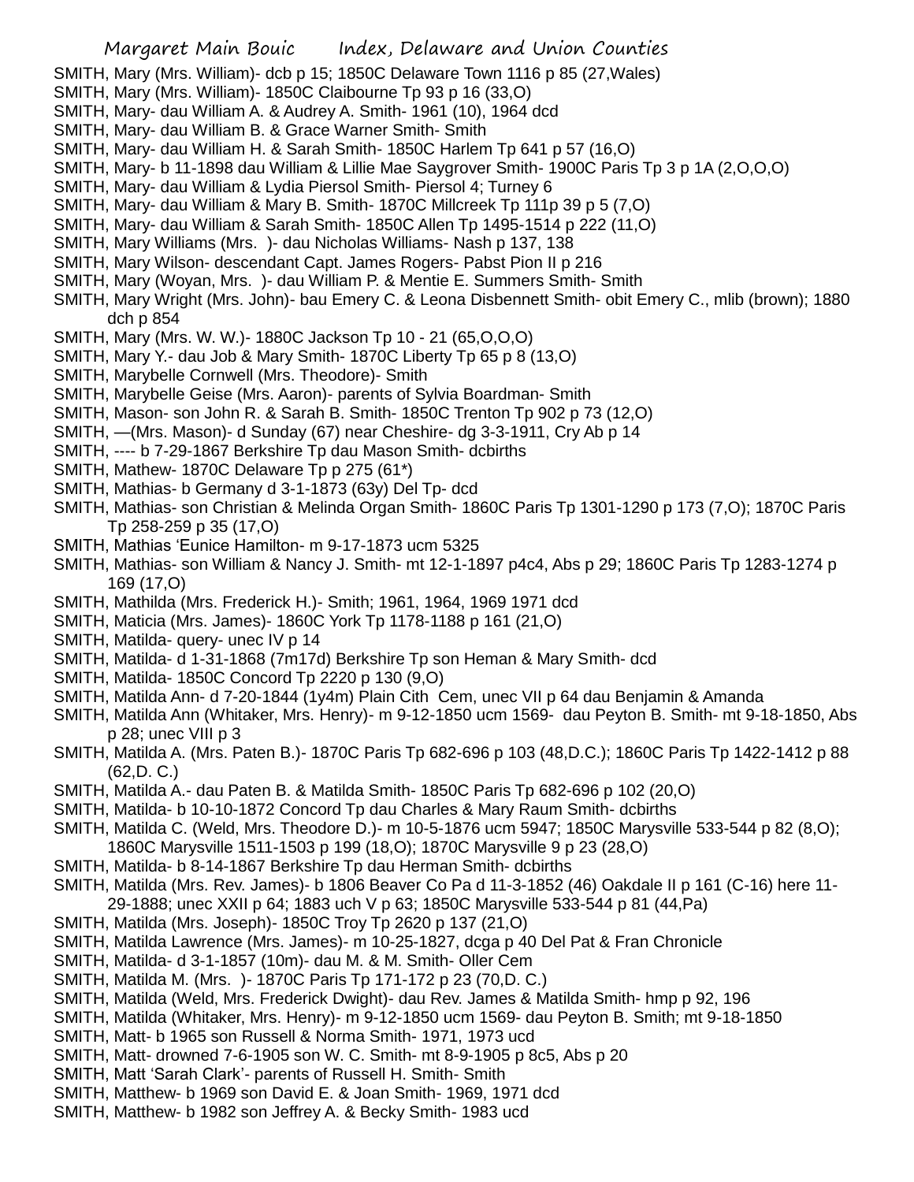SMITH, Mary (Mrs. William)- dcb p 15; 1850C Delaware Town 1116 p 85 (27,Wales)
SMITH, Mary (Mrs. William)- 1850C Claibourne Tp 93 p 16 (33,O)
SMITH, Mary- dau William A. & Audrey A. Smith- 1961 (10), 1964 dcd
SMITH, Mary- dau William B. & Grace Warner Smith- Smith
SMITH, Mary- dau William H. & Sarah Smith- 1850C Harlem Tp 641 p 57 (16,O)
SMITH, Mary- b 11-1898 dau William & Lillie Mae Saygrover Smith- 1900C Paris Tp 3 p 1A (2,O,O,O)
SMITH, Mary- dau William & Lydia Piersol Smith- Piersol 4; Turney 6
SMITH, Mary- dau William & Mary B. Smith- 1870C Millcreek Tp 111p 39 p 5 (7,O)
SMITH, Mary- dau William & Sarah Smith- 1850C Allen Tp 1495-1514 p 222 (11,O)
SMITH, Mary Williams (Mrs. )- dau Nicholas Williams- Nash p 137, 138
SMITH, Mary Wilson- descendant Capt. James Rogers- Pabst Pion II p 216
SMITH, Mary (Woyan, Mrs. )- dau William P. & Mentie E. Summers Smith- Smith
SMITH, Mary Wright (Mrs. John)- bau Emery C. & Leona Disbennett Smith- obit Emery C., mlib (brown); 1880 dch p 854
SMITH, Mary (Mrs. W. W.)- 1880C Jackson Tp 10 - 21 (65,O,O,O)
SMITH, Mary Y.- dau Job & Mary Smith- 1870C Liberty Tp 65 p 8 (13,O)
SMITH, Marybelle Cornwell (Mrs. Theodore)- Smith
SMITH, Marybelle Geise (Mrs. Aaron)- parents of Sylvia Boardman- Smith
SMITH, Mason- son John R. & Sarah B. Smith- 1850C Trenton Tp 902 p 73 (12,O)
SMITH, —(Mrs. Mason)- d Sunday (67) near Cheshire- dg 3-3-1911, Cry Ab p 14
SMITH, ---- b 7-29-1867 Berkshire Tp dau Mason Smith- dcbirths
SMITH, Mathew- 1870C Delaware Tp p 275 (61*)
SMITH, Mathias- b Germany d 3-1-1873 (63y) Del Tp- dcd
SMITH, Mathias- son Christian & Melinda Organ Smith- 1860C Paris Tp 1301-1290 p 173 (7,O); 1870C Paris Tp 258-259 p 35 (17,O)
SMITH, Mathias 'Eunice Hamilton- m 9-17-1873 ucm 5325
SMITH, Mathias- son William & Nancy J. Smith- mt 12-1-1897 p4c4, Abs p 29; 1860C Paris Tp 1283-1274 p 169 (17,O)
SMITH, Mathilda (Mrs. Frederick H.)- Smith; 1961, 1964, 1969 1971 dcd
SMITH, Maticia (Mrs. James)- 1860C York Tp 1178-1188 p 161 (21,O)
SMITH, Matilda- query- unec IV p 14
SMITH, Matilda- d 1-31-1868 (7m17d) Berkshire Tp son Heman & Mary Smith- dcd
SMITH, Matilda- 1850C Concord Tp 2220 p 130 (9,O)
SMITH, Matilda Ann- d 7-20-1844 (1y4m) Plain Cith Cem, unec VII p 64 dau Benjamin & Amanda
SMITH, Matilda Ann (Whitaker, Mrs. Henry)- m 9-12-1850 ucm 1569- dau Peyton B. Smith- mt 9-18-1850, Abs p 28; unec VIII p 3
SMITH, Matilda A. (Mrs. Paten B.)- 1870C Paris Tp 682-696 p 103 (48,D.C.); 1860C Paris Tp 1422-1412 p 88 (62,D. C.)
SMITH, Matilda A.- dau Paten B. & Matilda Smith- 1850C Paris Tp 682-696 p 102 (20,O)
SMITH, Matilda- b 10-10-1872 Concord Tp dau Charles & Mary Raum Smith- dcbirths
SMITH, Matilda C. (Weld, Mrs. Theodore D.)- m 10-5-1876 ucm 5947; 1850C Marysville 533-544 p 82 (8,O); 1860C Marysville 1511-1503 p 199 (18,O); 1870C Marysville 9 p 23 (28,O)
SMITH, Matilda- b 8-14-1867 Berkshire Tp dau Herman Smith- dcbirths
SMITH, Matilda (Mrs. Rev. James)- b 1806 Beaver Co Pa d 11-3-1852 (46) Oakdale II p 161 (C-16) here 11-29-1888; unec XXII p 64; 1883 uch V p 63; 1850C Marysville 533-544 p 81 (44,Pa)
SMITH, Matilda (Mrs. Joseph)- 1850C Troy Tp 2620 p 137 (21,O)
SMITH, Matilda Lawrence (Mrs. James)- m 10-25-1827, dcga p 40 Del Pat & Fran Chronicle
SMITH, Matilda- d 3-1-1857 (10m)- dau M. & M. Smith- Oller Cem
SMITH, Matilda M. (Mrs. )- 1870C Paris Tp 171-172 p 23 (70,D. C.)
SMITH, Matilda (Weld, Mrs. Frederick Dwight)- dau Rev. James & Matilda Smith- hmp p 92, 196
SMITH, Matilda (Whitaker, Mrs. Henry)- m 9-12-1850 ucm 1569- dau Peyton B. Smith; mt 9-18-1850
SMITH, Matt- b 1965 son Russell & Norma Smith- 1971, 1973 ucd
SMITH, Matt- drowned 7-6-1905 son W. C. Smith- mt 8-9-1905 p 8c5, Abs p 20
SMITH, Matt 'Sarah Clark'- parents of Russell H. Smith- Smith
SMITH, Matthew- b 1969 son David E. & Joan Smith- 1969, 1971 dcd
SMITH, Matthew- b 1982 son Jeffrey A. & Becky Smith- 1983 ucd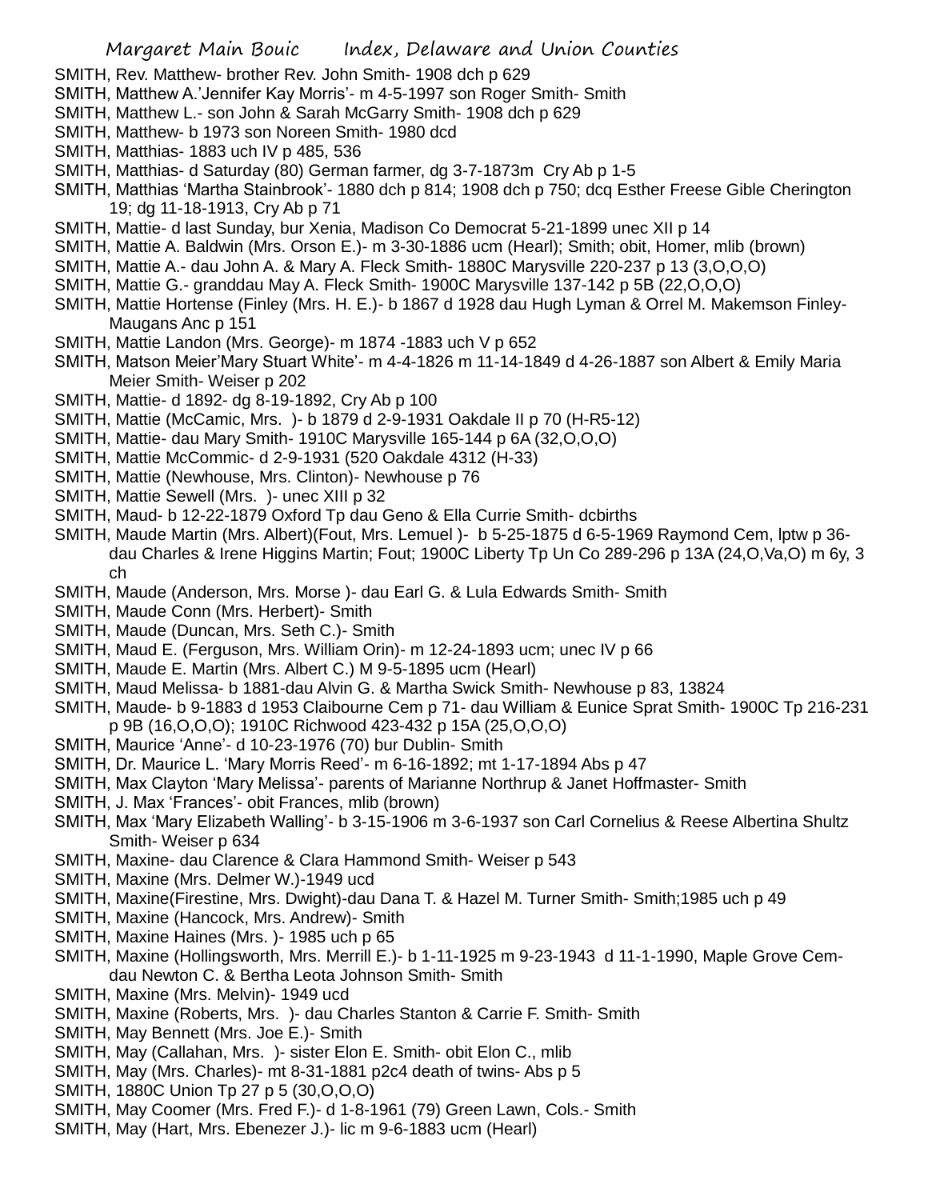SMITH, Rev. Matthew- brother Rev. John Smith- 1908 dch p 629

SMITH, Matthew A.'Jennifer Kay Morris'- m 4-5-1997 son Roger Smith- Smith

SMITH, Matthew L.- son John & Sarah McGarry Smith- 1908 dch p 629

SMITH, Matthew- b 1973 son Noreen Smith- 1980 dcd

SMITH, Matthias- 1883 uch IV p 485, 536

SMITH, Matthias- d Saturday (80) German farmer, dg 3-7-1873m Cry Ab p 1-5

SMITH, Matthias 'Martha Stainbrook'- 1880 dch p 814; 1908 dch p 750; dcq Esther Freese Gible Cherington 19; dg 11-18-1913, Cry Ab p 71

SMITH, Mattie- d last Sunday, bur Xenia, Madison Co Democrat 5-21-1899 unec XII p 14

SMITH, Mattie A. Baldwin (Mrs. Orson E.)- m 3-30-1886 ucm (Hearl); Smith; obit, Homer, mlib (brown)

SMITH, Mattie A.- dau John A. & Mary A. Fleck Smith- 1880C Marysville 220-237 p 13 (3,O,O,O)

SMITH, Mattie G.- granddau May A. Fleck Smith- 1900C Marysville 137-142 p 5B (22,O,O,O)

SMITH, Mattie Hortense (Finley (Mrs. H. E.)- b 1867 d 1928 dau Hugh Lyman & Orrel M. Makemson Finley- Maugans Anc p 151

SMITH, Mattie Landon (Mrs. George)- m 1874 -1883 uch V p 652

SMITH, Matson Meier'Mary Stuart White'- m 4-4-1826 m 11-14-1849 d 4-26-1887 son Albert & Emily Maria Meier Smith- Weiser p 202

SMITH, Mattie- d 1892- dg 8-19-1892, Cry Ab p 100

SMITH, Mattie (McCamic, Mrs. )- b 1879 d 2-9-1931 Oakdale II p 70 (H-R5-12)

SMITH, Mattie- dau Mary Smith- 1910C Marysville 165-144 p 6A (32,O,O,O)

SMITH, Mattie McCommic- d 2-9-1931 (520 Oakdale 4312 (H-33)

SMITH, Mattie (Newhouse, Mrs. Clinton)- Newhouse p 76

SMITH, Mattie Sewell (Mrs. )- unec XIII p 32

SMITH, Maud- b 12-22-1879 Oxford Tp dau Geno & Ella Currie Smith- dcbirths

SMITH, Maude Martin (Mrs. Albert)(Fout, Mrs. Lemuel )- b 5-25-1875 d 6-5-1969 Raymond Cem, lptw p 36- dau Charles & Irene Higgins Martin; Fout; 1900C Liberty Tp Un Co 289-296 p 13A (24,O,Va,O) m 6y, 3 ch

SMITH, Maude (Anderson, Mrs. Morse )- dau Earl G. & Lula Edwards Smith- Smith

SMITH, Maude Conn (Mrs. Herbert)- Smith

SMITH, Maude (Duncan, Mrs. Seth C.)- Smith

SMITH, Maud E. (Ferguson, Mrs. William Orin)- m 12-24-1893 ucm; unec IV p 66

SMITH, Maude E. Martin (Mrs. Albert C.) M 9-5-1895 ucm (Hearl)

SMITH, Maud Melissa- b 1881-dau Alvin G. & Martha Swick Smith- Newhouse p 83, 13824

SMITH, Maude- b 9-1883 d 1953 Claibourne Cem p 71- dau William & Eunice Sprat Smith- 1900C Tp 216-231 p 9B (16,O,O,O); 1910C Richwood 423-432 p 15A (25,O,O,O)

SMITH, Maurice 'Anne'- d 10-23-1976 (70) bur Dublin- Smith

SMITH, Dr. Maurice L. 'Mary Morris Reed'- m 6-16-1892; mt 1-17-1894 Abs p 47

SMITH, Max Clayton 'Mary Melissa'- parents of Marianne Northrup & Janet Hoffmaster- Smith

SMITH, J. Max 'Frances'- obit Frances, mlib (brown)

SMITH, Max 'Mary Elizabeth Walling'- b 3-15-1906 m 3-6-1937 son Carl Cornelius & Reese Albertina Shultz Smith- Weiser p 634

SMITH, Maxine- dau Clarence & Clara Hammond Smith- Weiser p 543

SMITH, Maxine (Mrs. Delmer W.)-1949 ucd

SMITH, Maxine(Firestine, Mrs. Dwight)-dau Dana T. & Hazel M. Turner Smith- Smith;1985 uch p 49

SMITH, Maxine (Hancock, Mrs. Andrew)- Smith

SMITH, Maxine Haines (Mrs. )- 1985 uch p 65

SMITH, Maxine (Hollingsworth, Mrs. Merrill E.)- b 1-11-1925 m 9-23-1943 d 11-1-1990, Maple Grove Cem- dau Newton C. & Bertha Leota Johnson Smith- Smith

SMITH, Maxine (Mrs. Melvin)- 1949 ucd

SMITH, Maxine (Roberts, Mrs. )- dau Charles Stanton & Carrie F. Smith- Smith

SMITH, May Bennett (Mrs. Joe E.)- Smith

SMITH, May (Callahan, Mrs. )- sister Elon E. Smith- obit Elon C., mlib

SMITH, May (Mrs. Charles)- mt 8-31-1881 p2c4 death of twins- Abs p 5

SMITH, 1880C Union Tp 27 p 5 (30,O,O,O)

SMITH, May Coomer (Mrs. Fred F.)- d 1-8-1961 (79) Green Lawn, Cols.- Smith

SMITH, May (Hart, Mrs. Ebenezer J.)- lic m 9-6-1883 ucm (Hearl)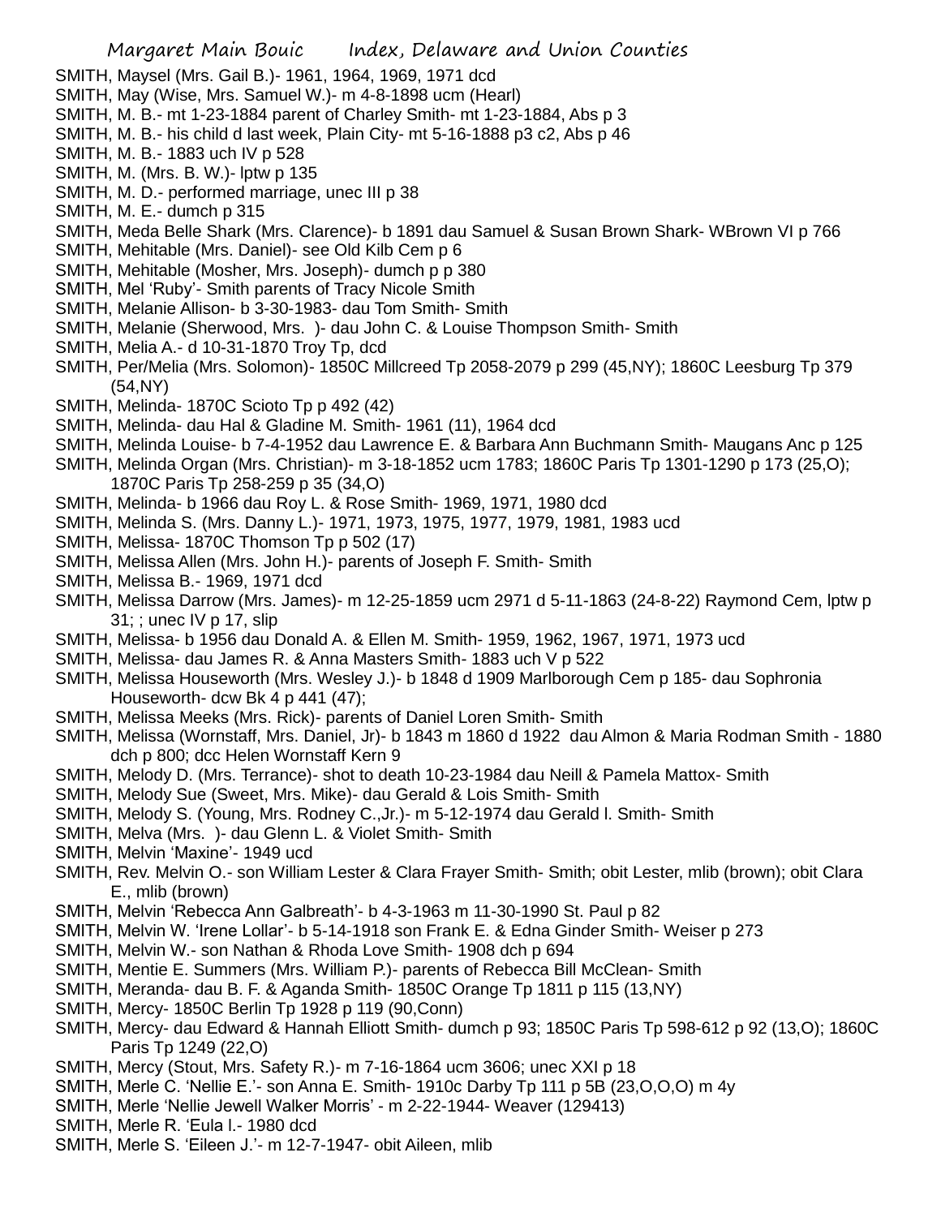SMITH, Maysel (Mrs. Gail B.)- 1961, 1964, 1969, 1971 dcd

SMITH, May (Wise, Mrs. Samuel W.)- m 4-8-1898 ucm (Hearl)

SMITH, M. B.- mt 1-23-1884 parent of Charley Smith- mt 1-23-1884, Abs p 3

SMITH, M. B.- his child d last week, Plain City- mt 5-16-1888 p3 c2, Abs p 46

SMITH, M. B.- 1883 uch IV p 528

SMITH, M. (Mrs. B. W.)- lptw p 135

SMITH, M. D.- performed marriage, unec III p 38

SMITH, M. E.- dumch p 315

SMITH, Meda Belle Shark (Mrs. Clarence)- b 1891 dau Samuel & Susan Brown Shark- WBrown VI p 766

SMITH, Mehitable (Mrs. Daniel)- see Old Kilb Cem p 6

SMITH, Mehitable (Mosher, Mrs. Joseph)- dumch p p 380

SMITH, Mel 'Ruby'- Smith parents of Tracy Nicole Smith

SMITH, Melanie Allison- b 3-30-1983- dau Tom Smith- Smith

SMITH, Melanie (Sherwood, Mrs. )- dau John C. & Louise Thompson Smith- Smith

SMITH, Melia A.- d 10-31-1870 Troy Tp, dcd

SMITH, Per/Melia (Mrs. Solomon)- 1850C Millcreed Tp 2058-2079 p 299 (45,NY); 1860C Leesburg Tp 379 (54,NY)

SMITH, Melinda- 1870C Scioto Tp p 492 (42)

SMITH, Melinda- dau Hal & Gladine M. Smith- 1961 (11), 1964 dcd

SMITH, Melinda Louise- b 7-4-1952 dau Lawrence E. & Barbara Ann Buchmann Smith- Maugans Anc p 125

SMITH, Melinda Organ (Mrs. Christian)- m 3-18-1852 ucm 1783; 1860C Paris Tp 1301-1290 p 173 (25,O); 1870C Paris Tp 258-259 p 35 (34,O)

SMITH, Melinda- b 1966 dau Roy L. & Rose Smith- 1969, 1971, 1980 dcd

SMITH, Melinda S. (Mrs. Danny L.)- 1971, 1973, 1975, 1977, 1979, 1981, 1983 ucd

SMITH, Melissa- 1870C Thomson Tp p 502 (17)

SMITH, Melissa Allen (Mrs. John H.)- parents of Joseph F. Smith- Smith

SMITH, Melissa B.- 1969, 1971 dcd

SMITH, Melissa Darrow (Mrs. James)- m 12-25-1859 ucm 2971 d 5-11-1863 (24-8-22) Raymond Cem, lptw p 31; ; unec IV p 17, slip

SMITH, Melissa- b 1956 dau Donald A. & Ellen M. Smith- 1959, 1962, 1967, 1971, 1973 ucd

SMITH, Melissa- dau James R. & Anna Masters Smith- 1883 uch V p 522

SMITH, Melissa Houseworth (Mrs. Wesley J.)- b 1848 d 1909 Marlborough Cem p 185- dau Sophronia Houseworth- dcw Bk 4 p 441 (47);

SMITH, Melissa Meeks (Mrs. Rick)- parents of Daniel Loren Smith- Smith

SMITH, Melissa (Wornstaff, Mrs. Daniel, Jr)- b 1843 m 1860 d 1922 dau Almon & Maria Rodman Smith - 1880 dch p 800; dcc Helen Wornstaff Kern 9

SMITH, Melody D. (Mrs. Terrance)- shot to death 10-23-1984 dau Neill & Pamela Mattox- Smith

SMITH, Melody Sue (Sweet, Mrs. Mike)- dau Gerald & Lois Smith- Smith

SMITH, Melody S. (Young, Mrs. Rodney C.,Jr.)- m 5-12-1974 dau Gerald l. Smith- Smith

SMITH, Melva (Mrs. )- dau Glenn L. & Violet Smith- Smith

SMITH, Melvin 'Maxine'- 1949 ucd

SMITH, Rev. Melvin O.- son William Lester & Clara Frayer Smith- Smith; obit Lester, mlib (brown); obit Clara E., mlib (brown)

SMITH, Melvin 'Rebecca Ann Galbreath'- b 4-3-1963 m 11-30-1990 St. Paul p 82

SMITH, Melvin W. 'Irene Lollar'- b 5-14-1918 son Frank E. & Edna Ginder Smith- Weiser p 273

SMITH, Melvin W.- son Nathan & Rhoda Love Smith- 1908 dch p 694

SMITH, Mentie E. Summers (Mrs. William P.)- parents of Rebecca Bill McClean- Smith

SMITH, Meranda- dau B. F. & Aganda Smith- 1850C Orange Tp 1811 p 115 (13,NY)

SMITH, Mercy- 1850C Berlin Tp 1928 p 119 (90,Conn)

SMITH, Mercy- dau Edward & Hannah Elliott Smith- dumch p 93; 1850C Paris Tp 598-612 p 92 (13,O); 1860C Paris Tp 1249 (22,O)

SMITH, Mercy (Stout, Mrs. Safety R.)- m 7-16-1864 ucm 3606; unec XXI p 18

SMITH, Merle C. 'Nellie E.'- son Anna E. Smith- 1910c Darby Tp 111 p 5B (23,O,O,O) m 4y

SMITH, Merle 'Nellie Jewell Walker Morris' - m 2-22-1944- Weaver (129413)

SMITH, Merle R. 'Eula l.- 1980 dcd

SMITH, Merle S. 'Eileen J.'- m 12-7-1947- obit Aileen, mlib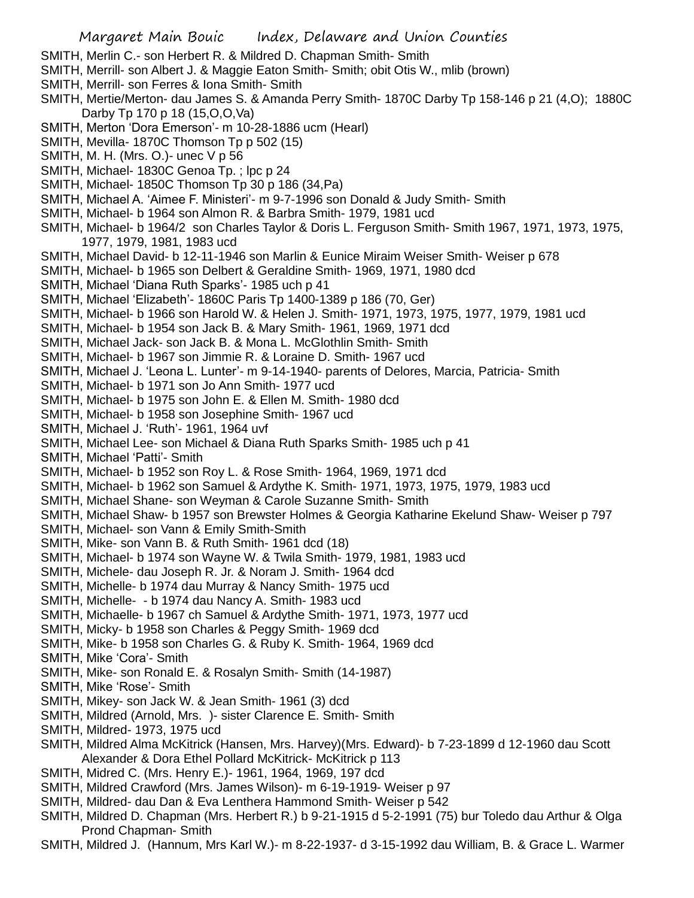SMITH, Merlin C.- son Herbert R. & Mildred D. Chapman Smith- Smith

SMITH, Merrill- son Albert J. & Maggie Eaton Smith- Smith; obit Otis W., mlib (brown)

SMITH, Merrill- son Ferres & Iona Smith- Smith

SMITH, Mertie/Merton- dau James S. & Amanda Perry Smith- 1870C Darby Tp 158-146 p 21 (4,O); 1880C Darby Tp 170 p 18 (15,O,O,Va)

SMITH, Merton 'Dora Emerson'- m 10-28-1886 ucm (Hearl)

SMITH, Mevilla- 1870C Thomson Tp p 502 (15)

SMITH, M. H. (Mrs. O.)- unec V p 56

SMITH, Michael- 1830C Genoa Tp. ; lpc p 24

SMITH, Michael- 1850C Thomson Tp 30 p 186 (34,Pa)

SMITH, Michael A. 'Aimee F. Ministeri'- m 9-7-1996 son Donald & Judy Smith- Smith

SMITH, Michael- b 1964 son Almon R. & Barbra Smith- 1979, 1981 ucd

SMITH, Michael- b 1964/2 son Charles Taylor & Doris L. Ferguson Smith- Smith 1967, 1971, 1973, 1975, 1977, 1979, 1981, 1983 ucd

SMITH, Michael David- b 12-11-1946 son Marlin & Eunice Miraim Weiser Smith- Weiser p 678

SMITH, Michael- b 1965 son Delbert & Geraldine Smith- 1969, 1971, 1980 dcd

SMITH, Michael 'Diana Ruth Sparks'- 1985 uch p 41

SMITH, Michael 'Elizabeth'- 1860C Paris Tp 1400-1389 p 186 (70, Ger)

SMITH, Michael- b 1966 son Harold W. & Helen J. Smith- 1971, 1973, 1975, 1977, 1979, 1981 ucd

SMITH, Michael- b 1954 son Jack B. & Mary Smith- 1961, 1969, 1971 dcd

SMITH, Michael Jack- son Jack B. & Mona L. McGlothlin Smith- Smith

SMITH, Michael- b 1967 son Jimmie R. & Loraine D. Smith- 1967 ucd

SMITH, Michael J. 'Leona L. Lunter'- m 9-14-1940- parents of Delores, Marcia, Patricia- Smith

SMITH, Michael- b 1971 son Jo Ann Smith- 1977 ucd

SMITH, Michael- b 1975 son John E. & Ellen M. Smith- 1980 dcd

SMITH, Michael- b 1958 son Josephine Smith- 1967 ucd

SMITH, Michael J. 'Ruth'- 1961, 1964 uvf

SMITH, Michael Lee- son Michael & Diana Ruth Sparks Smith- 1985 uch p 41

SMITH, Michael 'Patti'- Smith

SMITH, Michael- b 1952 son Roy L. & Rose Smith- 1964, 1969, 1971 dcd

SMITH, Michael- b 1962 son Samuel & Ardythe K. Smith- 1971, 1973, 1975, 1979, 1983 ucd

SMITH, Michael Shane- son Weyman & Carole Suzanne Smith- Smith

SMITH, Michael Shaw- b 1957 son Brewster Holmes & Georgia Katharine Ekelund Shaw- Weiser p 797

SMITH, Michael- son Vann & Emily Smith-Smith

SMITH, Mike- son Vann B. & Ruth Smith- 1961 dcd (18)

SMITH, Michael- b 1974 son Wayne W. & Twila Smith- 1979, 1981, 1983 ucd

SMITH, Michele- dau Joseph R. Jr. & Noram J. Smith- 1964 dcd

SMITH, Michelle- b 1974 dau Murray & Nancy Smith- 1975 ucd

SMITH, Michelle- - b 1974 dau Nancy A. Smith- 1983 ucd

SMITH, Michaelle- b 1967 ch Samuel & Ardythe Smith- 1971, 1973, 1977 ucd

SMITH, Micky- b 1958 son Charles & Peggy Smith- 1969 dcd

SMITH, Mike- b 1958 son Charles G. & Ruby K. Smith- 1964, 1969 dcd

SMITH, Mike 'Cora'- Smith

SMITH, Mike- son Ronald E. & Rosalyn Smith- Smith (14-1987)

SMITH, Mike 'Rose'- Smith

SMITH, Mikey- son Jack W. & Jean Smith- 1961 (3) dcd

SMITH, Mildred (Arnold, Mrs. )- sister Clarence E. Smith- Smith

SMITH, Mildred- 1973, 1975 ucd

SMITH, Mildred Alma McKitrick (Hansen, Mrs. Harvey)(Mrs. Edward)- b 7-23-1899 d 12-1960 dau Scott Alexander & Dora Ethel Pollard McKitrick- McKitrick p 113

SMITH, Midred C. (Mrs. Henry E.)- 1961, 1964, 1969, 197 dcd

SMITH, Mildred Crawford (Mrs. James Wilson)- m 6-19-1919- Weiser p 97

SMITH, Mildred- dau Dan & Eva Lenthera Hammond Smith- Weiser p 542

SMITH, Mildred D. Chapman (Mrs. Herbert R.) b 9-21-1915 d 5-2-1991 (75) bur Toledo dau Arthur & Olga Prond Chapman- Smith

SMITH, Mildred J. (Hannum, Mrs Karl W.)- m 8-22-1937- d 3-15-1992 dau William, B. & Grace L. Warmer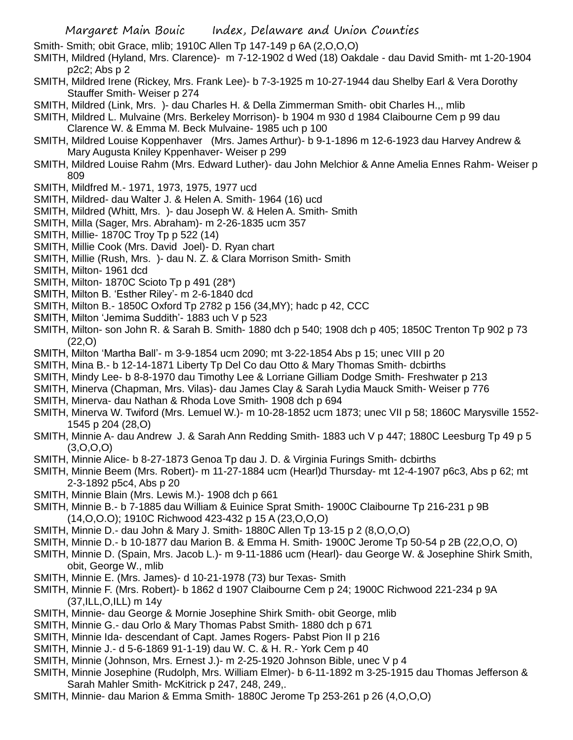Smith- Smith; obit Grace, mlib; 1910C Allen Tp 147-149 p 6A (2,O,O,O)

SMITH, Mildred (Hyland, Mrs. Clarence)- m 7-12-1902 d Wed (18) Oakdale - dau David Smith- mt 1-20-1904 p2c2; Abs p 2

SMITH, Mildred Irene (Rickey, Mrs. Frank Lee)- b 7-3-1925 m 10-27-1944 dau Shelby Earl & Vera Dorothy Stauffer Smith- Weiser p 274

SMITH, Mildred (Link, Mrs. )- dau Charles H. & Della Zimmerman Smith- obit Charles H.,, mlib

SMITH, Mildred L. Mulvaine (Mrs. Berkeley Morrison)- b 1904 m 930 d 1984 Claibourne Cem p 99 dau Clarence W. & Emma M. Beck Mulvaine- 1985 uch p 100

SMITH, Mildred Louise Koppenhaver (Mrs. James Arthur)- b 9-1-1896 m 12-6-1923 dau Harvey Andrew & Mary Augusta Kniley Kppenhaver- Weiser p 299

SMITH, Mildred Louise Rahm (Mrs. Edward Luther)- dau John Melchior & Anne Amelia Ennes Rahm- Weiser p 809

SMITH, Mildfred M.- 1971, 1973, 1975, 1977 ucd

SMITH, Mildred- dau Walter J. & Helen A. Smith- 1964 (16) ucd

SMITH, Mildred (Whitt, Mrs. )- dau Joseph W. & Helen A. Smith- Smith

SMITH, Milla (Sager, Mrs. Abraham)- m 2-26-1835 ucm 357

SMITH, Millie- 1870C Troy Tp p 522 (14)

SMITH, Millie Cook (Mrs. David Joel)- D. Ryan chart

SMITH, Millie (Rush, Mrs. )- dau N. Z. & Clara Morrison Smith- Smith

SMITH, Milton- 1961 dcd

SMITH, Milton- 1870C Scioto Tp p 491 (28*)

SMITH, Milton B. 'Esther Riley'- m 2-6-1840 dcd

SMITH, Milton B.- 1850C Oxford Tp 2782 p 156 (34,MY); hadc p 42, CCC

SMITH, Milton 'Jemima Suddith'- 1883 uch V p 523

SMITH, Milton- son John R. & Sarah B. Smith- 1880 dch p 540; 1908 dch p 405; 1850C Trenton Tp 902 p 73 (22,O)

SMITH, Milton 'Martha Ball'- m 3-9-1854 ucm 2090; mt 3-22-1854 Abs p 15; unec VIII p 20

SMITH, Mina B.- b 12-14-1871 Liberty Tp Del Co dau Otto & Mary Thomas Smith- dcbirths

SMITH, Mindy Lee- b 8-8-1970 dau Timothy Lee & Lorriane Gilliam Dodge Smith- Freshwater p 213

SMITH, Minerva (Chapman, Mrs. Vilas)- dau James Clay & Sarah Lydia Mauck Smith- Weiser p 776

SMITH, Minerva- dau Nathan & Rhoda Love Smith- 1908 dch p 694

SMITH, Minerva W. Twiford (Mrs. Lemuel W.)- m 10-28-1852 ucm 1873; unec VII p 58; 1860C Marysville 1552-1545 p 204 (28,O)

SMITH, Minnie A- dau Andrew J. & Sarah Ann Redding Smith- 1883 uch V p 447; 1880C Leesburg Tp 49 p 5 (3,O,O,O)

SMITH, Minnie Alice- b 8-27-1873 Genoa Tp dau J. D. & Virginia Furings Smith- dcbirths

SMITH, Minnie Beem (Mrs. Robert)- m 11-27-1884 ucm (Hearl)d Thursday- mt 12-4-1907 p6c3, Abs p 62; mt 2-3-1892 p5c4, Abs p 20

SMITH, Minnie Blain (Mrs. Lewis M.)- 1908 dch p 661

SMITH, Minnie B.- b 7-1885 dau William & Euinice Sprat Smith- 1900C Claibourne Tp 216-231 p 9B (14,O,O.O); 1910C Richwood 423-432 p 15 A (23,O,O,O)

SMITH, Minnie D.- dau John & Mary J. Smith- 1880C Allen Tp 13-15 p 2 (8,O,O,O)

SMITH, Minnie D.- b 10-1877 dau Marion B. & Emma H. Smith- 1900C Jerome Tp 50-54 p 2B (22,O,O, O)

SMITH, Minnie D. (Spain, Mrs. Jacob L.)- m 9-11-1886 ucm (Hearl)- dau George W. & Josephine Shirk Smith, obit, George W., mlib

SMITH, Minnie E. (Mrs. James)- d 10-21-1978 (73) bur Texas- Smith

SMITH, Minnie F. (Mrs. Robert)- b 1862 d 1907 Claibourne Cem p 24; 1900C Richwood 221-234 p 9A (37,ILL,O,ILL) m 14y

SMITH, Minnie- dau George & Mornie Josephine Shirk Smith- obit George, mlib

SMITH, Minnie G.- dau Orlo & Mary Thomas Pabst Smith- 1880 dch p 671

SMITH, Minnie Ida- descendant of Capt. James Rogers- Pabst Pion II p 216

SMITH, Minnie J.- d 5-6-1869 91-1-19) dau W. C. & H. R.- York Cem p 40

SMITH, Minnie (Johnson, Mrs. Ernest J.)- m 2-25-1920 Johnson Bible, unec V p 4

SMITH, Minnie Josephine (Rudolph, Mrs. William Elmer)- b 6-11-1892 m 3-25-1915 dau Thomas Jefferson & Sarah Mahler Smith- McKitrick p 247, 248, 249,.

SMITH, Minnie- dau Marion & Emma Smith- 1880C Jerome Tp 253-261 p 26 (4,O,O,O)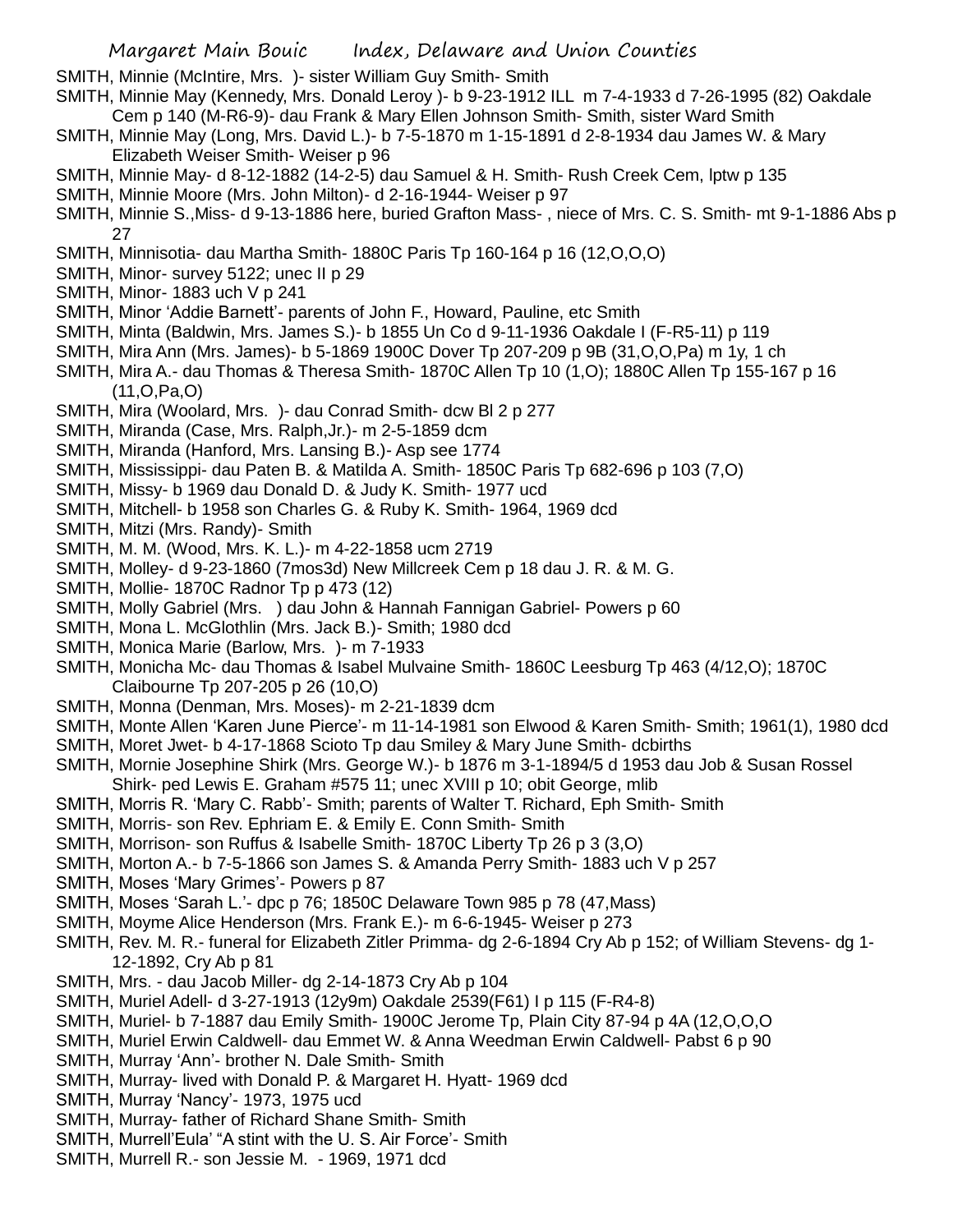SMITH, Minnie (McIntire, Mrs. )- sister William Guy Smith- Smith

SMITH, Minnie May (Kennedy, Mrs. Donald Leroy )- b 9-23-1912 ILL m 7-4-1933 d 7-26-1995 (82) Oakdale Cem p 140 (M-R6-9)- dau Frank & Mary Ellen Johnson Smith- Smith, sister Ward Smith

SMITH, Minnie May (Long, Mrs. David L.)- b 7-5-1870 m 1-15-1891 d 2-8-1934 dau James W. & Mary Elizabeth Weiser Smith- Weiser p 96

SMITH, Minnie May- d 8-12-1882 (14-2-5) dau Samuel & H. Smith- Rush Creek Cem, lptw p 135

SMITH, Minnie Moore (Mrs. John Milton)- d 2-16-1944- Weiser p 97

SMITH, Minnie S.,Miss- d 9-13-1886 here, buried Grafton Mass- , niece of Mrs. C. S. Smith- mt 9-1-1886 Abs p 27

SMITH, Minnisotia- dau Martha Smith- 1880C Paris Tp 160-164 p 16 (12,O,O,O)

SMITH, Minor- survey 5122; unec II p 29

SMITH, Minor- 1883 uch V p 241

SMITH, Minor 'Addie Barnett'- parents of John F., Howard, Pauline, etc Smith

SMITH, Minta (Baldwin, Mrs. James S.)- b 1855 Un Co d 9-11-1936 Oakdale I (F-R5-11) p 119

SMITH, Mira Ann (Mrs. James)- b 5-1869 1900C Dover Tp 207-209 p 9B (31,O,O,Pa) m 1y, 1 ch

SMITH, Mira A.- dau Thomas & Theresa Smith- 1870C Allen Tp 10 (1,O); 1880C Allen Tp 155-167 p 16 (11,O,Pa,O)

SMITH, Mira (Woolard, Mrs. )- dau Conrad Smith- dcw Bl 2 p 277

SMITH, Miranda (Case, Mrs. Ralph,Jr.)- m 2-5-1859 dcm

SMITH, Miranda (Hanford, Mrs. Lansing B.)- Asp see 1774

SMITH, Mississippi- dau Paten B. & Matilda A. Smith- 1850C Paris Tp 682-696 p 103 (7,O)

SMITH, Missy- b 1969 dau Donald D. & Judy K. Smith- 1977 ucd

SMITH, Mitchell- b 1958 son Charles G. & Ruby K. Smith- 1964, 1969 dcd

SMITH, Mitzi (Mrs. Randy)- Smith

SMITH, M. M. (Wood, Mrs. K. L.)- m 4-22-1858 ucm 2719

SMITH, Molley- d 9-23-1860 (7mos3d) New Millcreek Cem p 18 dau J. R. & M. G.

SMITH, Mollie- 1870C Radnor Tp p 473 (12)

SMITH, Molly Gabriel (Mrs. ) dau John & Hannah Fannigan Gabriel- Powers p 60

SMITH, Mona L. McGlothlin (Mrs. Jack B.)- Smith; 1980 dcd

SMITH, Monica Marie (Barlow, Mrs. )- m 7-1933

SMITH, Monicha Mc- dau Thomas & Isabel Mulvaine Smith- 1860C Leesburg Tp 463 (4/12,O); 1870C Claibourne Tp 207-205 p 26 (10,O)

SMITH, Monna (Denman, Mrs. Moses)- m 2-21-1839 dcm

SMITH, Monte Allen 'Karen June Pierce'- m 11-14-1981 son Elwood & Karen Smith- Smith; 1961(1), 1980 dcd

SMITH, Moret Jwet- b 4-17-1868 Scioto Tp dau Smiley & Mary June Smith- dcbirths

SMITH, Mornie Josephine Shirk (Mrs. George W.)- b 1876 m 3-1-1894/5 d 1953 dau Job & Susan Rossel Shirk- ped Lewis E. Graham #575 11; unec XVIII p 10; obit George, mlib

SMITH, Morris R. 'Mary C. Rabb'- Smith; parents of Walter T. Richard, Eph Smith- Smith

SMITH, Morris- son Rev. Ephriam E. & Emily E. Conn Smith- Smith

SMITH, Morrison- son Ruffus & Isabelle Smith- 1870C Liberty Tp 26 p 3 (3,O)

SMITH, Morton A.- b 7-5-1866 son James S. & Amanda Perry Smith- 1883 uch V p 257

SMITH, Moses 'Mary Grimes'- Powers p 87

SMITH, Moses 'Sarah L.'- dpc p 76; 1850C Delaware Town 985 p 78 (47,Mass)

SMITH, Moyme Alice Henderson (Mrs. Frank E.)- m 6-6-1945- Weiser p 273

SMITH, Rev. M. R.- funeral for Elizabeth Zitler Primma- dg 2-6-1894 Cry Ab p 152; of William Stevens- dg 1-12-1892, Cry Ab p 81

SMITH, Mrs. - dau Jacob Miller- dg 2-14-1873 Cry Ab p 104

SMITH, Muriel Adell- d 3-27-1913 (12y9m) Oakdale 2539(F61) I p 115 (F-R4-8)

SMITH, Muriel- b 7-1887 dau Emily Smith- 1900C Jerome Tp, Plain City 87-94 p 4A (12,O,O,O

SMITH, Muriel Erwin Caldwell- dau Emmet W. & Anna Weedman Erwin Caldwell- Pabst 6 p 90

SMITH, Murray 'Ann'- brother N. Dale Smith- Smith

SMITH, Murray- lived with Donald P. & Margaret H. Hyatt- 1969 dcd

SMITH, Murray 'Nancy'- 1973, 1975 ucd

SMITH, Murray- father of Richard Shane Smith- Smith

SMITH, Murrell'Eula' "A stint with the U. S. Air Force'- Smith

SMITH, Murrell R.- son Jessie M. - 1969, 1971 dcd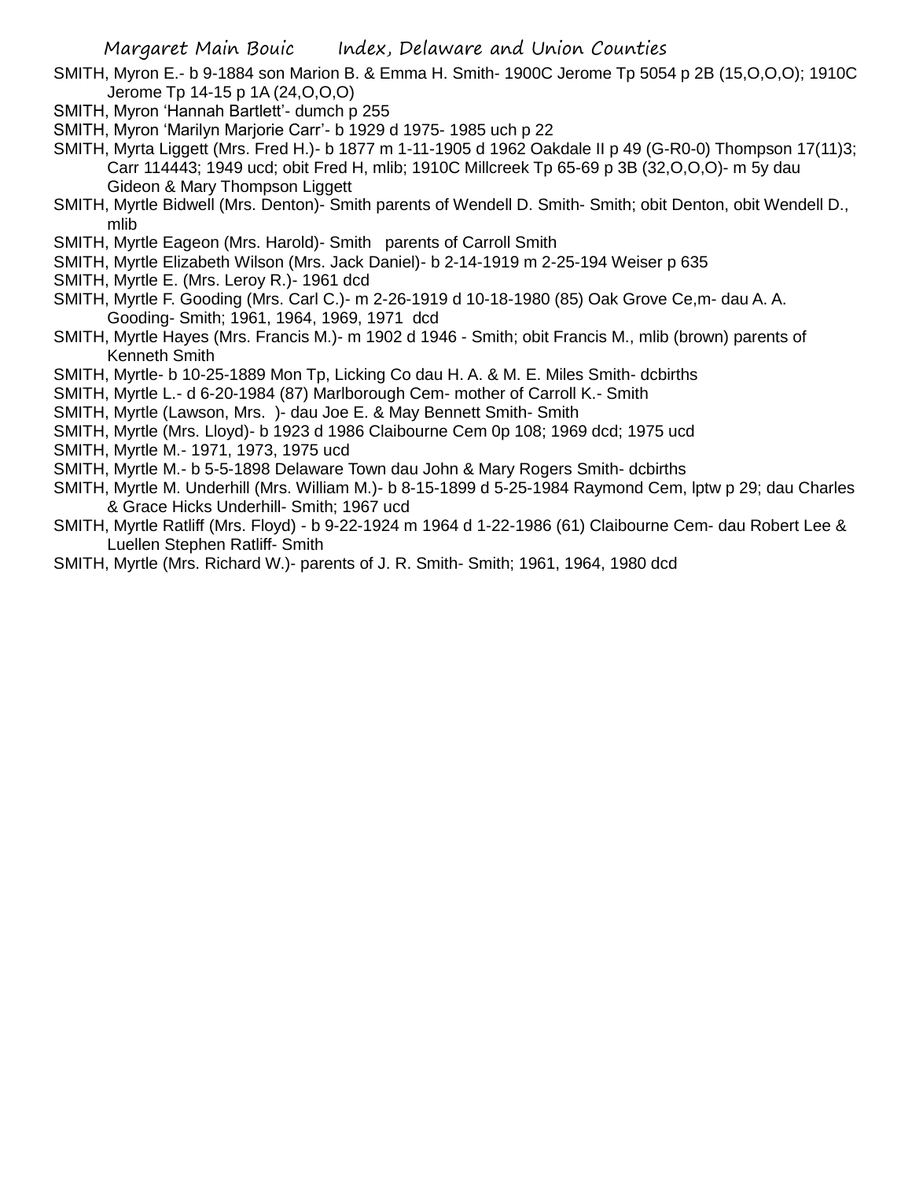SMITH, Myron E.- b 9-1884 son Marion B. & Emma H. Smith- 1900C Jerome Tp 5054 p 2B (15,O,O,O); 1910C Jerome Tp 14-15 p 1A (24,O,O,O)

SMITH, Myron 'Hannah Bartlett'- dumch p 255

SMITH, Myron 'Marilyn Marjorie Carr'- b 1929 d 1975- 1985 uch p 22

SMITH, Myrta Liggett (Mrs. Fred H.)- b 1877 m 1-11-1905 d 1962 Oakdale II p 49 (G-R0-0) Thompson 17(11)3; Carr 114443; 1949 ucd; obit Fred H, mlib; 1910C Millcreek Tp 65-69 p 3B (32,O,O,O)- m 5y dau Gideon & Mary Thompson Liggett

SMITH, Myrtle Bidwell (Mrs. Denton)- Smith parents of Wendell D. Smith- Smith; obit Denton, obit Wendell D., mlib

SMITH, Myrtle Eageon (Mrs. Harold)- Smith parents of Carroll Smith

SMITH, Myrtle Elizabeth Wilson (Mrs. Jack Daniel)- b 2-14-1919 m 2-25-194 Weiser p 635

SMITH, Myrtle E. (Mrs. Leroy R.)- 1961 dcd

SMITH, Myrtle F. Gooding (Mrs. Carl C.)- m 2-26-1919 d 10-18-1980 (85) Oak Grove Ce,m- dau A. A. Gooding- Smith; 1961, 1964, 1969, 1971 dcd

SMITH, Myrtle Hayes (Mrs. Francis M.)- m 1902 d 1946 - Smith; obit Francis M., mlib (brown) parents of Kenneth Smith

SMITH, Myrtle- b 10-25-1889 Mon Tp, Licking Co dau H. A. & M. E. Miles Smith- dcbirths

SMITH, Myrtle L.- d 6-20-1984 (87) Marlborough Cem- mother of Carroll K.- Smith

SMITH, Myrtle (Lawson, Mrs. )- dau Joe E. & May Bennett Smith- Smith

SMITH, Myrtle (Mrs. Lloyd)- b 1923 d 1986 Claibourne Cem 0p 108; 1969 dcd; 1975 ucd

SMITH, Myrtle M.- 1971, 1973, 1975 ucd

SMITH, Myrtle M.- b 5-5-1898 Delaware Town dau John & Mary Rogers Smith- dcbirths

SMITH, Myrtle M. Underhill (Mrs. William M.)- b 8-15-1899 d 5-25-1984 Raymond Cem, lptw p 29; dau Charles & Grace Hicks Underhill- Smith; 1967 ucd

SMITH, Myrtle Ratliff (Mrs. Floyd) - b 9-22-1924 m 1964 d 1-22-1986 (61) Claibourne Cem- dau Robert Lee & Luellen Stephen Ratliff- Smith

SMITH, Myrtle (Mrs. Richard W.)- parents of J. R. Smith- Smith; 1961, 1964, 1980 dcd